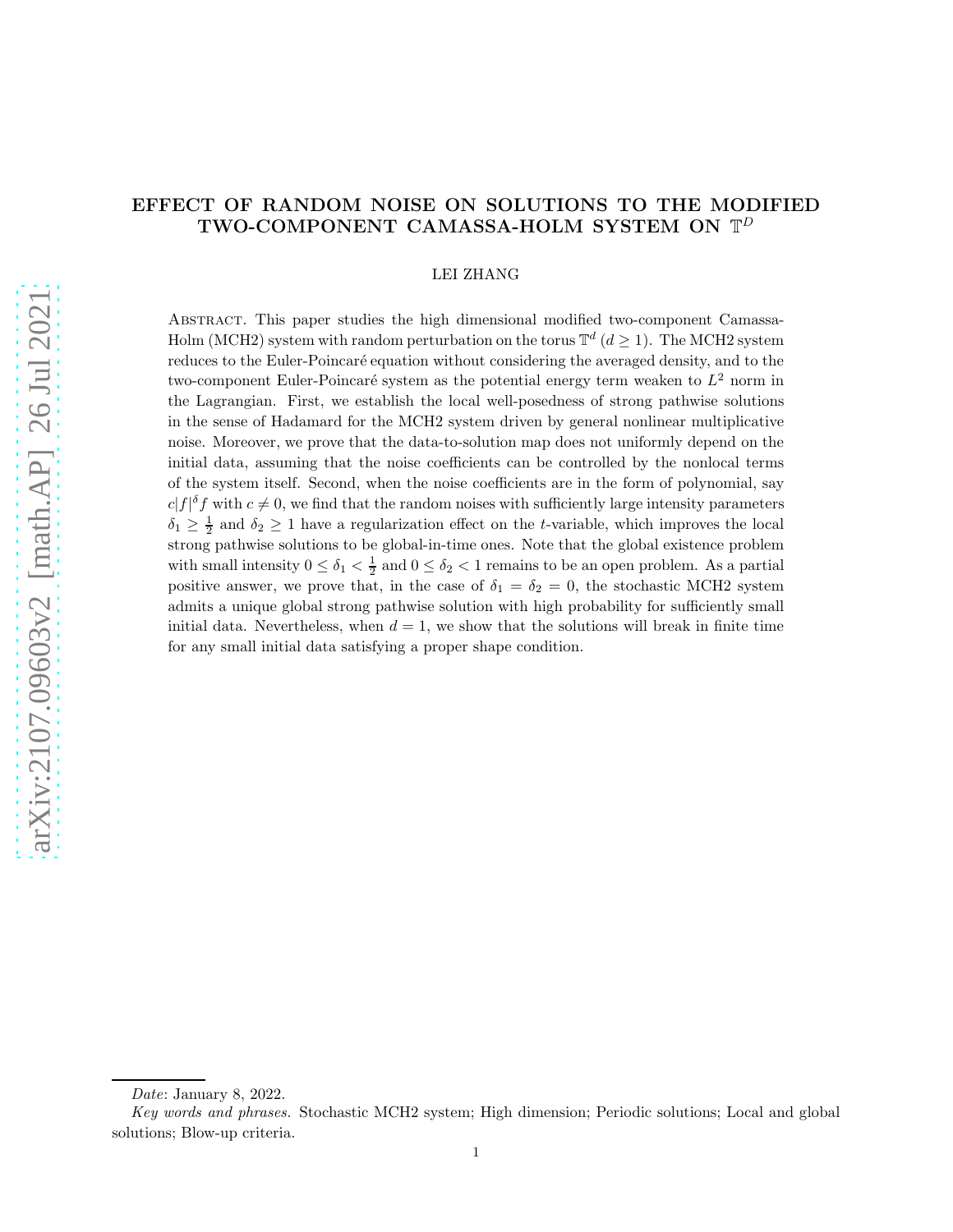# EFFECT OF RANDOM NOISE ON SOLUTIONS TO THE MODIFIED TWO-COMPONENT CAMASSA-HOLM SYSTEM ON $\mathbb{T}^D$

LEI ZHANG

Abstract. This paper studies the high dimensional modified two-component Camassa-Holm (MCH2) system with random perturbation on the torus $\mathbb{T}^d$ ($d \geq 1$). The MCH2 system reduces to the Euler-Poincaré equation without considering the averaged density, and to the two-component Euler-Poincaré system as the potential energy term weaken to $L^2$ norm in the Lagrangian. First, we establish the local well-posedness of strong pathwise solutions in the sense of Hadamard for the MCH2 system driven by general nonlinear multiplicative noise. Moreover, we prove that the data-to-solution map does not uniformly depend on the initial data, assuming that the noise coefficients can be controlled by the nonlocal terms of the system itself. Second, when the noise coefficients are in the form of polynomial, say $c|f|^\delta f$ with $c \neq 0$, we find that the random noises with sufficiently large intensity parameters $\delta_1 \geq \frac{1}{2}$ and $\delta_2 \geq 1$ have a regularization effect on the $t$-variable, which improves the local strong pathwise solutions to be global-in-time ones. Note that the global existence problem with small intensity $0 \leq \delta_1 < \frac{1}{2}$ and $0 \leq \delta_2 < 1$ remains to be an open problem. As a partial positive answer, we prove that, in the case of $\delta_1 = \delta_2 = 0$, the stochastic MCH2 system admits a unique global strong pathwise solution with high probability for sufficiently small initial data. Nevertheless, when $d = 1$, we show that the solutions will break in finite time for any small initial data satisfying a proper shape condition.

*Date*: January 8, 2022.

*Key words and phrases.* Stochastic MCH2 system; High dimension; Periodic solutions; Local and global solutions; Blow-up criteria.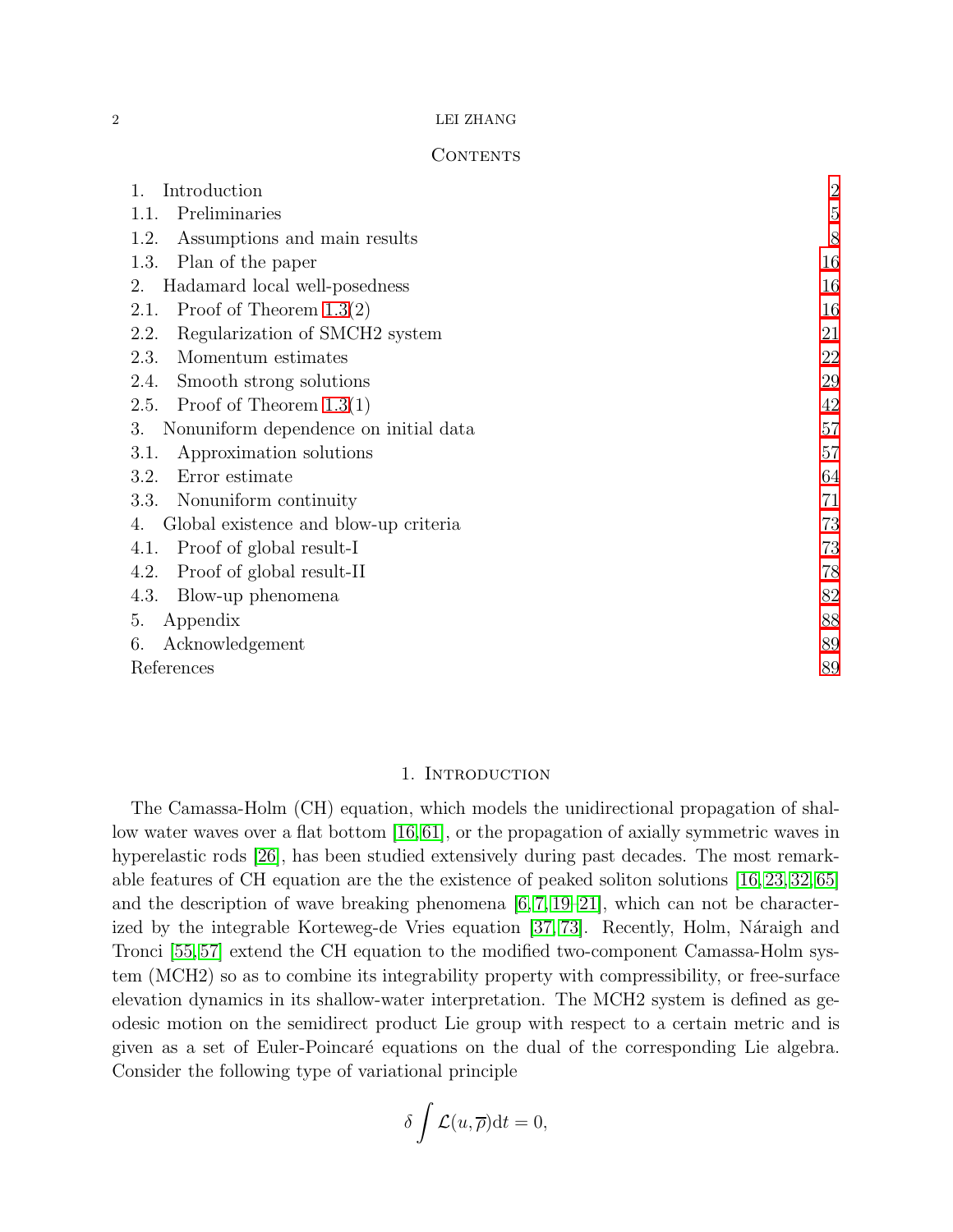## Contents

| | |
|---|---|
| 1. Introduction | 2 |
| 1.1. Preliminaries | 5 |
| 1.2. Assumptions and main results | 8 |
| 1.3. Plan of the paper | 16 |
| 2. Hadamard local well-posedness | 16 |
| 2.1. Proof of Theorem 1.3(2) | 16 |
| 2.2. Regularization of SMCH2 system | 21 |
| 2.3. Momentum estimates | 22 |
| 2.4. Smooth strong solutions | 29 |
| 2.5. Proof of Theorem 1.3(1) | 42 |
| 3. Nonuniform dependence on initial data | 57 |
| 3.1. Approximation solutions | 57 |
| 3.2. Error estimate | 64 |
| 3.3. Nonuniform continuity | 71 |
| 4. Global existence and blow-up criteria | 73 |
| 4.1. Proof of global result-I | 73 |
| 4.2. Proof of global result-II | 78 |
| 4.3. Blow-up phenomena | 82 |
| 5. Appendix | 88 |
| 6. Acknowledgement | 89 |
| References | 89 |

# 1. Introduction

The Camassa-Holm (CH) equation, which models the unidirectional propagation of shallow water waves over a flat bottom [16,61], or the propagation of axially symmetric waves in hyperelastic rods [26], has been studied extensively during past decades. The most remarkable features of CH equation are the the existence of peaked soliton solutions [16,23,32,65] and the description of wave breaking phenomena [6,7,19–21], which can not be characterized by the integrable Korteweg-de Vries equation [37,73]. Recently, Holm, Náraigh and Tronci [55,57] extend the CH equation to the modified two-component Camassa-Holm system (MCH2) so as to combine its integrability property with compressibility, or free-surface elevation dynamics in its shallow-water interpretation. The MCH2 system is defined as geodesic motion on the semidirect product Lie group with respect to a certain metric and is given as a set of Euler-Poincaré equations on the dual of the corresponding Lie algebra. Consider the following type of variational principle

$$\delta \int \mathcal{L}(u,\overline{\rho})\mathrm{d}t = 0,$$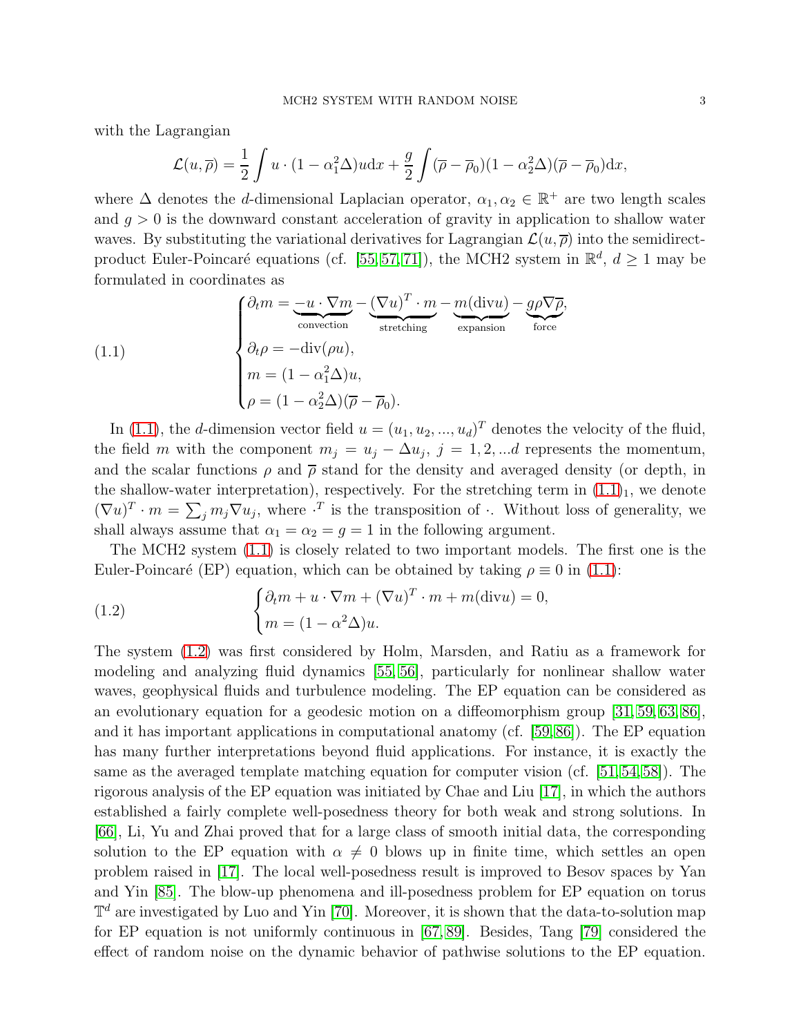with the Lagrangian

$$\mathcal{L}(u,\overline{\rho}) = \frac{1}{2}\int u\cdot(1-\alpha_1^2\Delta)u\mathrm{d}x + \frac{g}{2}\int(\overline{\rho}-\overline{\rho}_0)(1-\alpha_2^2\Delta)(\overline{\rho}-\overline{\rho}_0)\mathrm{d}x,$$

where $\Delta$ denotes the $d$-dimensional Laplacian operator, $\alpha_1,\alpha_2\in\mathbb{R}^+$ are two length scales and $g>0$ is the downward constant acceleration of gravity in application to shallow water waves. By substituting the variational derivatives for Lagrangian $\mathcal{L}(u,\overline{\rho})$ into the semidirect-product Euler-Poincaré equations (cf. [55,57,71]), the MCH2 system in $\mathbb{R}^d$, $d\geq 1$ may be formulated in coordinates as

$$\begin{cases}\partial_t m = \underbrace{-u\cdot\nabla m}_{\text{convection}} - \underbrace{(\nabla u)^T\cdot m}_{\text{stretching}} - \underbrace{m(\mathrm{div}u)}_{\text{expansion}} - \underbrace{g\rho\nabla\overline{\rho}}_{\text{force}},\\ \partial_t\rho = -\mathrm{div}(\rho u),\\ m=(1-\alpha_1^2\Delta)u,\\ \rho=(1-\alpha_2^2\Delta)(\overline{\rho}-\overline{\rho}_0).\end{cases}\tag{1.1}$$

In (1.1), the $d$-dimension vector field $u=(u_1,u_2,...,u_d)^T$ denotes the velocity of the fluid, the field $m$ with the component $m_j=u_j-\Delta u_j$, $j=1,2,...d$ represents the momentum, and the scalar functions $\rho$ and $\overline{\rho}$ stand for the density and averaged density (or depth, in the shallow-water interpretation), respectively. For the stretching term in $(1.1)_1$, we denote $(\nabla u)^T\cdot m=\sum_j m_j\nabla u_j$, where $\cdot^T$ is the transposition of $\cdot$. Without loss of generality, we shall always assume that $\alpha_1=\alpha_2=g=1$ in the following argument.

The MCH2 system (1.1) is closely related to two important models. The first one is the Euler-Poincaré (EP) equation, which can be obtained by taking $\rho\equiv 0$ in (1.1):

$$\begin{cases}\partial_t m + u\cdot\nabla m + (\nabla u)^T\cdot m + m(\mathrm{div}u)=0,\\ m=(1-\alpha^2\Delta)u.\end{cases}\tag{1.2}$$

The system (1.2) was first considered by Holm, Marsden, and Ratiu as a framework for modeling and analyzing fluid dynamics [55,56], particularly for nonlinear shallow water waves, geophysical fluids and turbulence modeling. The EP equation can be considered as an evolutionary equation for a geodesic motion on a diffeomorphism group [31,59,63,86], and it has important applications in computational anatomy (cf. [59,86]). The EP equation has many further interpretations beyond fluid applications. For instance, it is exactly the same as the averaged template matching equation for computer vision (cf. [51,54,58]). The rigorous analysis of the EP equation was initiated by Chae and Liu [17], in which the authors established a fairly complete well-posedness theory for both weak and strong solutions. In [66], Li, Yu and Zhai proved that for a large class of smooth initial data, the corresponding solution to the EP equation with $\alpha\neq 0$ blows up in finite time, which settles an open problem raised in [17]. The local well-posedness result is improved to Besov spaces by Yan and Yin [85]. The blow-up phenomena and ill-posedness problem for EP equation on torus $\mathbb{T}^d$ are investigated by Luo and Yin [70]. Moreover, it is shown that the data-to-solution map for EP equation is not uniformly continuous in [67,89]. Besides, Tang [79] considered the effect of random noise on the dynamic behavior of pathwise solutions to the EP equation.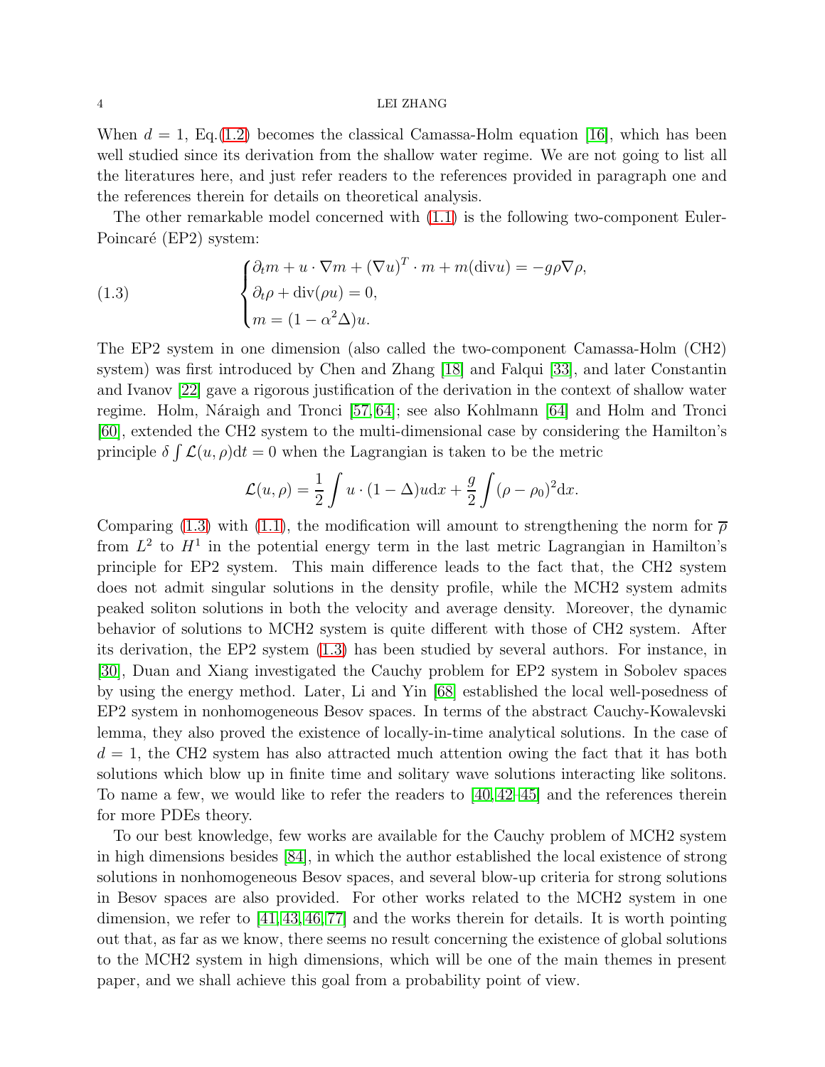When $d = 1$, Eq.(1.2) becomes the classical Camassa-Holm equation [16], which has been well studied since its derivation from the shallow water regime. We are not going to list all the literatures here, and just refer readers to the references provided in paragraph one and the references therein for details on theoretical analysis.

The other remarkable model concerned with (1.1) is the following two-component Euler-Poincaré (EP2) system:

$$
\begin{cases}
\partial_t m + u \cdot \nabla m + (\nabla u)^T \cdot m + m(\mathrm{div} u) = -g\rho \nabla \rho, \\
\partial_t \rho + \mathrm{div}(\rho u) = 0, \\
m = (1 - \alpha^2 \Delta) u.
\end{cases} \tag{1.3}
$$

The EP2 system in one dimension (also called the two-component Camassa-Holm (CH2) system) was first introduced by Chen and Zhang [18] and Falqui [33], and later Constantin and Ivanov [22] gave a rigorous justification of the derivation in the context of shallow water regime. Holm, Náraigh and Tronci [57, 64]; see also Kohlmann [64] and Holm and Tronci [60], extended the CH2 system to the multi-dimensional case by considering the Hamilton's principle $\delta \int \mathcal{L}(u, \rho) \mathrm{d}t = 0$ when the Lagrangian is taken to be the metric

$$
\mathcal{L}(u, \rho) = \frac{1}{2} \int u \cdot (1 - \Delta) u \mathrm{d}x + \frac{g}{2} \int (\rho - \rho_0)^2 \mathrm{d}x.
$$

Comparing (1.3) with (1.1), the modification will amount to strengthening the norm for $\overline{\rho}$ from $L^2$ to $H^1$ in the potential energy term in the last metric Lagrangian in Hamilton's principle for EP2 system. This main difference leads to the fact that, the CH2 system does not admit singular solutions in the density profile, while the MCH2 system admits peaked soliton solutions in both the velocity and average density. Moreover, the dynamic behavior of solutions to MCH2 system is quite different with those of CH2 system. After its derivation, the EP2 system (1.3) has been studied by several authors. For instance, in [30], Duan and Xiang investigated the Cauchy problem for EP2 system in Sobolev spaces by using the energy method. Later, Li and Yin [68] established the local well-posedness of EP2 system in nonhomogeneous Besov spaces. In terms of the abstract Cauchy-Kowalevski lemma, they also proved the existence of locally-in-time analytical solutions. In the case of $d = 1$, the CH2 system has also attracted much attention owing the fact that it has both solutions which blow up in finite time and solitary wave solutions interacting like solitons. To name a few, we would like to refer the readers to [40, 42–45] and the references therein for more PDEs theory.

To our best knowledge, few works are available for the Cauchy problem of MCH2 system in high dimensions besides [84], in which the author established the local existence of strong solutions in nonhomogeneous Besov spaces, and several blow-up criteria for strong solutions in Besov spaces are also provided. For other works related to the MCH2 system in one dimension, we refer to [41, 43, 46, 77] and the works therein for details. It is worth pointing out that, as far as we know, there seems no result concerning the existence of global solutions to the MCH2 system in high dimensions, which will be one of the main themes in present paper, and we shall achieve this goal from a probability point of view.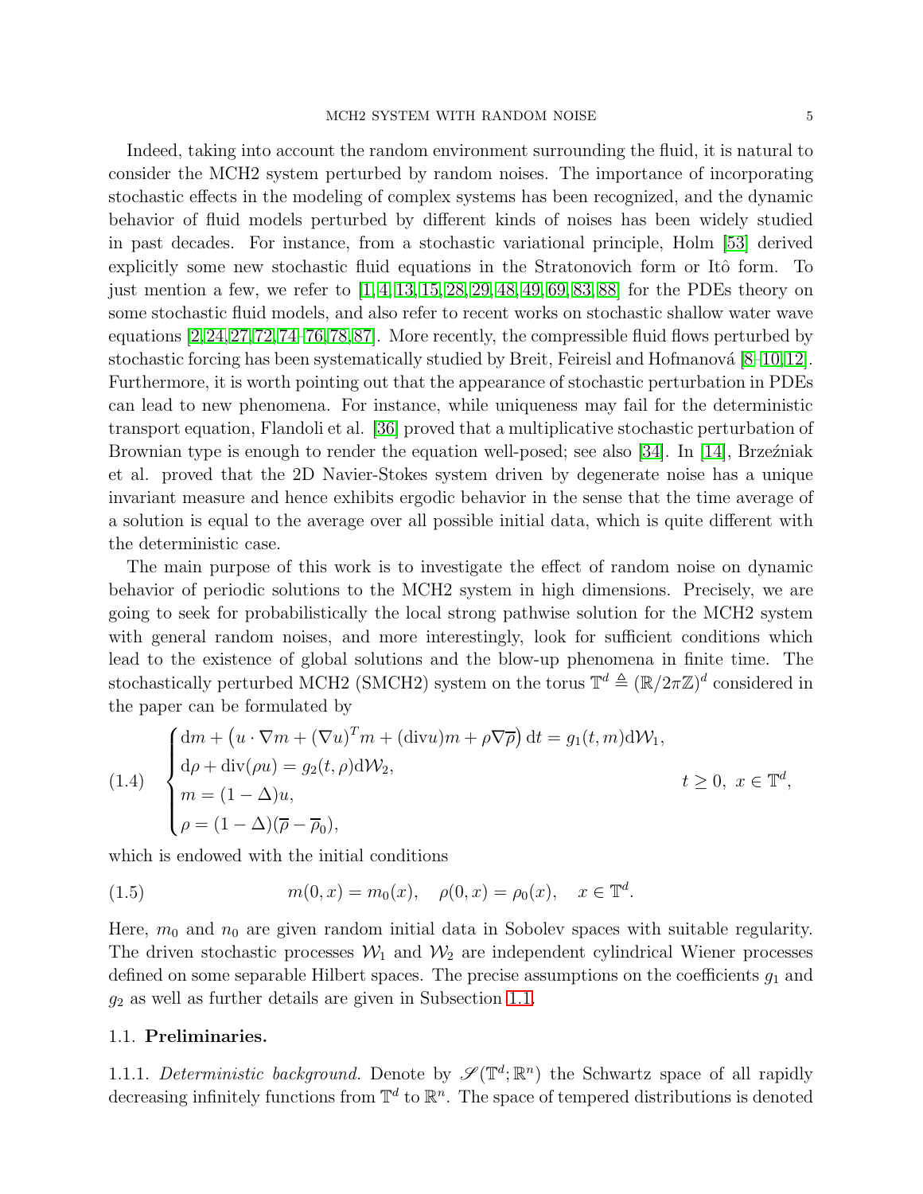Indeed, taking into account the random environment surrounding the fluid, it is natural to consider the MCH2 system perturbed by random noises. The importance of incorporating stochastic effects in the modeling of complex systems has been recognized, and the dynamic behavior of fluid models perturbed by different kinds of noises has been widely studied in past decades. For instance, from a stochastic variational principle, Holm [53] derived explicitly some new stochastic fluid equations in the Stratonovich form or Itô form. To just mention a few, we refer to [1,4,13,15,28,29,48,49,69,83,88] for the PDEs theory on some stochastic fluid models, and also refer to recent works on stochastic shallow water wave equations [2,24,27,72,74–76,78,87]. More recently, the compressible fluid flows perturbed by stochastic forcing has been systematically studied by Breit, Feireisl and Hofmanová [8–10,12]. Furthermore, it is worth pointing out that the appearance of stochastic perturbation in PDEs can lead to new phenomena. For instance, while uniqueness may fail for the deterministic transport equation, Flandoli et al. [36] proved that a multiplicative stochastic perturbation of Brownian type is enough to render the equation well-posed; see also [34]. In [14], Brzeźniak et al. proved that the 2D Navier-Stokes system driven by degenerate noise has a unique invariant measure and hence exhibits ergodic behavior in the sense that the time average of a solution is equal to the average over all possible initial data, which is quite different with the deterministic case.

The main purpose of this work is to investigate the effect of random noise on dynamic behavior of periodic solutions to the MCH2 system in high dimensions. Precisely, we are going to seek for probabilistically the local strong pathwise solution for the MCH2 system with general random noises, and more interestingly, look for sufficient conditions which lead to the existence of global solutions and the blow-up phenomena in finite time. The stochastically perturbed MCH2 (SMCH2) system on the torus $\mathbb{T}^d \triangleq (\mathbb{R}/2\pi\mathbb{Z})^d$ considered in the paper can be formulated by

$$
(1.4) \quad \begin{cases} \mathrm{d}m + \big(u\cdot\nabla m + (\nabla u)^T m + (\mathrm{div} u)m + \rho\nabla\overline{\rho}\big)\,\mathrm{d}t = g_1(t,m)\mathrm{d}\mathcal{W}_1, \\ \mathrm{d}\rho + \mathrm{div}(\rho u) = g_2(t,\rho)\mathrm{d}\mathcal{W}_2, \\ m = (1-\Delta)u, \\ \rho = (1-\Delta)(\overline{\rho}-\overline{\rho}_0), \end{cases} \qquad t\geq 0,\ x\in\mathbb{T}^d,
$$

which is endowed with the initial conditions

$$
(1.5) \qquad m(0,x) = m_0(x), \quad \rho(0,x) = \rho_0(x), \quad x\in\mathbb{T}^d.
$$

Here, $m_0$ and $n_0$ are given random initial data in Sobolev spaces with suitable regularity. The driven stochastic processes $\mathcal{W}_1$ and $\mathcal{W}_2$ are independent cylindrical Wiener processes defined on some separable Hilbert spaces. The precise assumptions on the coefficients $g_1$ and $g_2$ as well as further details are given in Subsection 1.1.

## 1.1. Preliminaries.

1.1.1. *Deterministic background.* Denote by $\mathscr{S}(\mathbb{T}^d;\mathbb{R}^n)$ the Schwartz space of all rapidly decreasing infinitely functions from $\mathbb{T}^d$ to $\mathbb{R}^n$. The space of tempered distributions is denoted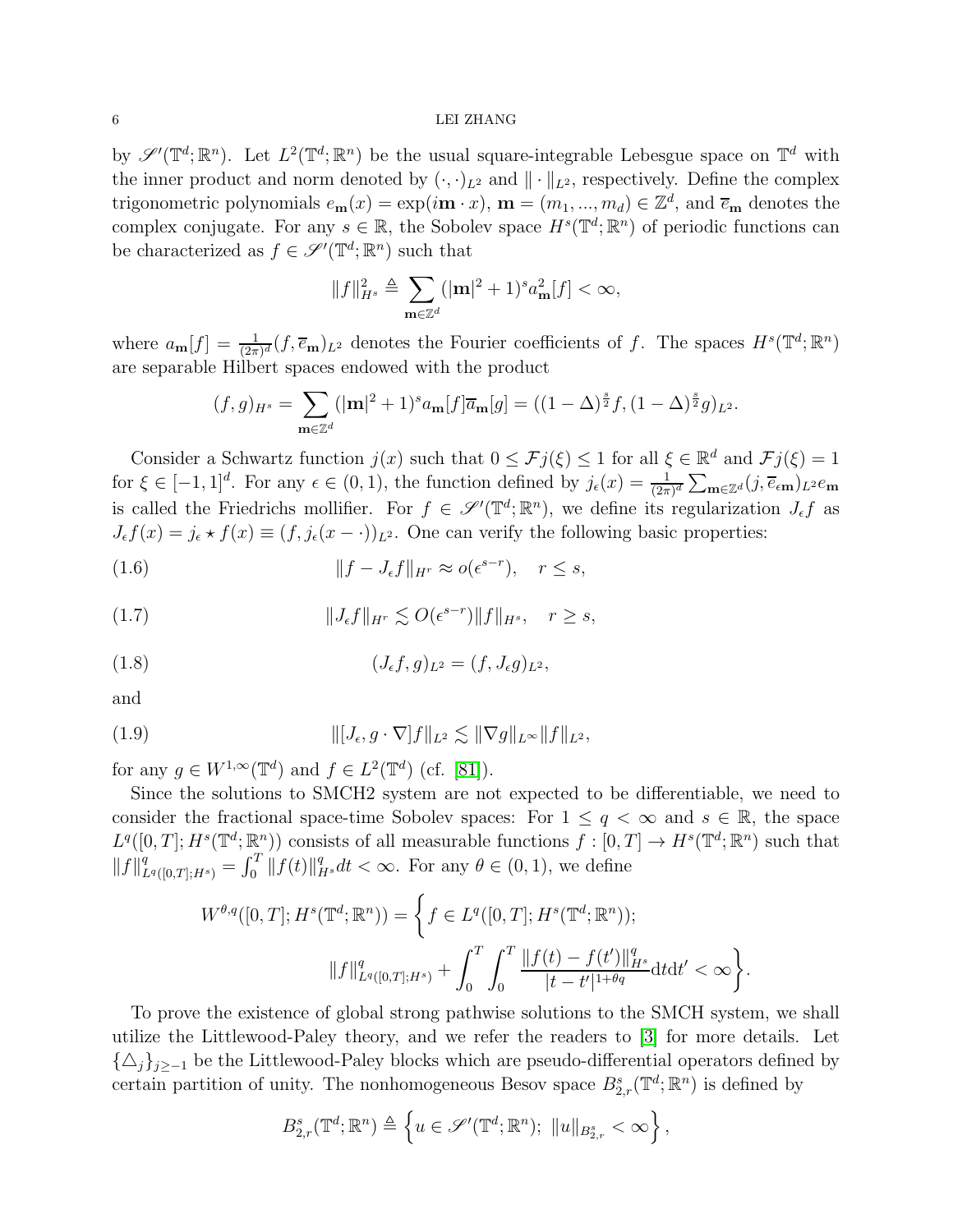by $\mathscr{S}'(\mathbb{T}^d;\mathbb{R}^n)$. Let $L^2(\mathbb{T}^d;\mathbb{R}^n)$ be the usual square-integrable Lebesgue space on $\mathbb{T}^d$ with the inner product and norm denoted by $(\cdot,\cdot)_{L^2}$ and $\|\cdot\|_{L^2}$, respectively. Define the complex trigonometric polynomials $e_{\mathbf{m}}(x)=\exp(i\mathbf{m}\cdot x)$, $\mathbf{m}=(m_1,...,m_d)\in\mathbb{Z}^d$, and $\overline{e}_{\mathbf{m}}$ denotes the complex conjugate. For any $s\in\mathbb{R}$, the Sobolev space $H^s(\mathbb{T}^d;\mathbb{R}^n)$ of periodic functions can be characterized as $f\in\mathscr{S}'(\mathbb{T}^d;\mathbb{R}^n)$ such that

$$\|f\|_{H^s}^2\triangleq\sum_{\mathbf{m}\in\mathbb{Z}^d}(|\mathbf{m}|^2+1)^s a_{\mathbf{m}}^2[f]<\infty,$$

where $a_{\mathbf{m}}[f]=\frac{1}{(2\pi)^d}(f,\overline{e}_{\mathbf{m}})_{L^2}$ denotes the Fourier coefficients of $f$. The spaces $H^s(\mathbb{T}^d;\mathbb{R}^n)$ are separable Hilbert spaces endowed with the product

$$(f,g)_{H^s}=\sum_{\mathbf{m}\in\mathbb{Z}^d}(|\mathbf{m}|^2+1)^s a_{\mathbf{m}}[f]\overline{a}_{\mathbf{m}}[g]=((1-\Delta)^{\frac{s}{2}}f,(1-\Delta)^{\frac{s}{2}}g)_{L^2}.$$

Consider a Schwartz function $j(x)$ such that $0\leq\mathcal{F}j(\xi)\leq1$ for all $\xi\in\mathbb{R}^d$ and $\mathcal{F}j(\xi)=1$ for $\xi\in[-1,1]^d$. For any $\epsilon\in(0,1)$, the function defined by $j_\epsilon(x)=\frac{1}{(2\pi)^d}\sum_{\mathbf{m}\in\mathbb{Z}^d}(j,\overline{e}_{\epsilon\mathbf{m}})_{L^2}e_{\mathbf{m}}$ is called the Friedrichs mollifier. For $f\in\mathscr{S}'(\mathbb{T}^d;\mathbb{R}^n)$, we define its regularization $J_\epsilon f$ as $J_\epsilon f(x)=j_\epsilon\star f(x)\equiv(f,j_\epsilon(x-\cdot))_{L^2}$. One can verify the following basic properties:

$$\|f-J_\epsilon f\|_{H^r}\approx o(\epsilon^{s-r}),\quad r\leq s, \tag{1.6}$$

$$\|J_\epsilon f\|_{H^r}\lesssim O(\epsilon^{s-r})\|f\|_{H^s},\quad r\geq s, \tag{1.7}$$

$$(J_\epsilon f,g)_{L^2}=(f,J_\epsilon g)_{L^2}, \tag{1.8}$$

and

$$\|[J_\epsilon,g\cdot\nabla]f\|_{L^2}\lesssim\|\nabla g\|_{L^\infty}\|f\|_{L^2}, \tag{1.9}$$

for any $g\in W^{1,\infty}(\mathbb{T}^d)$ and $f\in L^2(\mathbb{T}^d)$ (cf. [81]).

Since the solutions to SMCH2 system are not expected to be differentiable, we need to consider the fractional space-time Sobolev spaces: For $1\leq q<\infty$ and $s\in\mathbb{R}$, the space $L^q([0,T];H^s(\mathbb{T}^d;\mathbb{R}^n))$ consists of all measurable functions $f:[0,T]\to H^s(\mathbb{T}^d;\mathbb{R}^n)$ such that $\|f\|_{L^q([0,T];H^s)}^q=\int_0^T\|f(t)\|_{H^s}^q dt<\infty$. For any $\theta\in(0,1)$, we define

$$W^{\theta,q}([0,T];H^s(\mathbb{T}^d;\mathbb{R}^n))=\bigg\{f\in L^q([0,T];H^s(\mathbb{T}^d;\mathbb{R}^n));$$
$$\|f\|_{L^q([0,T];H^s)}^q+\int_0^T\int_0^T\frac{\|f(t)-f(t')\|_{H^s}^q}{|t-t'|^{1+\theta q}}\mathrm{d}t\mathrm{d}t'<\infty\bigg\}.$$

To prove the existence of global strong pathwise solutions to the SMCH system, we shall utilize the Littlewood-Paley theory, and we refer the readers to [3] for more details. Let $\{\triangle_j\}_{j\geq-1}$ be the Littlewood-Paley blocks which are pseudo-differential operators defined by certain partition of unity. The nonhomogeneous Besov space $B_{2,r}^s(\mathbb{T}^d;\mathbb{R}^n)$ is defined by

$$B_{2,r}^s(\mathbb{T}^d;\mathbb{R}^n)\triangleq\left\{u\in\mathscr{S}'(\mathbb{T}^d;\mathbb{R}^n);\ \|u\|_{B_{2,r}^s}<\infty\right\},$$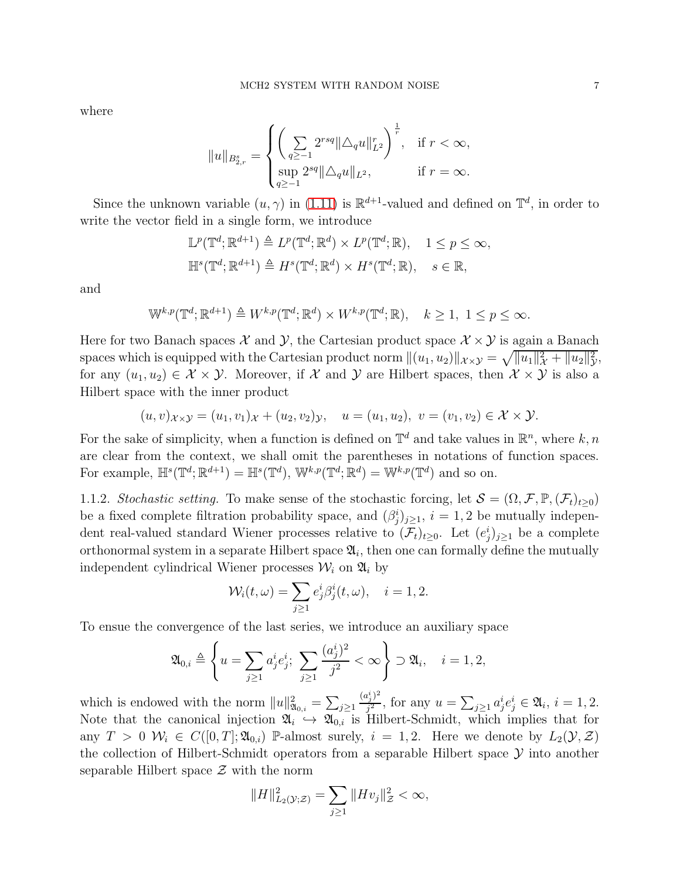where

$$
\|u\|_{B^s_{2,r}} = \begin{cases} \left( \sum\limits_{q\geq -1} 2^{rsq} \|\triangle_q u\|^r_{L^2} \right)^{\frac{1}{r}}, & \text{if } r < \infty, \\ \sup\limits_{q\geq -1} 2^{sq} \|\triangle_q u\|_{L^2}, & \text{if } r = \infty. \end{cases}
$$

Since the unknown variable $(u, \gamma)$ in (1.11) is $\mathbb{R}^{d+1}$-valued and defined on $\mathbb{T}^d$, in order to write the vector field in a single form, we introduce

$$
\mathbb{L}^p(\mathbb{T}^d; \mathbb{R}^{d+1}) \triangleq L^p(\mathbb{T}^d; \mathbb{R}^d) \times L^p(\mathbb{T}^d; \mathbb{R}), \quad 1 \leq p \leq \infty,
$$

$$
\mathbb{H}^s(\mathbb{T}^d; \mathbb{R}^{d+1}) \triangleq H^s(\mathbb{T}^d; \mathbb{R}^d) \times H^s(\mathbb{T}^d; \mathbb{R}), \quad s \in \mathbb{R},
$$

and

$$
\mathbb{W}^{k,p}(\mathbb{T}^d; \mathbb{R}^{d+1}) \triangleq W^{k,p}(\mathbb{T}^d; \mathbb{R}^d) \times W^{k,p}(\mathbb{T}^d; \mathbb{R}), \quad k \geq 1, \ 1 \leq p \leq \infty.
$$

Here for two Banach spaces $\mathcal{X}$ and $\mathcal{Y}$, the Cartesian product space $\mathcal{X} \times \mathcal{Y}$ is again a Banach spaces which is equipped with the Cartesian product norm $\|(u_1, u_2)\|_{\mathcal{X}\times\mathcal{Y}} = \sqrt{\|u_1\|^2_{\mathcal{X}} + \|u_2\|^2_{\mathcal{Y}}}$, for any $(u_1, u_2) \in \mathcal{X} \times \mathcal{Y}$. Moreover, if $\mathcal{X}$ and $\mathcal{Y}$ are Hilbert spaces, then $\mathcal{X} \times \mathcal{Y}$ is also a Hilbert space with the inner product

$$
(u, v)_{\mathcal{X}\times\mathcal{Y}} = (u_1, v_1)_{\mathcal{X}} + (u_2, v_2)_{\mathcal{Y}}, \quad u = (u_1, u_2), \ v = (v_1, v_2) \in \mathcal{X} \times \mathcal{Y}.
$$

For the sake of simplicity, when a function is defined on $\mathbb{T}^d$ and takes values in $\mathbb{R}^n$, where $k, n$ are clear from the context, we shall omit the parentheses in notations of function spaces. For example, $\mathbb{H}^s(\mathbb{T}^d; \mathbb{R}^{d+1}) = \mathbb{H}^s(\mathbb{T}^d)$, $\mathbb{W}^{k,p}(\mathbb{T}^d; \mathbb{R}^d) = \mathbb{W}^{k,p}(\mathbb{T}^d)$ and so on.

1.1.2. *Stochastic setting.* To make sense of the stochastic forcing, let $\mathcal{S} = (\Omega, \mathcal{F}, \mathbb{P}, (\mathcal{F}_t)_{t\geq 0})$ be a fixed complete filtration probability space, and $(\beta^i_j)_{j\geq 1}$, $i = 1, 2$ be mutually independent real-valued standard Wiener processes relative to $(\mathcal{F}_t)_{t\geq 0}$. Let $(e^i_j)_{j\geq 1}$ be a complete orthonormal system in a separate Hilbert space $\mathfrak{A}_i$, then one can formally define the mutually independent cylindrical Wiener processes $\mathcal{W}_i$ on $\mathfrak{A}_i$ by

$$
\mathcal{W}_i(t, \omega) = \sum_{j\geq 1} e^i_j \beta^i_j(t, \omega), \quad i = 1, 2.
$$

To ensue the convergence of the last series, we introduce an auxiliary space

$$
\mathfrak{A}_{0,i} \triangleq \left\{ u = \sum_{j\geq 1} a^i_j e^i_j; \ \sum_{j\geq 1} \frac{(a^i_j)^2}{j^2} < \infty \right\} \supset \mathfrak{A}_i, \quad i = 1, 2,
$$

which is endowed with the norm $\|u\|^2_{\mathfrak{A}_{0,i}} = \sum_{j\geq 1} \frac{(a^i_j)^2}{j^2}$, for any $u = \sum_{j\geq 1} a^i_j e^i_j \in \mathfrak{A}_i$, $i = 1, 2$. Note that the canonical injection $\mathfrak{A}_i \hookrightarrow \mathfrak{A}_{0,i}$ is Hilbert-Schmidt, which implies that for any $T > 0$ $\mathcal{W}_i \in C([0, T]; \mathfrak{A}_{0,i})$ $\mathbb{P}$-almost surely, $i = 1, 2$. Here we denote by $L_2(\mathcal{Y}, \mathcal{Z})$ the collection of Hilbert-Schmidt operators from a separable Hilbert space $\mathcal{Y}$ into another separable Hilbert space $\mathcal{Z}$ with the norm

$$
\|H\|^2_{L_2(\mathcal{Y};\mathcal{Z})} = \sum_{j\geq 1} \|Hv_j\|^2_{\mathcal{Z}} < \infty,
$$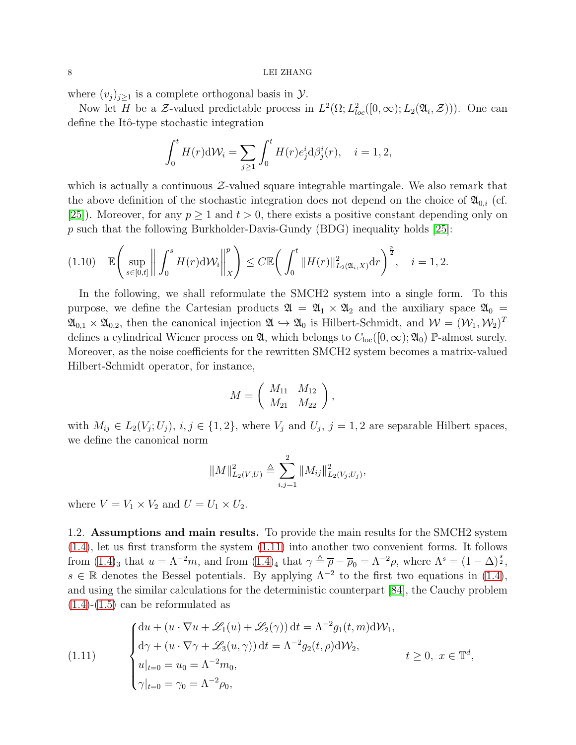where $(v_j)_{j\geq 1}$ is a complete orthogonal basis in $\mathcal{Y}$.

Now let $H$ be a $\mathcal{Z}$-valued predictable process in $L^2(\Omega; L^2_{loc}([0,\infty); L_2(\mathfrak{A}_i, \mathcal{Z})))$. One can define the Itô-type stochastic integration

$$\int_0^t H(r)\mathrm{d}\mathcal{W}_i = \sum_{j\geq 1} \int_0^t H(r)e_j^i \mathrm{d}\beta_j^i(r), \quad i = 1, 2,$$

which is actually a continuous $\mathcal{Z}$-valued square integrable martingale. We also remark that the above definition of the stochastic integration does not depend on the choice of $\mathfrak{A}_{0,i}$ (cf. [25]). Moreover, for any $p \geq 1$ and $t > 0$, there exists a positive constant depending only on $p$ such that the following Burkholder-Davis-Gundy (BDG) inequality holds [25]:

$$\mathbb{E}\bigg(\sup_{s\in[0,t]}\bigg\|\int_0^s H(r)\mathrm{d}\mathcal{W}_i\bigg\|_X^p\bigg) \leq C\mathbb{E}\bigg(\int_0^t \|H(r)\|^2_{L_2(\mathfrak{A}_i, X)}\mathrm{d}r\bigg)^{\frac{p}{2}}, \quad i = 1, 2. \tag{1.10}$$

In the following, we shall reformulate the SMCH2 system into a single form. To this purpose, we define the Cartesian products $\mathfrak{A} = \mathfrak{A}_1 \times \mathfrak{A}_2$ and the auxiliary space $\mathfrak{A}_0 = \mathfrak{A}_{0,1} \times \mathfrak{A}_{0,2}$, then the canonical injection $\mathfrak{A} \hookrightarrow \mathfrak{A}_0$ is Hilbert-Schmidt, and $\mathcal{W} = (\mathcal{W}_1, \mathcal{W}_2)^T$ defines a cylindrical Wiener process on $\mathfrak{A}$, which belongs to $C_{\mathrm{loc}}([0,\infty); \mathfrak{A}_0)$ $\mathbb{P}$-almost surely. Moreover, as the noise coefficients for the rewritten SMCH2 system becomes a matrix-valued Hilbert-Schmidt operator, for instance,

$$M = \begin{pmatrix} M_{11} & M_{12} \\ M_{21} & M_{22} \end{pmatrix},$$

with $M_{ij} \in L_2(V_j; U_j)$, $i, j \in \{1, 2\}$, where $V_j$ and $U_j$, $j = 1, 2$ are separable Hilbert spaces, we define the canonical norm

$$\|M\|^2_{L_2(V;U)} \triangleq \sum_{i,j=1}^2 \|M_{ij}\|^2_{L_2(V_j;U_j)},$$

where $V = V_1 \times V_2$ and $U = U_1 \times U_2$.

## 1.2. Assumptions and main results.

To provide the main results for the SMCH2 system (1.4), let us first transform the system (1.11) into another two convenient forms. It follows from $(1.4)_3$ that $u = \Lambda^{-2}m$, and from $(1.4)_4$ that $\gamma \triangleq \overline{\rho} - \overline{\rho}_0 = \Lambda^{-2}\rho$, where $\Lambda^s = (1-\Delta)^{\frac{s}{2}}$, $s \in \mathbb{R}$ denotes the Bessel potentials. By applying $\Lambda^{-2}$ to the first two equations in (1.4), and using the similar calculations for the deterministic counterpart [84], the Cauchy problem (1.4)-(1.5) can be reformulated as

$$\begin{cases} \mathrm{d}u + (u\cdot\nabla u + \mathscr{L}_1(u) + \mathscr{L}_2(\gamma))\,\mathrm{d}t = \Lambda^{-2}g_1(t,m)\mathrm{d}\mathcal{W}_1, \\ \mathrm{d}\gamma + (u\cdot\nabla\gamma + \mathscr{L}_3(u,\gamma))\,\mathrm{d}t = \Lambda^{-2}g_2(t,\rho)\mathrm{d}\mathcal{W}_2, \\ u|_{t=0} = u_0 = \Lambda^{-2}m_0, \\ \gamma|_{t=0} = \gamma_0 = \Lambda^{-2}\rho_0, \end{cases} \qquad t \geq 0,\ x \in \mathbb{T}^d, \tag{1.11}$$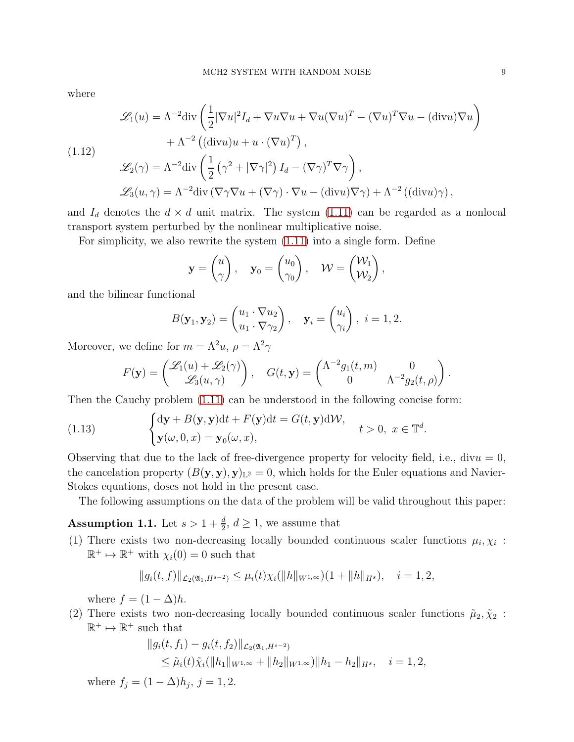where

$$
\begin{aligned}
\mathscr{L}_1(u) &= \Lambda^{-2}\mathrm{div}\left(\frac{1}{2}|\nabla u|^2 I_d + \nabla u \nabla u + \nabla u(\nabla u)^T - (\nabla u)^T\nabla u - (\mathrm{div} u)\nabla u\right) \\
&\quad + \Lambda^{-2}\left((\mathrm{div} u)u + u\cdot(\nabla u)^T\right), \\
\mathscr{L}_2(\gamma) &= \Lambda^{-2}\mathrm{div}\left(\frac{1}{2}\left(\gamma^2 + |\nabla\gamma|^2\right)I_d - (\nabla\gamma)^T\nabla\gamma\right), \\
\mathscr{L}_3(u,\gamma) &= \Lambda^{-2}\mathrm{div}\left(\nabla\gamma\nabla u + (\nabla\gamma)\cdot\nabla u - (\mathrm{div} u)\nabla\gamma\right) + \Lambda^{-2}\left((\mathrm{div} u)\gamma\right),
\end{aligned}
\tag{1.12}
$$

and $I_d$ denotes the $d\times d$ unit matrix. The system (1.11) can be regarded as a nonlocal transport system perturbed by the nonlinear multiplicative noise.

For simplicity, we also rewrite the system (1.11) into a single form. Define

$$
\mathbf{y} = \begin{pmatrix} u \\ \gamma \end{pmatrix}, \quad \mathbf{y}_0 = \begin{pmatrix} u_0 \\ \gamma_0 \end{pmatrix}, \quad \mathcal{W} = \begin{pmatrix} \mathcal{W}_1 \\ \mathcal{W}_2 \end{pmatrix},
$$

and the bilinear functional

$$
B(\mathbf{y}_1, \mathbf{y}_2) = \begin{pmatrix} u_1\cdot\nabla u_2 \\ u_1\cdot\nabla\gamma_2 \end{pmatrix}, \quad \mathbf{y}_i = \begin{pmatrix} u_i \\ \gamma_i \end{pmatrix},\ i=1,2.
$$

Moreover, we define for $m=\Lambda^2 u$, $\rho = \Lambda^2\gamma$

$$
F(\mathbf{y}) = \begin{pmatrix} \mathscr{L}_1(u) + \mathscr{L}_2(\gamma) \\ \mathscr{L}_3(u,\gamma) \end{pmatrix}, \quad G(t,\mathbf{y}) = \begin{pmatrix} \Lambda^{-2}g_1(t,m) & 0 \\ 0 & \Lambda^{-2}g_2(t,\rho) \end{pmatrix}.
$$

Then the Cauchy problem (1.11) can be understood in the following concise form:

$$
\begin{cases}
\mathrm{d}\mathbf{y} + B(\mathbf{y},\mathbf{y})\mathrm{d}t + F(\mathbf{y})\mathrm{d}t = G(t,\mathbf{y})\mathrm{d}\mathcal{W}, \\
\mathbf{y}(\omega,0,x) = \mathbf{y}_0(\omega,x),
\end{cases}
\quad t>0,\ x\in\mathbb{T}^d.
\tag{1.13}
$$

Observing that due to the lack of free-divergence property for velocity field, i.e., $\mathrm{div}u=0$, the cancelation property $(B(\mathbf{y},\mathbf{y}),\mathbf{y})_{\mathbb{L}^2}=0$, which holds for the Euler equations and Navier-Stokes equations, doses not hold in the present case.

The following assumptions on the data of the problem will be valid throughout this paper:

**Assumption 1.1.** Let $s>1+\frac{d}{2}$, $d\geq 1$, we assume that

(1) There exists two non-decreasing locally bounded continuous scaler functions $\mu_i,\chi_i:\mathbb{R}^+\mapsto\mathbb{R}^+$ with $\chi_i(0)=0$ such that

$$
\|g_i(t,f)\|_{\mathcal{L}_2(\mathfrak{A}_1,H^{s-2})} \leq \mu_i(t)\chi_i(\|h\|_{W^{1,\infty}})(1+\|h\|_{H^s}), \quad i=1,2,
$$

where $f=(1-\Delta)h$.

(2) There exists two non-decreasing locally bounded continuous scaler functions $\tilde{\mu}_2,\tilde{\chi}_2:\mathbb{R}^+\mapsto\mathbb{R}^+$ such that

$$
\begin{aligned}
&\|g_i(t,f_1) - g_i(t,f_2)\|_{\mathcal{L}_2(\mathfrak{A}_1,H^{s-2})} \\
&\quad \leq \tilde{\mu}_i(t)\tilde{\chi}_i(\|h_1\|_{W^{1,\infty}} + \|h_2\|_{W^{1,\infty}})\|h_1-h_2\|_{H^s}, \quad i=1,2,
\end{aligned}
$$

where $f_j=(1-\Delta)h_j$, $j=1,2$.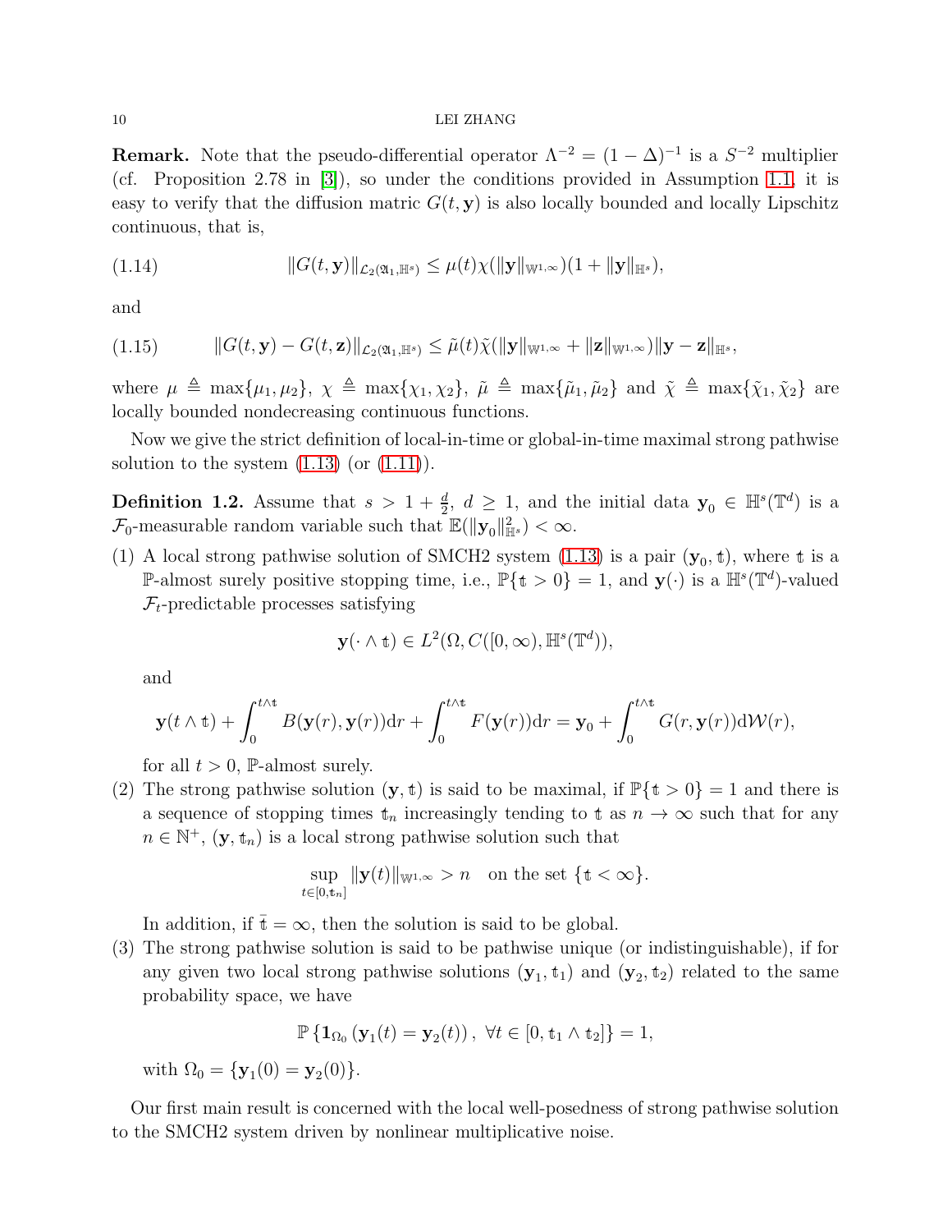**Remark.** Note that the pseudo-differential operator $\Lambda^{-2} = (1-\Delta)^{-1}$ is a $S^{-2}$ multiplier (cf. Proposition 2.78 in [3]), so under the conditions provided in Assumption 1.1, it is easy to verify that the diffusion matric $G(t,\mathbf{y})$ is also locally bounded and locally Lipschitz continuous, that is,

$$\|G(t,\mathbf{y})\|_{\mathcal{L}_2(\mathfrak{A}_1,\mathbb{H}^s)} \leq \mu(t)\chi(\|\mathbf{y}\|_{\mathbb{W}^{1,\infty}})(1+\|\mathbf{y}\|_{\mathbb{H}^s}), \tag{1.14}$$

and

$$\|G(t,\mathbf{y})-G(t,\mathbf{z})\|_{\mathcal{L}_2(\mathfrak{A}_1,\mathbb{H}^s)} \leq \tilde{\mu}(t)\tilde{\chi}(\|\mathbf{y}\|_{\mathbb{W}^{1,\infty}}+\|\mathbf{z}\|_{\mathbb{W}^{1,\infty}})\|\mathbf{y}-\mathbf{z}\|_{\mathbb{H}^s}, \tag{1.15}$$

where $\mu \triangleq \max\{\mu_1,\mu_2\}$, $\chi \triangleq \max\{\chi_1,\chi_2\}$, $\tilde{\mu} \triangleq \max\{\tilde{\mu}_1,\tilde{\mu}_2\}$ and $\tilde{\chi} \triangleq \max\{\tilde{\chi}_1,\tilde{\chi}_2\}$ are locally bounded nondecreasing continuous functions.

Now we give the strict definition of local-in-time or global-in-time maximal strong pathwise solution to the system (1.13) (or (1.11)).

**Definition 1.2.** Assume that $s > 1+\frac{d}{2}$, $d \geq 1$, and the initial data $\mathbf{y}_0 \in \mathbb{H}^s(\mathbb{T}^d)$ is a $\mathcal{F}_0$-measurable random variable such that $\mathbb{E}(\|\mathbf{y}_0\|_{\mathbb{H}^s}^2) < \infty$.

(1) A local strong pathwise solution of SMCH2 system (1.13) is a pair $(\mathbf{y}_0,\mathfrak{t})$, where $\mathfrak{t}$ is a $\mathbb{P}$-almost surely positive stopping time, i.e., $\mathbb{P}\{\mathfrak{t}>0\}=1$, and $\mathbf{y}(\cdot)$ is a $\mathbb{H}^s(\mathbb{T}^d)$-valued $\mathcal{F}_t$-predictable processes satisfying

$$\mathbf{y}(\cdot\wedge\mathfrak{t}) \in L^2(\Omega, C([0,\infty),\mathbb{H}^s(\mathbb{T}^d)),$$

and

$$\mathbf{y}(t\wedge\mathfrak{t}) + \int_0^{t\wedge\mathfrak{t}} B(\mathbf{y}(r),\mathbf{y}(r))\mathrm{d}r + \int_0^{t\wedge\mathfrak{t}} F(\mathbf{y}(r))\mathrm{d}r = \mathbf{y}_0 + \int_0^{t\wedge\mathfrak{t}} G(r,\mathbf{y}(r))\mathrm{d}\mathcal{W}(r),$$

for all $t>0$, $\mathbb{P}$-almost surely.

(2) The strong pathwise solution $(\mathbf{y},\mathfrak{t})$ is said to be maximal, if $\mathbb{P}\{\mathfrak{t}>0\}=1$ and there is a sequence of stopping times $\mathfrak{t}_n$ increasingly tending to $\mathfrak{t}$ as $n\to\infty$ such that for any $n\in\mathbb{N}^+$, $(\mathbf{y},\mathfrak{t}_n)$ is a local strong pathwise solution such that

$$\sup_{t\in[0,\mathfrak{t}_n]} \|\mathbf{y}(t)\|_{\mathbb{W}^{1,\infty}} > n \quad \text{on the set } \{\mathfrak{t}<\infty\}.$$

In addition, if $\bar{\mathfrak{t}}=\infty$, then the solution is said to be global.

(3) The strong pathwise solution is said to be pathwise unique (or indistinguishable), if for any given two local strong pathwise solutions $(\mathbf{y}_1,\mathfrak{t}_1)$ and $(\mathbf{y}_2,\mathfrak{t}_2)$ related to the same probability space, we have

$$\mathbb{P}\left\{\mathbf{1}_{\Omega_0}\left(\mathbf{y}_1(t)=\mathbf{y}_2(t)\right),\ \forall t\in[0,\mathfrak{t}_1\wedge\mathfrak{t}_2]\right\}=1,$$

with $\Omega_0=\{\mathbf{y}_1(0)=\mathbf{y}_2(0)\}$.

Our first main result is concerned with the local well-posedness of strong pathwise solution to the SMCH2 system driven by nonlinear multiplicative noise.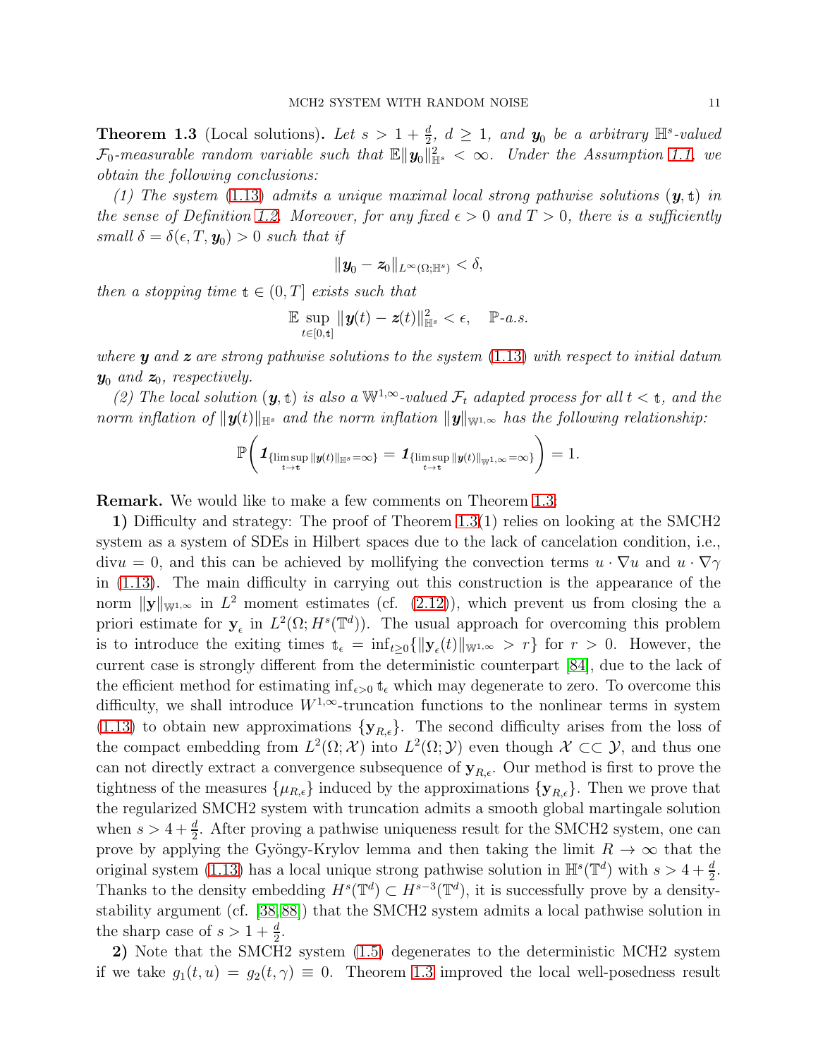**Theorem 1.3** (Local solutions)**.** *Let $s > 1 + \frac{d}{2}$, $d \geq 1$, and $\boldsymbol{y}_0$ be a arbitrary $\mathbb{H}^s$-valued $\mathcal{F}_0$-measurable random variable such that $\mathbb{E}\|\boldsymbol{y}_0\|_{\mathbb{H}^s}^2 < \infty$. Under the Assumption 1.1, we obtain the following conclusions:*

*(1) The system (1.13) admits a unique maximal local strong pathwise solutions $(\boldsymbol{y}, \mathfrak{t})$ in the sense of Definition 1.2. Moreover, for any fixed $\epsilon > 0$ and $T > 0$, there is a sufficiently small $\delta = \delta(\epsilon, T, \boldsymbol{y}_0) > 0$ such that if*

$$\|\boldsymbol{y}_0 - \boldsymbol{z}_0\|_{L^\infty(\Omega;\mathbb{H}^s)} < \delta,$$

*then a stopping time $\mathfrak{t} \in (0, T]$ exists such that*

$$\mathbb{E} \sup_{t\in[0,\mathfrak{t}]} \|\boldsymbol{y}(t) - \boldsymbol{z}(t)\|_{\mathbb{H}^s}^2 < \epsilon, \quad \mathbb{P}\text{-a.s.}$$

*where $\boldsymbol{y}$ and $\boldsymbol{z}$ are strong pathwise solutions to the system (1.13) with respect to initial datum $\boldsymbol{y}_0$ and $\boldsymbol{z}_0$, respectively.*

*(2) The local solution $(\boldsymbol{y}, \mathfrak{t})$ is also a $\mathbb{W}^{1,\infty}$-valued $\mathcal{F}_t$ adapted process for all $t < \mathfrak{t}$, and the norm inflation of $\|\boldsymbol{y}(t)\|_{\mathbb{H}^s}$ and the norm inflation $\|\boldsymbol{y}\|_{\mathbb{W}^{1,\infty}}$ has the following relationship:*

$$\mathbb{P}\bigg( \boldsymbol{1}_{\{\limsup_{t\to\mathfrak{t}} \|\boldsymbol{y}(t)\|_{\mathbb{H}^s} = \infty\}} = \boldsymbol{1}_{\{\limsup_{t\to\mathfrak{t}} \|\boldsymbol{y}(t)\|_{\mathbb{W}^{1,\infty}} = \infty\}} \bigg) = 1.$$

**Remark.** We would like to make a few comments on Theorem 1.3:

**1)** Difficulty and strategy: The proof of Theorem 1.3(1) relies on looking at the SMCH2 system as a system of SDEs in Hilbert spaces due to the lack of cancelation condition, i.e., $\text{div}u = 0$, and this can be achieved by mollifying the convection terms $u \cdot \nabla u$ and $u \cdot \nabla \gamma$ in (1.13). The main difficulty in carrying out this construction is the appearance of the norm $\|\mathbf{y}\|_{\mathbb{W}^{1,\infty}}$ in $L^2$ moment estimates (cf. (2.12)), which prevent us from closing the a priori estimate for $\mathbf{y}_\epsilon$ in $L^2(\Omega; H^s(\mathbb{T}^d))$. The usual approach for overcoming this problem is to introduce the exiting times $\mathfrak{t}_\epsilon = \inf_{t\geq 0}\{\|\mathbf{y}_\epsilon(t)\|_{\mathbb{W}^{1,\infty}} > r\}$ for $r > 0$. However, the current case is strongly different from the deterministic counterpart [84], due to the lack of the efficient method for estimating $\inf_{\epsilon>0} \mathfrak{t}_\epsilon$ which may degenerate to zero. To overcome this difficulty, we shall introduce $W^{1,\infty}$-truncation functions to the nonlinear terms in system (1.13) to obtain new approximations $\{\mathbf{y}_{R,\epsilon}\}$. The second difficulty arises from the loss of the compact embedding from $L^2(\Omega; \mathcal{X})$ into $L^2(\Omega; \mathcal{Y})$ even though $\mathcal{X} \subset\subset \mathcal{Y}$, and thus one can not directly extract a convergence subsequence of $\mathbf{y}_{R,\epsilon}$. Our method is first to prove the tightness of the measures $\{\mu_{R,\epsilon}\}$ induced by the approximations $\{\mathbf{y}_{R,\epsilon}\}$. Then we prove that the regularized SMCH2 system with truncation admits a smooth global martingale solution when $s > 4 + \frac{d}{2}$. After proving a pathwise uniqueness result for the SMCH2 system, one can prove by applying the Gyöngy-Krylov lemma and then taking the limit $R \to \infty$ that the original system (1.13) has a local unique strong pathwise solution in $\mathbb{H}^s(\mathbb{T}^d)$ with $s > 4 + \frac{d}{2}$. Thanks to the density embedding $H^s(\mathbb{T}^d) \subset H^{s-3}(\mathbb{T}^d)$, it is successfully prove by a density-stability argument (cf. [38, 88]) that the SMCH2 system admits a local pathwise solution in the sharp case of $s > 1 + \frac{d}{2}$.

**2)** Note that the SMCH2 system (1.5) degenerates to the deterministic MCH2 system if we take $g_1(t, u) = g_2(t, \gamma) \equiv 0$. Theorem 1.3 improved the local well-posedness result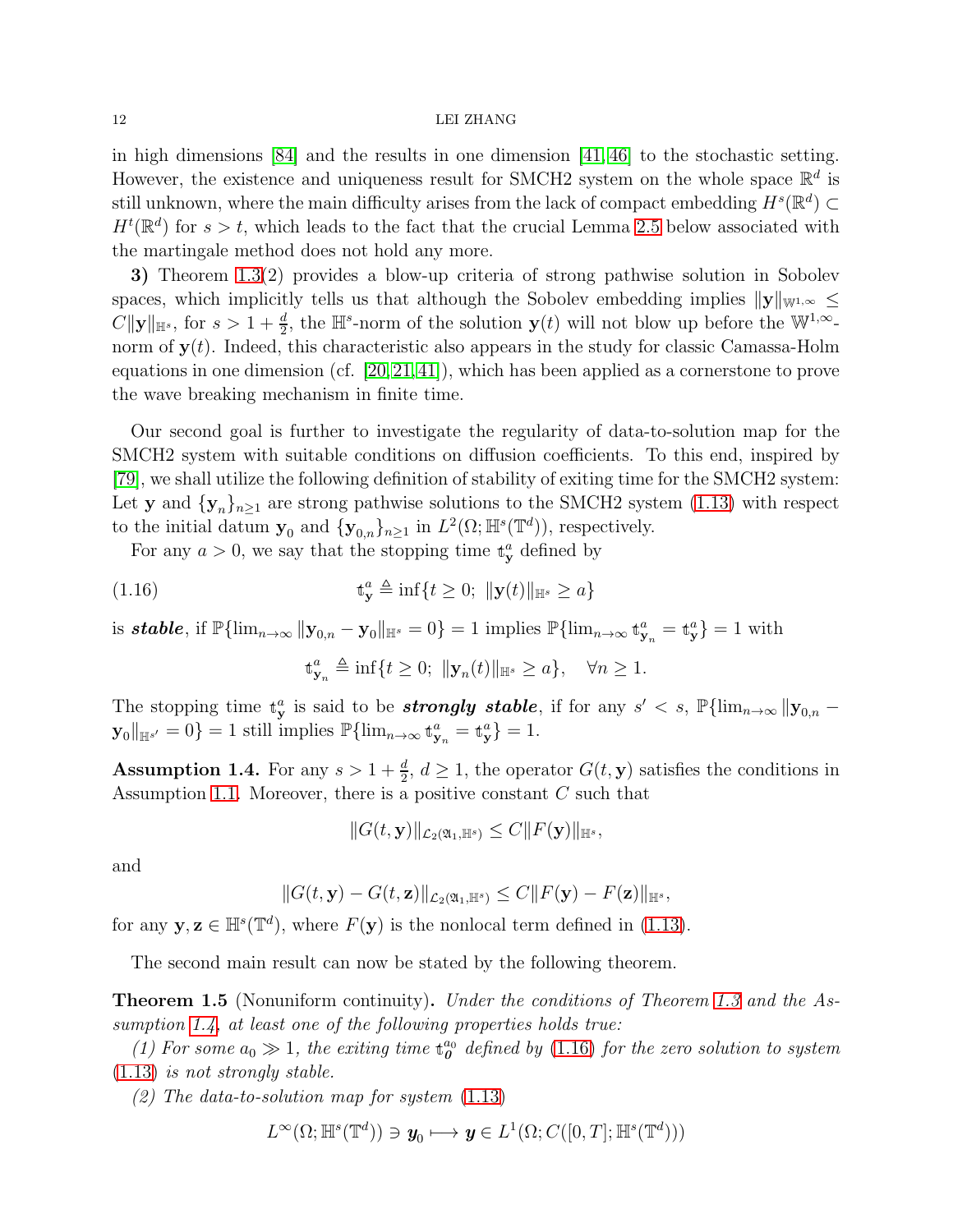in high dimensions [84] and the results in one dimension [41, 46] to the stochastic setting. However, the existence and uniqueness result for SMCH2 system on the whole space $\mathbb{R}^d$ is still unknown, where the main difficulty arises from the lack of compact embedding $H^s(\mathbb{R}^d) \subset H^t(\mathbb{R}^d)$ for $s > t$, which leads to the fact that the crucial Lemma 2.5 below associated with the martingale method does not hold any more.

**3)** Theorem 1.3(2) provides a blow-up criteria of strong pathwise solution in Sobolev spaces, which implicitly tells us that although the Sobolev embedding implies $\|\mathbf{y}\|_{\mathbb{W}^{1,\infty}} \leq C\|\mathbf{y}\|_{\mathbb{H}^s}$, for $s > 1 + \frac{d}{2}$, the $\mathbb{H}^s$-norm of the solution $\mathbf{y}(t)$ will not blow up before the $\mathbb{W}^{1,\infty}$-norm of $\mathbf{y}(t)$. Indeed, this characteristic also appears in the study for classic Camassa-Holm equations in one dimension (cf. [20, 21, 41]), which has been applied as a cornerstone to prove the wave breaking mechanism in finite time.

Our second goal is further to investigate the regularity of data-to-solution map for the SMCH2 system with suitable conditions on diffusion coefficients. To this end, inspired by [79], we shall utilize the following definition of stability of exiting time for the SMCH2 system: Let $\mathbf{y}$ and $\{\mathbf{y}_n\}_{n\geq 1}$ are strong pathwise solutions to the SMCH2 system (1.13) with respect to the initial datum $\mathbf{y}_0$ and $\{\mathbf{y}_{0,n}\}_{n\geq 1}$ in $L^2(\Omega; \mathbb{H}^s(\mathbb{T}^d))$, respectively.

For any $a > 0$, we say that the stopping time $\mathfrak{t}^a_{\mathbf{y}}$ defined by

$$
\mathfrak{t}^a_{\mathbf{y}} \triangleq \inf\{t \geq 0;\ \|\mathbf{y}(t)\|_{\mathbb{H}^s} \geq a\} \tag{1.16}
$$

is ***stable***, if $\mathbb{P}\{\lim_{n\to\infty} \|\mathbf{y}_{0,n} - \mathbf{y}_0\|_{\mathbb{H}^s} = 0\} = 1$ implies $\mathbb{P}\{\lim_{n\to\infty} \mathfrak{t}^a_{\mathbf{y}_n} = \mathfrak{t}^a_{\mathbf{y}}\} = 1$ with

$$
\mathfrak{t}^a_{\mathbf{y}_n} \triangleq \inf\{t \geq 0;\ \|\mathbf{y}_n(t)\|_{\mathbb{H}^s} \geq a\}, \quad \forall n \geq 1.
$$

The stopping time $\mathfrak{t}^a_{\mathbf{y}}$ is said to be ***strongly stable***, if for any $s' < s$, $\mathbb{P}\{\lim_{n\to\infty} \|\mathbf{y}_{0,n} - \mathbf{y}_0\|_{\mathbb{H}^{s'}} = 0\} = 1$ still implies $\mathbb{P}\{\lim_{n\to\infty} \mathfrak{t}^a_{\mathbf{y}_n} = \mathfrak{t}^a_{\mathbf{y}}\} = 1$.

**Assumption 1.4.** For any $s > 1 + \frac{d}{2}$, $d \geq 1$, the operator $G(t, \mathbf{y})$ satisfies the conditions in Assumption 1.1. Moreover, there is a positive constant $C$ such that

$$
\|G(t, \mathbf{y})\|_{\mathcal{L}_2(\mathfrak{A}_1, \mathbb{H}^s)} \leq C\|F(\mathbf{y})\|_{\mathbb{H}^s},
$$

and

$$
\|G(t, \mathbf{y}) - G(t, \mathbf{z})\|_{\mathcal{L}_2(\mathfrak{A}_1, \mathbb{H}^s)} \leq C\|F(\mathbf{y}) - F(\mathbf{z})\|_{\mathbb{H}^s},
$$

for any $\mathbf{y}, \mathbf{z} \in \mathbb{H}^s(\mathbb{T}^d)$, where $F(\mathbf{y})$ is the nonlocal term defined in (1.13).

The second main result can now be stated by the following theorem.

**Theorem 1.5** (Nonuniform continuity)**.** *Under the conditions of Theorem 1.3 and the Assumption 1.4, at least one of the following properties holds true:*

*(1) For some $a_0 \gg 1$, the exiting time $\mathfrak{t}^{a_0}_{\boldsymbol{0}}$ defined by (1.16) for the zero solution to system (1.13) is not strongly stable.*

*(2) The data-to-solution map for system (1.13)*

$$
L^\infty(\Omega; \mathbb{H}^s(\mathbb{T}^d)) \ni \boldsymbol{y}_0 \longmapsto \boldsymbol{y} \in L^1(\Omega; C([0, T]; \mathbb{H}^s(\mathbb{T}^d)))
$$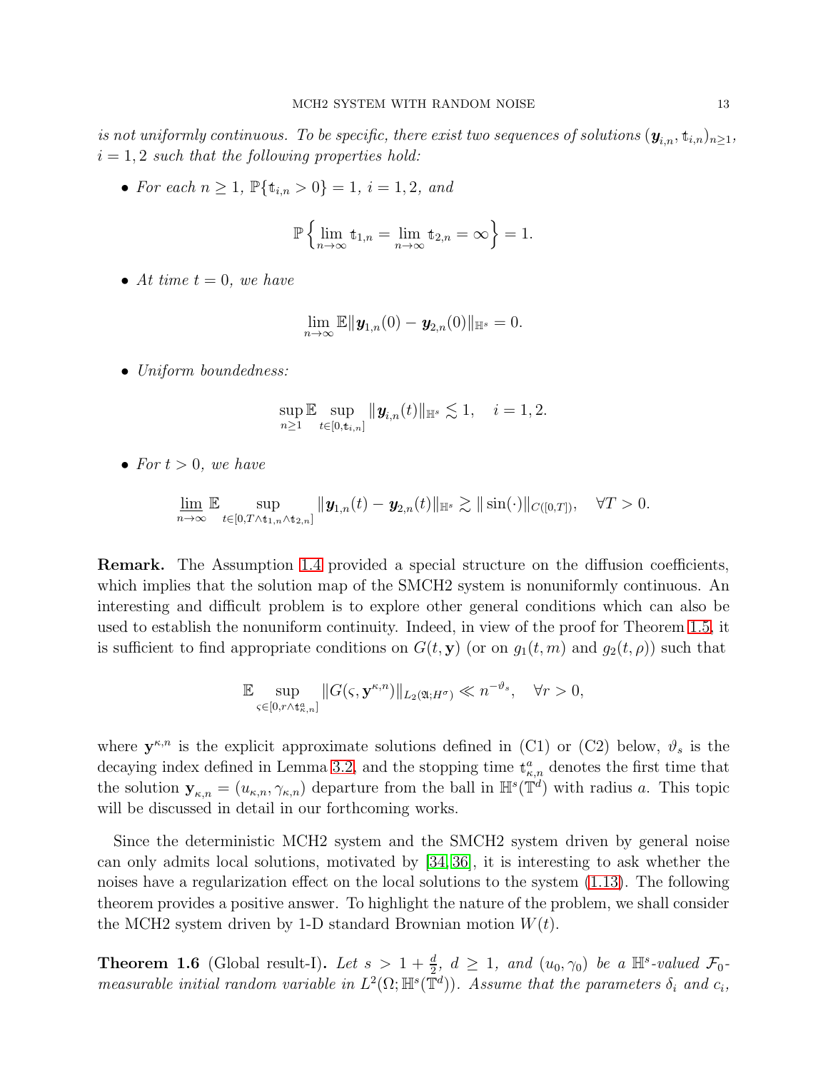*is not uniformly continuous. To be specific, there exist two sequences of solutions $(\boldsymbol{y}_{i,n}, \mathfrak{t}_{i,n})_{n\geq 1}$, $i = 1, 2$ such that the following properties hold:*

- *For each $n \geq 1$, $\mathbb{P}\{\mathfrak{t}_{i,n} > 0\} = 1$, $i = 1, 2$, and*

$$\mathbb{P}\left\{\lim_{n\to\infty} \mathfrak{t}_{1,n} = \lim_{n\to\infty} \mathfrak{t}_{2,n} = \infty\right\} = 1.$$

- *At time $t = 0$, we have*

$$\lim_{n\to\infty} \mathbb{E}\|\boldsymbol{y}_{1,n}(0) - \boldsymbol{y}_{2,n}(0)\|_{\mathbb{H}^s} = 0.$$

- *Uniform boundedness:*

$$\sup_{n\geq 1} \mathbb{E} \sup_{t\in[0,\mathfrak{t}_{i,n}]} \|\boldsymbol{y}_{i,n}(t)\|_{\mathbb{H}^s} \lesssim 1, \quad i = 1, 2.$$

- *For $t > 0$, we have*

$$\varliminf_{n\to\infty} \mathbb{E} \sup_{t\in[0,T\wedge\mathfrak{t}_{1,n}\wedge\mathfrak{t}_{2,n}]} \|\boldsymbol{y}_{1,n}(t) - \boldsymbol{y}_{2,n}(t)\|_{\mathbb{H}^s} \gtrsim \|\sin(\cdot)\|_{C([0,T])}, \quad \forall T > 0.$$

**Remark.** The Assumption 1.4 provided a special structure on the diffusion coefficients, which implies that the solution map of the SMCH2 system is nonuniformly continuous. An interesting and difficult problem is to explore other general conditions which can also be used to establish the nonuniform continuity. Indeed, in view of the proof for Theorem 1.5, it is sufficient to find appropriate conditions on $G(t, \mathbf{y})$ (or on $g_1(t, m)$ and $g_2(t, \rho)$) such that

$$\mathbb{E} \sup_{\varsigma\in[0,r\wedge\mathfrak{t}^a_{\kappa,n}]} \|G(\varsigma, \mathbf{y}^{\kappa,n})\|_{L_2(\mathfrak{A};H^\sigma)} \ll n^{-\vartheta_s}, \quad \forall r > 0,$$

where $\mathbf{y}^{\kappa,n}$ is the explicit approximate solutions defined in (C1) or (C2) below, $\vartheta_s$ is the decaying index defined in Lemma 3.2, and the stopping time $\mathfrak{t}^a_{\kappa,n}$ denotes the first time that the solution $\mathbf{y}_{\kappa,n} = (u_{\kappa,n}, \gamma_{\kappa,n})$ departure from the ball in $\mathbb{H}^s(\mathbb{T}^d)$ with radius $a$. This topic will be discussed in detail in our forthcoming works.

Since the deterministic MCH2 system and the SMCH2 system driven by general noise can only admits local solutions, motivated by [34, 36], it is interesting to ask whether the noises have a regularization effect on the local solutions to the system (1.13). The following theorem provides a positive answer. To highlight the nature of the problem, we shall consider the MCH2 system driven by 1-D standard Brownian motion $W(t)$.

**Theorem 1.6** (Global result-I)**.** *Let $s > 1 + \frac{d}{2}$, $d \geq 1$, and $(u_0, \gamma_0)$ be a $\mathbb{H}^s$-valued $\mathcal{F}_0$-measurable initial random variable in $L^2(\Omega; \mathbb{H}^s(\mathbb{T}^d))$. Assume that the parameters $\delta_i$ and $c_i$,*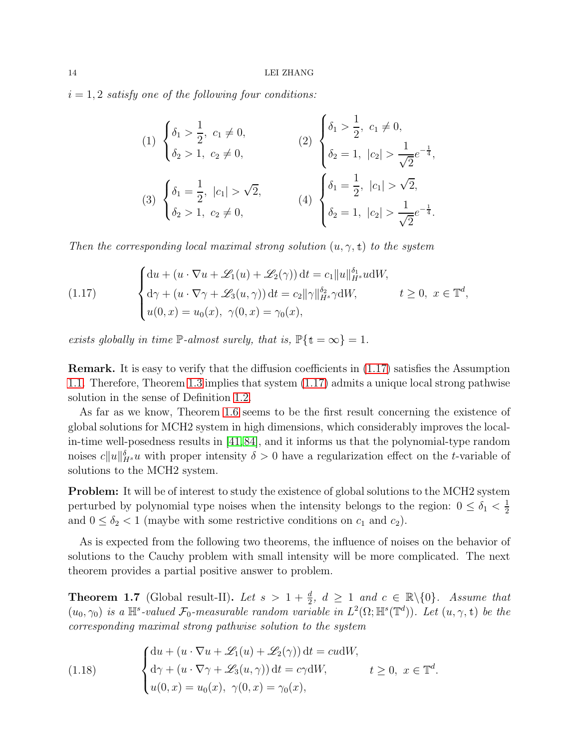$i=1,2$ *satisfy one of the following four conditions:*

$$
(1)\ \begin{cases}\delta_1 > \dfrac{1}{2},\ c_1 \neq 0,\\ \delta_2 > 1,\ c_2 \neq 0,\end{cases}\qquad
(2)\ \begin{cases}\delta_1 > \dfrac{1}{2},\ c_1 \neq 0,\\ \delta_2 = 1,\ |c_2| > \dfrac{1}{\sqrt{2}}e^{-\frac{1}{4}},\end{cases}
$$

$$
(3)\ \begin{cases}\delta_1 = \dfrac{1}{2},\ |c_1| > \sqrt{2},\\ \delta_2 > 1,\ c_2 \neq 0,\end{cases}\qquad
(4)\ \begin{cases}\delta_1 = \dfrac{1}{2},\ |c_1| > \sqrt{2},\\ \delta_2 = 1,\ |c_2| > \dfrac{1}{\sqrt{2}}e^{-\frac{1}{4}}.\end{cases}
$$

*Then the corresponding local maximal strong solution $(u,\gamma,\mathfrak{t})$ to the system*

$$
\begin{cases}\mathrm{d}u + (u\cdot\nabla u + \mathscr{L}_1(u) + \mathscr{L}_2(\gamma))\,\mathrm{d}t = c_1\|u\|_{H^s}^{\delta_1} u\mathrm{d}W,\\ \mathrm{d}\gamma + (u\cdot\nabla\gamma + \mathscr{L}_3(u,\gamma))\,\mathrm{d}t = c_2\|\gamma\|_{H^s}^{\delta_2}\gamma\mathrm{d}W, \qquad t\geq 0,\ x\in\mathbb{T}^d,\\ u(0,x)=u_0(x),\ \gamma(0,x)=\gamma_0(x),\end{cases}\tag{1.17}
$$

*exists globally in time $\mathbb{P}$-almost surely, that is, $\mathbb{P}\{\mathfrak{t}=\infty\}=1$.*

**Remark.** It is easy to verify that the diffusion coefficients in (1.17) satisfies the Assumption 1.1. Therefore, Theorem 1.3 implies that system (1.17) admits a unique local strong pathwise solution in the sense of Definition 1.2.

As far as we know, Theorem 1.6 seems to be the first result concerning the existence of global solutions for MCH2 system in high dimensions, which considerably improves the local-in-time well-posedness results in [41, 84], and it informs us that the polynomial-type random noises $c\|u\|_{H^s}^{\delta}u$ with proper intensity $\delta>0$ have a regularization effect on the $t$-variable of solutions to the MCH2 system.

**Problem:** It will be of interest to study the existence of global solutions to the MCH2 system perturbed by polynomial type noises when the intensity belongs to the region: $0\leq\delta_1<\frac{1}{2}$ and $0\leq\delta_2<1$ (maybe with some restrictive conditions on $c_1$ and $c_2$).

As is expected from the following two theorems, the influence of noises on the behavior of solutions to the Cauchy problem with small intensity will be more complicated. The next theorem provides a partial positive answer to problem.

**Theorem 1.7** (Global result-II)**.** *Let $s>1+\frac{d}{2}$, $d\geq 1$ and $c\in\mathbb{R}\backslash\{0\}$. Assume that $(u_0,\gamma_0)$ is a $\mathbb{H}^s$-valued $\mathcal{F}_0$-measurable random variable in $L^2(\Omega;\mathbb{H}^s(\mathbb{T}^d))$. Let $(u,\gamma,\mathfrak{t})$ be the corresponding maximal strong pathwise solution to the system*

$$
\begin{cases}\mathrm{d}u + (u\cdot\nabla u + \mathscr{L}_1(u) + \mathscr{L}_2(\gamma))\,\mathrm{d}t = cu\mathrm{d}W,\\ \mathrm{d}\gamma + (u\cdot\nabla\gamma + \mathscr{L}_3(u,\gamma))\,\mathrm{d}t = c\gamma\mathrm{d}W, \qquad t\geq 0,\ x\in\mathbb{T}^d.\\ u(0,x)=u_0(x),\ \gamma(0,x)=\gamma_0(x),\end{cases}\tag{1.18}
$$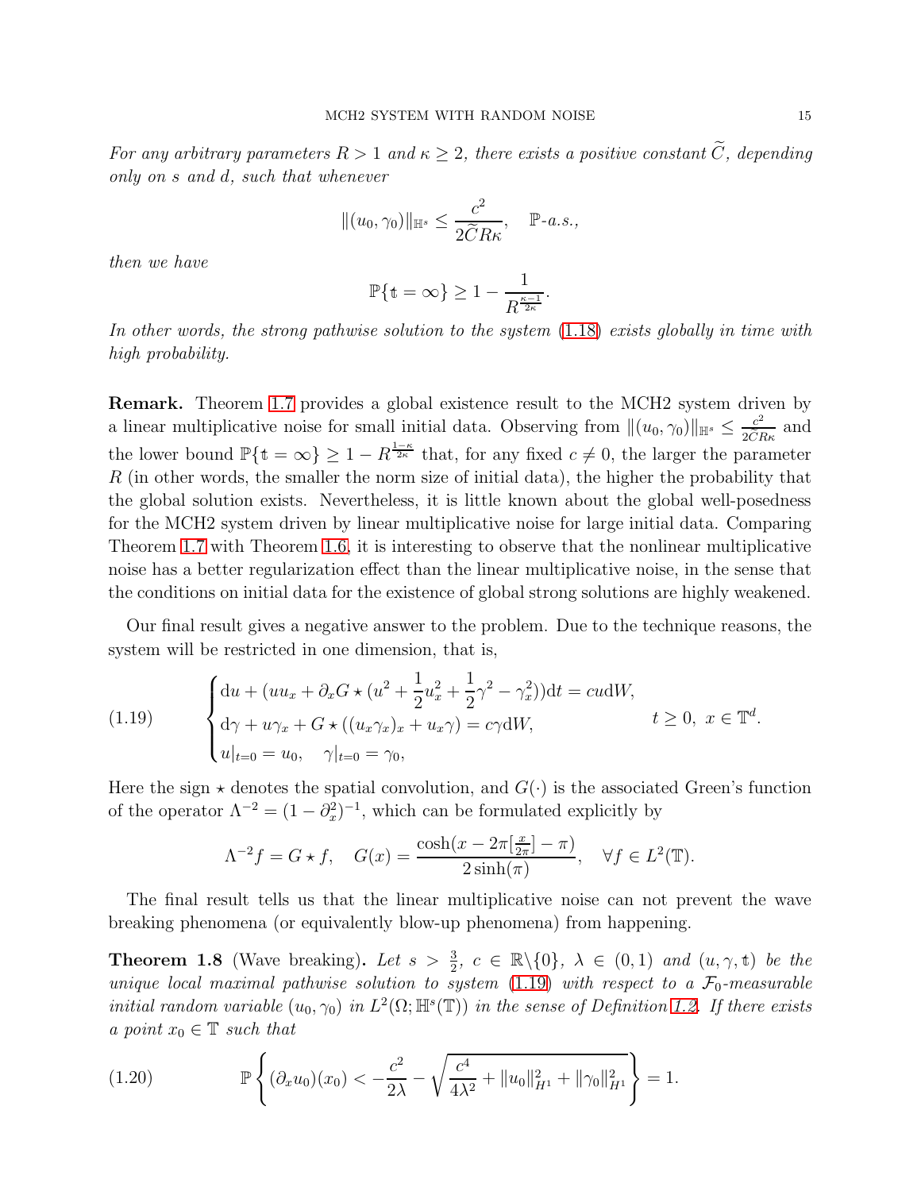*For any arbitrary parameters $R > 1$ and $\kappa \geq 2$, there exists a positive constant $\widetilde{C}$, depending only on $s$ and $d$, such that whenever*

$$\|(u_0, \gamma_0)\|_{\mathbb{H}^s} \leq \frac{c^2}{2\widetilde{C}R\kappa}, \quad \mathbb{P}\text{-a.s.},$$

*then we have*

$$\mathbb{P}\{\mathfrak{t} = \infty\} \geq 1 - \frac{1}{R^{\frac{\kappa-1}{2\kappa}}}.$$

*In other words, the strong pathwise solution to the system (1.18) exists globally in time with high probability.*

**Remark.** Theorem 1.7 provides a global existence result to the MCH2 system driven by a linear multiplicative noise for small initial data. Observing from $\|(u_0, \gamma_0)\|_{\mathbb{H}^s} \leq \frac{c^2}{2\widetilde{C}R\kappa}$ and the lower bound $\mathbb{P}\{\mathfrak{t} = \infty\} \geq 1 - R^{\frac{1-\kappa}{2\kappa}}$ that, for any fixed $c \neq 0$, the larger the parameter $R$ (in other words, the smaller the norm size of initial data), the higher the probability that the global solution exists. Nevertheless, it is little known about the global well-posedness for the MCH2 system driven by linear multiplicative noise for large initial data. Comparing Theorem 1.7 with Theorem 1.6, it is interesting to observe that the nonlinear multiplicative noise has a better regularization effect than the linear multiplicative noise, in the sense that the conditions on initial data for the existence of global strong solutions are highly weakened.

Our final result gives a negative answer to the problem. Due to the technique reasons, the system will be restricted in one dimension, that is,

$$\begin{cases} \mathrm{d}u + (uu_x + \partial_x G \star (u^2 + \frac{1}{2}u_x^2 + \frac{1}{2}\gamma^2 - \gamma_x^2))\mathrm{d}t = cu\mathrm{d}W, \\ \mathrm{d}\gamma + u\gamma_x + G \star ((u_x\gamma_x)_x + u_x\gamma) = c\gamma\mathrm{d}W, \\ u|_{t=0} = u_0, \quad \gamma|_{t=0} = \gamma_0, \end{cases} \quad t \geq 0, \ x \in \mathbb{T}^d. \tag{1.19}$$

Here the sign $\star$ denotes the spatial convolution, and $G(\cdot)$ is the associated Green's function of the operator $\Lambda^{-2} = (1 - \partial_x^2)^{-1}$, which can be formulated explicitly by

$$\Lambda^{-2} f = G \star f, \quad G(x) = \frac{\cosh(x - 2\pi[\frac{x}{2\pi}] - \pi)}{2\sinh(\pi)}, \quad \forall f \in L^2(\mathbb{T}).$$

The final result tells us that the linear multiplicative noise can not prevent the wave breaking phenomena (or equivalently blow-up phenomena) from happening.

**Theorem 1.8** (Wave breaking)**.** *Let $s > \frac{3}{2}$, $c \in \mathbb{R}\backslash\{0\}$, $\lambda \in (0,1)$ and $(u, \gamma, \mathfrak{t})$ be the unique local maximal pathwise solution to system (1.19) with respect to a $\mathcal{F}_0$-measurable initial random variable $(u_0, \gamma_0)$ in $L^2(\Omega; \mathbb{H}^s(\mathbb{T}))$ in the sense of Definition 1.2. If there exists a point $x_0 \in \mathbb{T}$ such that*

$$\mathbb{P}\left\{(\partial_x u_0)(x_0) < -\frac{c^2}{2\lambda} - \sqrt{\frac{c^4}{4\lambda^2} + \|u_0\|_{H^1}^2 + \|\gamma_0\|_{H^1}^2}\right\} = 1. \tag{1.20}$$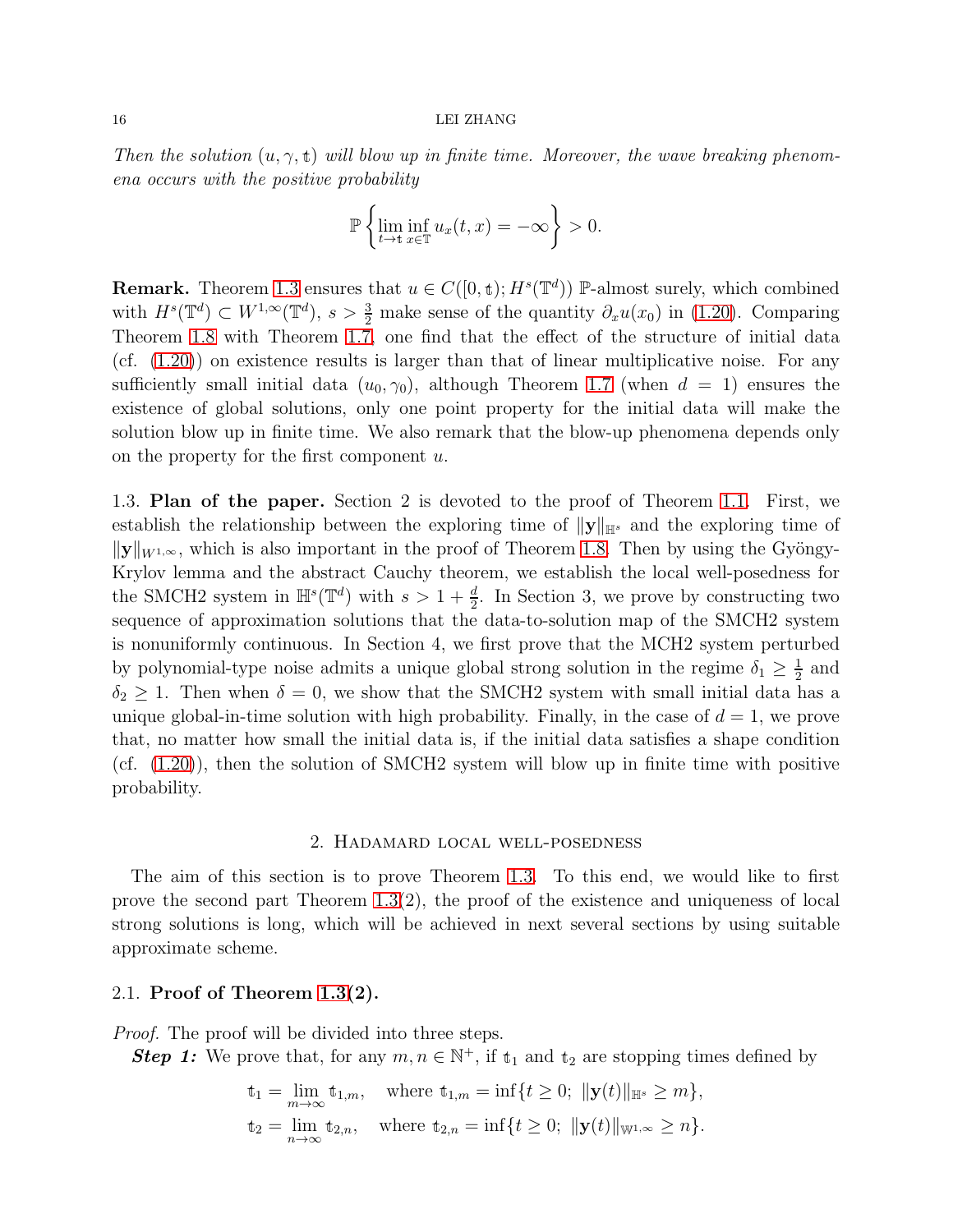*Then the solution $(u, \gamma, \mathfrak{t})$ will blow up in finite time. Moreover, the wave breaking phenomena occurs with the positive probability*

$$\mathbb{P}\left\{\lim_{t\to\mathfrak{t}}\inf_{x\in\mathbb{T}} u_x(t,x) = -\infty\right\} > 0.$$

**Remark.** Theorem 1.3 ensures that $u \in C([0,\mathfrak{t}); H^s(\mathbb{T}^d))$ $\mathbb{P}$-almost surely, which combined with $H^s(\mathbb{T}^d) \subset W^{1,\infty}(\mathbb{T}^d)$, $s > \frac{3}{2}$ make sense of the quantity $\partial_x u(x_0)$ in (1.20). Comparing Theorem 1.8 with Theorem 1.7, one find that the effect of the structure of initial data (cf. (1.20)) on existence results is larger than that of linear multiplicative noise. For any sufficiently small initial data $(u_0, \gamma_0)$, although Theorem 1.7 (when $d = 1$) ensures the existence of global solutions, only one point property for the initial data will make the solution blow up in finite time. We also remark that the blow-up phenomena depends only on the property for the first component $u$.

1.3. **Plan of the paper.** Section 2 is devoted to the proof of Theorem 1.1. First, we establish the relationship between the exploring time of $\|\mathbf{y}\|_{\mathbb{H}^s}$ and the exploring time of $\|\mathbf{y}\|_{W^{1,\infty}}$, which is also important in the proof of Theorem 1.8. Then by using the Gyöngy-Krylov lemma and the abstract Cauchy theorem, we establish the local well-posedness for the SMCH2 system in $\mathbb{H}^s(\mathbb{T}^d)$ with $s > 1 + \frac{d}{2}$. In Section 3, we prove by constructing two sequence of approximation solutions that the data-to-solution map of the SMCH2 system is nonuniformly continuous. In Section 4, we first prove that the MCH2 system perturbed by polynomial-type noise admits a unique global strong solution in the regime $\delta_1 \geq \frac{1}{2}$ and $\delta_2 \geq 1$. Then when $\delta = 0$, we show that the SMCH2 system with small initial data has a unique global-in-time solution with high probability. Finally, in the case of $d = 1$, we prove that, no matter how small the initial data is, if the initial data satisfies a shape condition (cf. (1.20)), then the solution of SMCH2 system will blow up in finite time with positive probability.

## 2. Hadamard local well-posedness

The aim of this section is to prove Theorem 1.3. To this end, we would like to first prove the second part Theorem 1.3(2), the proof of the existence and uniqueness of local strong solutions is long, which will be achieved in next several sections by using suitable approximate scheme.

### 2.1. Proof of Theorem 1.3(2).

*Proof.* The proof will be divided into three steps.

***Step 1:*** We prove that, for any $m, n \in \mathbb{N}^+$, if $\mathfrak{t}_1$ and $\mathfrak{t}_2$ are stopping times defined by

$$\mathfrak{t}_1 = \lim_{m\to\infty} \mathfrak{t}_{1,m}, \quad \text{where } \mathfrak{t}_{1,m} = \inf\{t \geq 0;\ \|\mathbf{y}(t)\|_{\mathbb{H}^s} \geq m\},$$
$$\mathfrak{t}_2 = \lim_{n\to\infty} \mathfrak{t}_{2,n}, \quad \text{where } \mathfrak{t}_{2,n} = \inf\{t \geq 0;\ \|\mathbf{y}(t)\|_{\mathbb{W}^{1,\infty}} \geq n\}.$$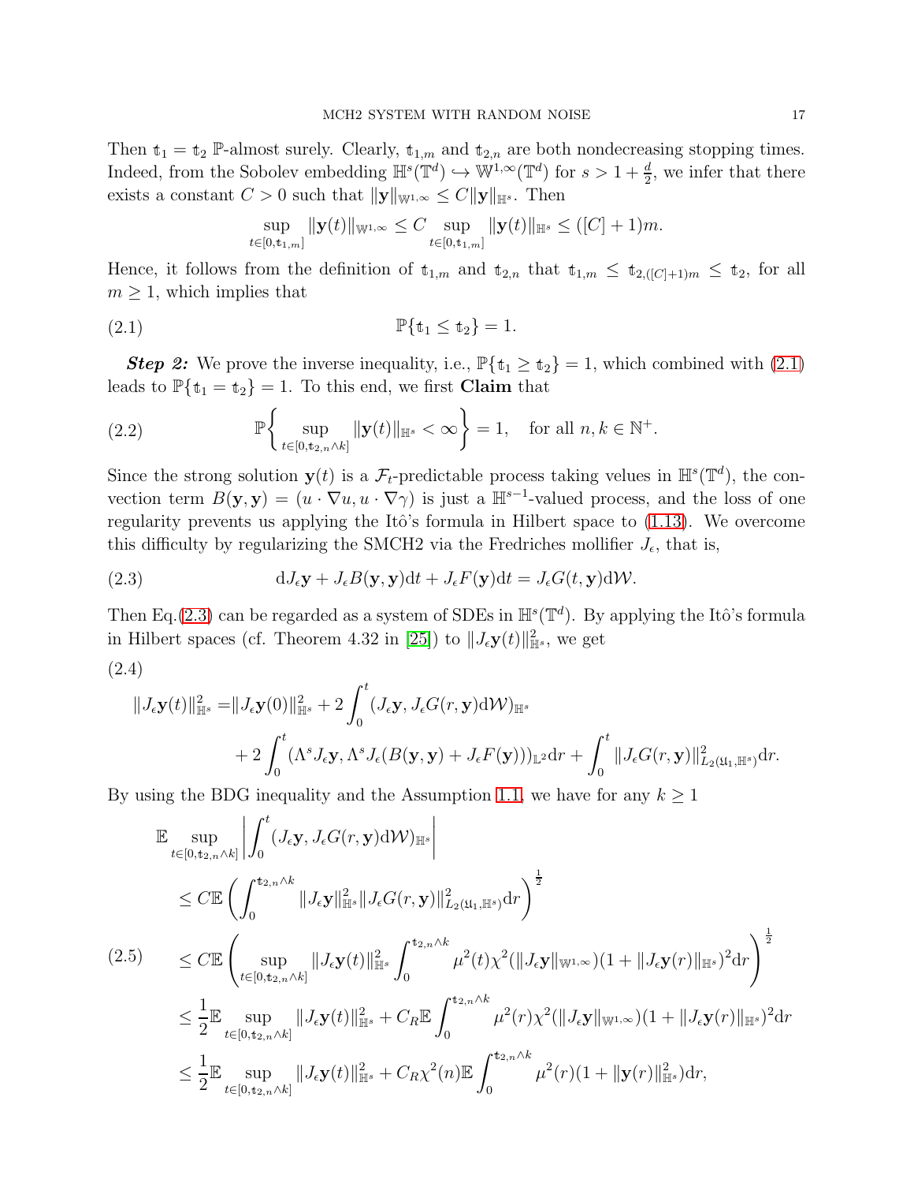Then $\mathfrak{t}_1 = \mathfrak{t}_2$ $\mathbb{P}$-almost surely. Clearly, $\mathfrak{t}_{1,m}$ and $\mathfrak{t}_{2,n}$ are both nondecreasing stopping times. Indeed, from the Sobolev embedding $\mathbb{H}^s(\mathbb{T}^d) \hookrightarrow \mathbb{W}^{1,\infty}(\mathbb{T}^d)$ for $s > 1 + \frac{d}{2}$, we infer that there exists a constant $C > 0$ such that $\|\mathbf{y}\|_{\mathbb{W}^{1,\infty}} \leq C\|\mathbf{y}\|_{\mathbb{H}^s}$. Then

$$\sup_{t\in[0,\mathfrak{t}_{1,m}]} \|\mathbf{y}(t)\|_{\mathbb{W}^{1,\infty}} \leq C \sup_{t\in[0,\mathfrak{t}_{1,m}]} \|\mathbf{y}(t)\|_{\mathbb{H}^s} \leq ([C]+1)m.$$

Hence, it follows from the definition of $\mathfrak{t}_{1,m}$ and $\mathfrak{t}_{2,n}$ that $\mathfrak{t}_{1,m} \leq \mathfrak{t}_{2,([C]+1)m} \leq \mathfrak{t}_2$, for all $m \geq 1$, which implies that

$$\mathbb{P}\{\mathfrak{t}_1 \leq \mathfrak{t}_2\} = 1. \tag{2.1}$$

***Step 2:*** We prove the inverse inequality, i.e., $\mathbb{P}\{\mathfrak{t}_1 \geq \mathfrak{t}_2\} = 1$, which combined with (2.1) leads to $\mathbb{P}\{\mathfrak{t}_1 = \mathfrak{t}_2\} = 1$. To this end, we first **Claim** that

$$\mathbb{P}\left\{ \sup_{t\in[0,\mathfrak{t}_{2,n}\wedge k]} \|\mathbf{y}(t)\|_{\mathbb{H}^s} < \infty \right\} = 1, \quad \text{for all } n,k \in \mathbb{N}^+. \tag{2.2}$$

Since the strong solution $\mathbf{y}(t)$ is a $\mathcal{F}_t$-predictable process taking velues in $\mathbb{H}^s(\mathbb{T}^d)$, the convection term $B(\mathbf{y},\mathbf{y}) = (u\cdot\nabla u, u\cdot\nabla\gamma)$ is just a $\mathbb{H}^{s-1}$-valued process, and the loss of one regularity prevents us applying the Itô's formula in Hilbert space to (1.13). We overcome this difficulty by regularizing the SMCH2 via the Fredriches mollifier $J_\epsilon$, that is,

$$\mathrm{d}J_\epsilon\mathbf{y} + J_\epsilon B(\mathbf{y},\mathbf{y})\mathrm{d}t + J_\epsilon F(\mathbf{y})\mathrm{d}t = J_\epsilon G(t,\mathbf{y})\mathrm{d}\mathcal{W}. \tag{2.3}$$

Then Eq.(2.3) can be regarded as a system of SDEs in $\mathbb{H}^s(\mathbb{T}^d)$. By applying the Itô's formula in Hilbert spaces (cf. Theorem 4.32 in [25]) to $\|J_\epsilon\mathbf{y}(t)\|^2_{\mathbb{H}^s}$, we get

$$\begin{aligned}\|J_\epsilon\mathbf{y}(t)\|^2_{\mathbb{H}^s} =& \|J_\epsilon\mathbf{y}(0)\|^2_{\mathbb{H}^s} + 2\int_0^t (J_\epsilon\mathbf{y}, J_\epsilon G(r,\mathbf{y})\mathrm{d}\mathcal{W})_{\mathbb{H}^s} \\ &+ 2\int_0^t (\Lambda^s J_\epsilon\mathbf{y}, \Lambda^s J_\epsilon(B(\mathbf{y},\mathbf{y}) + J_\epsilon F(\mathbf{y})))_{\mathbb{L}^2}\mathrm{d}r + \int_0^t \|J_\epsilon G(r,\mathbf{y})\|^2_{L_2(\mathfrak{U}_1,\mathbb{H}^s)}\mathrm{d}r.\end{aligned} \tag{2.4}$$

By using the BDG inequality and the Assumption 1.1, we have for any $k \geq 1$

$$\begin{aligned}&\mathbb{E}\sup_{t\in[0,\mathfrak{t}_{2,n}\wedge k]}\left|\int_0^t (J_\epsilon\mathbf{y}, J_\epsilon G(r,\mathbf{y})\mathrm{d}\mathcal{W})_{\mathbb{H}^s}\right| \\ &\leq C\mathbb{E}\left(\int_0^{\mathfrak{t}_{2,n}\wedge k} \|J_\epsilon\mathbf{y}\|^2_{\mathbb{H}^s}\|J_\epsilon G(r,\mathbf{y})\|^2_{L_2(\mathfrak{U}_1,\mathbb{H}^s)}\mathrm{d}r\right)^{\frac{1}{2}} \\ &\leq C\mathbb{E}\left(\sup_{t\in[0,\mathfrak{t}_{2,n}\wedge k]}\|J_\epsilon\mathbf{y}(t)\|^2_{\mathbb{H}^s}\int_0^{\mathfrak{t}_{2,n}\wedge k}\mu^2(t)\chi^2(\|J_\epsilon\mathbf{y}\|_{\mathbb{W}^{1,\infty}})(1+\|J_\epsilon\mathbf{y}(r)\|_{\mathbb{H}^s})^2\mathrm{d}r\right)^{\frac{1}{2}} \\ &\leq \frac{1}{2}\mathbb{E}\sup_{t\in[0,\mathfrak{t}_{2,n}\wedge k]}\|J_\epsilon\mathbf{y}(t)\|^2_{\mathbb{H}^s} + C_R\mathbb{E}\int_0^{\mathfrak{t}_{2,n}\wedge k}\mu^2(r)\chi^2(\|J_\epsilon\mathbf{y}\|_{\mathbb{W}^{1,\infty}})(1+\|J_\epsilon\mathbf{y}(r)\|_{\mathbb{H}^s})^2\mathrm{d}r \\ &\leq \frac{1}{2}\mathbb{E}\sup_{t\in[0,\mathfrak{t}_{2,n}\wedge k]}\|J_\epsilon\mathbf{y}(t)\|^2_{\mathbb{H}^s} + C_R\chi^2(n)\mathbb{E}\int_0^{\mathfrak{t}_{2,n}\wedge k}\mu^2(r)(1+\|\mathbf{y}(r)\|^2_{\mathbb{H}^s})\mathrm{d}r,\end{aligned} \tag{2.5}$$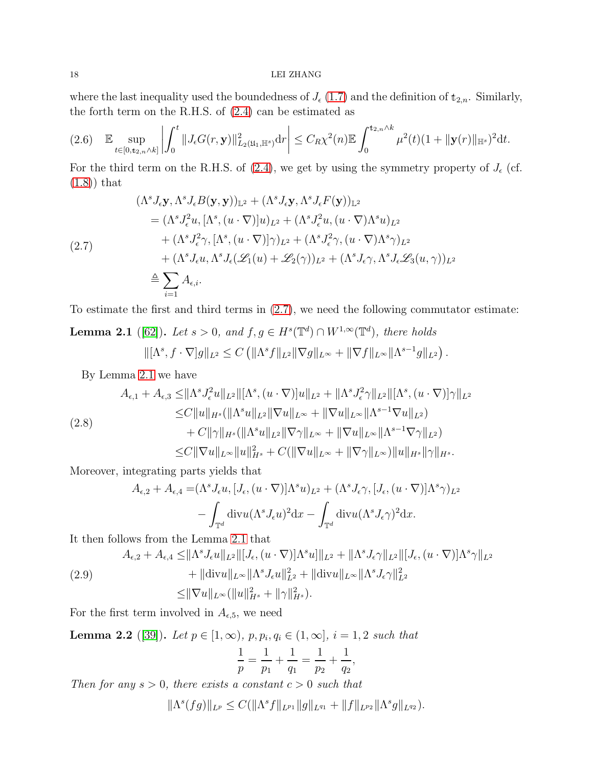where the last inequality used the boundedness of $J_\epsilon$ (1.7) and the definition of $\mathfrak{t}_{2,n}$. Similarly, the forth term on the R.H.S. of (2.4) can be estimated as

$$\mathbb{E}\sup_{t\in[0,\mathfrak{t}_{2,n}\wedge k]}\left|\int_0^t \|J_\epsilon G(r,\mathbf{y})\|^2_{L_2(\mathfrak{U}_1,\mathbb{H}^s)}\mathrm{d}r\right| \leq C_R\chi^2(n)\mathbb{E}\int_0^{\mathfrak{t}_{2,n}\wedge k}\mu^2(t)(1+\|\mathbf{y}(r)\|_{\mathbb{H}^s})^2\mathrm{d}t. \tag{2.6}$$

For the third term on the R.H.S. of (2.4), we get by using the symmetry property of $J_\epsilon$ (cf. (1.8)) that

$$\begin{aligned}
&(\Lambda^s J_\epsilon \mathbf{y}, \Lambda^s J_\epsilon B(\mathbf{y},\mathbf{y}))_{\mathbb{L}^2} + (\Lambda^s J_\epsilon \mathbf{y}, \Lambda^s J_\epsilon F(\mathbf{y}))_{\mathbb{L}^2}\\
&\quad = (\Lambda^s J_\epsilon^2 u, [\Lambda^s, (u\cdot\nabla)]u)_{L^2} + (\Lambda^s J_\epsilon^2 u, (u\cdot\nabla)\Lambda^s u)_{L^2}\\
&\qquad + (\Lambda^s J_\epsilon^2 \gamma, [\Lambda^s, (u\cdot\nabla)]\gamma)_{L^2} + (\Lambda^s J_\epsilon^2 \gamma, (u\cdot\nabla)\Lambda^s \gamma)_{L^2}\\
&\qquad + (\Lambda^s J_\epsilon u, \Lambda^s J_\epsilon(\mathscr{L}_1(u)+\mathscr{L}_2(\gamma))_{L^2} + (\Lambda^s J_\epsilon \gamma, \Lambda^s J_\epsilon \mathscr{L}_3(u,\gamma))_{L^2}\\
&\quad \triangleq \sum_{i=1} A_{\epsilon,i}.
\end{aligned} \tag{2.7}$$

To estimate the first and third terms in (2.7), we need the following commutator estimate:

**Lemma 2.1** ([62]). *Let $s>0$, and $f,g\in H^s(\mathbb{T}^d)\cap W^{1,\infty}(\mathbb{T}^d)$, there holds*

$$\|[\Lambda^s, f\cdot\nabla]g\|_{L^2} \leq C\left(\|\Lambda^s f\|_{L^2}\|\nabla g\|_{L^\infty} + \|\nabla f\|_{L^\infty}\|\Lambda^{s-1}g\|_{L^2}\right).$$

By Lemma 2.1 we have

$$\begin{aligned}
A_{\epsilon,1}+A_{\epsilon,3} \leq & \|\Lambda^s J_\epsilon^2 u\|_{L^2}\|[\Lambda^s,(u\cdot\nabla)]u\|_{L^2} + \|\Lambda^s J_\epsilon^2 \gamma\|_{L^2}\|[\Lambda^s,(u\cdot\nabla)]\gamma\|_{L^2}\\
\leq & C\|u\|_{H^s}(\|\Lambda^s u\|_{L^2}\|\nabla u\|_{L^\infty} + \|\nabla u\|_{L^\infty}\|\Lambda^{s-1}\nabla u\|_{L^2})\\
&+ C\|\gamma\|_{H^s}(\|\Lambda^s u\|_{L^2}\|\nabla \gamma\|_{L^\infty} + \|\nabla u\|_{L^\infty}\|\Lambda^{s-1}\nabla \gamma\|_{L^2})\\
\leq & C\|\nabla u\|_{L^\infty}\|u\|^2_{H^s} + C(\|\nabla u\|_{L^\infty}+\|\nabla\gamma\|_{L^\infty})\|u\|_{H^s}\|\gamma\|_{H^s}.
\end{aligned} \tag{2.8}$$

Moreover, integrating parts yields that

$$\begin{aligned}
A_{\epsilon,2}+A_{\epsilon,4} =& (\Lambda^s J_\epsilon u, [J_\epsilon,(u\cdot\nabla)]\Lambda^s u)_{L^2} + (\Lambda^s J_\epsilon \gamma, [J_\epsilon,(u\cdot\nabla)]\Lambda^s\gamma)_{L^2}\\
&- \int_{\mathbb{T}^d}\mathrm{div}u(\Lambda^s J_\epsilon u)^2\mathrm{d}x - \int_{\mathbb{T}^d}\mathrm{div}u(\Lambda^s J_\epsilon \gamma)^2\mathrm{d}x.
\end{aligned}$$

It then follows from the Lemma 2.1 that

$$\begin{aligned}
A_{\epsilon,2}+A_{\epsilon,4} \leq & \|\Lambda^s J_\epsilon u\|_{L^2}\|[J_\epsilon,(u\cdot\nabla)]\Lambda^s u]\|_{L^2} + \|\Lambda^s J_\epsilon \gamma\|_{L^2}\|[J_\epsilon,(u\cdot\nabla)]\Lambda^s\gamma\|_{L^2}\\
&+ \|\mathrm{div}u\|_{L^\infty}\|\Lambda^s J_\epsilon u\|^2_{L^2} + \|\mathrm{div}u\|_{L^\infty}\|\Lambda^s J_\epsilon \gamma\|^2_{L^2}\\
\leq & \|\nabla u\|_{L^\infty}(\|u\|^2_{H^s}+\|\gamma\|^2_{H^s}).
\end{aligned} \tag{2.9}$$

For the first term involved in $A_{\epsilon,5}$, we need

**Lemma 2.2** ([39]). *Let $p\in[1,\infty)$, $p,p_i,q_i\in(1,\infty]$, $i=1,2$ such that*

$$\frac{1}{p}=\frac{1}{p_1}+\frac{1}{q_1}=\frac{1}{p_2}+\frac{1}{q_2},$$

*Then for any $s>0$, there exists a constant $c>0$ such that*

$$\|\Lambda^s(fg)\|_{L^p} \leq C(\|\Lambda^s f\|_{L^{p_1}}\|g\|_{L^{q_1}} + \|f\|_{L^{p_2}}\|\Lambda^s g\|_{L^{q_2}}).$$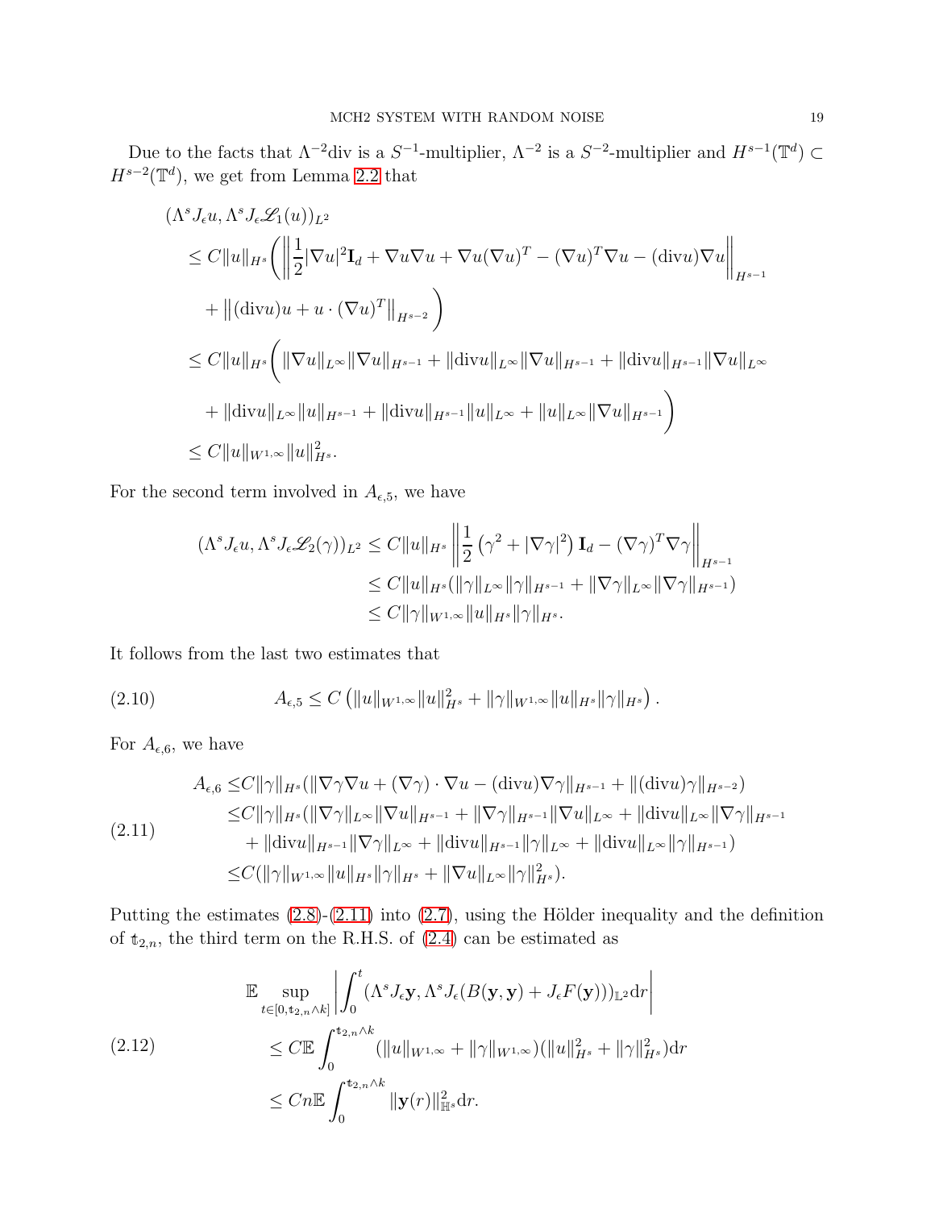Due to the facts that $\Lambda^{-2}\mathrm{div}$ is a $S^{-1}$-multiplier, $\Lambda^{-2}$ is a $S^{-2}$-multiplier and $H^{s-1}(\mathbb{T}^d) \subset H^{s-2}(\mathbb{T}^d)$, we get from Lemma 2.2 that

$$
\begin{aligned}
&(\Lambda^s J_\epsilon u, \Lambda^s J_\epsilon \mathscr{L}_1(u))_{L^2} \\
&\leq C\|u\|_{H^s}\Bigg( \left\| \frac{1}{2}|\nabla u|^2 \mathbf{I}_d + \nabla u \nabla u + \nabla u (\nabla u)^T - (\nabla u)^T \nabla u - (\mathrm{div} u)\nabla u \right\|_{H^{s-1}} \\
&\quad + \left\| (\mathrm{div} u) u + u \cdot (\nabla u)^T \right\|_{H^{s-2}} \Bigg) \\
&\leq C\|u\|_{H^s}\Bigg( \|\nabla u\|_{L^\infty}\|\nabla u\|_{H^{s-1}} + \|\mathrm{div} u\|_{L^\infty}\|\nabla u\|_{H^{s-1}} + \|\mathrm{div} u\|_{H^{s-1}}\|\nabla u\|_{L^\infty} \\
&\quad + \|\mathrm{div} u\|_{L^\infty}\|u\|_{H^{s-1}} + \|\mathrm{div} u\|_{H^{s-1}}\|u\|_{L^\infty} + \|u\|_{L^\infty}\|\nabla u\|_{H^{s-1}} \Bigg) \\
&\leq C\|u\|_{W^{1,\infty}}\|u\|_{H^s}^2.
\end{aligned}
$$

For the second term involved in $A_{\epsilon,5}$, we have

$$
\begin{aligned}
(\Lambda^s J_\epsilon u, \Lambda^s J_\epsilon \mathscr{L}_2(\gamma))_{L^2} &\leq C\|u\|_{H^s} \left\| \frac{1}{2}\left(\gamma^2 + |\nabla \gamma|^2\right)\mathbf{I}_d - (\nabla \gamma)^T \nabla \gamma \right\|_{H^{s-1}} \\
&\leq C\|u\|_{H^s}(\|\gamma\|_{L^\infty}\|\gamma\|_{H^{s-1}} + \|\nabla\gamma\|_{L^\infty}\|\nabla\gamma\|_{H^{s-1}}) \\
&\leq C\|\gamma\|_{W^{1,\infty}}\|u\|_{H^s}\|\gamma\|_{H^s}.
\end{aligned}
$$

It follows from the last two estimates that

$$
A_{\epsilon,5} \leq C\left(\|u\|_{W^{1,\infty}}\|u\|_{H^s}^2 + \|\gamma\|_{W^{1,\infty}}\|u\|_{H^s}\|\gamma\|_{H^s}\right). \tag{2.10}
$$

For $A_{\epsilon,6}$, we have

$$
\begin{aligned}
A_{\epsilon,6} \leq& C\|\gamma\|_{H^s}(\|\nabla\gamma\nabla u + (\nabla\gamma)\cdot\nabla u - (\mathrm{div} u)\nabla\gamma\|_{H^{s-1}} + \|(\mathrm{div} u)\gamma\|_{H^{s-2}}) \\
\leq& C\|\gamma\|_{H^s}(\|\nabla\gamma\|_{L^\infty}\|\nabla u\|_{H^{s-1}} + \|\nabla\gamma\|_{H^{s-1}}\|\nabla u\|_{L^\infty} + \|\mathrm{div} u\|_{L^\infty}\|\nabla\gamma\|_{H^{s-1}} \\
&+ \|\mathrm{div} u\|_{H^{s-1}}\|\nabla\gamma\|_{L^\infty} + \|\mathrm{div} u\|_{H^{s-1}}\|\gamma\|_{L^\infty} + \|\mathrm{div} u\|_{L^\infty}\|\gamma\|_{H^{s-1}}) \\
\leq& C(\|\gamma\|_{W^{1,\infty}}\|u\|_{H^s}\|\gamma\|_{H^s} + \|\nabla u\|_{L^\infty}\|\gamma\|_{H^s}^2).
\end{aligned} \tag{2.11}
$$

Putting the estimates (2.8)-(2.11) into (2.7), using the Hölder inequality and the definition of $\mathfrak{t}_{2,n}$, the third term on the R.H.S. of (2.4) can be estimated as

$$
\begin{aligned}
&\mathbb{E}\sup_{t\in[0,\mathfrak{t}_{2,n}\wedge k]}\left|\int_0^t (\Lambda^s J_\epsilon \mathbf{y}, \Lambda^s J_\epsilon(B(\mathbf{y},\mathbf{y}) + J_\epsilon F(\mathbf{y})))_{\mathbb{L}^2}\mathrm{d}r\right| \\
&\leq C\mathbb{E}\int_0^{\mathfrak{t}_{2,n}\wedge k}(\|u\|_{W^{1,\infty}} + \|\gamma\|_{W^{1,\infty}})(\|u\|_{H^s}^2 + \|\gamma\|_{H^s}^2)\mathrm{d}r \\
&\leq Cn\mathbb{E}\int_0^{\mathfrak{t}_{2,n}\wedge k}\|\mathbf{y}(r)\|_{\mathbb{H}^s}^2\mathrm{d}r.
\end{aligned} \tag{2.12}
$$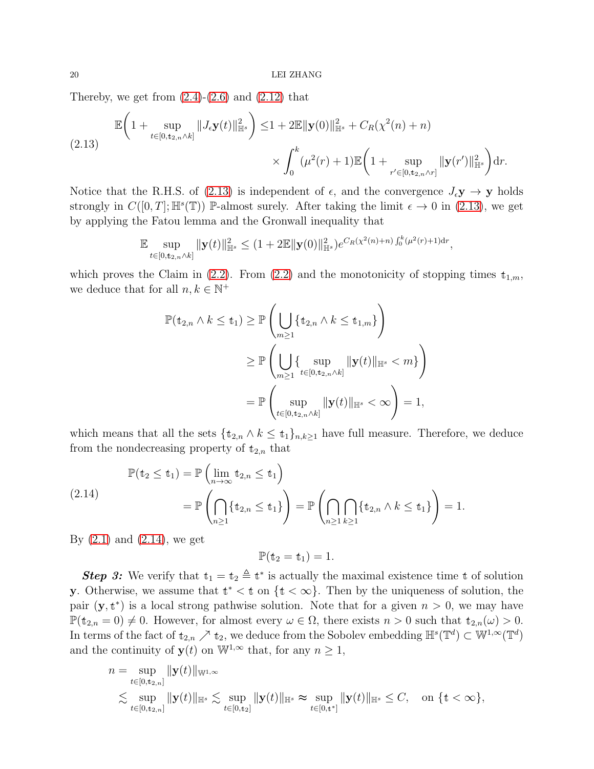Thereby, we get from (2.4)-(2.6) and (2.12) that

$$
\begin{aligned}
\mathbb{E}\bigg(1+\sup_{t\in[0,\mathfrak{t}_{2,n}\wedge k]}\|J_\epsilon \mathbf{y}(t)\|_{\mathbb{H}^s}^2\bigg) \leq & 1+2\mathbb{E}\|\mathbf{y}(0)\|_{\mathbb{H}^s}^2 + C_R(\chi^2(n)+n) \\
& \times \int_0^k (\mu^2(r)+1)\mathbb{E}\bigg(1+\sup_{r'\in[0,\mathfrak{t}_{2,n}\wedge r]}\|\mathbf{y}(r')\|_{\mathbb{H}^s}^2\bigg)\mathrm{d}r.
\end{aligned}
\tag{2.13}
$$

Notice that the R.H.S. of (2.13) is independent of $\epsilon$, and the convergence $J_\epsilon \mathbf{y}\to \mathbf{y}$ holds strongly in $C([0,T];\mathbb{H}^s(\mathbb{T}))$ $\mathbb{P}$-almost surely. After taking the limit $\epsilon\to 0$ in (2.13), we get by applying the Fatou lemma and the Gronwall inequality that

$$
\mathbb{E}\sup_{t\in[0,\mathfrak{t}_{2,n}\wedge k]}\|\mathbf{y}(t)\|_{\mathbb{H}^s}^2 \leq (1+2\mathbb{E}\|\mathbf{y}(0)\|_{\mathbb{H}^s}^2)e^{C_R(\chi^2(n)+n)\int_0^k(\mu^2(r)+1)\mathrm{d}r},
$$

which proves the Claim in (2.2). From (2.2) and the monotonicity of stopping times $\mathfrak{t}_{1,m}$, we deduce that for all $n,k\in\mathbb{N}^+$

$$
\begin{aligned}
\mathbb{P}(\mathfrak{t}_{2,n}\wedge k\leq \mathfrak{t}_1) &\geq \mathbb{P}\left(\bigcup_{m\geq 1}\{\mathfrak{t}_{2,n}\wedge k\leq \mathfrak{t}_{1,m}\}\right)\\
&\geq \mathbb{P}\left(\bigcup_{m\geq 1}\{\sup_{t\in[0,\mathfrak{t}_{2,n}\wedge k]}\|\mathbf{y}(t)\|_{\mathbb{H}^s}<m\}\right)\\
&= \mathbb{P}\left(\sup_{t\in[0,\mathfrak{t}_{2,n}\wedge k]}\|\mathbf{y}(t)\|_{\mathbb{H}^s}<\infty\right)=1,
\end{aligned}
$$

which means that all the sets $\{\mathfrak{t}_{2,n}\wedge k\leq \mathfrak{t}_1\}_{n,k\geq 1}$ have full measure. Therefore, we deduce from the nondecreasing property of $\mathfrak{t}_{2,n}$ that

$$
\begin{aligned}
\mathbb{P}(\mathfrak{t}_2\leq \mathfrak{t}_1) &= \mathbb{P}\left(\lim_{n\to\infty}\mathfrak{t}_{2,n}\leq \mathfrak{t}_1\right)\\
&= \mathbb{P}\left(\bigcap_{n\geq 1}\{\mathfrak{t}_{2,n}\leq \mathfrak{t}_1\}\right) = \mathbb{P}\left(\bigcap_{n\geq 1}\bigcap_{k\geq 1}\{\mathfrak{t}_{2,n}\wedge k\leq \mathfrak{t}_1\}\right)=1.
\end{aligned}
\tag{2.14}
$$

By (2.1) and (2.14), we get

$$
\mathbb{P}(\mathfrak{t}_2=\mathfrak{t}_1)=1.
$$

***Step 3:*** We verify that $\mathfrak{t}_1=\mathfrak{t}_2\triangleq \mathfrak{t}^*$ is actually the maximal existence time $\mathfrak{t}$ of solution $\mathbf{y}$. Otherwise, we assume that $\mathfrak{t}^*<\mathfrak{t}$ on $\{\mathfrak{t}<\infty\}$. Then by the uniqueness of solution, the pair $(\mathbf{y},\mathfrak{t}^*)$ is a local strong pathwise solution. Note that for a given $n>0$, we may have $\mathbb{P}(\mathfrak{t}_{2,n}=0)\neq 0$. However, for almost every $\omega\in\Omega$, there exists $n>0$ such that $\mathfrak{t}_{2,n}(\omega)>0$. In terms of the fact of $\mathfrak{t}_{2,n}\nearrow \mathfrak{t}_2$, we deduce from the Sobolev embedding $\mathbb{H}^s(\mathbb{T}^d)\subset \mathbb{W}^{1,\infty}(\mathbb{T}^d)$ and the continuity of $\mathbf{y}(t)$ on $\mathbb{W}^{1,\infty}$ that, for any $n\geq 1$,

$$
\begin{aligned}
n = &\sup_{t\in[0,\mathfrak{t}_{2,n}]}\|\mathbf{y}(t)\|_{\mathbb{W}^{1,\infty}}\\
&\lesssim \sup_{t\in[0,\mathfrak{t}_{2,n}]}\|\mathbf{y}(t)\|_{\mathbb{H}^s}\lesssim \sup_{t\in[0,\mathfrak{t}_2]}\|\mathbf{y}(t)\|_{\mathbb{H}^s}\approx \sup_{t\in[0,\mathfrak{t}^*]}\|\mathbf{y}(t)\|_{\mathbb{H}^s}\leq C, \quad \text{on } \{\mathfrak{t}<\infty\},
\end{aligned}
$$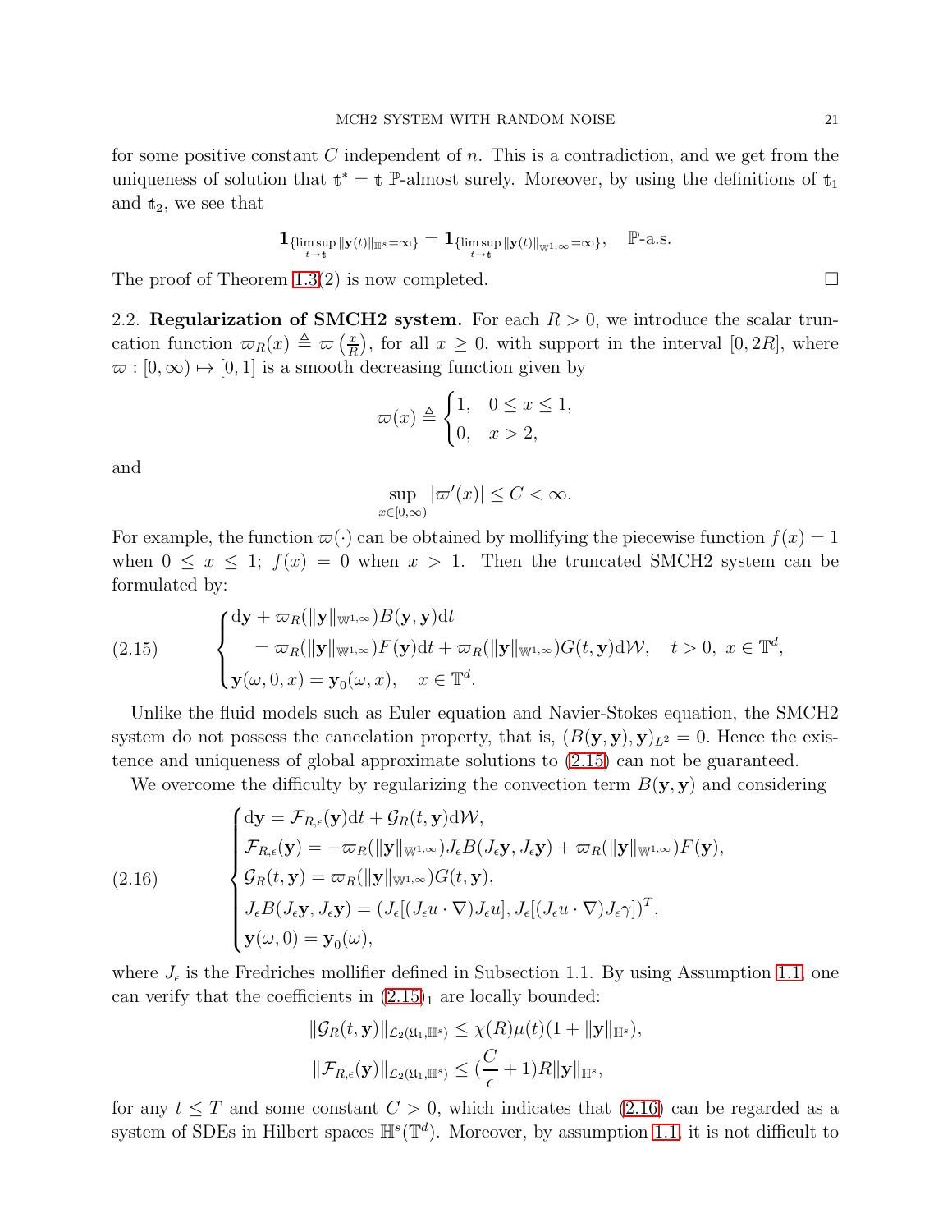for some positive constant $C$ independent of $n$. This is a contradiction, and we get from the uniqueness of solution that $\mathfrak{t}^* = \mathfrak{t}$ $\mathbb{P}$-almost surely. Moreover, by using the definitions of $\mathfrak{t}_1$ and $\mathfrak{t}_2$, we see that

$$\mathbf{1}_{\{\limsup_{t\to\mathfrak{t}}\|\mathbf{y}(t)\|_{\mathbb{H}^s}=\infty\}} = \mathbf{1}_{\{\limsup_{t\to\mathfrak{t}}\|\mathbf{y}(t)\|_{\mathbb{W}^{1,\infty}}=\infty\}}, \quad \mathbb{P}\text{-a.s.}$$

The proof of Theorem 1.3(2) is now completed. □

**2.2. Regularization of SMCH2 system.** For each $R>0$, we introduce the scalar truncation function $\varpi_R(x) \triangleq \varpi\left(\frac{x}{R}\right)$, for all $x\geq 0$, with support in the interval $[0,2R]$, where $\varpi:[0,\infty)\mapsto[0,1]$ is a smooth decreasing function given by

$$\varpi(x) \triangleq \begin{cases} 1, & 0\leq x\leq 1,\\ 0, & x>2, \end{cases}$$

and

$$\sup_{x\in[0,\infty)}|\varpi'(x)|\leq C<\infty.$$

For example, the function $\varpi(\cdot)$ can be obtained by mollifying the piecewise function $f(x)=1$ when $0\leq x\leq 1$; $f(x)=0$ when $x>1$. Then the truncated SMCH2 system can be formulated by:

$$\begin{cases} \mathrm{d}\mathbf{y} + \varpi_R(\|\mathbf{y}\|_{\mathbb{W}^{1,\infty}})B(\mathbf{y},\mathbf{y})\mathrm{d}t \\ \quad = \varpi_R(\|\mathbf{y}\|_{\mathbb{W}^{1,\infty}})F(\mathbf{y})\mathrm{d}t + \varpi_R(\|\mathbf{y}\|_{\mathbb{W}^{1,\infty}})G(t,\mathbf{y})\mathrm{d}\mathcal{W}, \quad t>0,\ x\in\mathbb{T}^d, \\ \mathbf{y}(\omega,0,x) = \mathbf{y}_0(\omega,x), \quad x\in\mathbb{T}^d. \end{cases} \tag{2.15}$$

Unlike the fluid models such as Euler equation and Navier-Stokes equation, the SMCH2 system do not possess the cancelation property, that is, $(B(\mathbf{y},\mathbf{y}),\mathbf{y})_{L^2}=0$. Hence the existence and uniqueness of global approximate solutions to (2.15) can not be guaranteed.

We overcome the difficulty by regularizing the convection term $B(\mathbf{y},\mathbf{y})$ and considering

$$\begin{cases} \mathrm{d}\mathbf{y} = \mathcal{F}_{R,\epsilon}(\mathbf{y})\mathrm{d}t + \mathcal{G}_R(t,\mathbf{y})\mathrm{d}\mathcal{W}, \\ \mathcal{F}_{R,\epsilon}(\mathbf{y}) = -\varpi_R(\|\mathbf{y}\|_{\mathbb{W}^{1,\infty}})J_\epsilon B(J_\epsilon\mathbf{y},J_\epsilon\mathbf{y}) + \varpi_R(\|\mathbf{y}\|_{\mathbb{W}^{1,\infty}})F(\mathbf{y}), \\ \mathcal{G}_R(t,\mathbf{y}) = \varpi_R(\|\mathbf{y}\|_{\mathbb{W}^{1,\infty}})G(t,\mathbf{y}), \\ J_\epsilon B(J_\epsilon\mathbf{y},J_\epsilon\mathbf{y}) = (J_\epsilon[(J_\epsilon u\cdot\nabla)J_\epsilon u], J_\epsilon[(J_\epsilon u\cdot\nabla)J_\epsilon\gamma])^T, \\ \mathbf{y}(\omega,0) = \mathbf{y}_0(\omega), \end{cases} \tag{2.16}$$

where $J_\epsilon$ is the Fredriches mollifier defined in Subsection 1.1. By using Assumption 1.1, one can verify that the coefficients in $(2.15)_1$ are locally bounded:

$$\|\mathcal{G}_R(t,\mathbf{y})\|_{\mathcal{L}_2(\mathfrak{U}_1,\mathbb{H}^s)} \leq \chi(R)\mu(t)(1+\|\mathbf{y}\|_{\mathbb{H}^s}),$$

$$\|\mathcal{F}_{R,\epsilon}(\mathbf{y})\|_{\mathcal{L}_2(\mathfrak{U}_1,\mathbb{H}^s)} \leq (\frac{C}{\epsilon}+1)R\|\mathbf{y}\|_{\mathbb{H}^s},$$

for any $t\leq T$ and some constant $C>0$, which indicates that (2.16) can be regarded as a system of SDEs in Hilbert spaces $\mathbb{H}^s(\mathbb{T}^d)$. Moreover, by assumption 1.1, it is not difficult to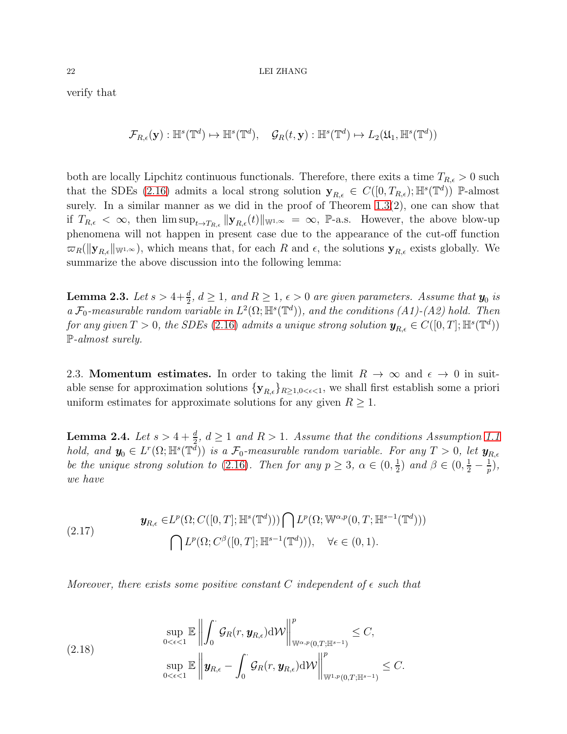verify that

$$\mathcal{F}_{R,\epsilon}(\mathbf{y}) : \mathbb{H}^s(\mathbb{T}^d) \mapsto \mathbb{H}^s(\mathbb{T}^d), \quad \mathcal{G}_R(t,\mathbf{y}) : \mathbb{H}^s(\mathbb{T}^d) \mapsto L_2(\mathfrak{U}_1, \mathbb{H}^s(\mathbb{T}^d))$$

both are locally Lipchitz continuous functionals. Therefore, there exits a time $T_{R,\epsilon} > 0$ such that the SDEs (2.16) admits a local strong solution $\mathbf{y}_{R,\epsilon} \in C([0, T_{R,\epsilon}); \mathbb{H}^s(\mathbb{T}^d))$ $\mathbb{P}$-almost surely. In a similar manner as we did in the proof of Theorem 1.3(2), one can show that if $T_{R,\epsilon} < \infty$, then $\limsup_{t\to T_{R,\epsilon}} \|\mathbf{y}_{R,\epsilon}(t)\|_{\mathbb{W}^{1,\infty}} = \infty$, $\mathbb{P}$-a.s. However, the above blow-up phenomena will not happen in present case due to the appearance of the cut-off function $\varpi_R(\|\mathbf{y}_{R,\epsilon}\|_{\mathbb{W}^{1,\infty}})$, which means that, for each $R$ and $\epsilon$, the solutions $\mathbf{y}_{R,\epsilon}$ exists globally. We summarize the above discussion into the following lemma:

**Lemma 2.3.** *Let $s > 4+\frac{d}{2}$, $d \geq 1$, and $R \geq 1$, $\epsilon > 0$ are given parameters. Assume that $\boldsymbol{y}_0$ is a $\mathcal{F}_0$-measurable random variable in $L^2(\Omega; \mathbb{H}^s(\mathbb{T}^d))$, and the conditions (A1)-(A2) hold. Then for any given $T > 0$, the SDEs (2.16) admits a unique strong solution $\boldsymbol{y}_{R,\epsilon} \in C([0,T]; \mathbb{H}^s(\mathbb{T}^d))$ $\mathbb{P}$-almost surely.*

2.3. **Momentum estimates.** In order to taking the limit $R \to \infty$ and $\epsilon \to 0$ in suitable sense for approximation solutions $\{\mathbf{y}_{R,\epsilon}\}_{R\geq 1, 0<\epsilon<1}$, we shall first establish some a priori uniform estimates for approximate solutions for any given $R \geq 1$.

**Lemma 2.4.** *Let $s > 4 + \frac{d}{2}$, $d \geq 1$ and $R > 1$. Assume that the conditions Assumption 1.1 hold, and $\boldsymbol{y}_0 \in L^r(\Omega; \mathbb{H}^s(\mathbb{T}^d))$ is a $\mathcal{F}_0$-measurable random variable. For any $T > 0$, let $\boldsymbol{y}_{R,\epsilon}$ be the unique strong solution to (2.16). Then for any $p \geq 3$, $\alpha \in (0, \frac{1}{2})$ and $\beta \in (0, \frac{1}{2} - \frac{1}{p})$, we have*

$$\begin{aligned}\boldsymbol{y}_{R,\epsilon} \in & L^p(\Omega; C([0,T]; \mathbb{H}^s(\mathbb{T}^d))) \bigcap L^p(\Omega; \mathbb{W}^{\alpha,p}(0,T; \mathbb{H}^{s-1}(\mathbb{T}^d))) \\ & \bigcap L^p(\Omega; C^\beta([0,T]; \mathbb{H}^{s-1}(\mathbb{T}^d))), \quad \forall \epsilon \in (0,1).\end{aligned} \tag{2.17}$$

*Moreover, there exists some positive constant $C$ independent of $\epsilon$ such that*

$$\begin{aligned}&\sup_{0<\epsilon<1} \mathbb{E} \left\| \int_0^\cdot \mathcal{G}_R(r, \boldsymbol{y}_{R,\epsilon}) \mathrm{d}\mathcal{W} \right\|^p_{\mathbb{W}^{\alpha,p}(0,T;\mathbb{H}^{s-1})} \leq C, \\ &\sup_{0<\epsilon<1} \mathbb{E} \left\| \boldsymbol{y}_{R,\epsilon} - \int_0^\cdot \mathcal{G}_R(r, \boldsymbol{y}_{R,\epsilon}) \mathrm{d}\mathcal{W} \right\|^p_{\mathbb{W}^{1,p}(0,T;\mathbb{H}^{s-1})} \leq C.\end{aligned} \tag{2.18}$$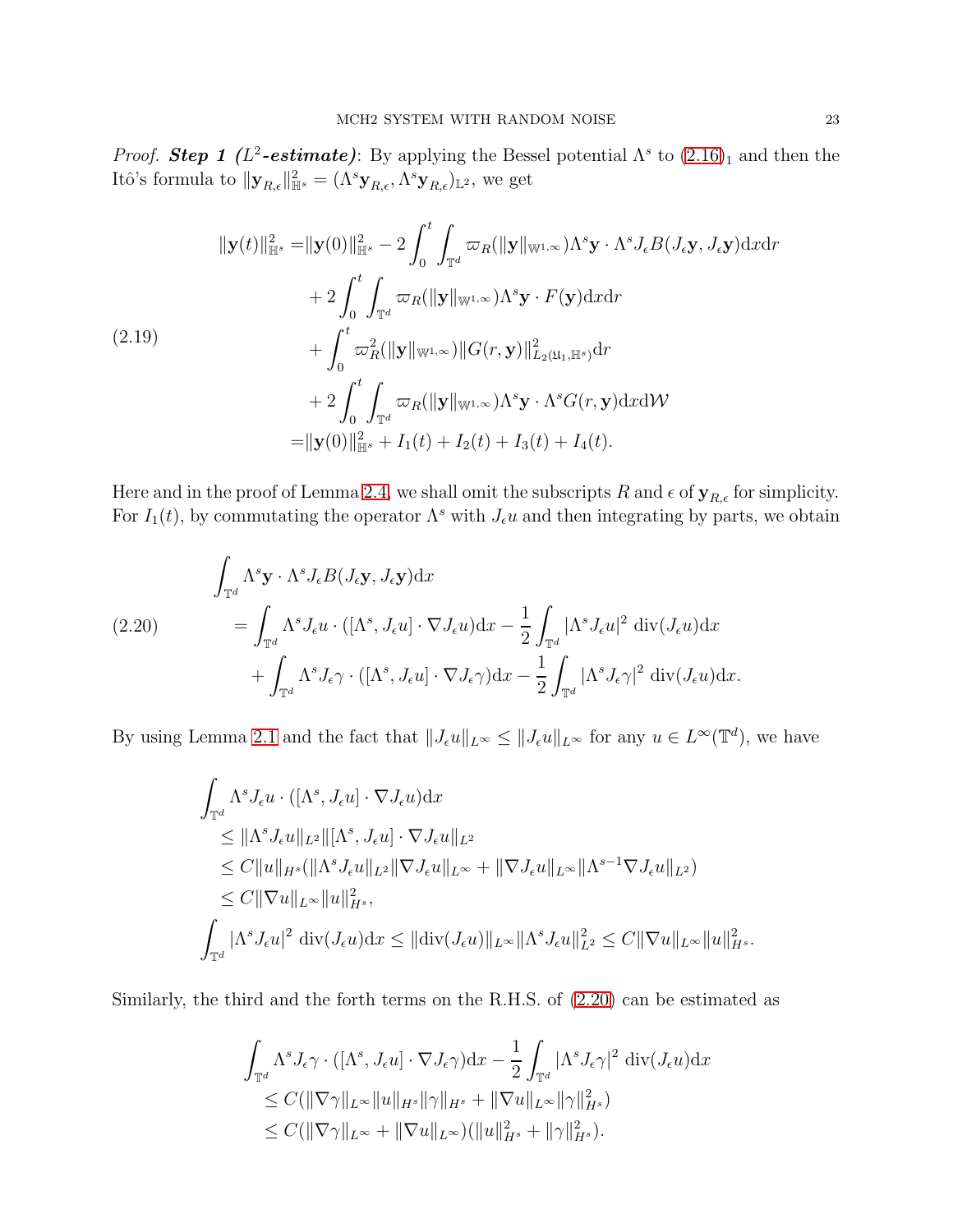*Proof.* ***Step 1 ($L^2$-estimate)***: By applying the Bessel potential $\Lambda^s$ to (2.16)$_1$ and then the Itô's formula to $\|\mathbf{y}_{R,\epsilon}\|_{\mathbb{H}^s}^2 = (\Lambda^s \mathbf{y}_{R,\epsilon}, \Lambda^s \mathbf{y}_{R,\epsilon})_{\mathbb{L}^2}$, we get

$$
\begin{aligned}
\|\mathbf{y}(t)\|_{\mathbb{H}^s}^2 =& \|\mathbf{y}(0)\|_{\mathbb{H}^s}^2 - 2\int_0^t \int_{\mathbb{T}^d} \varpi_R(\|\mathbf{y}\|_{\mathbb{W}^{1,\infty}}) \Lambda^s \mathbf{y} \cdot \Lambda^s J_\epsilon B(J_\epsilon \mathbf{y}, J_\epsilon \mathbf{y}) \mathrm{d}x \mathrm{d}r \\
&+ 2\int_0^t \int_{\mathbb{T}^d} \varpi_R(\|\mathbf{y}\|_{\mathbb{W}^{1,\infty}}) \Lambda^s \mathbf{y} \cdot F(\mathbf{y}) \mathrm{d}x \mathrm{d}r \\
&+ \int_0^t \varpi_R^2(\|\mathbf{y}\|_{\mathbb{W}^{1,\infty}}) \|G(r, \mathbf{y})\|_{L_2(\mathfrak{U}_1, \mathbb{H}^s)}^2 \mathrm{d}r \\
&+ 2\int_0^t \int_{\mathbb{T}^d} \varpi_R(\|\mathbf{y}\|_{\mathbb{W}^{1,\infty}}) \Lambda^s \mathbf{y} \cdot \Lambda^s G(r, \mathbf{y}) \mathrm{d}x \mathrm{d}\mathcal{W} \\
=& \|\mathbf{y}(0)\|_{\mathbb{H}^s}^2 + I_1(t) + I_2(t) + I_3(t) + I_4(t).
\end{aligned}
\tag{2.19}
$$

Here and in the proof of Lemma 2.4, we shall omit the subscripts $R$ and $\epsilon$ of $\mathbf{y}_{R,\epsilon}$ for simplicity. For $I_1(t)$, by commutating the operator $\Lambda^s$ with $J_\epsilon u$ and then integrating by parts, we obtain

$$
\begin{aligned}
&\int_{\mathbb{T}^d} \Lambda^s \mathbf{y} \cdot \Lambda^s J_\epsilon B(J_\epsilon \mathbf{y}, J_\epsilon \mathbf{y}) \mathrm{d}x \\
&\quad = \int_{\mathbb{T}^d} \Lambda^s J_\epsilon u \cdot ([\Lambda^s, J_\epsilon u] \cdot \nabla J_\epsilon u) \mathrm{d}x - \frac{1}{2}\int_{\mathbb{T}^d} |\Lambda^s J_\epsilon u|^2 \operatorname{div}(J_\epsilon u) \mathrm{d}x \\
&\quad\quad + \int_{\mathbb{T}^d} \Lambda^s J_\epsilon \gamma \cdot ([\Lambda^s, J_\epsilon u] \cdot \nabla J_\epsilon \gamma) \mathrm{d}x - \frac{1}{2}\int_{\mathbb{T}^d} |\Lambda^s J_\epsilon \gamma|^2 \operatorname{div}(J_\epsilon u) \mathrm{d}x.
\end{aligned}
\tag{2.20}
$$

By using Lemma 2.1 and the fact that $\|J_\epsilon u\|_{L^\infty} \leq \|J_\epsilon u\|_{L^\infty}$ for any $u \in L^\infty(\mathbb{T}^d)$, we have

$$
\begin{aligned}
&\int_{\mathbb{T}^d} \Lambda^s J_\epsilon u \cdot ([\Lambda^s, J_\epsilon u] \cdot \nabla J_\epsilon u) \mathrm{d}x \\
&\quad \leq \|\Lambda^s J_\epsilon u\|_{L^2} \|[\Lambda^s, J_\epsilon u] \cdot \nabla J_\epsilon u\|_{L^2} \\
&\quad \leq C\|u\|_{H^s} (\|\Lambda^s J_\epsilon u\|_{L^2} \|\nabla J_\epsilon u\|_{L^\infty} + \|\nabla J_\epsilon u\|_{L^\infty} \|\Lambda^{s-1} \nabla J_\epsilon u\|_{L^2}) \\
&\quad \leq C\|\nabla u\|_{L^\infty} \|u\|_{H^s}^2, \\
&\int_{\mathbb{T}^d} |\Lambda^s J_\epsilon u|^2 \operatorname{div}(J_\epsilon u) \mathrm{d}x \leq \|\operatorname{div}(J_\epsilon u)\|_{L^\infty} \|\Lambda^s J_\epsilon u\|_{L^2}^2 \leq C\|\nabla u\|_{L^\infty} \|u\|_{H^s}^2.
\end{aligned}
$$

Similarly, the third and the forth terms on the R.H.S. of (2.20) can be estimated as

$$
\begin{aligned}
&\int_{\mathbb{T}^d} \Lambda^s J_\epsilon \gamma \cdot ([\Lambda^s, J_\epsilon u] \cdot \nabla J_\epsilon \gamma) \mathrm{d}x - \frac{1}{2}\int_{\mathbb{T}^d} |\Lambda^s J_\epsilon \gamma|^2 \operatorname{div}(J_\epsilon u) \mathrm{d}x \\
&\quad \leq C(\|\nabla \gamma\|_{L^\infty} \|u\|_{H^s} \|\gamma\|_{H^s} + \|\nabla u\|_{L^\infty} \|\gamma\|_{H^s}^2) \\
&\quad \leq C(\|\nabla \gamma\|_{L^\infty} + \|\nabla u\|_{L^\infty})(\|u\|_{H^s}^2 + \|\gamma\|_{H^s}^2).
\end{aligned}
$$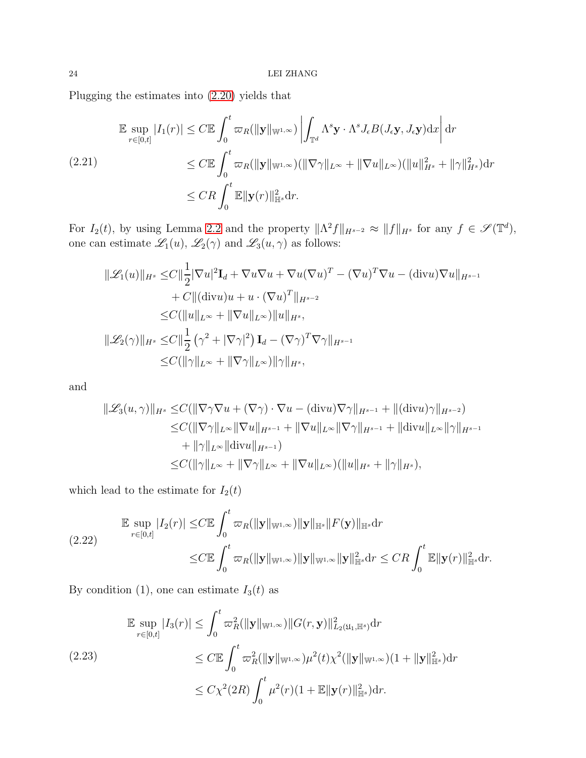Plugging the estimates into (2.20) yields that

$$
\begin{aligned}
\mathbb{E}\sup_{r\in[0,t]}|I_1(r)| &\leq C\mathbb{E}\int_0^t \varpi_R(\|\mathbf{y}\|_{\mathbb{W}^{1,\infty}})\left|\int_{\mathbb{T}^d}\Lambda^s\mathbf{y}\cdot\Lambda^s J_\epsilon B(J_\epsilon\mathbf{y},J_\epsilon\mathbf{y})\mathrm{d}x\right|\mathrm{d}r\\
&\leq C\mathbb{E}\int_0^t \varpi_R(\|\mathbf{y}\|_{\mathbb{W}^{1,\infty}})(\|\nabla\gamma\|_{L^\infty}+\|\nabla u\|_{L^\infty})(\|u\|_{H^s}^2+\|\gamma\|_{H^s}^2)\mathrm{d}r\\
&\leq CR\int_0^t \mathbb{E}\|\mathbf{y}(r)\|_{\mathbb{H}^s}^2\mathrm{d}r.
\end{aligned}
\tag{2.21}
$$

For $I_2(t)$, by using Lemma 2.2 and the property $\|\Lambda^2 f\|_{H^{s-2}}\approx\|f\|_{H^s}$ for any $f\in\mathscr{S}(\mathbb{T}^d)$, one can estimate $\mathscr{L}_1(u)$, $\mathscr{L}_2(\gamma)$ and $\mathscr{L}_3(u,\gamma)$ as follows:

$$
\begin{aligned}
\|\mathscr{L}_1(u)\|_{H^s} \leq& C\|\frac{1}{2}|\nabla u|^2\mathbf{I}_d+\nabla u\nabla u+\nabla u(\nabla u)^T-(\nabla u)^T\nabla u-(\mathrm{div}u)\nabla u\|_{H^{s-1}}\\
&+C\|(\mathrm{div}u)u+u\cdot(\nabla u)^T\|_{H^{s-2}}\\
\leq& C(\|u\|_{L^\infty}+\|\nabla u\|_{L^\infty})\|u\|_{H^s},\\
\|\mathscr{L}_2(\gamma)\|_{H^s} \leq& C\|\frac{1}{2}\left(\gamma^2+|\nabla\gamma|^2\right)\mathbf{I}_d-(\nabla\gamma)^T\nabla\gamma\|_{H^{s-1}}\\
\leq& C(\|\gamma\|_{L^\infty}+\|\nabla\gamma\|_{L^\infty})\|\gamma\|_{H^s},
\end{aligned}
$$

and

$$
\begin{aligned}
\|\mathscr{L}_3(u,\gamma)\|_{H^s} \leq& C(\|\nabla\gamma\nabla u+(\nabla\gamma)\cdot\nabla u-(\mathrm{div}u)\nabla\gamma\|_{H^{s-1}}+\|(\mathrm{div}u)\gamma\|_{H^{s-2}})\\
\leq& C(\|\nabla\gamma\|_{L^\infty}\|\nabla u\|_{H^{s-1}}+\|\nabla u\|_{L^\infty}\|\nabla\gamma\|_{H^{s-1}}+\|\mathrm{div}u\|_{L^\infty}\|\gamma\|_{H^{s-1}}\\
&+\|\gamma\|_{L^\infty}\|\mathrm{div}u\|_{H^{s-1}})\\
\leq& C(\|\gamma\|_{L^\infty}+\|\nabla\gamma\|_{L^\infty}+\|\nabla u\|_{L^\infty})(\|u\|_{H^s}+\|\gamma\|_{H^s}),
\end{aligned}
$$

which lead to the estimate for $I_2(t)$

$$
\begin{aligned}
\mathbb{E}\sup_{r\in[0,t]}|I_2(r)| \leq& C\mathbb{E}\int_0^t \varpi_R(\|\mathbf{y}\|_{\mathbb{W}^{1,\infty}})\|\mathbf{y}\|_{\mathbb{H}^s}\|F(\mathbf{y})\|_{\mathbb{H}^s}\mathrm{d}r\\
\leq& C\mathbb{E}\int_0^t \varpi_R(\|\mathbf{y}\|_{\mathbb{W}^{1,\infty}})\|\mathbf{y}\|_{\mathbb{W}^{1,\infty}}\|\mathbf{y}\|_{\mathbb{H}^s}^2\mathrm{d}r\leq CR\int_0^t \mathbb{E}\|\mathbf{y}(r)\|_{\mathbb{H}^s}^2\mathrm{d}r.
\end{aligned}
\tag{2.22}
$$

By condition (1), one can estimate $I_3(t)$ as

$$
\begin{aligned}
\mathbb{E}\sup_{r\in[0,t]}|I_3(r)| &\leq \int_0^t \varpi_R^2(\|\mathbf{y}\|_{\mathbb{W}^{1,\infty}})\|G(r,\mathbf{y})\|_{L_2(\mathfrak{U}_1,\mathbb{H}^s)}^2\mathrm{d}r\\
&\leq C\mathbb{E}\int_0^t \varpi_R^2(\|\mathbf{y}\|_{\mathbb{W}^{1,\infty}})\mu^2(t)\chi^2(\|\mathbf{y}\|_{\mathbb{W}^{1,\infty}})(1+\|\mathbf{y}\|_{\mathbb{H}^s}^2)\mathrm{d}r\\
&\leq C\chi^2(2R)\int_0^t \mu^2(r)(1+\mathbb{E}\|\mathbf{y}(r)\|_{\mathbb{H}^s}^2)\mathrm{d}r.
\end{aligned}
\tag{2.23}
$$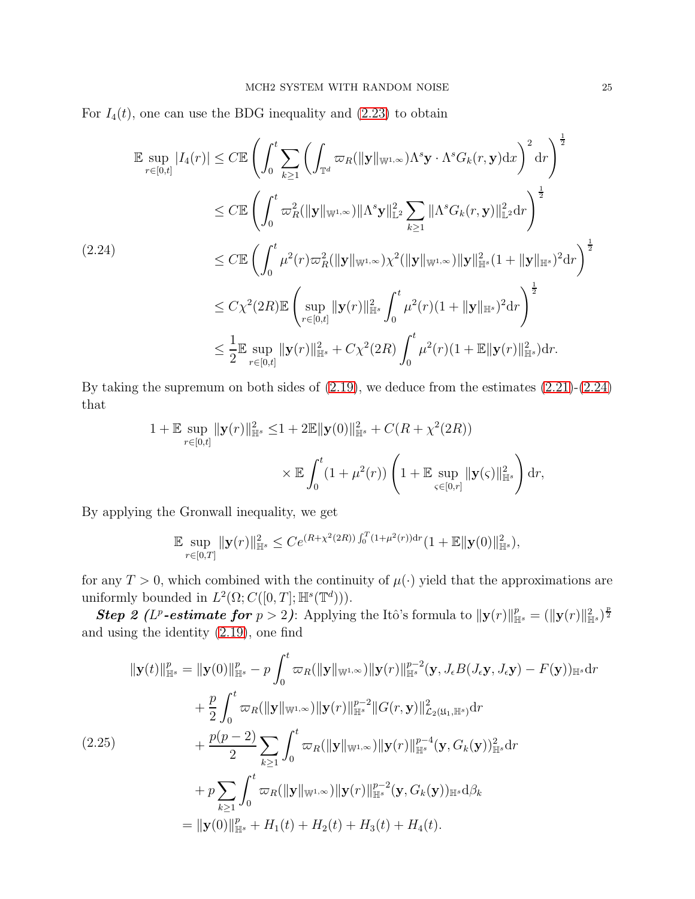For $I_4(t)$, one can use the BDG inequality and (2.23) to obtain

$$
\begin{aligned}
\mathbb{E}\sup_{r\in[0,t]}|I_4(r)| &\leq C\mathbb{E}\left(\int_0^t \sum_{k\geq 1}\left(\int_{\mathbb{T}^d}\varpi_R(\|\mathbf{y}\|_{\mathbb{W}^{1,\infty}})\Lambda^s\mathbf{y}\cdot\Lambda^s G_k(r,\mathbf{y})\mathrm{d}x\right)^2\mathrm{d}r\right)^{\frac{1}{2}}\\
&\leq C\mathbb{E}\left(\int_0^t \varpi_R^2(\|\mathbf{y}\|_{\mathbb{W}^{1,\infty}})\|\Lambda^s\mathbf{y}\|_{\mathbb{L}^2}^2\sum_{k\geq 1}\|\Lambda^s G_k(r,\mathbf{y})\|_{\mathbb{L}^2}^2\mathrm{d}r\right)^{\frac{1}{2}}\\
&\leq C\mathbb{E}\left(\int_0^t \mu^2(r)\varpi_R^2(\|\mathbf{y}\|_{\mathbb{W}^{1,\infty}})\chi^2(\|\mathbf{y}\|_{\mathbb{W}^{1,\infty}})\|\mathbf{y}\|_{\mathbb{H}^s}^2(1+\|\mathbf{y}\|_{\mathbb{H}^s})^2\mathrm{d}r\right)^{\frac{1}{2}}\\
&\leq C\chi^2(2R)\mathbb{E}\left(\sup_{r\in[0,t]}\|\mathbf{y}(r)\|_{\mathbb{H}^s}^2\int_0^t\mu^2(r)(1+\|\mathbf{y}\|_{\mathbb{H}^s})^2\mathrm{d}r\right)^{\frac{1}{2}}\\
&\leq \frac{1}{2}\mathbb{E}\sup_{r\in[0,t]}\|\mathbf{y}(r)\|_{\mathbb{H}^s}^2 + C\chi^2(2R)\int_0^t\mu^2(r)(1+\mathbb{E}\|\mathbf{y}(r)\|_{\mathbb{H}^s}^2)\mathrm{d}r.
\end{aligned}
\tag{2.24}
$$

By taking the supremum on both sides of (2.19), we deduce from the estimates (2.21)-(2.24) that

$$
\begin{aligned}
1+\mathbb{E}\sup_{r\in[0,t]}\|\mathbf{y}(r)\|_{\mathbb{H}^s}^2 \leq& 1+2\mathbb{E}\|\mathbf{y}(0)\|_{\mathbb{H}^s}^2 + C(R+\chi^2(2R))\\
&\times\mathbb{E}\int_0^t(1+\mu^2(r))\left(1+\mathbb{E}\sup_{\varsigma\in[0,r]}\|\mathbf{y}(\varsigma)\|_{\mathbb{H}^s}^2\right)\mathrm{d}r,
\end{aligned}
$$

By applying the Gronwall inequality, we get

$$
\mathbb{E}\sup_{r\in[0,T]}\|\mathbf{y}(r)\|_{\mathbb{H}^s}^2 \leq Ce^{(R+\chi^2(2R))\int_0^T(1+\mu^2(r))\mathrm{d}r}(1+\mathbb{E}\|\mathbf{y}(0)\|_{\mathbb{H}^s}^2),
$$

for any $T>0$, which combined with the continuity of $\mu(\cdot)$ yield that the approximations are uniformly bounded in $L^2(\Omega;C([0,T];\mathbb{H}^s(\mathbb{T}^d)))$.

***Step 2 ($L^p$-estimate for $p>2$)***: Applying the Itô's formula to $\|\mathbf{y}(r)\|_{\mathbb{H}^s}^p = (\|\mathbf{y}(r)\|_{\mathbb{H}^s}^2)^{\frac{p}{2}}$ and using the identity (2.19), one find

$$
\begin{aligned}
\|\mathbf{y}(t)\|_{\mathbb{H}^s}^p &= \|\mathbf{y}(0)\|_{\mathbb{H}^s}^p - p\int_0^t\varpi_R(\|\mathbf{y}\|_{\mathbb{W}^{1,\infty}})\|\mathbf{y}(r)\|_{\mathbb{H}^s}^{p-2}(\mathbf{y},J_\epsilon B(J_\epsilon\mathbf{y},J_\epsilon\mathbf{y})-F(\mathbf{y}))_{\mathbb{H}^s}\mathrm{d}r\\
&\quad+\frac{p}{2}\int_0^t\varpi_R(\|\mathbf{y}\|_{\mathbb{W}^{1,\infty}})\|\mathbf{y}(r)\|_{\mathbb{H}^s}^{p-2}\|G(r,\mathbf{y})\|_{\mathcal{L}_2(\mathfrak{U}_1,\mathbb{H}^s)}^2\mathrm{d}r\\
&\quad+\frac{p(p-2)}{2}\sum_{k\geq 1}\int_0^t\varpi_R(\|\mathbf{y}\|_{\mathbb{W}^{1,\infty}})\|\mathbf{y}(r)\|_{\mathbb{H}^s}^{p-4}(\mathbf{y},G_k(\mathbf{y}))_{\mathbb{H}^s}^2\mathrm{d}r\\
&\quad+p\sum_{k\geq 1}\int_0^t\varpi_R(\|\mathbf{y}\|_{\mathbb{W}^{1,\infty}})\|\mathbf{y}(r)\|_{\mathbb{H}^s}^{p-2}(\mathbf{y},G_k(\mathbf{y}))_{\mathbb{H}^s}\mathrm{d}\beta_k\\
&= \|\mathbf{y}(0)\|_{\mathbb{H}^s}^p + H_1(t)+H_2(t)+H_3(t)+H_4(t).
\end{aligned}
\tag{2.25}
$$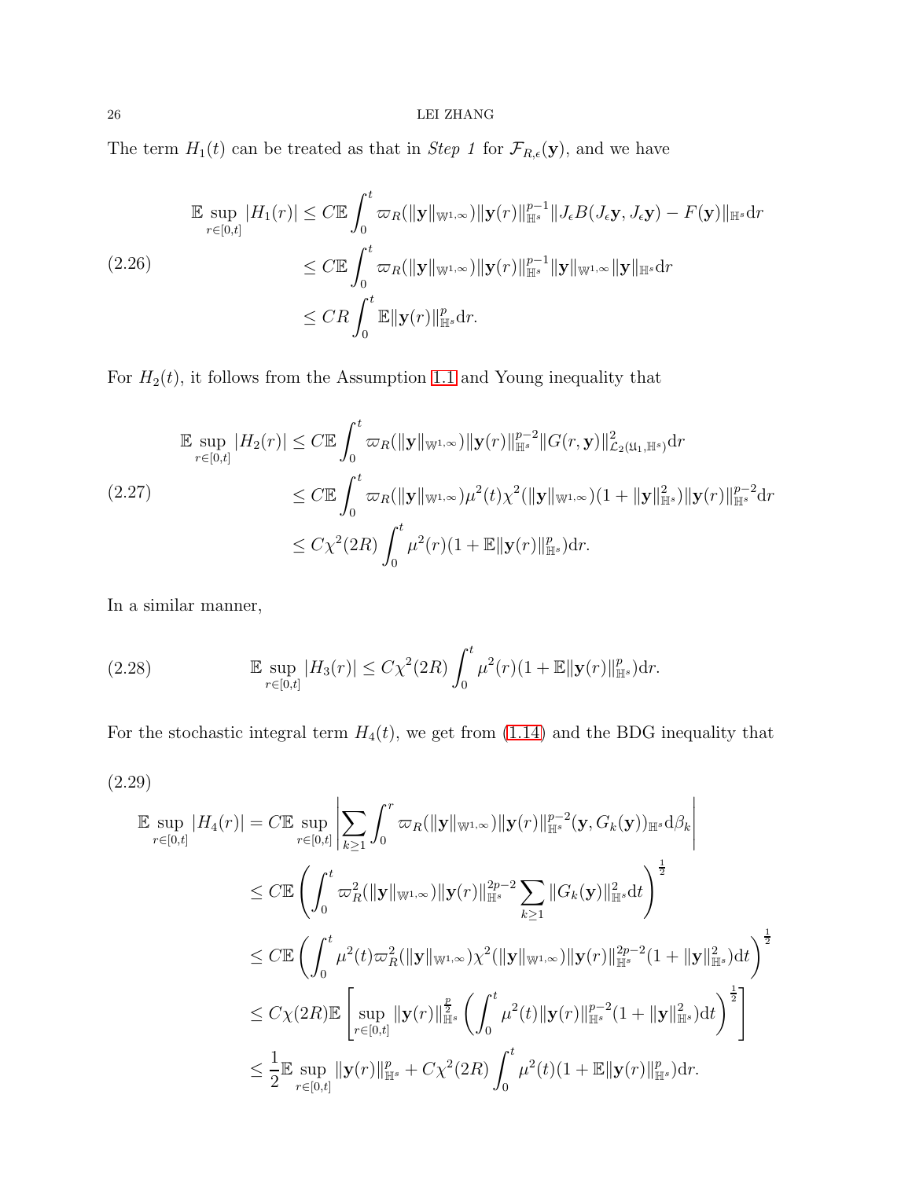The term $H_1(t)$ can be treated as that in *Step 1* for $\mathcal{F}_{R,\epsilon}(\mathbf{y})$, and we have

$$
\begin{aligned}
\mathbb{E}\sup_{r\in[0,t]}|H_1(r)| &\leq C\mathbb{E}\int_0^t \varpi_R(\|\mathbf{y}\|_{\mathbb{W}^{1,\infty}})\|\mathbf{y}(r)\|_{\mathbb{H}^s}^{p-1}\|J_\epsilon B(J_\epsilon \mathbf{y}, J_\epsilon \mathbf{y}) - F(\mathbf{y})\|_{\mathbb{H}^s}\mathrm{d}r \\
&\leq C\mathbb{E}\int_0^t \varpi_R(\|\mathbf{y}\|_{\mathbb{W}^{1,\infty}})\|\mathbf{y}(r)\|_{\mathbb{H}^s}^{p-1}\|\mathbf{y}\|_{\mathbb{W}^{1,\infty}}\|\mathbf{y}\|_{\mathbb{H}^s}\mathrm{d}r \\
&\leq CR\int_0^t \mathbb{E}\|\mathbf{y}(r)\|_{\mathbb{H}^s}^p\mathrm{d}r.
\end{aligned} \tag{2.26}
$$

For $H_2(t)$, it follows from the Assumption 1.1 and Young inequality that

$$
\begin{aligned}
\mathbb{E}\sup_{r\in[0,t]}|H_2(r)| &\leq C\mathbb{E}\int_0^t \varpi_R(\|\mathbf{y}\|_{\mathbb{W}^{1,\infty}})\|\mathbf{y}(r)\|_{\mathbb{H}^s}^{p-2}\|G(r,\mathbf{y})\|_{\mathcal{L}_2(\mathfrak{U}_1,\mathbb{H}^s)}^2\mathrm{d}r \\
&\leq C\mathbb{E}\int_0^t \varpi_R(\|\mathbf{y}\|_{\mathbb{W}^{1,\infty}})\mu^2(t)\chi^2(\|\mathbf{y}\|_{\mathbb{W}^{1,\infty}})(1+\|\mathbf{y}\|_{\mathbb{H}^s}^2)\|\mathbf{y}(r)\|_{\mathbb{H}^s}^{p-2}\mathrm{d}r \\
&\leq C\chi^2(2R)\int_0^t \mu^2(r)(1+\mathbb{E}\|\mathbf{y}(r)\|_{\mathbb{H}^s}^p)\mathrm{d}r.
\end{aligned} \tag{2.27}
$$

In a similar manner,

$$
\mathbb{E}\sup_{r\in[0,t]}|H_3(r)| \leq C\chi^2(2R)\int_0^t \mu^2(r)(1+\mathbb{E}\|\mathbf{y}(r)\|_{\mathbb{H}^s}^p)\mathrm{d}r. \tag{2.28}
$$

For the stochastic integral term $H_4(t)$, we get from (1.14) and the BDG inequality that

$$
\begin{aligned}
\mathbb{E}\sup_{r\in[0,t]}|H_4(r)| &= C\mathbb{E}\sup_{r\in[0,t]}\left|\sum_{k\geq 1}\int_0^r \varpi_R(\|\mathbf{y}\|_{\mathbb{W}^{1,\infty}})\|\mathbf{y}(r)\|_{\mathbb{H}^s}^{p-2}(\mathbf{y}, G_k(\mathbf{y}))_{\mathbb{H}^s}\mathrm{d}\beta_k\right| \\
&\leq C\mathbb{E}\left(\int_0^t \varpi_R^2(\|\mathbf{y}\|_{\mathbb{W}^{1,\infty}})\|\mathbf{y}(r)\|_{\mathbb{H}^s}^{2p-2}\sum_{k\geq 1}\|G_k(\mathbf{y})\|_{\mathbb{H}^s}^2\mathrm{d}t\right)^{\frac{1}{2}} \\
&\leq C\mathbb{E}\left(\int_0^t \mu^2(t)\varpi_R^2(\|\mathbf{y}\|_{\mathbb{W}^{1,\infty}})\chi^2(\|\mathbf{y}\|_{\mathbb{W}^{1,\infty}})\|\mathbf{y}(r)\|_{\mathbb{H}^s}^{2p-2}(1+\|\mathbf{y}\|_{\mathbb{H}^s}^2)\mathrm{d}t\right)^{\frac{1}{2}} \\
&\leq C\chi(2R)\mathbb{E}\left[\sup_{r\in[0,t]}\|\mathbf{y}(r)\|_{\mathbb{H}^s}^{\frac{p}{2}}\left(\int_0^t \mu^2(t)\|\mathbf{y}(r)\|_{\mathbb{H}^s}^{p-2}(1+\|\mathbf{y}\|_{\mathbb{H}^s}^2)\mathrm{d}t\right)^{\frac{1}{2}}\right] \\
&\leq \frac{1}{2}\mathbb{E}\sup_{r\in[0,t]}\|\mathbf{y}(r)\|_{\mathbb{H}^s}^p + C\chi^2(2R)\int_0^t \mu^2(t)(1+\mathbb{E}\|\mathbf{y}(r)\|_{\mathbb{H}^s}^p)\mathrm{d}r.
\end{aligned} \tag{2.29}
$$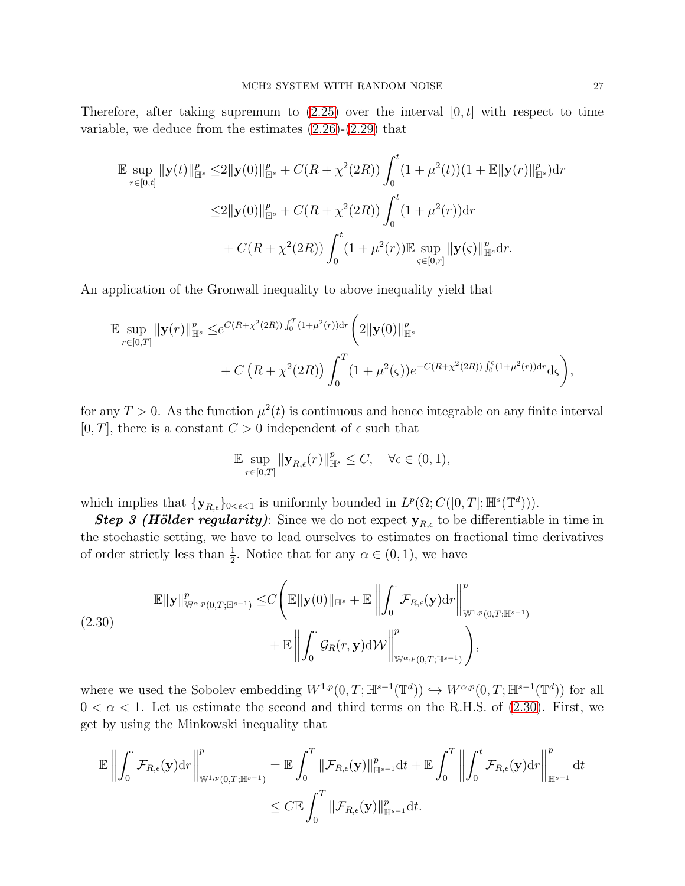Therefore, after taking supremum to (2.25) over the interval $[0,t]$ with respect to time variable, we deduce from the estimates (2.26)-(2.29) that

$$
\begin{aligned}
\mathbb{E}\sup_{r\in[0,t]}\|\mathbf{y}(t)\|_{\mathbb{H}^s}^p \leq & 2\|\mathbf{y}(0)\|_{\mathbb{H}^s}^p + C(R+\chi^2(2R))\int_0^t (1+\mu^2(t))(1+\mathbb{E}\|\mathbf{y}(r)\|_{\mathbb{H}^s}^p)\mathrm{d}r \\
\leq & 2\|\mathbf{y}(0)\|_{\mathbb{H}^s}^p + C(R+\chi^2(2R))\int_0^t (1+\mu^2(r))\mathrm{d}r \\
& + C(R+\chi^2(2R))\int_0^t (1+\mu^2(r))\mathbb{E}\sup_{\varsigma\in[0,r]}\|\mathbf{y}(\varsigma)\|_{\mathbb{H}^s}^p \mathrm{d}r.
\end{aligned}
$$

An application of the Gronwall inequality to above inequality yield that

$$
\begin{aligned}
\mathbb{E}\sup_{r\in[0,T]}\|\mathbf{y}(r)\|_{\mathbb{H}^s}^p \leq & e^{C(R+\chi^2(2R))\int_0^T(1+\mu^2(r))\mathrm{d}r}\Bigg(2\|\mathbf{y}(0)\|_{\mathbb{H}^s}^p \\
& + C\left(R+\chi^2(2R)\right)\int_0^T (1+\mu^2(\varsigma))e^{-C(R+\chi^2(2R))\int_0^\varsigma(1+\mu^2(r))\mathrm{d}r}\mathrm{d}\varsigma\Bigg),
\end{aligned}
$$

for any $T>0$. As the function $\mu^2(t)$ is continuous and hence integrable on any finite interval $[0,T]$, there is a constant $C>0$ independent of $\epsilon$ such that

$$
\mathbb{E}\sup_{r\in[0,T]}\|\mathbf{y}_{R,\epsilon}(r)\|_{\mathbb{H}^s}^p \leq C, \quad \forall \epsilon\in(0,1),
$$

which implies that $\{\mathbf{y}_{R,\epsilon}\}_{0<\epsilon<1}$ is uniformly bounded in $L^p(\Omega; C([0,T];\mathbb{H}^s(\mathbb{T}^d)))$.

***Step 3 (Hölder regularity)***: Since we do not expect $\mathbf{y}_{R,\epsilon}$ to be differentiable in time in the stochastic setting, we have to lead ourselves to estimates on fractional time derivatives of order strictly less than $\frac{1}{2}$. Notice that for any $\alpha\in(0,1)$, we have

$$
\begin{aligned}
\mathbb{E}\|\mathbf{y}\|_{\mathbb{W}^{\alpha,p}(0,T;\mathbb{H}^{s-1})}^p \leq & C\Bigg(\mathbb{E}\|\mathbf{y}(0)\|_{\mathbb{H}^s} + \mathbb{E}\left\|\int_0^\cdot \mathcal{F}_{R,\epsilon}(\mathbf{y})\mathrm{d}r\right\|_{\mathbb{W}^{1,p}(0,T;\mathbb{H}^{s-1})}^p \\
& + \mathbb{E}\left\|\int_0^\cdot \mathcal{G}_R(r,\mathbf{y})\mathrm{d}\mathcal{W}\right\|_{\mathbb{W}^{\alpha,p}(0,T;\mathbb{H}^{s-1})}^p\Bigg),
\end{aligned} \tag{2.30}
$$

where we used the Sobolev embedding $W^{1,p}(0,T;\mathbb{H}^{s-1}(\mathbb{T}^d))\hookrightarrow W^{\alpha,p}(0,T;\mathbb{H}^{s-1}(\mathbb{T}^d))$ for all $0<\alpha<1$. Let us estimate the second and third terms on the R.H.S. of (2.30). First, we get by using the Minkowski inequality that

$$
\begin{aligned}
\mathbb{E}\left\|\int_0^\cdot \mathcal{F}_{R,\epsilon}(\mathbf{y})\mathrm{d}r\right\|_{\mathbb{W}^{1,p}(0,T;\mathbb{H}^{s-1})}^p = & \mathbb{E}\int_0^T \|\mathcal{F}_{R,\epsilon}(\mathbf{y})\|_{\mathbb{H}^{s-1}}^p\mathrm{d}t + \mathbb{E}\int_0^T\left\|\int_0^t \mathcal{F}_{R,\epsilon}(\mathbf{y})\mathrm{d}r\right\|_{\mathbb{H}^{s-1}}^p\mathrm{d}t \\
\leq & C\mathbb{E}\int_0^T \|\mathcal{F}_{R,\epsilon}(\mathbf{y})\|_{\mathbb{H}^{s-1}}^p\mathrm{d}t.
\end{aligned}
$$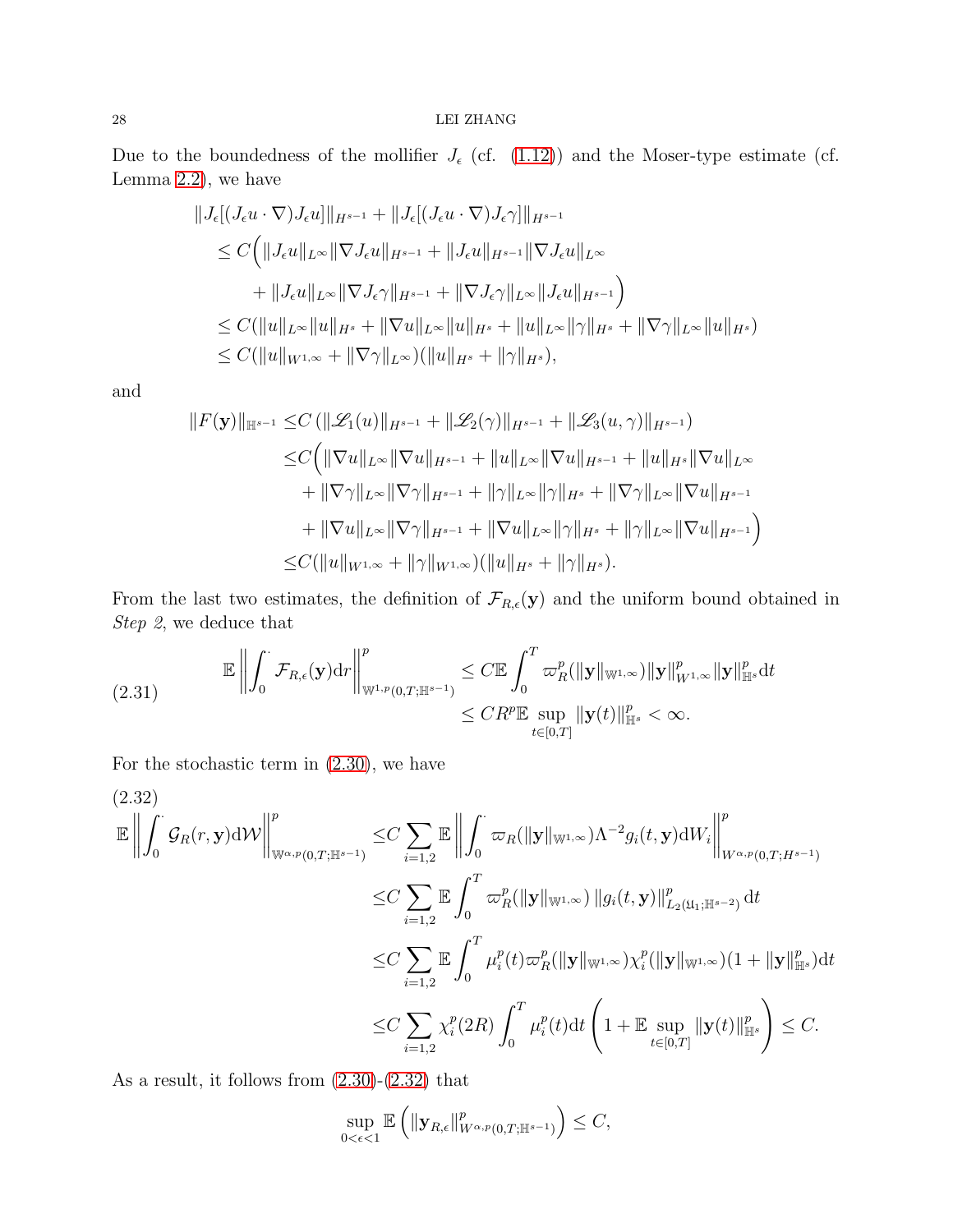Due to the boundedness of the mollifier $J_\epsilon$ (cf. (1.12)) and the Moser-type estimate (cf. Lemma 2.2), we have

$$
\begin{aligned}
&\|J_\epsilon[(J_\epsilon u\cdot\nabla)J_\epsilon u]\|_{H^{s-1}}+\|J_\epsilon[(J_\epsilon u\cdot\nabla)J_\epsilon\gamma]\|_{H^{s-1}}\\
&\quad\leq C\Big(\|J_\epsilon u\|_{L^\infty}\|\nabla J_\epsilon u\|_{H^{s-1}}+\|J_\epsilon u\|_{H^{s-1}}\|\nabla J_\epsilon u\|_{L^\infty}\\
&\qquad+\|J_\epsilon u\|_{L^\infty}\|\nabla J_\epsilon\gamma\|_{H^{s-1}}+\|\nabla J_\epsilon\gamma\|_{L^\infty}\|J_\epsilon u\|_{H^{s-1}}\Big)\\
&\quad\leq C(\|u\|_{L^\infty}\|u\|_{H^s}+\|\nabla u\|_{L^\infty}\|u\|_{H^s}+\|u\|_{L^\infty}\|\gamma\|_{H^s}+\|\nabla\gamma\|_{L^\infty}\|u\|_{H^s})\\
&\quad\leq C(\|u\|_{W^{1,\infty}}+\|\nabla\gamma\|_{L^\infty})(\|u\|_{H^s}+\|\gamma\|_{H^s}),
\end{aligned}
$$

and

$$
\begin{aligned}
\|F(\mathbf{y})\|_{\mathbb{H}^{s-1}}\leq&C\left(\|\mathscr{L}_1(u)\|_{H^{s-1}}+\|\mathscr{L}_2(\gamma)\|_{H^{s-1}}+\|\mathscr{L}_3(u,\gamma)\|_{H^{s-1}}\right)\\
\leq&C\Big(\|\nabla u\|_{L^\infty}\|\nabla u\|_{H^{s-1}}+\|u\|_{L^\infty}\|\nabla u\|_{H^{s-1}}+\|u\|_{H^s}\|\nabla u\|_{L^\infty}\\
&+\|\nabla\gamma\|_{L^\infty}\|\nabla\gamma\|_{H^{s-1}}+\|\gamma\|_{L^\infty}\|\gamma\|_{H^s}+\|\nabla\gamma\|_{L^\infty}\|\nabla u\|_{H^{s-1}}\\
&+\|\nabla u\|_{L^\infty}\|\nabla\gamma\|_{H^{s-1}}+\|\nabla u\|_{L^\infty}\|\gamma\|_{H^s}+\|\gamma\|_{L^\infty}\|\nabla u\|_{H^{s-1}}\Big)\\
\leq&C(\|u\|_{W^{1,\infty}}+\|\gamma\|_{W^{1,\infty}})(\|u\|_{H^s}+\|\gamma\|_{H^s}).
\end{aligned}
$$

From the last two estimates, the definition of $\mathcal{F}_{R,\epsilon}(\mathbf{y})$ and the uniform bound obtained in *Step 2*, we deduce that

$$
\begin{aligned}
\mathbb{E}\left\|\int_0^\cdot\mathcal{F}_{R,\epsilon}(\mathbf{y})\mathrm{d}r\right\|^p_{\mathbb{W}^{1,p}(0,T;\mathbb{H}^{s-1})}&\leq C\mathbb{E}\int_0^T\varpi_R^p(\|\mathbf{y}\|_{\mathbb{W}^{1,\infty}})\|\mathbf{y}\|^p_{W^{1,\infty}}\|\mathbf{y}\|^p_{\mathbb{H}^s}\mathrm{d}t\\
&\leq CR^p\mathbb{E}\sup_{t\in[0,T]}\|\mathbf{y}(t)\|^p_{\mathbb{H}^s}<\infty.
\end{aligned}\tag{2.31}
$$

For the stochastic term in (2.30), we have

$$
\begin{aligned}
\mathbb{E}\left\|\int_0^\cdot\mathcal{G}_R(r,\mathbf{y})\mathrm{d}\mathcal{W}\right\|^p_{\mathbb{W}^{\alpha,p}(0,T;\mathbb{H}^{s-1})}\leq&C\sum_{i=1,2}\mathbb{E}\left\|\int_0^\cdot\varpi_R(\|\mathbf{y}\|_{\mathbb{W}^{1,\infty}})\Lambda^{-2}g_i(t,\mathbf{y})\mathrm{d}W_i\right\|^p_{W^{\alpha,p}(0,T;H^{s-1})}\\
\leq&C\sum_{i=1,2}\mathbb{E}\int_0^T\varpi_R^p(\|\mathbf{y}\|_{\mathbb{W}^{1,\infty}})\,\|g_i(t,\mathbf{y})\|^p_{L_2(\mathfrak{U}_1;\mathbb{H}^{s-2})}\,\mathrm{d}t\\
\leq&C\sum_{i=1,2}\mathbb{E}\int_0^T\mu_i^p(t)\varpi_R^p(\|\mathbf{y}\|_{\mathbb{W}^{1,\infty}})\chi_i^p(\|\mathbf{y}\|_{\mathbb{W}^{1,\infty}})(1+\|\mathbf{y}\|^p_{\mathbb{H}^s})\mathrm{d}t\\
\leq&C\sum_{i=1,2}\chi_i^p(2R)\int_0^T\mu_i^p(t)\mathrm{d}t\left(1+\mathbb{E}\sup_{t\in[0,T]}\|\mathbf{y}(t)\|^p_{\mathbb{H}^s}\right)\leq C.
\end{aligned}\tag{2.32}
$$

As a result, it follows from (2.30)-(2.32) that

$$
\sup_{0<\epsilon<1}\mathbb{E}\left(\|\mathbf{y}_{R,\epsilon}\|^p_{W^{\alpha,p}(0,T;\mathbb{H}^{s-1})}\right)\leq C,
$$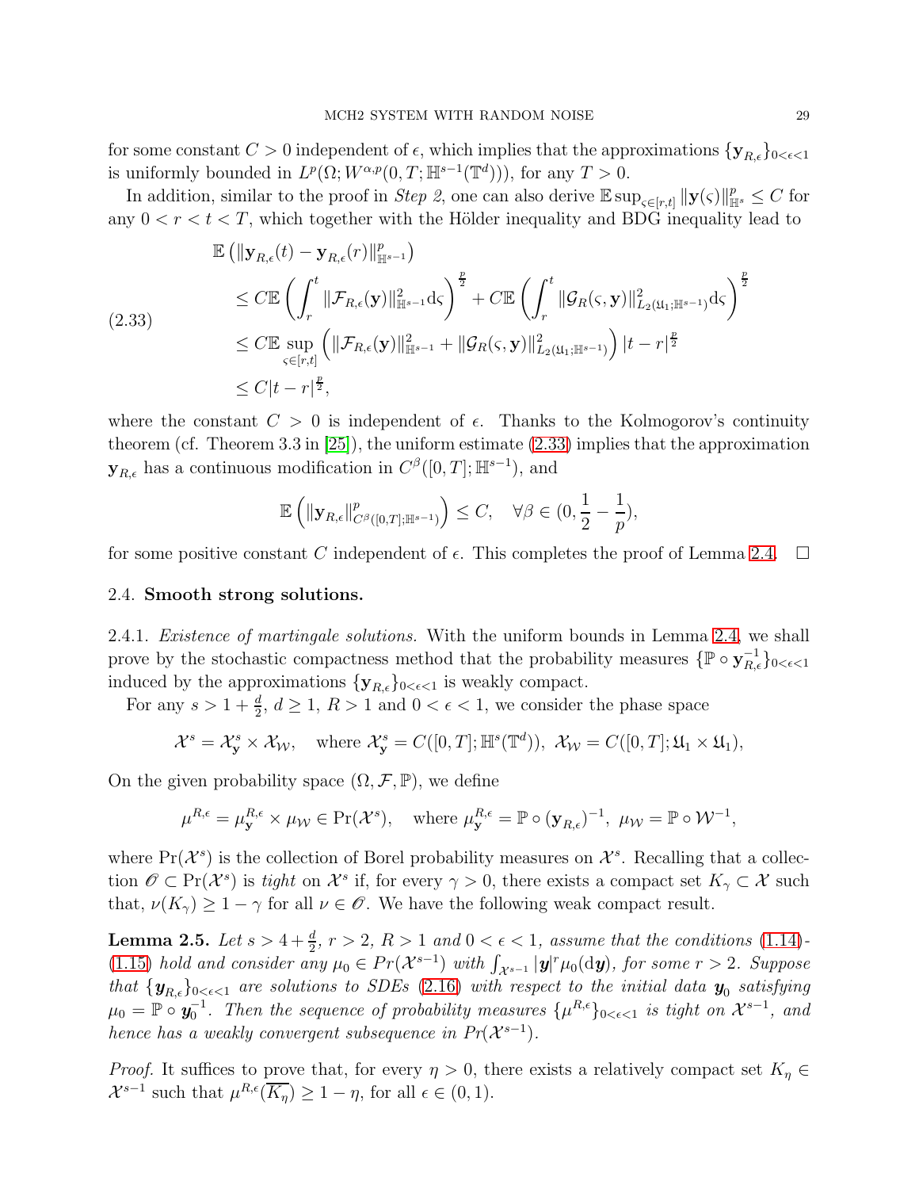for some constant $C > 0$ independent of $\epsilon$, which implies that the approximations $\{\mathbf{y}_{R,\epsilon}\}_{0<\epsilon<1}$ is uniformly bounded in $L^p(\Omega; W^{\alpha,p}(0,T;\mathbb{H}^{s-1}(\mathbb{T}^d)))$, for any $T > 0$.

In addition, similar to the proof in *Step 2*, one can also derive $\mathbb{E}\sup_{\varsigma\in[r,t]}\|\mathbf{y}(\varsigma)\|_{\mathbb{H}^s}^p \leq C$ for any $0 < r < t < T$, which together with the Hölder inequality and BDG inequality lead to

$$
\begin{aligned}
&\mathbb{E}\left(\|\mathbf{y}_{R,\epsilon}(t) - \mathbf{y}_{R,\epsilon}(r)\|_{\mathbb{H}^{s-1}}^p\right) \\
&\leq C\mathbb{E}\left(\int_r^t \|\mathcal{F}_{R,\epsilon}(\mathbf{y})\|_{\mathbb{H}^{s-1}}^2 \mathrm{d}\varsigma\right)^{\frac{p}{2}} + C\mathbb{E}\left(\int_r^t \|\mathcal{G}_R(\varsigma,\mathbf{y})\|_{L_2(\mathfrak{U}_1;\mathbb{H}^{s-1})}^2 \mathrm{d}\varsigma\right)^{\frac{p}{2}} \\
&\leq C\mathbb{E}\sup_{\varsigma\in[r,t]}\left(\|\mathcal{F}_{R,\epsilon}(\mathbf{y})\|_{\mathbb{H}^{s-1}}^2 + \|\mathcal{G}_R(\varsigma,\mathbf{y})\|_{L_2(\mathfrak{U}_1;\mathbb{H}^{s-1})}^2\right)|t-r|^{\frac{p}{2}} \\
&\leq C|t-r|^{\frac{p}{2}},
\end{aligned}
\tag{2.33}
$$

where the constant $C > 0$ is independent of $\epsilon$. Thanks to the Kolmogorov's continuity theorem (cf. Theorem 3.3 in [25]), the uniform estimate (2.33) implies that the approximation $\mathbf{y}_{R,\epsilon}$ has a continuous modification in $C^\beta([0,T];\mathbb{H}^{s-1})$, and

$$
\mathbb{E}\left(\|\mathbf{y}_{R,\epsilon}\|_{C^\beta([0,T];\mathbb{H}^{s-1})}^p\right) \leq C, \quad \forall \beta \in (0, \frac{1}{2} - \frac{1}{p}),
$$

for some positive constant $C$ independent of $\epsilon$. This completes the proof of Lemma 2.4. $\square$

## 2.4. Smooth strong solutions.

2.4.1. *Existence of martingale solutions.* With the uniform bounds in Lemma 2.4, we shall prove by the stochastic compactness method that the probability measures $\{\mathbb{P}\circ\mathbf{y}_{R,\epsilon}^{-1}\}_{0<\epsilon<1}$ induced by the approximations $\{\mathbf{y}_{R,\epsilon}\}_{0<\epsilon<1}$ is weakly compact.

For any $s > 1 + \frac{d}{2}$, $d \geq 1$, $R > 1$ and $0 < \epsilon < 1$, we consider the phase space

$$
\mathcal{X}^s = \mathcal{X}_{\mathbf{y}}^s \times \mathcal{X}_{\mathcal{W}}, \quad \text{where } \mathcal{X}_{\mathbf{y}}^s = C([0,T];\mathbb{H}^s(\mathbb{T}^d)),\ \mathcal{X}_{\mathcal{W}} = C([0,T];\mathfrak{U}_1\times\mathfrak{U}_1),
$$

On the given probability space $(\Omega, \mathcal{F}, \mathbb{P})$, we define

$$
\mu^{R,\epsilon} = \mu_{\mathbf{y}}^{R,\epsilon} \times \mu_{\mathcal{W}} \in \mathrm{Pr}(\mathcal{X}^s), \quad \text{where } \mu_{\mathbf{y}}^{R,\epsilon} = \mathbb{P}\circ(\mathbf{y}_{R,\epsilon})^{-1},\ \mu_{\mathcal{W}} = \mathbb{P}\circ\mathcal{W}^{-1},
$$

where $\mathrm{Pr}(\mathcal{X}^s)$ is the collection of Borel probability measures on $\mathcal{X}^s$. Recalling that a collection $\mathscr{O} \subset \mathrm{Pr}(\mathcal{X}^s)$ is *tight* on $\mathcal{X}^s$ if, for every $\gamma > 0$, there exists a compact set $K_\gamma \subset \mathcal{X}$ such that, $\nu(K_\gamma) \geq 1 - \gamma$ for all $\nu \in \mathscr{O}$. We have the following weak compact result.

**Lemma 2.5.** *Let $s > 4 + \frac{d}{2}$, $r > 2$, $R > 1$ and $0 < \epsilon < 1$, assume that the conditions (1.14)-(1.15) hold and consider any $\mu_0 \in Pr(\mathcal{X}^{s-1})$ with $\int_{\mathcal{X}^{s-1}} |\boldsymbol{y}|^r \mu_0(\mathrm{d}\boldsymbol{y})$, for some $r > 2$. Suppose that $\{\boldsymbol{y}_{R,\epsilon}\}_{0<\epsilon<1}$ are solutions to SDEs (2.16) with respect to the initial data $\boldsymbol{y}_0$ satisfying $\mu_0 = \mathbb{P}\circ\boldsymbol{y}_0^{-1}$. Then the sequence of probability measures $\{\mu^{R,\epsilon}\}_{0<\epsilon<1}$ is tight on $\mathcal{X}^{s-1}$, and hence has a weakly convergent subsequence in $Pr(\mathcal{X}^{s-1})$.*

*Proof.* It suffices to prove that, for every $\eta > 0$, there exists a relatively compact set $K_\eta \in \mathcal{X}^{s-1}$ such that $\mu^{R,\epsilon}(\overline{K_\eta}) \geq 1 - \eta$, for all $\epsilon \in (0,1)$.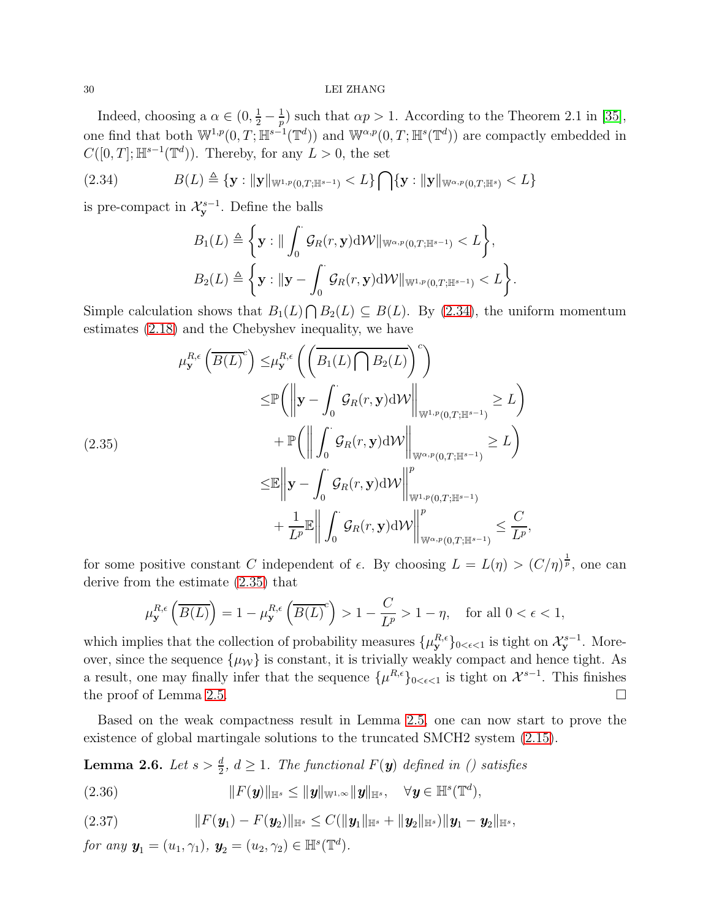Indeed, choosing a $\alpha \in (0, \frac{1}{2} - \frac{1}{p})$ such that $\alpha p > 1$. According to the Theorem 2.1 in [35], one find that both $\mathbb{W}^{1,p}(0,T;\mathbb{H}^{s-1}(\mathbb{T}^d))$ and $\mathbb{W}^{\alpha,p}(0,T;\mathbb{H}^{s}(\mathbb{T}^d))$ are compactly embedded in $C([0,T];\mathbb{H}^{s-1}(\mathbb{T}^d))$. Thereby, for any $L > 0$, the set

$$B(L) \triangleq \{\mathbf{y} : \|\mathbf{y}\|_{\mathbb{W}^{1,p}(0,T;\mathbb{H}^{s-1})} < L\} \bigcap \{\mathbf{y} : \|\mathbf{y}\|_{\mathbb{W}^{\alpha,p}(0,T;\mathbb{H}^{s})} < L\} \tag{2.34}$$

is pre-compact in $\mathcal{X}_{\mathbf{y}}^{s-1}$. Define the balls

$$B_1(L) \triangleq \left\{\mathbf{y} : \|\int_0^{\cdot} \mathcal{G}_R(r,\mathbf{y})\mathrm{d}\mathcal{W}\|_{\mathbb{W}^{\alpha,p}(0,T;\mathbb{H}^{s-1})} < L\right\},$$

$$B_2(L) \triangleq \left\{\mathbf{y} : \|\mathbf{y} - \int_0^{\cdot} \mathcal{G}_R(r,\mathbf{y})\mathrm{d}\mathcal{W}\|_{\mathbb{W}^{1,p}(0,T;\mathbb{H}^{s-1})} < L\right\}.$$

Simple calculation shows that $B_1(L) \bigcap B_2(L) \subseteq B(L)$. By (2.34), the uniform momentum estimates (2.18) and the Chebyshev inequality, we have

$$\begin{aligned}
\mu_{\mathbf{y}}^{R,\epsilon}\left(\overline{B(L)}^c\right) \leq& \mu_{\mathbf{y}}^{R,\epsilon}\left(\left(\overline{B_1(L) \bigcap B_2(L)}\right)^c\right) \\
\leq& \mathbb{P}\bigg(\left\|\mathbf{y} - \int_0^{\cdot} \mathcal{G}_R(r,\mathbf{y})\mathrm{d}\mathcal{W}\right\|_{\mathbb{W}^{1,p}(0,T;\mathbb{H}^{s-1})} \geq L\bigg) \\
&+ \mathbb{P}\bigg(\left\|\int_0^{\cdot} \mathcal{G}_R(r,\mathbf{y})\mathrm{d}\mathcal{W}\right\|_{\mathbb{W}^{\alpha,p}(0,T;\mathbb{H}^{s-1})} \geq L\bigg) \\
\leq& \mathbb{E}\left\|\mathbf{y} - \int_0^{\cdot} \mathcal{G}_R(r,\mathbf{y})\mathrm{d}\mathcal{W}\right\|_{\mathbb{W}^{1,p}(0,T;\mathbb{H}^{s-1})}^p \\
&+ \frac{1}{L^p}\mathbb{E}\left\|\int_0^{\cdot} \mathcal{G}_R(r,\mathbf{y})\mathrm{d}\mathcal{W}\right\|_{\mathbb{W}^{\alpha,p}(0,T;\mathbb{H}^{s-1})}^p \leq \frac{C}{L^p},
\end{aligned} \tag{2.35}$$

for some positive constant $C$ independent of $\epsilon$. By choosing $L = L(\eta) > (C/\eta)^{\frac{1}{p}}$, one can derive from the estimate (2.35) that

$$\mu_{\mathbf{y}}^{R,\epsilon}\left(\overline{B(L)}\right) = 1 - \mu_{\mathbf{y}}^{R,\epsilon}\left(\overline{B(L)}^c\right) > 1 - \frac{C}{L^p} > 1 - \eta, \quad \text{for all } 0 < \epsilon < 1,$$

which implies that the collection of probability measures $\{\mu_{\mathbf{y}}^{R,\epsilon}\}_{0<\epsilon<1}$ is tight on $\mathcal{X}_{\mathbf{y}}^{s-1}$. Moreover, since the sequence $\{\mu_{\mathcal{W}}\}$ is constant, it is trivially weakly compact and hence tight. As a result, one may finally infer that the sequence $\{\mu^{R,\epsilon}\}_{0<\epsilon<1}$ is tight on $\mathcal{X}^{s-1}$. This finishes the proof of Lemma 2.5. □

Based on the weak compactness result in Lemma 2.5, one can now start to prove the existence of global martingale solutions to the truncated SMCH2 system (2.15).

**Lemma 2.6.** *Let $s > \frac{d}{2}$, $d \geq 1$. The functional $F(\boldsymbol{y})$ defined in () satisfies*

$$\|F(\boldsymbol{y})\|_{\mathbb{H}^s} \leq \|\boldsymbol{y}\|_{W^{1,\infty}}\|\boldsymbol{y}\|_{\mathbb{H}^s}, \quad \forall \boldsymbol{y} \in \mathbb{H}^s(\mathbb{T}^d), \tag{2.36}$$

$$\|F(\boldsymbol{y}_1) - F(\boldsymbol{y}_2)\|_{\mathbb{H}^s} \leq C(\|\boldsymbol{y}_1\|_{\mathbb{H}^s} + \|\boldsymbol{y}_2\|_{\mathbb{H}^s})\|\boldsymbol{y}_1 - \boldsymbol{y}_2\|_{\mathbb{H}^s}, \tag{2.37}$$

*for any $\boldsymbol{y}_1 = (u_1, \gamma_1)$, $\boldsymbol{y}_2 = (u_2, \gamma_2) \in \mathbb{H}^s(\mathbb{T}^d)$.*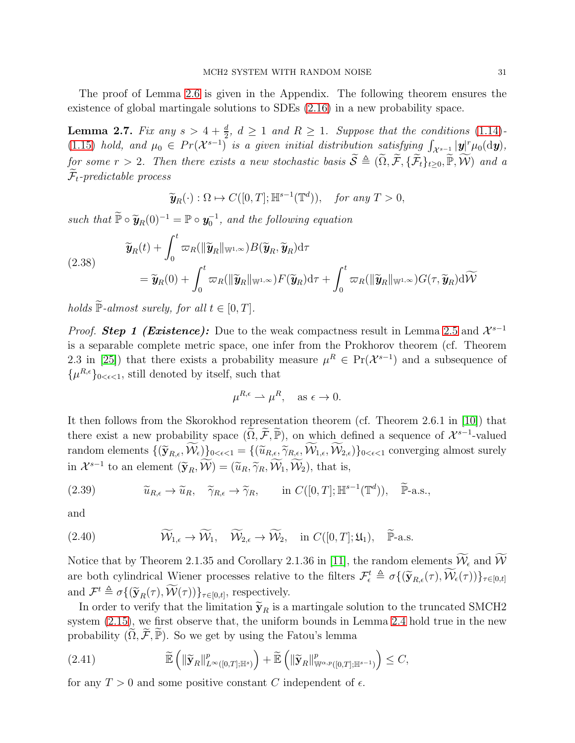The proof of Lemma 2.6 is given in the Appendix. The following theorem ensures the existence of global martingale solutions to SDEs (2.16) in a new probability space.

**Lemma 2.7.** *Fix any $s > 4 + \frac{d}{2}$, $d \geq 1$ and $R \geq 1$. Suppose that the conditions (1.14)-(1.15) hold, and $\mu_0 \in Pr(\mathcal{X}^{s-1})$ is a given initial distribution satisfying $\int_{\mathcal{X}^{s-1}} |\boldsymbol{y}|^r \mu_0(\mathrm{d}\boldsymbol{y})$, for some $r > 2$. Then there exists a new stochastic basis $\widetilde{\mathcal{S}} \triangleq (\widetilde{\Omega}, \widetilde{\mathcal{F}}, \{\widetilde{\mathcal{F}}_t\}_{t\geq 0}, \widetilde{\mathbb{P}}, \widetilde{\mathcal{W}})$ and a $\widetilde{\mathcal{F}}_t$-predictable process*

$$
\widetilde{\boldsymbol{y}}_R(\cdot) : \Omega \mapsto C([0,T]; \mathbb{H}^{s-1}(\mathbb{T}^d)), \quad \text{for any } T > 0,
$$

*such that $\widetilde{\mathbb{P}} \circ \widetilde{\boldsymbol{y}}_R(0)^{-1} = \mathbb{P} \circ \boldsymbol{y}_0^{-1}$, and the following equation*

$$
\begin{aligned}
&\widetilde{\boldsymbol{y}}_R(t) + \int_0^t \varpi_R(\|\widetilde{\boldsymbol{y}}_R\|_{\mathbb{W}^{1,\infty}}) B(\widetilde{\boldsymbol{y}}_R, \widetilde{\boldsymbol{y}}_R) \mathrm{d}\tau \\
&\quad = \widetilde{\boldsymbol{y}}_R(0) + \int_0^t \varpi_R(\|\widetilde{\boldsymbol{y}}_R\|_{\mathbb{W}^{1,\infty}}) F(\widetilde{\boldsymbol{y}}_R) \mathrm{d}\tau + \int_0^t \varpi_R(\|\widetilde{\boldsymbol{y}}_R\|_{\mathbb{W}^{1,\infty}}) G(\tau, \widetilde{\boldsymbol{y}}_R) \mathrm{d}\widetilde{\mathcal{W}}
\end{aligned} \tag{2.38}
$$

*holds $\widetilde{\mathbb{P}}$-almost surely, for all $t \in [0,T]$.*

*Proof.* ***Step 1 (Existence):*** Due to the weak compactness result in Lemma 2.5 and $\mathcal{X}^{s-1}$ is a separable complete metric space, one infer from the Prokhorov theorem (cf. Theorem 2.3 in [25]) that there exists a probability measure $\mu^R \in \Pr(\mathcal{X}^{s-1})$ and a subsequence of $\{\mu^{R,\epsilon}\}_{0<\epsilon<1}$, still denoted by itself, such that

$$
\mu^{R,\epsilon} \rightharpoonup \mu^R, \quad \text{as } \epsilon \to 0.
$$

It then follows from the Skorokhod representation theorem (cf. Theorem 2.6.1 in [10]) that there exist a new probability space $(\widetilde{\Omega}, \widetilde{\mathcal{F}}, \widetilde{\mathbb{P}})$, on which defined a sequence of $\mathcal{X}^{s-1}$-valued random elements $\{(\widetilde{\mathbf{y}}_{R,\epsilon}, \widetilde{\mathcal{W}}_\epsilon)\}_{0<\epsilon<1} = \{(\widetilde{u}_{R,\epsilon}, \widetilde{\gamma}_{R,\epsilon}, \widetilde{\mathcal{W}}_{1,\epsilon}, \widetilde{\mathcal{W}}_{2,\epsilon})\}_{0<\epsilon<1}$ converging almost surely in $\mathcal{X}^{s-1}$ to an element $(\widetilde{\mathbf{y}}_R, \widetilde{\mathcal{W}}) = (\widetilde{u}_R, \widetilde{\gamma}_R, \widetilde{\mathcal{W}}_1, \widetilde{\mathcal{W}}_2)$, that is,

$$
\widetilde{u}_{R,\epsilon} \to \widetilde{u}_R, \quad \widetilde{\gamma}_{R,\epsilon} \to \widetilde{\gamma}_R, \qquad \text{in } C([0,T]; \mathbb{H}^{s-1}(\mathbb{T}^d)), \quad \widetilde{\mathbb{P}}\text{-a.s.}, \tag{2.39}
$$

and

$$
\widetilde{\mathcal{W}}_{1,\epsilon} \to \widetilde{\mathcal{W}}_1, \quad \widetilde{\mathcal{W}}_{2,\epsilon} \to \widetilde{\mathcal{W}}_2, \quad \text{in } C([0,T]; \mathfrak{U}_1), \quad \widetilde{\mathbb{P}}\text{-a.s.} \tag{2.40}
$$

Notice that by Theorem 2.1.35 and Corollary 2.1.36 in [11], the random elements $\widetilde{\mathcal{W}}_\epsilon$ and $\widetilde{\mathcal{W}}$ are both cylindrical Wiener processes relative to the filters $\mathcal{F}_\epsilon^t \triangleq \sigma\{(\widetilde{\mathbf{y}}_{R,\epsilon}(\tau), \widetilde{\mathcal{W}}_\epsilon(\tau))\}_{\tau\in[0,t]}$ and $\mathcal{F}^t \triangleq \sigma\{(\widetilde{\mathbf{y}}_R(\tau), \widetilde{\mathcal{W}}(\tau))\}_{\tau\in[0,t]}$, respectively.

In order to verify that the limitation $\widetilde{\mathbf{y}}_R$ is a martingale solution to the truncated SMCH2 system (2.15), we first observe that, the uniform bounds in Lemma 2.4 hold true in the new probability $(\widetilde{\Omega}, \widetilde{\mathcal{F}}, \widetilde{\mathbb{P}})$. So we get by using the Fatou's lemma

$$
\widetilde{\mathbb{E}}\left(\|\widetilde{\mathbf{y}}_R\|_{L^\infty([0,T];\mathbb{H}^s)}^p\right) + \widetilde{\mathbb{E}}\left(\|\widetilde{\mathbf{y}}_R\|_{\mathbb{W}^{\alpha,p}([0,T];\mathbb{H}^{s-1})}^p\right) \leq C, \tag{2.41}
$$

for any $T > 0$ and some positive constant $C$ independent of $\epsilon$.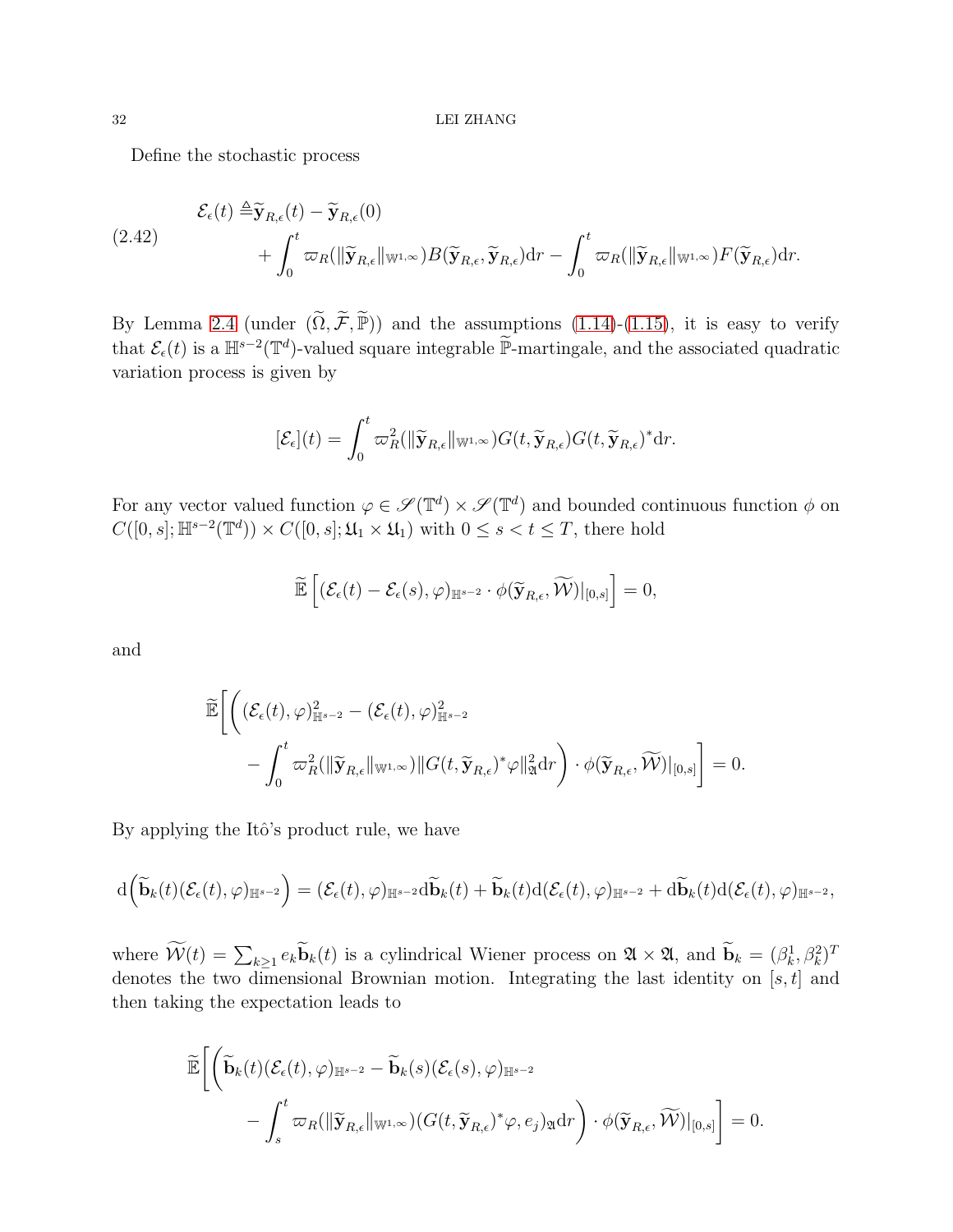Define the stochastic process

$$
\begin{aligned}
\mathcal{E}_\epsilon(t) \triangleq & \widetilde{\mathbf{y}}_{R,\epsilon}(t) - \widetilde{\mathbf{y}}_{R,\epsilon}(0) \\
& + \int_0^t \varpi_R(\|\widetilde{\mathbf{y}}_{R,\epsilon}\|_{\mathbb{W}^{1,\infty}}) B(\widetilde{\mathbf{y}}_{R,\epsilon}, \widetilde{\mathbf{y}}_{R,\epsilon}) \mathrm{d}r - \int_0^t \varpi_R(\|\widetilde{\mathbf{y}}_{R,\epsilon}\|_{\mathbb{W}^{1,\infty}}) F(\widetilde{\mathbf{y}}_{R,\epsilon}) \mathrm{d}r.
\end{aligned} \tag{2.42}
$$

By Lemma 2.4 (under $(\widetilde{\Omega}, \widetilde{\mathcal{F}}, \widetilde{\mathbb{P}})$) and the assumptions (1.14)-(1.15), it is easy to verify that $\mathcal{E}_\epsilon(t)$ is a $\mathbb{H}^{s-2}(\mathbb{T}^d)$-valued square integrable $\widetilde{\mathbb{P}}$-martingale, and the associated quadratic variation process is given by

$$
[\mathcal{E}_\epsilon](t) = \int_0^t \varpi_R^2(\|\widetilde{\mathbf{y}}_{R,\epsilon}\|_{\mathbb{W}^{1,\infty}}) G(t, \widetilde{\mathbf{y}}_{R,\epsilon}) G(t, \widetilde{\mathbf{y}}_{R,\epsilon})^* \mathrm{d}r.
$$

For any vector valued function $\varphi \in \mathscr{S}(\mathbb{T}^d) \times \mathscr{S}(\mathbb{T}^d)$ and bounded continuous function $\phi$ on $C([0,s]; \mathbb{H}^{s-2}(\mathbb{T}^d)) \times C([0,s]; \mathfrak{U}_1 \times \mathfrak{U}_1)$ with $0 \leq s < t \leq T$, there hold

$$
\widetilde{\mathbb{E}} \left[ (\mathcal{E}_\epsilon(t) - \mathcal{E}_\epsilon(s), \varphi)_{\mathbb{H}^{s-2}} \cdot \phi(\widetilde{\mathbf{y}}_{R,\epsilon}, \widetilde{\mathcal{W}})|_{[0,s]} \right] = 0,
$$

and

$$
\begin{aligned}
\widetilde{\mathbb{E}} \Bigg[ \bigg( & (\mathcal{E}_\epsilon(t), \varphi)_{\mathbb{H}^{s-2}}^2 - (\mathcal{E}_\epsilon(t), \varphi)_{\mathbb{H}^{s-2}}^2 \\
& - \int_0^t \varpi_R^2(\|\widetilde{\mathbf{y}}_{R,\epsilon}\|_{\mathbb{W}^{1,\infty}}) \|G(t, \widetilde{\mathbf{y}}_{R,\epsilon})^* \varphi\|_{\mathfrak{A}}^2 \mathrm{d}r \bigg) \cdot \phi(\widetilde{\mathbf{y}}_{R,\epsilon}, \widetilde{\mathcal{W}})|_{[0,s]} \Bigg] = 0.
\end{aligned}
$$

By applying the Itô's product rule, we have

$$
\mathrm{d}\Big( \widetilde{\mathbf{b}}_k(t) (\mathcal{E}_\epsilon(t), \varphi)_{\mathbb{H}^{s-2}} \Big) = (\mathcal{E}_\epsilon(t), \varphi)_{\mathbb{H}^{s-2}} \mathrm{d}\widetilde{\mathbf{b}}_k(t) + \widetilde{\mathbf{b}}_k(t) \mathrm{d}(\mathcal{E}_\epsilon(t), \varphi)_{\mathbb{H}^{s-2}} + \mathrm{d}\widetilde{\mathbf{b}}_k(t) \mathrm{d}(\mathcal{E}_\epsilon(t), \varphi)_{\mathbb{H}^{s-2}},
$$

where $\widetilde{\mathcal{W}}(t) = \sum_{k \geq 1} e_k \widetilde{\mathbf{b}}_k(t)$ is a cylindrical Wiener process on $\mathfrak{A} \times \mathfrak{A}$, and $\widetilde{\mathbf{b}}_k = (\beta_k^1, \beta_k^2)^T$ denotes the two dimensional Brownian motion. Integrating the last identity on $[s,t]$ and then taking the expectation leads to

$$
\begin{aligned}
\widetilde{\mathbb{E}} \Bigg[ \bigg( & \widetilde{\mathbf{b}}_k(t) (\mathcal{E}_\epsilon(t), \varphi)_{\mathbb{H}^{s-2}} - \widetilde{\mathbf{b}}_k(s) (\mathcal{E}_\epsilon(s), \varphi)_{\mathbb{H}^{s-2}} \\
& - \int_s^t \varpi_R(\|\widetilde{\mathbf{y}}_{R,\epsilon}\|_{\mathbb{W}^{1,\infty}}) (G(t, \widetilde{\mathbf{y}}_{R,\epsilon})^* \varphi, e_j)_{\mathfrak{A}} \mathrm{d}r \bigg) \cdot \phi(\widetilde{\mathbf{y}}_{R,\epsilon}, \widetilde{\mathcal{W}})|_{[0,s]} \Bigg] = 0.
\end{aligned}
$$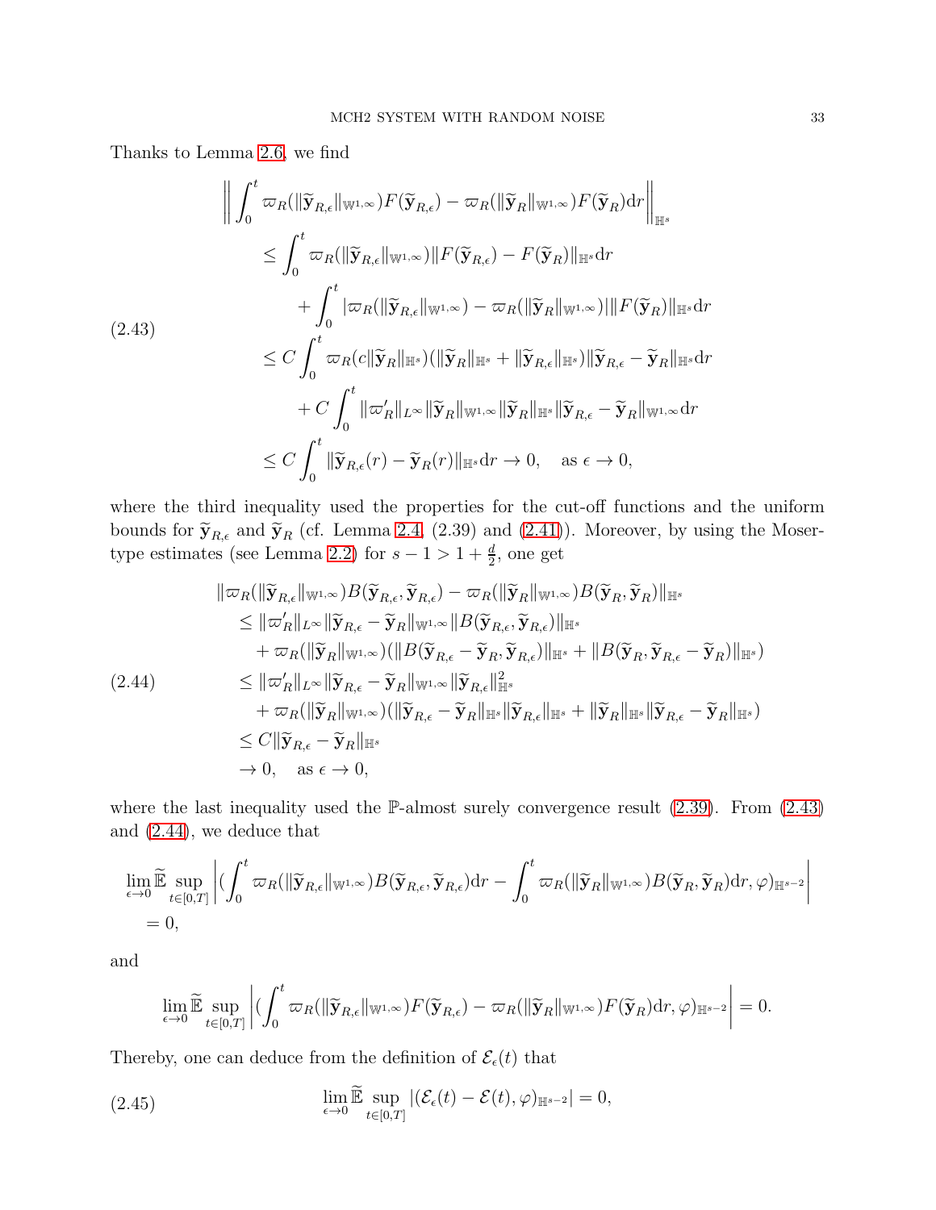Thanks to Lemma 2.6, we find

$$
\begin{aligned}
&\left\| \int_0^t \varpi_R(\|\widetilde{\mathbf{y}}_{R,\epsilon}\|_{\mathbb{W}^{1,\infty}})F(\widetilde{\mathbf{y}}_{R,\epsilon}) - \varpi_R(\|\widetilde{\mathbf{y}}_R\|_{\mathbb{W}^{1,\infty}})F(\widetilde{\mathbf{y}}_R)\mathrm{d}r \right\|_{\mathbb{H}^s} \\
&\quad \leq \int_0^t \varpi_R(\|\widetilde{\mathbf{y}}_{R,\epsilon}\|_{\mathbb{W}^{1,\infty}})\|F(\widetilde{\mathbf{y}}_{R,\epsilon}) - F(\widetilde{\mathbf{y}}_R)\|_{\mathbb{H}^s}\mathrm{d}r \\
&\qquad + \int_0^t |\varpi_R(\|\widetilde{\mathbf{y}}_{R,\epsilon}\|_{\mathbb{W}^{1,\infty}}) - \varpi_R(\|\widetilde{\mathbf{y}}_R\|_{\mathbb{W}^{1,\infty}})|\|F(\widetilde{\mathbf{y}}_R)\|_{\mathbb{H}^s}\mathrm{d}r \\
&\quad \leq C\int_0^t \varpi_R(c\|\widetilde{\mathbf{y}}_R\|_{\mathbb{H}^s})(\|\widetilde{\mathbf{y}}_R\|_{\mathbb{H}^s} + \|\widetilde{\mathbf{y}}_{R,\epsilon}\|_{\mathbb{H}^s})\|\widetilde{\mathbf{y}}_{R,\epsilon} - \widetilde{\mathbf{y}}_R\|_{\mathbb{H}^s}\mathrm{d}r \\
&\qquad + C\int_0^t \|\varpi_R'\|_{L^\infty}\|\widetilde{\mathbf{y}}_R\|_{\mathbb{W}^{1,\infty}}\|\widetilde{\mathbf{y}}_R\|_{\mathbb{H}^s}\|\widetilde{\mathbf{y}}_{R,\epsilon} - \widetilde{\mathbf{y}}_R\|_{\mathbb{W}^{1,\infty}}\mathrm{d}r \\
&\quad \leq C\int_0^t \|\widetilde{\mathbf{y}}_{R,\epsilon}(r) - \widetilde{\mathbf{y}}_R(r)\|_{\mathbb{H}^s}\mathrm{d}r \to 0, \quad \text{as } \epsilon \to 0,
\end{aligned}
\tag{2.43}
$$

where the third inequality used the properties for the cut-off functions and the uniform bounds for $\widetilde{\mathbf{y}}_{R,\epsilon}$ and $\widetilde{\mathbf{y}}_R$ (cf. Lemma 2.4, (2.39) and (2.41)). Moreover, by using the Moser-type estimates (see Lemma 2.2) for $s-1 > 1+\frac{d}{2}$, one get

$$
\begin{aligned}
&\|\varpi_R(\|\widetilde{\mathbf{y}}_{R,\epsilon}\|_{\mathbb{W}^{1,\infty}})B(\widetilde{\mathbf{y}}_{R,\epsilon}, \widetilde{\mathbf{y}}_{R,\epsilon}) - \varpi_R(\|\widetilde{\mathbf{y}}_R\|_{\mathbb{W}^{1,\infty}})B(\widetilde{\mathbf{y}}_R, \widetilde{\mathbf{y}}_R)\|_{\mathbb{H}^s} \\
&\quad \leq \|\varpi_R'\|_{L^\infty}\|\widetilde{\mathbf{y}}_{R,\epsilon} - \widetilde{\mathbf{y}}_R\|_{\mathbb{W}^{1,\infty}}\|B(\widetilde{\mathbf{y}}_{R,\epsilon}, \widetilde{\mathbf{y}}_{R,\epsilon})\|_{\mathbb{H}^s} \\
&\qquad + \varpi_R(\|\widetilde{\mathbf{y}}_R\|_{\mathbb{W}^{1,\infty}})(\|B(\widetilde{\mathbf{y}}_{R,\epsilon} - \widetilde{\mathbf{y}}_R, \widetilde{\mathbf{y}}_{R,\epsilon})\|_{\mathbb{H}^s} + \|B(\widetilde{\mathbf{y}}_R, \widetilde{\mathbf{y}}_{R,\epsilon} - \widetilde{\mathbf{y}}_R)\|_{\mathbb{H}^s}) \\
&\quad \leq \|\varpi_R'\|_{L^\infty}\|\widetilde{\mathbf{y}}_{R,\epsilon} - \widetilde{\mathbf{y}}_R\|_{\mathbb{W}^{1,\infty}}\|\widetilde{\mathbf{y}}_{R,\epsilon}\|_{\mathbb{H}^s}^2 \\
&\qquad + \varpi_R(\|\widetilde{\mathbf{y}}_R\|_{\mathbb{W}^{1,\infty}})(\|\widetilde{\mathbf{y}}_{R,\epsilon} - \widetilde{\mathbf{y}}_R\|_{\mathbb{H}^s}\|\widetilde{\mathbf{y}}_{R,\epsilon}\|_{\mathbb{H}^s} + \|\widetilde{\mathbf{y}}_R\|_{\mathbb{H}^s}\|\widetilde{\mathbf{y}}_{R,\epsilon} - \widetilde{\mathbf{y}}_R\|_{\mathbb{H}^s}) \\
&\quad \leq C\|\widetilde{\mathbf{y}}_{R,\epsilon} - \widetilde{\mathbf{y}}_R\|_{\mathbb{H}^s} \\
&\quad \to 0, \quad \text{as } \epsilon \to 0,
\end{aligned}
\tag{2.44}
$$

where the last inequality used the $\mathbb{P}$-almost surely convergence result (2.39). From (2.43) and (2.44), we deduce that

$$
\begin{aligned}
&\lim_{\epsilon\to 0}\widetilde{\mathbb{E}}\sup_{t\in[0,T]}\left|\left(\int_0^t \varpi_R(\|\widetilde{\mathbf{y}}_{R,\epsilon}\|_{\mathbb{W}^{1,\infty}})B(\widetilde{\mathbf{y}}_{R,\epsilon}, \widetilde{\mathbf{y}}_{R,\epsilon})\mathrm{d}r - \int_0^t \varpi_R(\|\widetilde{\mathbf{y}}_R\|_{\mathbb{W}^{1,\infty}})B(\widetilde{\mathbf{y}}_R, \widetilde{\mathbf{y}}_R)\mathrm{d}r, \varphi\right)_{\mathbb{H}^{s-2}}\right| \\
&\quad = 0,
\end{aligned}
$$

and

$$
\lim_{\epsilon\to 0}\widetilde{\mathbb{E}}\sup_{t\in[0,T]}\left|\left(\int_0^t \varpi_R(\|\widetilde{\mathbf{y}}_{R,\epsilon}\|_{\mathbb{W}^{1,\infty}})F(\widetilde{\mathbf{y}}_{R,\epsilon}) - \varpi_R(\|\widetilde{\mathbf{y}}_R\|_{\mathbb{W}^{1,\infty}})F(\widetilde{\mathbf{y}}_R)\mathrm{d}r, \varphi\right)_{\mathbb{H}^{s-2}}\right| = 0.
$$

Thereby, one can deduce from the definition of $\mathcal{E}_\epsilon(t)$ that

$$
\lim_{\epsilon\to 0}\widetilde{\mathbb{E}}\sup_{t\in[0,T]}|(\mathcal{E}_\epsilon(t) - \mathcal{E}(t), \varphi)_{\mathbb{H}^{s-2}}| = 0,
\tag{2.45}
$$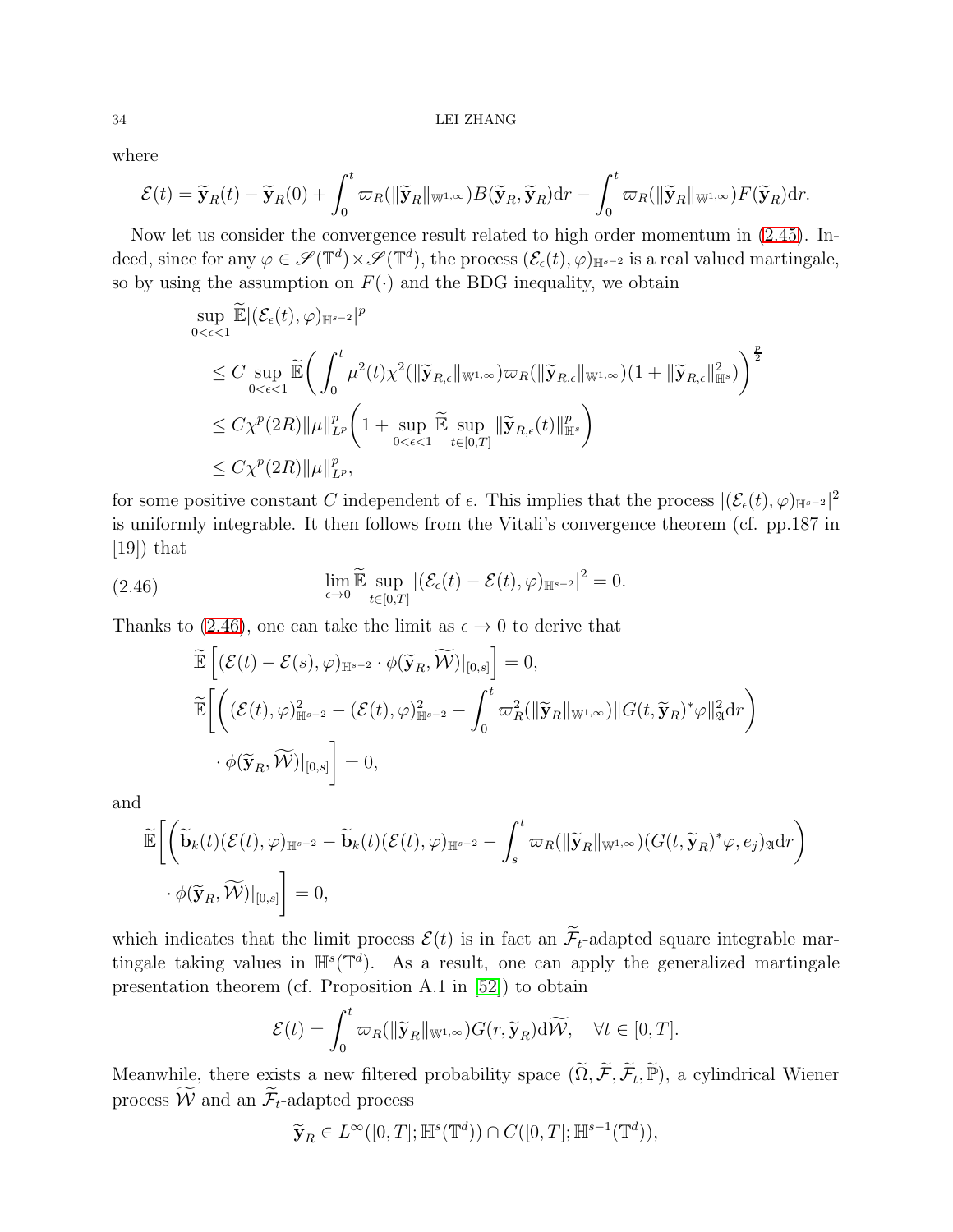where

$$\mathcal{E}(t) = \widetilde{\mathbf{y}}_R(t) - \widetilde{\mathbf{y}}_R(0) + \int_0^t \varpi_R(\|\widetilde{\mathbf{y}}_R\|_{\mathbb{W}^{1,\infty}}) B(\widetilde{\mathbf{y}}_R, \widetilde{\mathbf{y}}_R)\mathrm{d}r - \int_0^t \varpi_R(\|\widetilde{\mathbf{y}}_R\|_{\mathbb{W}^{1,\infty}}) F(\widetilde{\mathbf{y}}_R)\mathrm{d}r.$$

Now let us consider the convergence result related to high order momentum in (2.45). Indeed, since for any $\varphi \in \mathscr{S}(\mathbb{T}^d) \times \mathscr{S}(\mathbb{T}^d)$, the process $(\mathcal{E}_\epsilon(t), \varphi)_{\mathbb{H}^{s-2}}$ is a real valued martingale, so by using the assumption on $F(\cdot)$ and the BDG inequality, we obtain

$$\begin{aligned}
&\sup_{0<\epsilon<1} \widetilde{\mathbb{E}} |(\mathcal{E}_\epsilon(t), \varphi)_{\mathbb{H}^{s-2}}|^p \\
&\quad \leq C \sup_{0<\epsilon<1} \widetilde{\mathbb{E}} \bigg( \int_0^t \mu^2(t) \chi^2(\|\widetilde{\mathbf{y}}_{R,\epsilon}\|_{\mathbb{W}^{1,\infty}}) \varpi_R(\|\widetilde{\mathbf{y}}_{R,\epsilon}\|_{\mathbb{W}^{1,\infty}})(1 + \|\widetilde{\mathbf{y}}_{R,\epsilon}\|_{\mathbb{H}^s}^2) \bigg)^{\frac{p}{2}} \\
&\quad \leq C \chi^p(2R) \|\mu\|_{L^p}^p \bigg( 1 + \sup_{0<\epsilon<1} \widetilde{\mathbb{E}} \sup_{t\in[0,T]} \|\widetilde{\mathbf{y}}_{R,\epsilon}(t)\|_{\mathbb{H}^s}^p \bigg) \\
&\quad \leq C \chi^p(2R) \|\mu\|_{L^p}^p,
\end{aligned}$$

for some positive constant $C$ independent of $\epsilon$. This implies that the process $|(\mathcal{E}_\epsilon(t), \varphi)_{\mathbb{H}^{s-2}}|^2$ is uniformly integrable. It then follows from the Vitali's convergence theorem (cf. pp.187 in [19]) that

$$\lim_{\epsilon\to 0} \widetilde{\mathbb{E}} \sup_{t\in[0,T]} |(\mathcal{E}_\epsilon(t) - \mathcal{E}(t), \varphi)_{\mathbb{H}^{s-2}}|^2 = 0. \tag{2.46}$$

Thanks to (2.46), one can take the limit as $\epsilon \to 0$ to derive that

$$\begin{aligned}
&\widetilde{\mathbb{E}} \left[ (\mathcal{E}(t) - \mathcal{E}(s), \varphi)_{\mathbb{H}^{s-2}} \cdot \phi(\widetilde{\mathbf{y}}_R, \widetilde{\mathcal{W}})|_{[0,s]} \right] = 0, \\
&\widetilde{\mathbb{E}} \bigg[ \bigg( (\mathcal{E}(t), \varphi)_{\mathbb{H}^{s-2}}^2 - (\mathcal{E}(t), \varphi)_{\mathbb{H}^{s-2}}^2 - \int_0^t \varpi_R^2(\|\widetilde{\mathbf{y}}_R\|_{\mathbb{W}^{1,\infty}}) \|G(t, \widetilde{\mathbf{y}}_R)^* \varphi\|_{\mathfrak{A}}^2 \mathrm{d}r \bigg) \\
&\quad \cdot \phi(\widetilde{\mathbf{y}}_R, \widetilde{\mathcal{W}})|_{[0,s]} \bigg] = 0,
\end{aligned}$$

and

$$\begin{aligned}
&\widetilde{\mathbb{E}} \bigg[ \bigg( \widetilde{\mathbf{b}}_k(t)(\mathcal{E}(t), \varphi)_{\mathbb{H}^{s-2}} - \widetilde{\mathbf{b}}_k(t)(\mathcal{E}(t), \varphi)_{\mathbb{H}^{s-2}} - \int_s^t \varpi_R(\|\widetilde{\mathbf{y}}_R\|_{\mathbb{W}^{1,\infty}}) (G(t, \widetilde{\mathbf{y}}_R)^* \varphi, e_j)_{\mathfrak{A}} \mathrm{d}r \bigg) \\
&\quad \cdot \phi(\widetilde{\mathbf{y}}_R, \widetilde{\mathcal{W}})|_{[0,s]} \bigg] = 0,
\end{aligned}$$

which indicates that the limit process $\mathcal{E}(t)$ is in fact an $\widetilde{\mathcal{F}}_t$-adapted square integrable martingale taking values in $\mathbb{H}^s(\mathbb{T}^d)$. As a result, one can apply the generalized martingale presentation theorem (cf. Proposition A.1 in [52]) to obtain

$$\mathcal{E}(t) = \int_0^t \varpi_R(\|\widetilde{\mathbf{y}}_R\|_{\mathbb{W}^{1,\infty}}) G(r, \widetilde{\mathbf{y}}_R) \mathrm{d}\widetilde{\mathcal{W}}, \quad \forall t \in [0, T].$$

Meanwhile, there exists a new filtered probability space $(\widetilde{\Omega}, \widetilde{\mathcal{F}}, \widetilde{\mathcal{F}}_t, \widetilde{\mathbb{P}})$, a cylindrical Wiener process $\widetilde{\mathcal{W}}$ and an $\widetilde{\mathcal{F}}_t$-adapted process

$$\widetilde{\mathbf{y}}_R \in L^\infty([0,T]; \mathbb{H}^s(\mathbb{T}^d)) \cap C([0,T]; \mathbb{H}^{s-1}(\mathbb{T}^d)),$$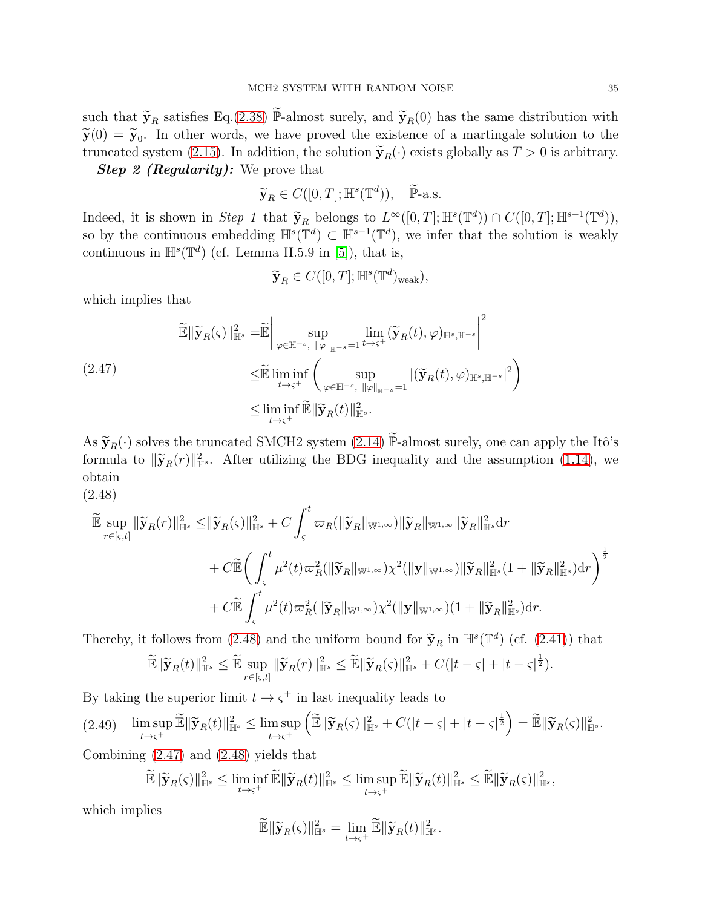such that $\widetilde{\mathbf{y}}_R$ satisfies Eq.(2.38) $\widetilde{\mathbb{P}}$-almost surely, and $\widetilde{\mathbf{y}}_R(0)$ has the same distribution with $\widetilde{\mathbf{y}}(0) = \widetilde{\mathbf{y}}_0$. In other words, we have proved the existence of a martingale solution to the truncated system (2.15). In addition, the solution $\widetilde{\mathbf{y}}_R(\cdot)$ exists globally as $T > 0$ is arbitrary.

***Step 2 (Regularity):*** We prove that

$$
\widetilde{\mathbf{y}}_R \in C([0,T];\mathbb{H}^s(\mathbb{T}^d)), \quad \widetilde{\mathbb{P}}\text{-a.s.}
$$

Indeed, it is shown in *Step 1* that $\widetilde{\mathbf{y}}_R$ belongs to $L^\infty([0,T];\mathbb{H}^s(\mathbb{T}^d)) \cap C([0,T];\mathbb{H}^{s-1}(\mathbb{T}^d))$, so by the continuous embedding $\mathbb{H}^s(\mathbb{T}^d) \subset \mathbb{H}^{s-1}(\mathbb{T}^d)$, we infer that the solution is weakly continuous in $\mathbb{H}^s(\mathbb{T}^d)$ (cf. Lemma II.5.9 in [5]), that is,

$$
\widetilde{\mathbf{y}}_R \in C([0,T];\mathbb{H}^s(\mathbb{T}^d)_{\text{weak}}),
$$

which implies that

$$
\begin{aligned}
\widetilde{\mathbb{E}}\|\widetilde{\mathbf{y}}_R(\varsigma)\|_{\mathbb{H}^s}^2 =& \widetilde{\mathbb{E}}\bigg| \sup_{\varphi\in\mathbb{H}^{-s},\ \|\varphi\|_{\mathbb{H}^{-s}}=1} \lim_{t\to\varsigma^+} (\widetilde{\mathbf{y}}_R(t),\varphi)_{\mathbb{H}^s,\mathbb{H}^{-s}}\bigg|^2 \\
\leq& \widetilde{\mathbb{E}} \liminf_{t\to\varsigma^+} \bigg( \sup_{\varphi\in\mathbb{H}^{-s},\ \|\varphi\|_{\mathbb{H}^{-s}}=1} |(\widetilde{\mathbf{y}}_R(t),\varphi)_{\mathbb{H}^s,\mathbb{H}^{-s}}|^2 \bigg) \\
\leq& \liminf_{t\to\varsigma^+} \widetilde{\mathbb{E}}\|\widetilde{\mathbf{y}}_R(t)\|_{\mathbb{H}^s}^2.
\end{aligned} \tag{2.47}
$$

As $\widetilde{\mathbf{y}}_R(\cdot)$ solves the truncated SMCH2 system (2.14) $\widetilde{\mathbb{P}}$-almost surely, one can apply the Itô's formula to $\|\widetilde{\mathbf{y}}_R(r)\|_{\mathbb{H}^s}^2$. After utilizing the BDG inequality and the assumption (1.14), we obtain

$$
\begin{aligned}
\widetilde{\mathbb{E}} \sup_{r\in[\varsigma,t]} \|\widetilde{\mathbf{y}}_R(r)\|_{\mathbb{H}^s}^2 \leq& \|\widetilde{\mathbf{y}}_R(\varsigma)\|_{\mathbb{H}^s}^2 + C\int_\varsigma^t \varpi_R(\|\widetilde{\mathbf{y}}_R\|_{\mathbb{W}^{1,\infty}})\|\widetilde{\mathbf{y}}_R\|_{\mathbb{W}^{1,\infty}}\|\widetilde{\mathbf{y}}_R\|_{\mathbb{H}^s}^2 \mathrm{d}r \\
&+ C\widetilde{\mathbb{E}}\bigg(\int_\varsigma^t \mu^2(t)\varpi_R^2(\|\widetilde{\mathbf{y}}_R\|_{\mathbb{W}^{1,\infty}})\chi^2(\|\mathbf{y}\|_{\mathbb{W}^{1,\infty}})\|\widetilde{\mathbf{y}}_R\|_{\mathbb{H}^s}^2(1+\|\widetilde{\mathbf{y}}_R\|_{\mathbb{H}^s}^2)\mathrm{d}r\bigg)^{\frac{1}{2}} \\
&+ C\widetilde{\mathbb{E}}\int_\varsigma^t \mu^2(t)\varpi_R^2(\|\widetilde{\mathbf{y}}_R\|_{\mathbb{W}^{1,\infty}})\chi^2(\|\mathbf{y}\|_{\mathbb{W}^{1,\infty}})(1+\|\widetilde{\mathbf{y}}_R\|_{\mathbb{H}^s}^2)\mathrm{d}r.
\end{aligned} \tag{2.48}
$$

Thereby, it follows from (2.48) and the uniform bound for $\widetilde{\mathbf{y}}_R$ in $\mathbb{H}^s(\mathbb{T}^d)$ (cf. (2.41)) that

$$
\widetilde{\mathbb{E}}\|\widetilde{\mathbf{y}}_R(t)\|_{\mathbb{H}^s}^2 \leq \widetilde{\mathbb{E}} \sup_{r\in[\varsigma,t]} \|\widetilde{\mathbf{y}}_R(r)\|_{\mathbb{H}^s}^2 \leq \widetilde{\mathbb{E}}\|\widetilde{\mathbf{y}}_R(\varsigma)\|_{\mathbb{H}^s}^2 + C(|t-\varsigma| + |t-\varsigma|^{\frac{1}{2}}).
$$

By taking the superior limit $t \to \varsigma^+$ in last inequality leads to

$$
\limsup_{t\to\varsigma^+} \widetilde{\mathbb{E}}\|\widetilde{\mathbf{y}}_R(t)\|_{\mathbb{H}^s}^2 \leq \limsup_{t\to\varsigma^+} \Big(\widetilde{\mathbb{E}}\|\widetilde{\mathbf{y}}_R(\varsigma)\|_{\mathbb{H}^s}^2 + C(|t-\varsigma| + |t-\varsigma|^{\frac{1}{2}}\Big) = \widetilde{\mathbb{E}}\|\widetilde{\mathbf{y}}_R(\varsigma)\|_{\mathbb{H}^s}^2. \tag{2.49}
$$

Combining (2.47) and (2.48) yields that

$$
\widetilde{\mathbb{E}}\|\widetilde{\mathbf{y}}_R(\varsigma)\|_{\mathbb{H}^s}^2 \leq \liminf_{t\to\varsigma^+} \widetilde{\mathbb{E}}\|\widetilde{\mathbf{y}}_R(t)\|_{\mathbb{H}^s}^2 \leq \limsup_{t\to\varsigma^+} \widetilde{\mathbb{E}}\|\widetilde{\mathbf{y}}_R(t)\|_{\mathbb{H}^s}^2 \leq \widetilde{\mathbb{E}}\|\widetilde{\mathbf{y}}_R(\varsigma)\|_{\mathbb{H}^s}^2,
$$

which implies

$$
\widetilde{\mathbb{E}}\|\widetilde{\mathbf{y}}_R(\varsigma)\|_{\mathbb{H}^s}^2 = \lim_{t\to\varsigma^+} \widetilde{\mathbb{E}}\|\widetilde{\mathbf{y}}_R(t)\|_{\mathbb{H}^s}^2.
$$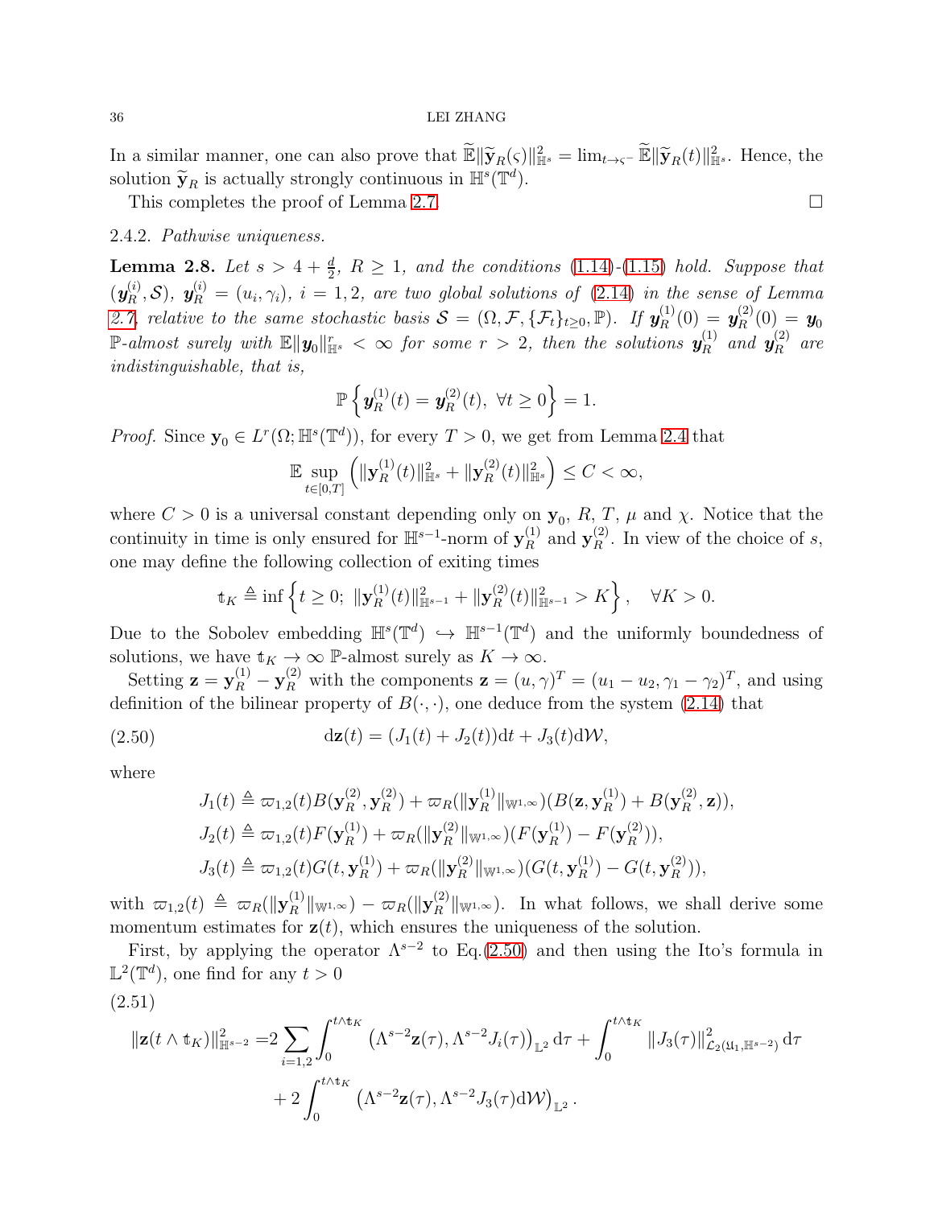In a similar manner, one can also prove that $\widetilde{\mathbb{E}}\|\widetilde{\mathbf{y}}_R(\varsigma)\|^2_{\mathbb{H}^s} = \lim_{t\to\varsigma^-}\widetilde{\mathbb{E}}\|\widetilde{\mathbf{y}}_R(t)\|^2_{\mathbb{H}^s}$. Hence, the solution $\widetilde{\mathbf{y}}_R$ is actually strongly continuous in $\mathbb{H}^s(\mathbb{T}^d)$.

This completes the proof of Lemma 2.7. □

### 2.4.2. *Pathwise uniqueness.*

**Lemma 2.8.** *Let $s > 4 + \frac{d}{2}$, $R \geq 1$, and the conditions (1.14)-(1.15) hold. Suppose that $(\boldsymbol{y}_R^{(i)}, \mathcal{S})$, $\boldsymbol{y}_R^{(i)} = (u_i, \gamma_i)$, $i = 1, 2$, are two global solutions of (2.14) in the sense of Lemma 2.7, relative to the same stochastic basis $\mathcal{S} = (\Omega, \mathcal{F}, \{\mathcal{F}_t\}_{t\geq 0}, \mathbb{P})$. If $\boldsymbol{y}_R^{(1)}(0) = \boldsymbol{y}_R^{(2)}(0) = \boldsymbol{y}_0$ $\mathbb{P}$-almost surely with $\mathbb{E}\|\boldsymbol{y}_0\|^r_{\mathbb{H}^s} < \infty$ for some $r > 2$, then the solutions $\boldsymbol{y}_R^{(1)}$ and $\boldsymbol{y}_R^{(2)}$ are indistinguishable, that is,*

$$
\mathbb{P}\left\{\boldsymbol{y}_R^{(1)}(t) = \boldsymbol{y}_R^{(2)}(t),\ \forall t \geq 0\right\} = 1.
$$

*Proof.* Since $\mathbf{y}_0 \in L^r(\Omega; \mathbb{H}^s(\mathbb{T}^d))$, for every $T > 0$, we get from Lemma 2.4 that

$$
\mathbb{E}\sup_{t\in[0,T]}\left(\|\mathbf{y}_R^{(1)}(t)\|^2_{\mathbb{H}^s} + \|\mathbf{y}_R^{(2)}(t)\|^2_{\mathbb{H}^s}\right) \leq C < \infty,
$$

where $C > 0$ is a universal constant depending only on $\mathbf{y}_0$, $R$, $T$, $\mu$ and $\chi$. Notice that the continuity in time is only ensured for $\mathbb{H}^{s-1}$-norm of $\mathbf{y}_R^{(1)}$ and $\mathbf{y}_R^{(2)}$. In view of the choice of $s$, one may define the following collection of exiting times

$$
\mathfrak{t}_K \triangleq \inf\left\{t \geq 0;\ \|\mathbf{y}_R^{(1)}(t)\|^2_{\mathbb{H}^{s-1}} + \|\mathbf{y}_R^{(2)}(t)\|^2_{\mathbb{H}^{s-1}} > K\right\}, \quad \forall K > 0.
$$

Due to the Sobolev embedding $\mathbb{H}^s(\mathbb{T}^d) \hookrightarrow \mathbb{H}^{s-1}(\mathbb{T}^d)$ and the uniformly boundedness of solutions, we have $\mathfrak{t}_K \to \infty$ $\mathbb{P}$-almost surely as $K \to \infty$.

Setting $\mathbf{z} = \mathbf{y}_R^{(1)} - \mathbf{y}_R^{(2)}$ with the components $\mathbf{z} = (u, \gamma)^T = (u_1 - u_2, \gamma_1 - \gamma_2)^T$, and using definition of the bilinear property of $B(\cdot,\cdot)$, one deduce from the system (2.14) that

$$
\mathrm{d}\mathbf{z}(t) = (J_1(t) + J_2(t))\mathrm{d}t + J_3(t)\mathrm{d}\mathcal{W}, \tag{2.50}
$$

where

$$
\begin{aligned}
J_1(t) &\triangleq \varpi_{1,2}(t)B(\mathbf{y}_R^{(2)}, \mathbf{y}_R^{(2)}) + \varpi_R(\|\mathbf{y}_R^{(1)}\|_{\mathbb{W}^{1,\infty}})(B(\mathbf{z}, \mathbf{y}_R^{(1)}) + B(\mathbf{y}_R^{(2)}, \mathbf{z})),\\
J_2(t) &\triangleq \varpi_{1,2}(t)F(\mathbf{y}_R^{(1)}) + \varpi_R(\|\mathbf{y}_R^{(2)}\|_{\mathbb{W}^{1,\infty}})(F(\mathbf{y}_R^{(1)}) - F(\mathbf{y}_R^{(2)})),\\
J_3(t) &\triangleq \varpi_{1,2}(t)G(t, \mathbf{y}_R^{(1)}) + \varpi_R(\|\mathbf{y}_R^{(2)}\|_{\mathbb{W}^{1,\infty}})(G(t, \mathbf{y}_R^{(1)}) - G(t, \mathbf{y}_R^{(2)})),
\end{aligned}
$$

with $\varpi_{1,2}(t) \triangleq \varpi_R(\|\mathbf{y}_R^{(1)}\|_{\mathbb{W}^{1,\infty}}) - \varpi_R(\|\mathbf{y}_R^{(2)}\|_{\mathbb{W}^{1,\infty}})$. In what follows, we shall derive some momentum estimates for $\mathbf{z}(t)$, which ensures the uniqueness of the solution.

First, by applying the operator $\Lambda^{s-2}$ to Eq.(2.50) and then using the Ito's formula in $\mathbb{L}^2(\mathbb{T}^d)$, one find for any $t > 0$

$$
\begin{aligned}
\|\mathbf{z}(t\wedge\mathfrak{t}_K)\|^2_{\mathbb{H}^{s-2}} =& 2\sum_{i=1,2}\int_0^{t\wedge\mathfrak{t}_K}\left(\Lambda^{s-2}\mathbf{z}(\tau), \Lambda^{s-2}J_i(\tau)\right)_{\mathbb{L}^2}\mathrm{d}\tau + \int_0^{t\wedge\mathfrak{t}_K}\|J_3(\tau)\|^2_{\mathcal{L}_2(\mathfrak{U}_1, \mathbb{H}^{s-2})}\mathrm{d}\tau\\
&+ 2\int_0^{t\wedge\mathfrak{t}_K}\left(\Lambda^{s-2}\mathbf{z}(\tau), \Lambda^{s-2}J_3(\tau)\mathrm{d}\mathcal{W}\right)_{\mathbb{L}^2}.
\end{aligned} \tag{2.51}
$$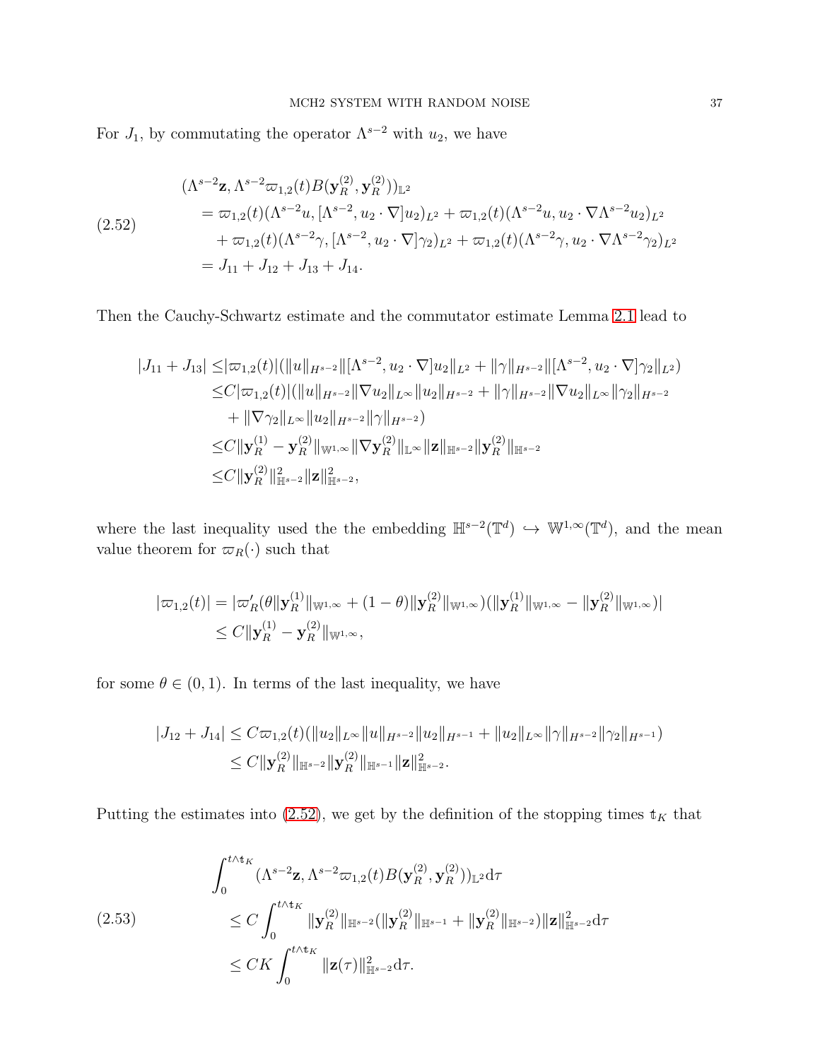For $J_1$, by commutating the operator $\Lambda^{s-2}$ with $u_2$, we have

$$
\begin{aligned}
&(\Lambda^{s-2}\mathbf{z}, \Lambda^{s-2}\varpi_{1,2}(t)B(\mathbf{y}_R^{(2)}, \mathbf{y}_R^{(2)}))_{\mathbb{L}^2} \\
&\quad = \varpi_{1,2}(t)(\Lambda^{s-2}u, [\Lambda^{s-2}, u_2\cdot\nabla]u_2)_{L^2} + \varpi_{1,2}(t)(\Lambda^{s-2}u, u_2\cdot\nabla\Lambda^{s-2}u_2)_{L^2} \\
&\qquad + \varpi_{1,2}(t)(\Lambda^{s-2}\gamma, [\Lambda^{s-2}, u_2\cdot\nabla]\gamma_2)_{L^2} + \varpi_{1,2}(t)(\Lambda^{s-2}\gamma, u_2\cdot\nabla\Lambda^{s-2}\gamma_2)_{L^2} \\
&\quad = J_{11} + J_{12} + J_{13} + J_{14}.
\end{aligned} \tag{2.52}
$$

Then the Cauchy-Schwartz estimate and the commutator estimate Lemma 2.1 lead to

$$
\begin{aligned}
|J_{11} + J_{13}| \leq& |\varpi_{1,2}(t)|(\|u\|_{H^{s-2}}\|[\Lambda^{s-2}, u_2\cdot\nabla]u_2\|_{L^2} + \|\gamma\|_{H^{s-2}}\|[\Lambda^{s-2}, u_2\cdot\nabla]\gamma_2\|_{L^2}) \\
\leq& C|\varpi_{1,2}(t)|(\|u\|_{H^{s-2}}\|\nabla u_2\|_{L^\infty}\|u_2\|_{H^{s-2}} + \|\gamma\|_{H^{s-2}}\|\nabla u_2\|_{L^\infty}\|\gamma_2\|_{H^{s-2}} \\
&+ \|\nabla\gamma_2\|_{L^\infty}\|u_2\|_{H^{s-2}}\|\gamma\|_{H^{s-2}}) \\
\leq& C\|\mathbf{y}_R^{(1)} - \mathbf{y}_R^{(2)}\|_{\mathbb{W}^{1,\infty}}\|\nabla\mathbf{y}_R^{(2)}\|_{\mathbb{L}^\infty}\|\mathbf{z}\|_{\mathbb{H}^{s-2}}\|\mathbf{y}_R^{(2)}\|_{\mathbb{H}^{s-2}} \\
\leq& C\|\mathbf{y}_R^{(2)}\|^2_{\mathbb{H}^{s-2}}\|\mathbf{z}\|^2_{\mathbb{H}^{s-2}},
\end{aligned}
$$

where the last inequality used the the embedding $\mathbb{H}^{s-2}(\mathbb{T}^d) \hookrightarrow \mathbb{W}^{1,\infty}(\mathbb{T}^d)$, and the mean value theorem for $\varpi_R(\cdot)$ such that

$$
\begin{aligned}
|\varpi_{1,2}(t)| &= |\varpi_R'(\theta\|\mathbf{y}_R^{(1)}\|_{\mathbb{W}^{1,\infty}} + (1-\theta)\|\mathbf{y}_R^{(2)}\|_{\mathbb{W}^{1,\infty}})(\|\mathbf{y}_R^{(1)}\|_{\mathbb{W}^{1,\infty}} - \|\mathbf{y}_R^{(2)}\|_{\mathbb{W}^{1,\infty}})| \\
&\leq C\|\mathbf{y}_R^{(1)} - \mathbf{y}_R^{(2)}\|_{\mathbb{W}^{1,\infty}},
\end{aligned}
$$

for some $\theta \in (0,1)$. In terms of the last inequality, we have

$$
\begin{aligned}
|J_{12} + J_{14}| &\leq C\varpi_{1,2}(t)(\|u_2\|_{L^\infty}\|u\|_{H^{s-2}}\|u_2\|_{H^{s-1}} + \|u_2\|_{L^\infty}\|\gamma\|_{H^{s-2}}\|\gamma_2\|_{H^{s-1}}) \\
&\leq C\|\mathbf{y}_R^{(2)}\|_{\mathbb{H}^{s-2}}\|\mathbf{y}_R^{(2)}\|_{\mathbb{H}^{s-1}}\|\mathbf{z}\|^2_{\mathbb{H}^{s-2}}.
\end{aligned}
$$

Putting the estimates into (2.52), we get by the definition of the stopping times $\mathfrak{t}_K$ that

$$
\begin{aligned}
&\int_0^{t\wedge\mathfrak{t}_K} (\Lambda^{s-2}\mathbf{z}, \Lambda^{s-2}\varpi_{1,2}(t)B(\mathbf{y}_R^{(2)}, \mathbf{y}_R^{(2)}))_{\mathbb{L}^2}\mathrm{d}\tau \\
&\quad \leq C\int_0^{t\wedge\mathfrak{t}_K} \|\mathbf{y}_R^{(2)}\|_{\mathbb{H}^{s-2}}(\|\mathbf{y}_R^{(2)}\|_{\mathbb{H}^{s-1}} + \|\mathbf{y}_R^{(2)}\|_{\mathbb{H}^{s-2}})\|\mathbf{z}\|^2_{\mathbb{H}^{s-2}}\mathrm{d}\tau \\
&\quad \leq CK\int_0^{t\wedge\mathfrak{t}_K} \|\mathbf{z}(\tau)\|^2_{\mathbb{H}^{s-2}}\mathrm{d}\tau.
\end{aligned} \tag{2.53}
$$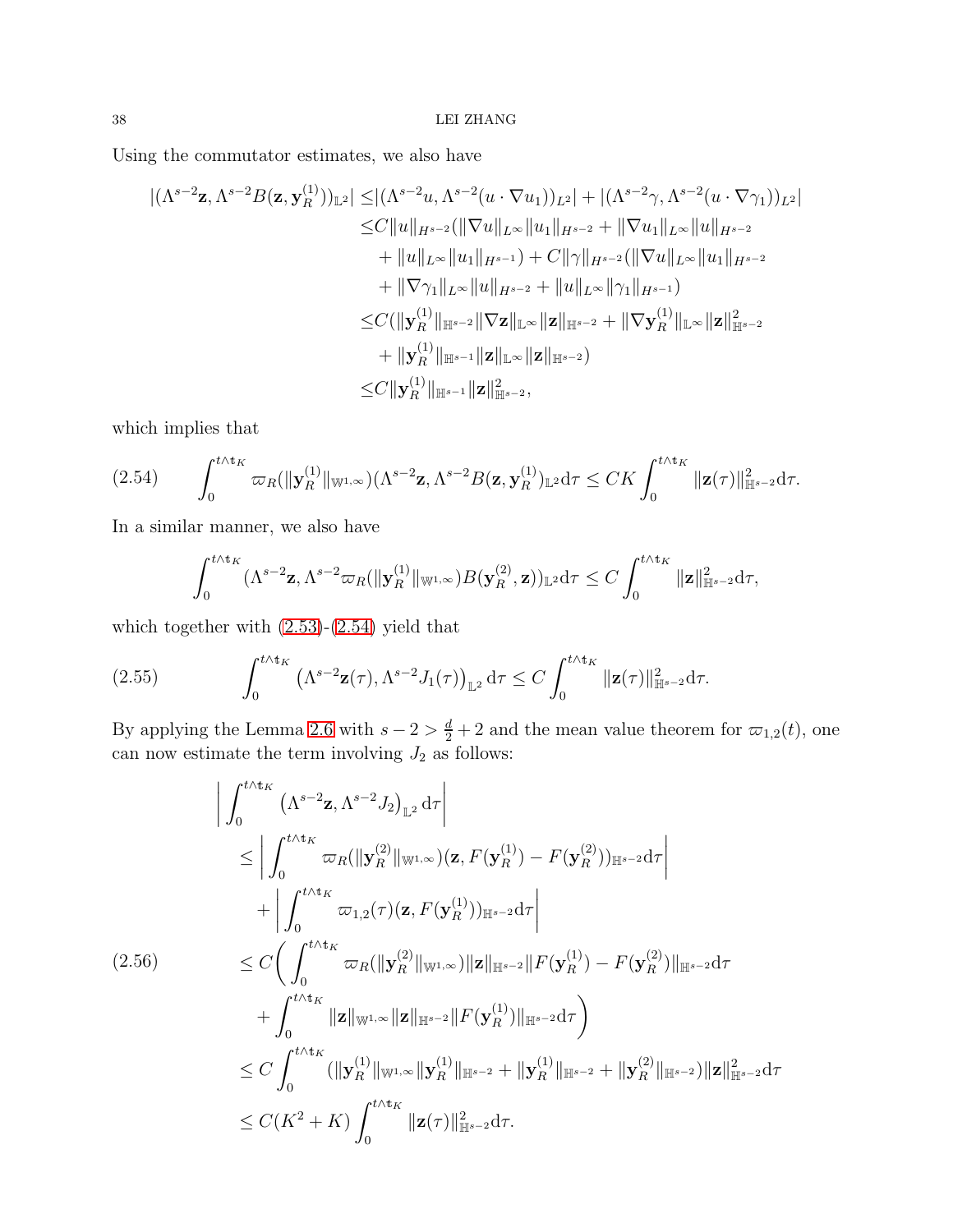Using the commutator estimates, we also have

$$
\begin{aligned}
|(\Lambda^{s-2}\mathbf{z}, \Lambda^{s-2}B(\mathbf{z}, \mathbf{y}_R^{(1)}))_{\mathbb{L}^2}| \leq & |(\Lambda^{s-2}u, \Lambda^{s-2}(u\cdot\nabla u_1))_{L^2}| + |(\Lambda^{s-2}\gamma, \Lambda^{s-2}(u\cdot\nabla\gamma_1))_{L^2}| \\
\leq & C\|u\|_{H^{s-2}}(\|\nabla u\|_{L^\infty}\|u_1\|_{H^{s-2}} + \|\nabla u_1\|_{L^\infty}\|u\|_{H^{s-2}} \\
& + \|u\|_{L^\infty}\|u_1\|_{H^{s-1}}) + C\|\gamma\|_{H^{s-2}}(\|\nabla u\|_{L^\infty}\|u_1\|_{H^{s-2}} \\
& + \|\nabla\gamma_1\|_{L^\infty}\|u\|_{H^{s-2}} + \|u\|_{L^\infty}\|\gamma_1\|_{H^{s-1}}) \\
\leq & C(\|\mathbf{y}_R^{(1)}\|_{\mathbb{H}^{s-2}}\|\nabla\mathbf{z}\|_{\mathbb{L}^\infty}\|\mathbf{z}\|_{\mathbb{H}^{s-2}} + \|\nabla\mathbf{y}_R^{(1)}\|_{\mathbb{L}^\infty}\|\mathbf{z}\|_{\mathbb{H}^{s-2}}^2 \\
& + \|\mathbf{y}_R^{(1)}\|_{\mathbb{H}^{s-1}}\|\mathbf{z}\|_{\mathbb{L}^\infty}\|\mathbf{z}\|_{\mathbb{H}^{s-2}}) \\
\leq & C\|\mathbf{y}_R^{(1)}\|_{\mathbb{H}^{s-1}}\|\mathbf{z}\|_{\mathbb{H}^{s-2}}^2,
\end{aligned}
$$

which implies that

$$
\int_0^{t\wedge\mathfrak{t}_K} \varpi_R(\|\mathbf{y}_R^{(1)}\|_{\mathbb{W}^{1,\infty}})(\Lambda^{s-2}\mathbf{z}, \Lambda^{s-2}B(\mathbf{z}, \mathbf{y}_R^{(1)}))_{\mathbb{L}^2}\mathrm{d}\tau \leq CK\int_0^{t\wedge\mathfrak{t}_K}\|\mathbf{z}(\tau)\|_{\mathbb{H}^{s-2}}^2\mathrm{d}\tau. \tag{2.54}
$$

In a similar manner, we also have

$$
\int_0^{t\wedge\mathfrak{t}_K}(\Lambda^{s-2}\mathbf{z}, \Lambda^{s-2}\varpi_R(\|\mathbf{y}_R^{(1)}\|_{\mathbb{W}^{1,\infty}})B(\mathbf{y}_R^{(2)}, \mathbf{z}))_{\mathbb{L}^2}\mathrm{d}\tau \leq C\int_0^{t\wedge\mathfrak{t}_K}\|\mathbf{z}\|_{\mathbb{H}^{s-2}}^2\mathrm{d}\tau,
$$

which together with (2.53)-(2.54) yield that

$$
\int_0^{t\wedge\mathfrak{t}_K}\left(\Lambda^{s-2}\mathbf{z}(\tau), \Lambda^{s-2}J_1(\tau)\right)_{\mathbb{L}^2}\mathrm{d}\tau \leq C\int_0^{t\wedge\mathfrak{t}_K}\|\mathbf{z}(\tau)\|_{\mathbb{H}^{s-2}}^2\mathrm{d}\tau. \tag{2.55}
$$

By applying the Lemma 2.6 with $s-2 > \frac{d}{2}+2$ and the mean value theorem for $\varpi_{1,2}(t)$, one can now estimate the term involving $J_2$ as follows:

$$
\begin{aligned}
& \left|\int_0^{t\wedge\mathfrak{t}_K}\left(\Lambda^{s-2}\mathbf{z}, \Lambda^{s-2}J_2\right)_{\mathbb{L}^2}\mathrm{d}\tau\right| \\
& \leq \left|\int_0^{t\wedge\mathfrak{t}_K}\varpi_R(\|\mathbf{y}_R^{(2)}\|_{\mathbb{W}^{1,\infty}})(\mathbf{z}, F(\mathbf{y}_R^{(1)}) - F(\mathbf{y}_R^{(2)}))_{\mathbb{H}^{s-2}}\mathrm{d}\tau\right| \\
& \quad + \left|\int_0^{t\wedge\mathfrak{t}_K}\varpi_{1,2}(\tau)(\mathbf{z}, F(\mathbf{y}_R^{(1)}))_{\mathbb{H}^{s-2}}\mathrm{d}\tau\right| \\
& \leq C\bigg(\int_0^{t\wedge\mathfrak{t}_K}\varpi_R(\|\mathbf{y}_R^{(2)}\|_{\mathbb{W}^{1,\infty}})\|\mathbf{z}\|_{\mathbb{H}^{s-2}}\|F(\mathbf{y}_R^{(1)}) - F(\mathbf{y}_R^{(2)})\|_{\mathbb{H}^{s-2}}\mathrm{d}\tau \\
& \quad + \int_0^{t\wedge\mathfrak{t}_K}\|\mathbf{z}\|_{\mathbb{W}^{1,\infty}}\|\mathbf{z}\|_{\mathbb{H}^{s-2}}\|F(\mathbf{y}_R^{(1)})\|_{\mathbb{H}^{s-2}}\mathrm{d}\tau\bigg) \\
& \leq C\int_0^{t\wedge\mathfrak{t}_K}(\|\mathbf{y}_R^{(1)}\|_{\mathbb{W}^{1,\infty}}\|\mathbf{y}_R^{(1)}\|_{\mathbb{H}^{s-2}} + \|\mathbf{y}_R^{(1)}\|_{\mathbb{H}^{s-2}} + \|\mathbf{y}_R^{(2)}\|_{\mathbb{H}^{s-2}})\|\mathbf{z}\|_{\mathbb{H}^{s-2}}^2\mathrm{d}\tau \\
& \leq C(K^2+K)\int_0^{t\wedge\mathfrak{t}_K}\|\mathbf{z}(\tau)\|_{\mathbb{H}^{s-2}}^2\mathrm{d}\tau.
\end{aligned} \tag{2.56}
$$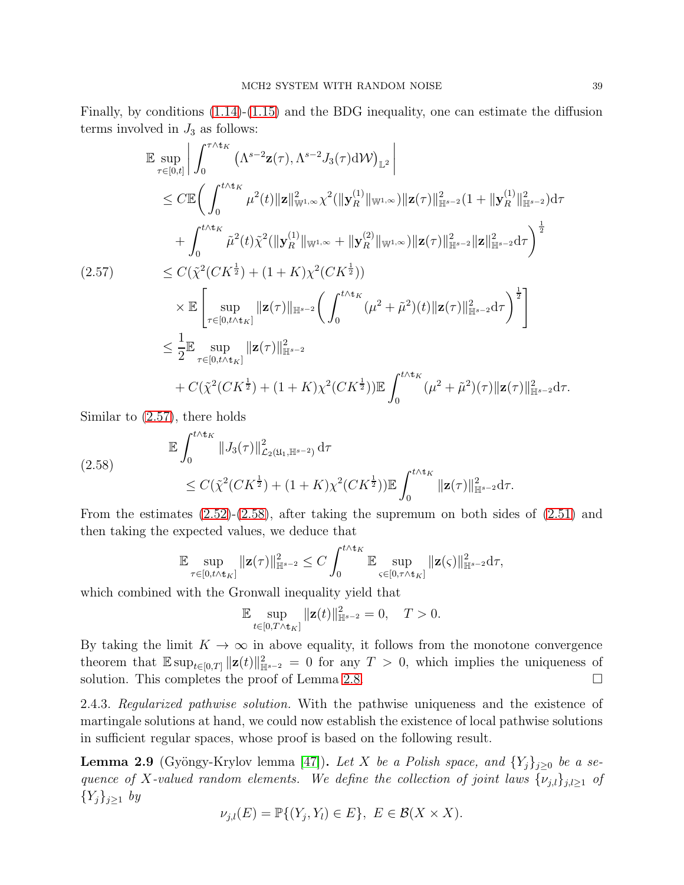Finally, by conditions (1.14)-(1.15) and the BDG inequality, one can estimate the diffusion terms involved in $J_3$ as follows:

$$
\begin{aligned}
&\mathbb{E}\sup_{\tau\in[0,t]}\left|\int_0^{\tau\wedge\mathfrak{t}_K}\left(\Lambda^{s-2}\mathbf{z}(\tau),\Lambda^{s-2}J_3(\tau)\mathrm{d}\mathcal{W}\right)_{\mathbb{L}^2}\right|\\
&\leq C\mathbb{E}\bigg(\int_0^{t\wedge\mathfrak{t}_K}\mu^2(t)\|\mathbf{z}\|_{\mathbb{W}^{1,\infty}}^2\chi^2(\|\mathbf{y}_R^{(1)}\|_{\mathbb{W}^{1,\infty}})\|\mathbf{z}(\tau)\|_{\mathbb{H}^{s-2}}^2(1+\|\mathbf{y}_R^{(1)}\|_{\mathbb{H}^{s-2}}^2)\mathrm{d}\tau\\
&\quad+\int_0^{t\wedge\mathfrak{t}_K}\tilde{\mu}^2(t)\tilde{\chi}^2(\|\mathbf{y}_R^{(1)}\|_{\mathbb{W}^{1,\infty}}+\|\mathbf{y}_R^{(2)}\|_{\mathbb{W}^{1,\infty}})\|\mathbf{z}(\tau)\|_{\mathbb{H}^{s-2}}^2\|\mathbf{z}\|_{\mathbb{H}^{s-2}}^2\mathrm{d}\tau\bigg)^{\frac{1}{2}}\\
&\leq C(\tilde{\chi}^2(CK^{\frac{1}{2}})+(1+K)\chi^2(CK^{\frac{1}{2}}))\\
&\quad\times\mathbb{E}\left[\sup_{\tau\in[0,t\wedge\mathfrak{t}_K]}\|\mathbf{z}(\tau)\|_{\mathbb{H}^{s-2}}\bigg(\int_0^{t\wedge\mathfrak{t}_K}(\mu^2+\tilde{\mu}^2)(t)\|\mathbf{z}(\tau)\|_{\mathbb{H}^{s-2}}^2\mathrm{d}\tau\bigg)^{\frac{1}{2}}\right]\\
&\leq\frac{1}{2}\mathbb{E}\sup_{\tau\in[0,t\wedge\mathfrak{t}_K]}\|\mathbf{z}(\tau)\|_{\mathbb{H}^{s-2}}^2\\
&\quad+C(\tilde{\chi}^2(CK^{\frac{1}{2}})+(1+K)\chi^2(CK^{\frac{1}{2}}))\mathbb{E}\int_0^{t\wedge\mathfrak{t}_K}(\mu^2+\tilde{\mu}^2)(\tau)\|\mathbf{z}(\tau)\|_{\mathbb{H}^{s-2}}^2\mathrm{d}\tau.
\end{aligned}\tag{2.57}
$$

Similar to (2.57), there holds

$$
\begin{aligned}
&\mathbb{E}\int_0^{t\wedge\mathfrak{t}_K}\|J_3(\tau)\|_{\mathcal{L}_2(\mathfrak{U}_1,\mathbb{H}^{s-2})}^2\,\mathrm{d}\tau\\
&\qquad\leq C(\tilde{\chi}^2(CK^{\frac{1}{2}})+(1+K)\chi^2(CK^{\frac{1}{2}}))\mathbb{E}\int_0^{t\wedge\mathfrak{t}_K}\|\mathbf{z}(\tau)\|_{\mathbb{H}^{s-2}}^2\mathrm{d}\tau.
\end{aligned}\tag{2.58}
$$

From the estimates (2.52)-(2.58), after taking the supremum on both sides of (2.51) and then taking the expected values, we deduce that

$$
\mathbb{E}\sup_{\tau\in[0,t\wedge\mathfrak{t}_K]}\|\mathbf{z}(\tau)\|_{\mathbb{H}^{s-2}}^2\leq C\int_0^{t\wedge\mathfrak{t}_K}\mathbb{E}\sup_{\varsigma\in[0,\tau\wedge\mathfrak{t}_K]}\|\mathbf{z}(\varsigma)\|_{\mathbb{H}^{s-2}}^2\mathrm{d}\tau,
$$

which combined with the Gronwall inequality yield that

$$
\mathbb{E}\sup_{t\in[0,T\wedge\mathfrak{t}_K]}\|\mathbf{z}(t)\|_{\mathbb{H}^{s-2}}^2=0,\quad T>0.
$$

By taking the limit $K\to\infty$ in above equality, it follows from the monotone convergence theorem that $\mathbb{E}\sup_{t\in[0,T]}\|\mathbf{z}(t)\|_{\mathbb{H}^{s-2}}^2=0$ for any $T>0$, which implies the uniqueness of solution. This completes the proof of Lemma 2.8. $\square$

2.4.3. *Regularized pathwise solution.* With the pathwise uniqueness and the existence of martingale solutions at hand, we could now establish the existence of local pathwise solutions in sufficient regular spaces, whose proof is based on the following result.

**Lemma 2.9** (Gyöngy-Krylov lemma [47]). *Let $X$ be a Polish space, and $\{Y_j\}_{j\geq0}$ be a sequence of $X$-valued random elements. We define the collection of joint laws $\{\nu_{j,l}\}_{j,l\geq1}$ of $\{Y_j\}_{j\geq1}$ by*

$$
\nu_{j,l}(E)=\mathbb{P}\{(Y_j,Y_l)\in E\},\ E\in\mathcal{B}(X\times X).
$$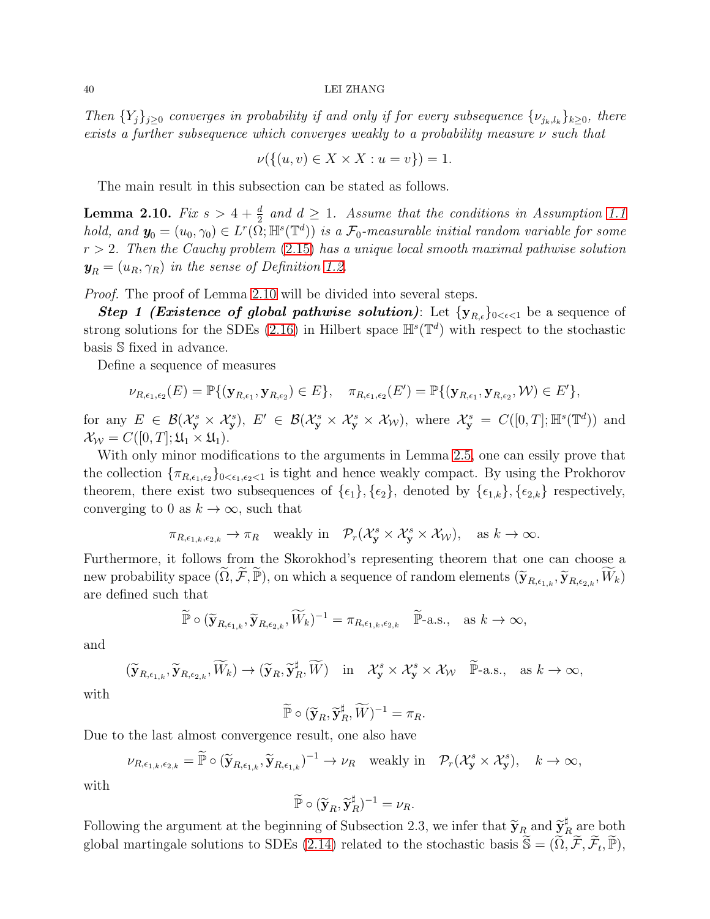*Then $\{Y_j\}_{j\geq 0}$ converges in probability if and only if for every subsequence $\{\nu_{j_k,l_k}\}_{k\geq 0}$, there exists a further subsequence which converges weakly to a probability measure $\nu$ such that*

$$\nu(\{(u,v)\in X\times X : u=v\})=1.$$

The main result in this subsection can be stated as follows.

**Lemma 2.10.** *Fix $s>4+\frac{d}{2}$ and $d\geq 1$. Assume that the conditions in Assumption 1.1 hold, and $\boldsymbol{y}_0=(u_0,\gamma_0)\in L^r(\Omega;\mathbb{H}^s(\mathbb{T}^d))$ is a $\mathcal{F}_0$-measurable initial random variable for some $r>2$. Then the Cauchy problem (2.15) has a unique local smooth maximal pathwise solution $\boldsymbol{y}_R=(u_R,\gamma_R)$ in the sense of Definition 1.2.*

*Proof.* The proof of Lemma 2.10 will be divided into several steps.

***Step 1 (Existence of global pathwise solution)***: Let $\{\mathbf{y}_{R,\epsilon}\}_{0<\epsilon<1}$ be a sequence of strong solutions for the SDEs (2.16) in Hilbert space $\mathbb{H}^s(\mathbb{T}^d)$ with respect to the stochastic basis $\mathbb{S}$ fixed in advance.

Define a sequence of measures

$$\nu_{R,\epsilon_1,\epsilon_2}(E)=\mathbb{P}\{(\mathbf{y}_{R,\epsilon_1},\mathbf{y}_{R,\epsilon_2})\in E\},\quad \pi_{R,\epsilon_1,\epsilon_2}(E')=\mathbb{P}\{(\mathbf{y}_{R,\epsilon_1},\mathbf{y}_{R,\epsilon_2},\mathcal{W})\in E'\},$$

for any $E\in\mathcal{B}(\mathcal{X}^s_{\mathbf{y}}\times\mathcal{X}^s_{\mathbf{y}})$, $E'\in\mathcal{B}(\mathcal{X}^s_{\mathbf{y}}\times\mathcal{X}^s_{\mathbf{y}}\times\mathcal{X}_{\mathcal{W}})$, where $\mathcal{X}^s_{\mathbf{y}}=C([0,T];\mathbb{H}^s(\mathbb{T}^d))$ and $\mathcal{X}_{\mathcal{W}}=C([0,T];\mathfrak{U}_1\times\mathfrak{U}_1)$.

With only minor modifications to the arguments in Lemma 2.5, one can essily prove that the collection $\{\pi_{R,\epsilon_1,\epsilon_2}\}_{0<\epsilon_1,\epsilon_2<1}$ is tight and hence weakly compact. By using the Prokhorov theorem, there exist two subsequences of $\{\epsilon_1\},\{\epsilon_2\}$, denoted by $\{\epsilon_{1,k}\},\{\epsilon_{2,k}\}$ respectively, converging to 0 as $k\to\infty$, such that

$$\pi_{R,\epsilon_{1,k},\epsilon_{2,k}}\to\pi_R\quad\text{weakly in}\quad \mathcal{P}_r(\mathcal{X}^s_{\mathbf{y}}\times\mathcal{X}^s_{\mathbf{y}}\times\mathcal{X}_{\mathcal{W}}),\quad \text{as } k\to\infty.$$

Furthermore, it follows from the Skorokhod's representing theorem that one can choose a new probability space $(\widetilde{\Omega},\widetilde{\mathcal{F}},\widetilde{\mathbb{P}})$, on which a sequence of random elements $(\widetilde{\mathbf{y}}_{R,\epsilon_{1,k}},\widetilde{\mathbf{y}}_{R,\epsilon_{2,k}},\widetilde{W}_k)$ are defined such that

$$\widetilde{\mathbb{P}}\circ(\widetilde{\mathbf{y}}_{R,\epsilon_{1,k}},\widetilde{\mathbf{y}}_{R,\epsilon_{2,k}},\widetilde{W}_k)^{-1}=\pi_{R,\epsilon_{1,k},\epsilon_{2,k}}\quad\widetilde{\mathbb{P}}\text{-a.s.},\quad \text{as } k\to\infty,$$

and

$$(\widetilde{\mathbf{y}}_{R,\epsilon_{1,k}},\widetilde{\mathbf{y}}_{R,\epsilon_{2,k}},\widetilde{W}_k)\to(\widetilde{\mathbf{y}}_R,\widetilde{\mathbf{y}}^\sharp_R,\widetilde{W})\quad\text{in}\quad \mathcal{X}^s_{\mathbf{y}}\times\mathcal{X}^s_{\mathbf{y}}\times\mathcal{X}_{\mathcal{W}}\quad\widetilde{\mathbb{P}}\text{-a.s.},\quad \text{as } k\to\infty,$$

with

$$\widetilde{\mathbb{P}}\circ(\widetilde{\mathbf{y}}_R,\widetilde{\mathbf{y}}^\sharp_R,\widetilde{W})^{-1}=\pi_R.$$

Due to the last almost convergence result, one also have

$$\nu_{R,\epsilon_{1,k},\epsilon_{2,k}}=\widetilde{\mathbb{P}}\circ(\widetilde{\mathbf{y}}_{R,\epsilon_{1,k}},\widetilde{\mathbf{y}}_{R,\epsilon_{1,k}})^{-1}\to\nu_R\quad\text{weakly in}\quad\mathcal{P}_r(\mathcal{X}^s_{\mathbf{y}}\times\mathcal{X}^s_{\mathbf{y}}),\quad k\to\infty,$$

with

$$\widetilde{\mathbb{P}}\circ(\widetilde{\mathbf{y}}_R,\widetilde{\mathbf{y}}^\sharp_R)^{-1}=\nu_R.$$

Following the argument at the beginning of Subsection 2.3, we infer that $\widetilde{\mathbf{y}}_R$ and $\widetilde{\mathbf{y}}^\sharp_R$ are both global martingale solutions to SDEs (2.14) related to the stochastic basis $\widetilde{\mathbb{S}}=(\widetilde{\Omega},\widetilde{\mathcal{F}},\widetilde{\mathcal{F}}_t,\widetilde{\mathbb{P}})$,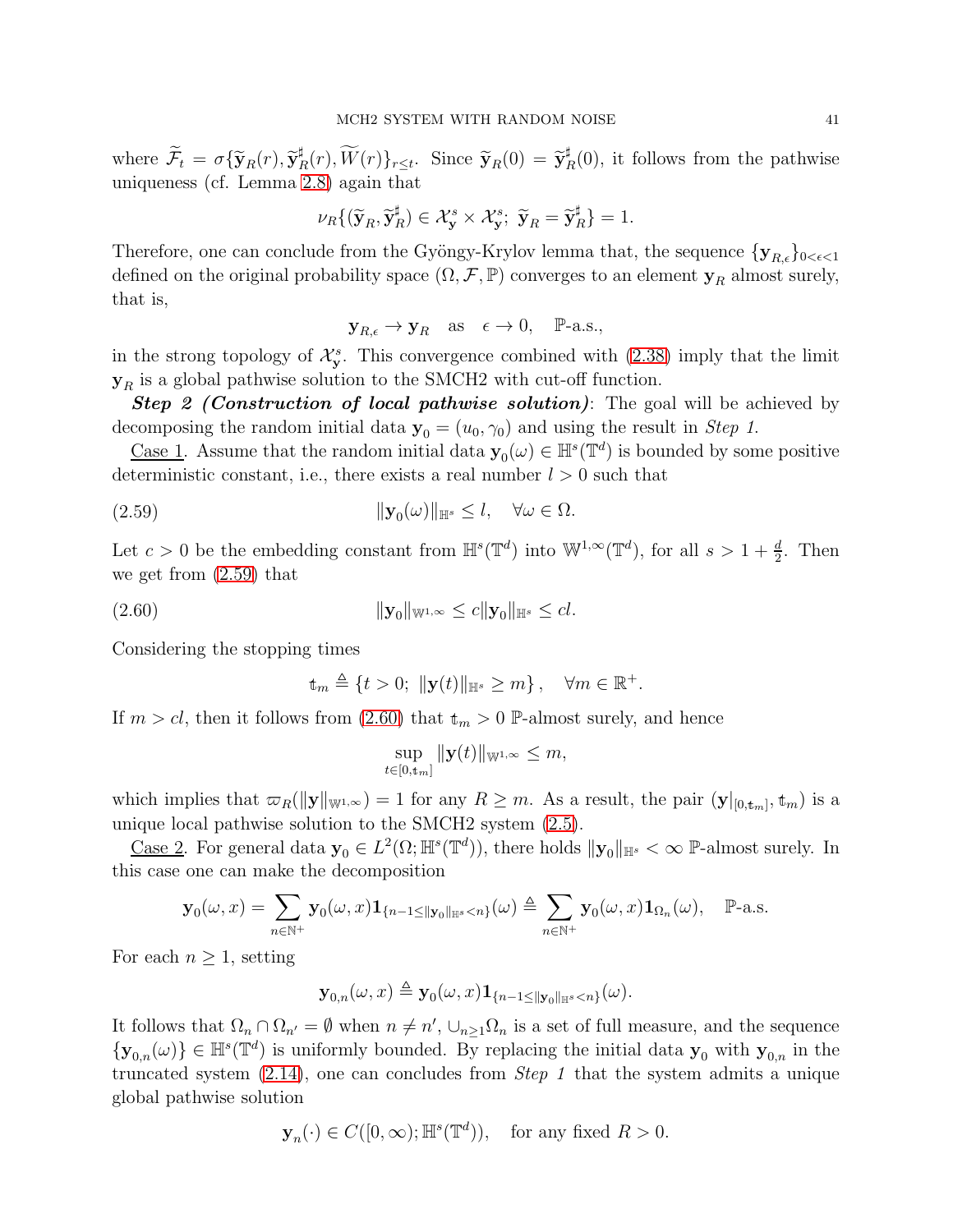where $\widetilde{\mathcal{F}}_t = \sigma\{\widetilde{\mathbf{y}}_R(r), \widetilde{\mathbf{y}}_R^\sharp(r), \widetilde{W}(r)\}_{r\leq t}$. Since $\widetilde{\mathbf{y}}_R(0) = \widetilde{\mathbf{y}}_R^\sharp(0)$, it follows from the pathwise uniqueness (cf. Lemma 2.8) again that

$$\nu_R\{(\widetilde{\mathbf{y}}_R, \widetilde{\mathbf{y}}_R^\sharp) \in \mathcal{X}_{\mathbf{y}}^s \times \mathcal{X}_{\mathbf{y}}^s;\ \widetilde{\mathbf{y}}_R = \widetilde{\mathbf{y}}_R^\sharp\} = 1.$$

Therefore, one can conclude from the Gyöngy-Krylov lemma that, the sequence $\{\mathbf{y}_{R,\epsilon}\}_{0<\epsilon<1}$ defined on the original probability space $(\Omega, \mathcal{F}, \mathbb{P})$ converges to an element $\mathbf{y}_R$ almost surely, that is,

$$\mathbf{y}_{R,\epsilon} \to \mathbf{y}_R \quad \text{as} \quad \epsilon \to 0, \quad \mathbb{P}\text{-a.s.},$$

in the strong topology of $\mathcal{X}_{\mathbf{y}}^s$. This convergence combined with (2.38) imply that the limit $\mathbf{y}_R$ is a global pathwise solution to the SMCH2 with cut-off function.

***Step 2 (Construction of local pathwise solution)***: The goal will be achieved by decomposing the random initial data $\mathbf{y}_0 = (u_0, \gamma_0)$ and using the result in *Step 1*.

Case 1. Assume that the random initial data $\mathbf{y}_0(\omega) \in \mathbb{H}^s(\mathbb{T}^d)$ is bounded by some positive deterministic constant, i.e., there exists a real number $l > 0$ such that

$$\|\mathbf{y}_0(\omega)\|_{\mathbb{H}^s} \leq l, \quad \forall \omega \in \Omega. \tag{2.59}$$

Let $c > 0$ be the embedding constant from $\mathbb{H}^s(\mathbb{T}^d)$ into $\mathbb{W}^{1,\infty}(\mathbb{T}^d)$, for all $s > 1 + \frac{d}{2}$. Then we get from (2.59) that

$$\|\mathbf{y}_0\|_{\mathbb{W}^{1,\infty}} \leq c\|\mathbf{y}_0\|_{\mathbb{H}^s} \leq cl. \tag{2.60}$$

Considering the stopping times

$$\mathfrak{t}_m \triangleq \{t > 0;\ \|\mathbf{y}(t)\|_{\mathbb{H}^s} \geq m\}, \quad \forall m \in \mathbb{R}^+.$$

If $m > cl$, then it follows from (2.60) that $\mathfrak{t}_m > 0$ $\mathbb{P}$-almost surely, and hence

$$\sup_{t\in[0,\mathfrak{t}_m]} \|\mathbf{y}(t)\|_{\mathbb{W}^{1,\infty}} \leq m,$$

which implies that $\varpi_R(\|\mathbf{y}\|_{\mathbb{W}^{1,\infty}}) = 1$ for any $R \geq m$. As a result, the pair $(\mathbf{y}|_{[0,\mathfrak{t}_m]}, \mathfrak{t}_m)$ is a unique local pathwise solution to the SMCH2 system (2.5).

Case 2. For general data $\mathbf{y}_0 \in L^2(\Omega; \mathbb{H}^s(\mathbb{T}^d))$, there holds $\|\mathbf{y}_0\|_{\mathbb{H}^s} < \infty$ $\mathbb{P}$-almost surely. In this case one can make the decomposition

$$\mathbf{y}_0(\omega, x) = \sum_{n\in\mathbb{N}^+} \mathbf{y}_0(\omega, x)\mathbf{1}_{\{n-1\leq\|\mathbf{y}_0\|_{\mathbb{H}^s}<n\}}(\omega) \triangleq \sum_{n\in\mathbb{N}^+} \mathbf{y}_0(\omega, x)\mathbf{1}_{\Omega_n}(\omega), \quad \mathbb{P}\text{-a.s.}$$

For each $n \geq 1$, setting

$$\mathbf{y}_{0,n}(\omega, x) \triangleq \mathbf{y}_0(\omega, x)\mathbf{1}_{\{n-1\leq\|\mathbf{y}_0\|_{\mathbb{H}^s}<n\}}(\omega).$$

It follows that $\Omega_n \cap \Omega_{n'} = \emptyset$ when $n \neq n'$, $\cup_{n\geq1}\Omega_n$ is a set of full measure, and the sequence $\{\mathbf{y}_{0,n}(\omega)\} \in \mathbb{H}^s(\mathbb{T}^d)$ is uniformly bounded. By replacing the initial data $\mathbf{y}_0$ with $\mathbf{y}_{0,n}$ in the truncated system (2.14), one can concludes from *Step 1* that the system admits a unique global pathwise solution

$$\mathbf{y}_n(\cdot) \in C([0,\infty); \mathbb{H}^s(\mathbb{T}^d)), \quad \text{for any fixed } R > 0.$$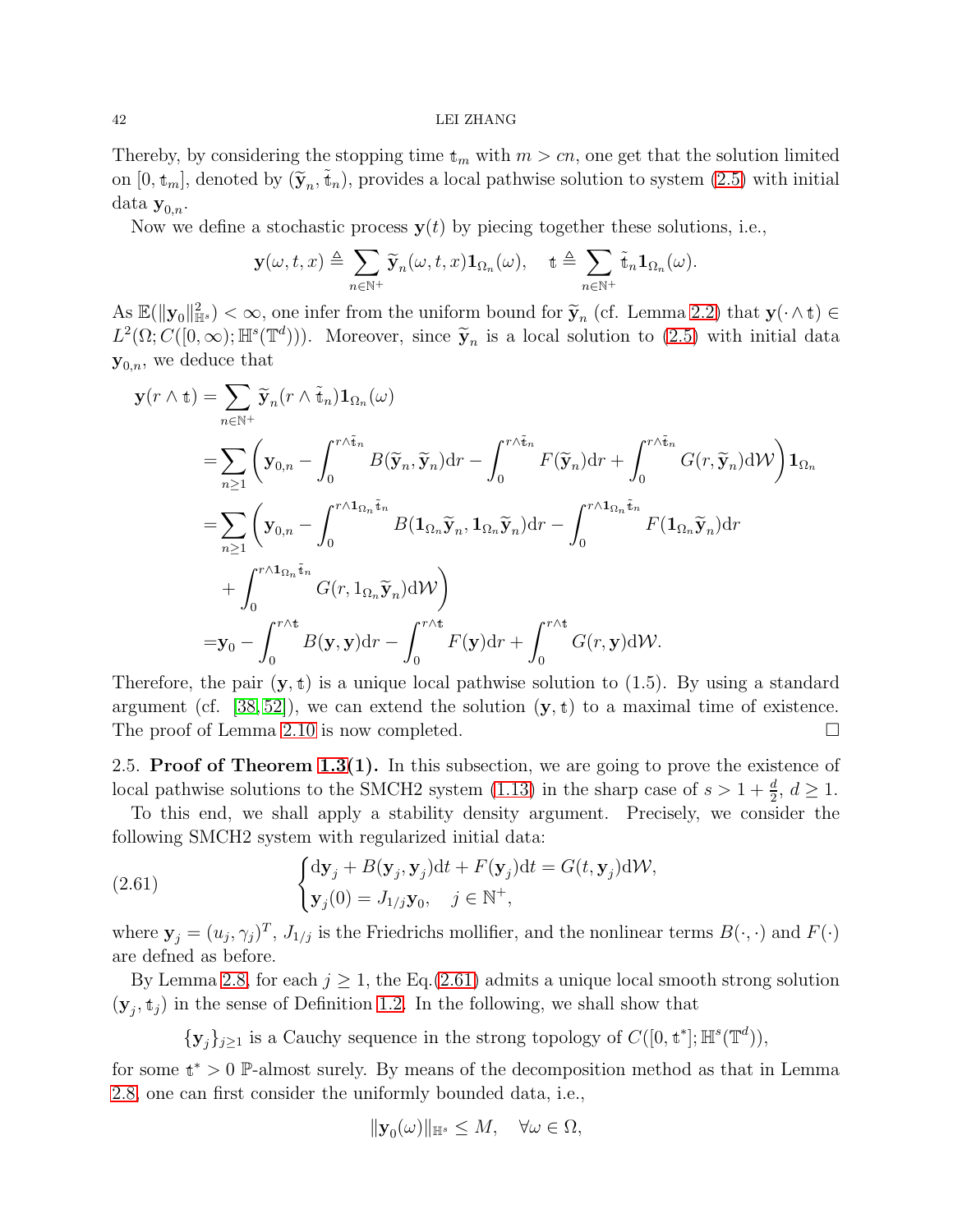Thereby, by considering the stopping time $\mathfrak{t}_m$ with $m > cn$, one get that the solution limited on $[0, \mathfrak{t}_m]$, denoted by $(\widetilde{\mathbf{y}}_n, \tilde{\mathfrak{t}}_n)$, provides a local pathwise solution to system (2.5) with initial data $\mathbf{y}_{0,n}$.

Now we define a stochastic process $\mathbf{y}(t)$ by piecing together these solutions, i.e.,

$$\mathbf{y}(\omega, t, x) \triangleq \sum_{n\in\mathbb{N}^+} \widetilde{\mathbf{y}}_n(\omega, t, x)\mathbf{1}_{\Omega_n}(\omega), \quad \mathfrak{t} \triangleq \sum_{n\in\mathbb{N}^+} \tilde{\mathfrak{t}}_n \mathbf{1}_{\Omega_n}(\omega).$$

As $\mathbb{E}(\|\mathbf{y}_0\|^2_{\mathbb{H}^s}) < \infty$, one infer from the uniform bound for $\widetilde{\mathbf{y}}_n$ (cf. Lemma 2.2) that $\mathbf{y}(\cdot \wedge \mathfrak{t}) \in L^2(\Omega; C([0,\infty); \mathbb{H}^s(\mathbb{T}^d)))$. Moreover, since $\widetilde{\mathbf{y}}_n$ is a local solution to (2.5) with initial data $\mathbf{y}_{0,n}$, we deduce that

$$\begin{aligned}
\mathbf{y}(r\wedge \mathfrak{t}) =& \sum_{n\in\mathbb{N}^+} \widetilde{\mathbf{y}}_n(r\wedge \tilde{\mathfrak{t}}_n)\mathbf{1}_{\Omega_n}(\omega)\\
=& \sum_{n\geq 1}\left(\mathbf{y}_{0,n} - \int_0^{r\wedge\tilde{\mathfrak{t}}_n} B(\widetilde{\mathbf{y}}_n, \widetilde{\mathbf{y}}_n)\mathrm{d}r - \int_0^{r\wedge\tilde{\mathfrak{t}}_n} F(\widetilde{\mathbf{y}}_n)\mathrm{d}r + \int_0^{r\wedge\tilde{\mathfrak{t}}_n} G(r, \widetilde{\mathbf{y}}_n)\mathrm{d}\mathcal{W}\right)\mathbf{1}_{\Omega_n}\\
=& \sum_{n\geq 1}\left(\mathbf{y}_{0,n} - \int_0^{r\wedge \mathbf{1}_{\Omega_n}\tilde{\mathfrak{t}}_n} B(\mathbf{1}_{\Omega_n}\widetilde{\mathbf{y}}_n, \mathbf{1}_{\Omega_n}\widetilde{\mathbf{y}}_n)\mathrm{d}r - \int_0^{r\wedge \mathbf{1}_{\Omega_n}\tilde{\mathfrak{t}}_n} F(\mathbf{1}_{\Omega_n}\widetilde{\mathbf{y}}_n)\mathrm{d}r\right.\\
&\left. + \int_0^{r\wedge \mathbf{1}_{\Omega_n}\tilde{\mathfrak{t}}_n} G(r, 1_{\Omega_n}\widetilde{\mathbf{y}}_n)\mathrm{d}\mathcal{W}\right)\\
=& \mathbf{y}_0 - \int_0^{r\wedge\mathfrak{t}} B(\mathbf{y}, \mathbf{y})\mathrm{d}r - \int_0^{r\wedge\mathfrak{t}} F(\mathbf{y})\mathrm{d}r + \int_0^{r\wedge\mathfrak{t}} G(r, \mathbf{y})\mathrm{d}\mathcal{W}.
\end{aligned}$$

Therefore, the pair $(\mathbf{y}, \mathfrak{t})$ is a unique local pathwise solution to (1.5). By using a standard argument (cf. [38, 52]), we can extend the solution $(\mathbf{y}, \mathfrak{t})$ to a maximal time of existence. The proof of Lemma 2.10 is now completed. $\square$

2.5. **Proof of Theorem 1.3(1).** In this subsection, we are going to prove the existence of local pathwise solutions to the SMCH2 system (1.13) in the sharp case of $s > 1 + \frac{d}{2}$, $d \geq 1$.

To this end, we shall apply a stability density argument. Precisely, we consider the following SMCH2 system with regularized initial data:

$$\begin{cases}\mathrm{d}\mathbf{y}_j + B(\mathbf{y}_j, \mathbf{y}_j)\mathrm{d}t + F(\mathbf{y}_j)\mathrm{d}t = G(t, \mathbf{y}_j)\mathrm{d}\mathcal{W},\\ \mathbf{y}_j(0) = J_{1/j}\mathbf{y}_0, \quad j\in\mathbb{N}^+,\end{cases} \tag{2.61}$$

where $\mathbf{y}_j = (u_j, \gamma_j)^T$, $J_{1/j}$ is the Friedrichs mollifier, and the nonlinear terms $B(\cdot,\cdot)$ and $F(\cdot)$ are defned as before.

By Lemma 2.8, for each $j \geq 1$, the Eq.(2.61) admits a unique local smooth strong solution $(\mathbf{y}_j, \mathfrak{t}_j)$ in the sense of Definition 1.2. In the following, we shall show that

$$\{\mathbf{y}_j\}_{j\geq 1} \text{ is a Cauchy sequence in the strong topology of } C([0,\mathfrak{t}^*]; \mathbb{H}^s(\mathbb{T}^d)),$$

for some $\mathfrak{t}^* > 0$ $\mathbb{P}$-almost surely. By means of the decomposition method as that in Lemma 2.8, one can first consider the uniformly bounded data, i.e.,

$$\|\mathbf{y}_0(\omega)\|_{\mathbb{H}^s} \leq M, \quad \forall \omega\in\Omega,$$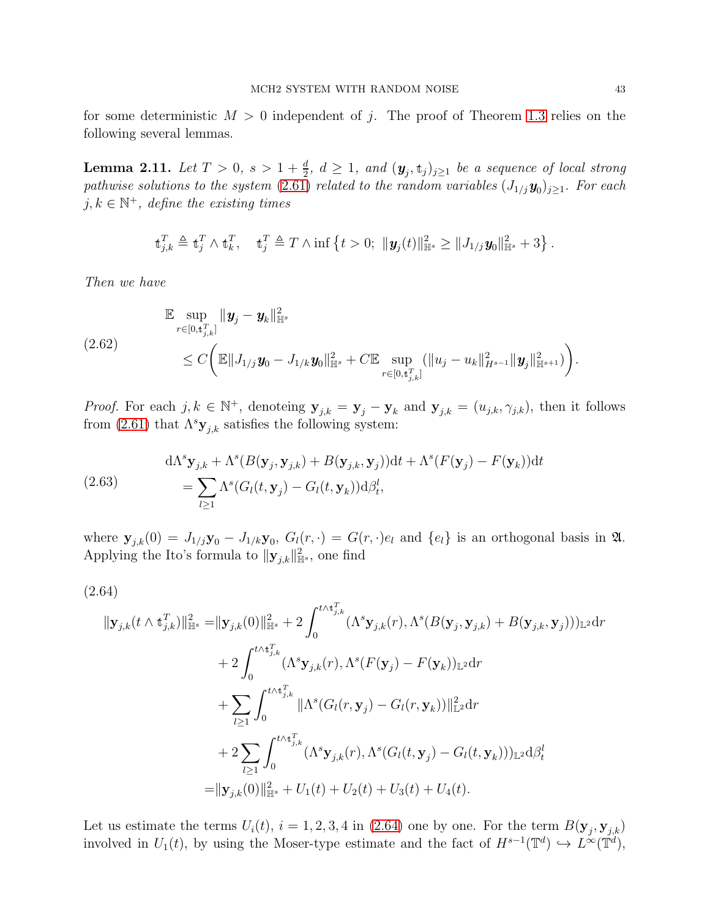for some deterministic $M > 0$ independent of $j$. The proof of Theorem 1.3 relies on the following several lemmas.

**Lemma 2.11.** *Let $T > 0$, $s > 1 + \frac{d}{2}$, $d \geq 1$, and $(\boldsymbol{y}_j, \mathfrak{t}_j)_{j\geq 1}$ be a sequence of local strong pathwise solutions to the system (2.61) related to the random variables $(J_{1/j}\boldsymbol{y}_0)_{j\geq 1}$. For each $j, k \in \mathbb{N}^+$, define the existing times*

$$
\mathfrak{t}_{j,k}^T \triangleq \mathfrak{t}_j^T \wedge \mathfrak{t}_k^T, \quad \mathfrak{t}_j^T \triangleq T \wedge \inf\left\{t > 0;\ \|\boldsymbol{y}_j(t)\|_{\mathbb{H}^s}^2 \geq \|J_{1/j}\boldsymbol{y}_0\|_{\mathbb{H}^s}^2 + 3\right\}.
$$

*Then we have*

$$
\begin{aligned}
&\mathbb{E} \sup_{r\in[0,\mathfrak{t}_{j,k}^T]} \|\boldsymbol{y}_j - \boldsymbol{y}_k\|_{\mathbb{H}^s}^2 \\
&\quad \leq C\Bigg(\mathbb{E}\|J_{1/j}\boldsymbol{y}_0 - J_{1/k}\boldsymbol{y}_0\|_{\mathbb{H}^s}^2 + C\mathbb{E} \sup_{r\in[0,\mathfrak{t}_{j,k}^T]} (\|u_j - u_k\|_{H^{s-1}}^2 \|\boldsymbol{y}_j\|_{\mathbb{H}^{s+1}}^2)\Bigg).
\end{aligned} \tag{2.62}
$$

*Proof.* For each $j, k \in \mathbb{N}^+$, denoteing $\mathbf{y}_{j,k} = \mathbf{y}_j - \mathbf{y}_k$ and $\mathbf{y}_{j,k} = (u_{j,k}, \gamma_{j,k})$, then it follows from (2.61) that $\Lambda^s\mathbf{y}_{j,k}$ satisfies the following system:

$$
\begin{aligned}
&\mathrm{d}\Lambda^s\mathbf{y}_{j,k} + \Lambda^s(B(\mathbf{y}_j, \mathbf{y}_{j,k}) + B(\mathbf{y}_{j,k}, \mathbf{y}_j))\mathrm{d}t + \Lambda^s(F(\mathbf{y}_j) - F(\mathbf{y}_k))\mathrm{d}t \\
&\quad = \sum_{l\geq 1} \Lambda^s(G_l(t, \mathbf{y}_j) - G_l(t, \mathbf{y}_k))\mathrm{d}\beta_t^l,
\end{aligned} \tag{2.63}
$$

where $\mathbf{y}_{j,k}(0) = J_{1/j}\mathbf{y}_0 - J_{1/k}\mathbf{y}_0$, $G_l(r, \cdot) = G(r, \cdot)e_l$ and $\{e_l\}$ is an orthogonal basis in $\mathfrak{A}$. Applying the Ito's formula to $\|\mathbf{y}_{j,k}\|_{\mathbb{H}^s}^2$, one find

$$
\begin{aligned}
\|\mathbf{y}_{j,k}(t\wedge\mathfrak{t}_{j,k}^T)\|_{\mathbb{H}^s}^2 =& \|\mathbf{y}_{j,k}(0)\|_{\mathbb{H}^s}^2 + 2\int_0^{t\wedge\mathfrak{t}_{j,k}^T} (\Lambda^s\mathbf{y}_{j,k}(r), \Lambda^s(B(\mathbf{y}_j, \mathbf{y}_{j,k}) + B(\mathbf{y}_{j,k}, \mathbf{y}_j)))_{\mathbb{L}^2}\mathrm{d}r \\
&+ 2\int_0^{t\wedge\mathfrak{t}_{j,k}^T} (\Lambda^s\mathbf{y}_{j,k}(r), \Lambda^s(F(\mathbf{y}_j) - F(\mathbf{y}_k))_{\mathbb{L}^2}\mathrm{d}r \\
&+ \sum_{l\geq 1}\int_0^{t\wedge\mathfrak{t}_{j,k}^T} \|\Lambda^s(G_l(r, \mathbf{y}_j) - G_l(r, \mathbf{y}_k))\|_{\mathbb{L}^2}^2\mathrm{d}r \\
&+ 2\sum_{l\geq 1}\int_0^{t\wedge\mathfrak{t}_{j,k}^T} (\Lambda^s\mathbf{y}_{j,k}(r), \Lambda^s(G_l(t, \mathbf{y}_j) - G_l(t, \mathbf{y}_k)))_{\mathbb{L}^2}\mathrm{d}\beta_t^l \\
=& \|\mathbf{y}_{j,k}(0)\|_{\mathbb{H}^s}^2 + U_1(t) + U_2(t) + U_3(t) + U_4(t).
\end{aligned} \tag{2.64}
$$

Let us estimate the terms $U_i(t)$, $i = 1, 2, 3, 4$ in (2.64) one by one. For the term $B(\mathbf{y}_j, \mathbf{y}_{j,k})$ involved in $U_1(t)$, by using the Moser-type estimate and the fact of $H^{s-1}(\mathbb{T}^d) \hookrightarrow L^\infty(\mathbb{T}^d)$,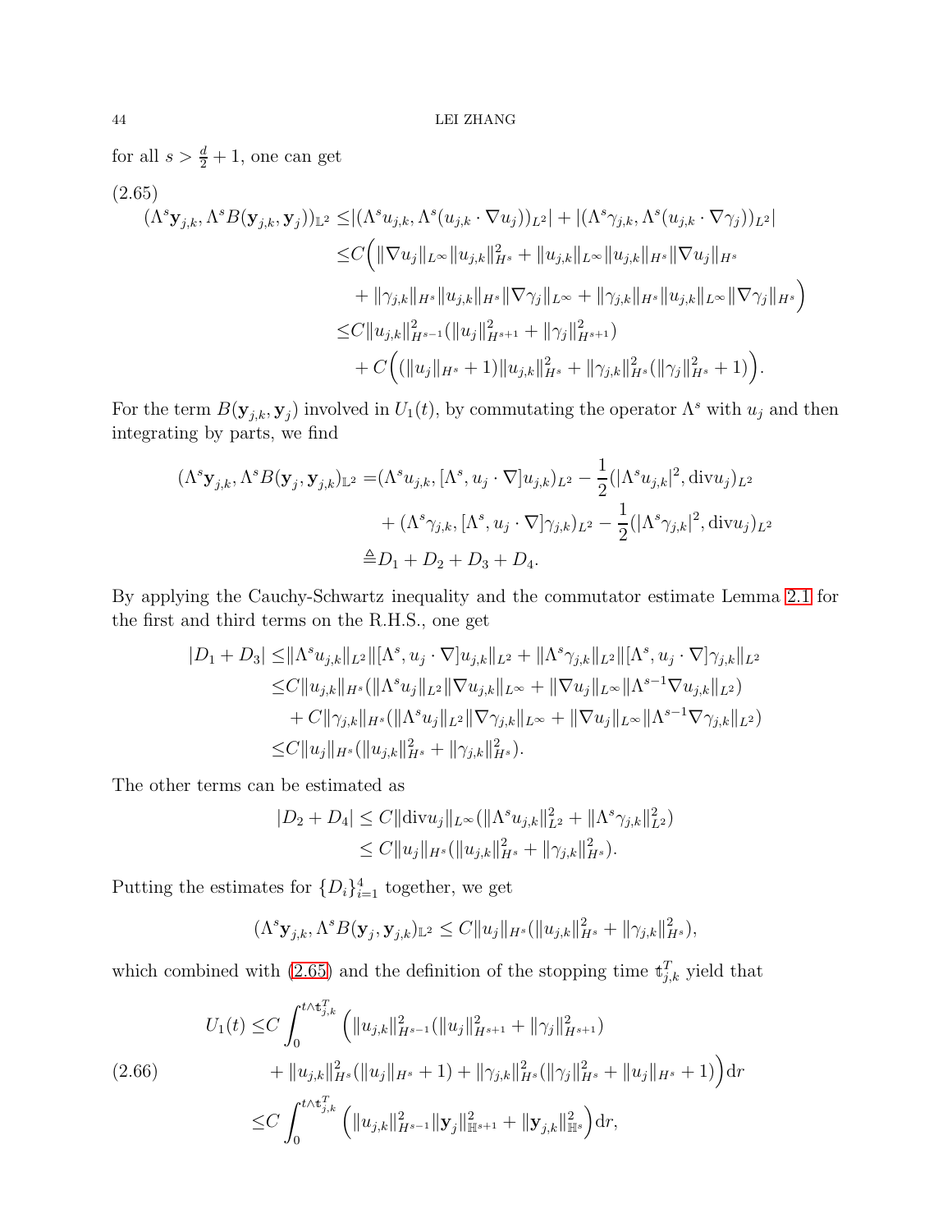for all $s > \frac{d}{2} + 1$, one can get

$$
\begin{aligned}
(\Lambda^s \mathbf{y}_{j,k}, \Lambda^s B(\mathbf{y}_{j,k}, \mathbf{y}_j))_{\mathbb{L}^2} \leq & |(\Lambda^s u_{j,k}, \Lambda^s (u_{j,k} \cdot \nabla u_j))_{L^2}| + |(\Lambda^s \gamma_{j,k}, \Lambda^s (u_{j,k} \cdot \nabla \gamma_j))_{L^2}| \\
\leq & C\Big( \|\nabla u_j\|_{L^\infty} \|u_{j,k}\|_{H^s}^2 + \|u_{j,k}\|_{L^\infty} \|u_{j,k}\|_{H^s} \|\nabla u_j\|_{H^s} \\
& + \|\gamma_{j,k}\|_{H^s} \|u_{j,k}\|_{H^s} \|\nabla \gamma_j\|_{L^\infty} + \|\gamma_{j,k}\|_{H^s} \|u_{j,k}\|_{L^\infty} \|\nabla \gamma_j\|_{H^s} \Big) \\
\leq & C \|u_{j,k}\|_{H^{s-1}}^2 (\|u_j\|_{H^{s+1}}^2 + \|\gamma_j\|_{H^{s+1}}^2) \\
& + C\Big( (\|u_j\|_{H^s} + 1) \|u_{j,k}\|_{H^s}^2 + \|\gamma_{j,k}\|_{H^s}^2 (\|\gamma_j\|_{H^s}^2 + 1) \Big).
\end{aligned}
\tag{2.65}
$$

For the term $B(\mathbf{y}_{j,k}, \mathbf{y}_j)$ involved in $U_1(t)$, by commutating the operator $\Lambda^s$ with $u_j$ and then integrating by parts, we find

$$
\begin{aligned}
(\Lambda^s \mathbf{y}_{j,k}, \Lambda^s B(\mathbf{y}_j, \mathbf{y}_{j,k}))_{\mathbb{L}^2} = & (\Lambda^s u_{j,k}, [\Lambda^s, u_j \cdot \nabla] u_{j,k})_{L^2} - \frac{1}{2} (|\Lambda^s u_{j,k}|^2, \mathrm{div} u_j)_{L^2} \\
& + (\Lambda^s \gamma_{j,k}, [\Lambda^s, u_j \cdot \nabla] \gamma_{j,k})_{L^2} - \frac{1}{2} (|\Lambda^s \gamma_{j,k}|^2, \mathrm{div} u_j)_{L^2} \\
\triangleq & D_1 + D_2 + D_3 + D_4.
\end{aligned}
$$

By applying the Cauchy-Schwartz inequality and the commutator estimate Lemma 2.1 for the first and third terms on the R.H.S., one get

$$
\begin{aligned}
|D_1 + D_3| \leq & \|\Lambda^s u_{j,k}\|_{L^2} \|[\Lambda^s, u_j \cdot \nabla] u_{j,k}\|_{L^2} + \|\Lambda^s \gamma_{j,k}\|_{L^2} \|[\Lambda^s, u_j \cdot \nabla] \gamma_{j,k}\|_{L^2} \\
\leq & C \|u_{j,k}\|_{H^s} (\|\Lambda^s u_j\|_{L^2} \|\nabla u_{j,k}\|_{L^\infty} + \|\nabla u_j\|_{L^\infty} \|\Lambda^{s-1} \nabla u_{j,k}\|_{L^2}) \\
& + C \|\gamma_{j,k}\|_{H^s} (\|\Lambda^s u_j\|_{L^2} \|\nabla \gamma_{j,k}\|_{L^\infty} + \|\nabla u_j\|_{L^\infty} \|\Lambda^{s-1} \nabla \gamma_{j,k}\|_{L^2}) \\
\leq & C \|u_j\|_{H^s} (\|u_{j,k}\|_{H^s}^2 + \|\gamma_{j,k}\|_{H^s}^2).
\end{aligned}
$$

The other terms can be estimated as

$$
\begin{aligned}
|D_2 + D_4| \leq & C \|\mathrm{div} u_j\|_{L^\infty} (\|\Lambda^s u_{j,k}\|_{L^2}^2 + \|\Lambda^s \gamma_{j,k}\|_{L^2}^2) \\
\leq & C \|u_j\|_{H^s} (\|u_{j,k}\|_{H^s}^2 + \|\gamma_{j,k}\|_{H^s}^2).
\end{aligned}
$$

Putting the estimates for $\{D_i\}_{i=1}^4$ together, we get

$$
(\Lambda^s \mathbf{y}_{j,k}, \Lambda^s B(\mathbf{y}_j, \mathbf{y}_{j,k}))_{\mathbb{L}^2} \leq C \|u_j\|_{H^s} (\|u_{j,k}\|_{H^s}^2 + \|\gamma_{j,k}\|_{H^s}^2),
$$

which combined with (2.65) and the definition of the stopping time $\mathfrak{t}_{j,k}^T$ yield that

$$
\begin{aligned}
U_1(t) \leq & C \int_0^{t \wedge \mathfrak{t}_{j,k}^T} \Big( \|u_{j,k}\|_{H^{s-1}}^2 (\|u_j\|_{H^{s+1}}^2 + \|\gamma_j\|_{H^{s+1}}^2) \\
& + \|u_{j,k}\|_{H^s}^2 (\|u_j\|_{H^s} + 1) + \|\gamma_{j,k}\|_{H^s}^2 (\|\gamma_j\|_{H^s}^2 + \|u_j\|_{H^s} + 1) \Big) \mathrm{d}r \\
\leq & C \int_0^{t \wedge \mathfrak{t}_{j,k}^T} \Big( \|u_{j,k}\|_{H^{s-1}}^2 \|\mathbf{y}_j\|_{\mathbb{H}^{s+1}}^2 + \|\mathbf{y}_{j,k}\|_{\mathbb{H}^s}^2 \Big) \mathrm{d}r,
\end{aligned}
\tag{2.66}
$$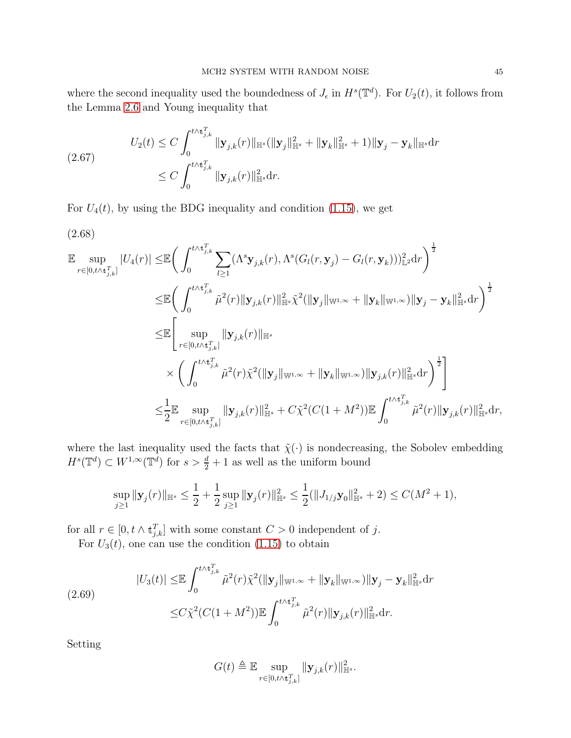where the second inequality used the boundedness of $J_\epsilon$ in $H^s(\mathbb{T}^d)$. For $U_2(t)$, it follows from the Lemma 2.6 and Young inequality that

$$
\begin{aligned}
U_2(t) &\leq C\int_0^{t\wedge \mathfrak{t}_{j,k}^T} \|\mathbf{y}_{j,k}(r)\|_{\mathbb{H}^s}(\|\mathbf{y}_j\|_{\mathbb{H}^s}^2+\|\mathbf{y}_k\|_{\mathbb{H}^s}^2+1)\|\mathbf{y}_j-\mathbf{y}_k\|_{\mathbb{H}^s}\mathrm{d}r \\
&\leq C\int_0^{t\wedge \mathfrak{t}_{j,k}^T} \|\mathbf{y}_{j,k}(r)\|_{\mathbb{H}^s}^2\mathrm{d}r.
\end{aligned}
\tag{2.67}
$$

For $U_4(t)$, by using the BDG inequality and condition (1.15), we get

$$
\begin{aligned}
\mathbb{E}\sup_{r\in[0,t\wedge \mathfrak{t}_{j,k}^T]}|U_4(r)| \leq& \mathbb{E}\bigg(\int_0^{t\wedge \mathfrak{t}_{j,k}^T}\sum_{l\geq 1}(\Lambda^s\mathbf{y}_{j,k}(r),\Lambda^s(G_l(r,\mathbf{y}_j)-G_l(r,\mathbf{y}_k)))_{\mathbb{L}^2}^2\mathrm{d}r\bigg)^{\frac{1}{2}} \\
\leq& \mathbb{E}\bigg(\int_0^{t\wedge \mathfrak{t}_{j,k}^T}\tilde{\mu}^2(r)\|\mathbf{y}_{j,k}(r)\|_{\mathbb{H}^s}^2\tilde{\chi}^2(\|\mathbf{y}_j\|_{\mathbb{W}^{1,\infty}}+\|\mathbf{y}_k\|_{\mathbb{W}^{1,\infty}})\|\mathbf{y}_j-\mathbf{y}_k\|_{\mathbb{H}^s}^2\mathrm{d}r\bigg)^{\frac{1}{2}} \\
\leq& \mathbb{E}\Bigg[\sup_{r\in[0,t\wedge \mathfrak{t}_{j,k}^T]}\|\mathbf{y}_{j,k}(r)\|_{\mathbb{H}^s} \\
&\times\bigg(\int_0^{t\wedge \mathfrak{t}_{j,k}^T}\tilde{\mu}^2(r)\tilde{\chi}^2(\|\mathbf{y}_j\|_{\mathbb{W}^{1,\infty}}+\|\mathbf{y}_k\|_{\mathbb{W}^{1,\infty}})\|\mathbf{y}_{j,k}(r)\|_{\mathbb{H}^s}^2\mathrm{d}r\bigg)^{\frac{1}{2}}\Bigg] \\
\leq& \frac{1}{2}\mathbb{E}\sup_{r\in[0,t\wedge \mathfrak{t}_{j,k}^T]}\|\mathbf{y}_{j,k}(r)\|_{\mathbb{H}^s}^2+C\tilde{\chi}^2(C(1+M^2))\mathbb{E}\int_0^{t\wedge \mathfrak{t}_{j,k}^T}\tilde{\mu}^2(r)\|\mathbf{y}_{j,k}(r)\|_{\mathbb{H}^s}^2\mathrm{d}r,
\end{aligned}
\tag{2.68}
$$

where the last inequality used the facts that $\tilde{\chi}(\cdot)$ is nondecreasing, the Sobolev embedding $H^s(\mathbb{T}^d)\subset W^{1,\infty}(\mathbb{T}^d)$ for $s>\frac{d}{2}+1$ as well as the uniform bound

$$
\sup_{j\geq 1}\|\mathbf{y}_j(r)\|_{\mathbb{H}^s}\leq \frac{1}{2}+\frac{1}{2}\sup_{j\geq 1}\|\mathbf{y}_j(r)\|_{\mathbb{H}^s}^2\leq \frac{1}{2}(\|J_{1/j}\mathbf{y}_0\|_{\mathbb{H}^s}^2+2)\leq C(M^2+1),
$$

for all $r\in[0,t\wedge \mathfrak{t}_{j,k}^T]$ with some constant $C>0$ independent of $j$.

For $U_3(t)$, one can use the condition (1.15) to obtain

$$
\begin{aligned}
|U_3(t)| \leq& \mathbb{E}\int_0^{t\wedge \mathfrak{t}_{j,k}^T}\tilde{\mu}^2(r)\tilde{\chi}^2(\|\mathbf{y}_j\|_{\mathbb{W}^{1,\infty}}+\|\mathbf{y}_k\|_{\mathbb{W}^{1,\infty}})\|\mathbf{y}_j-\mathbf{y}_k\|_{\mathbb{H}^s}^2\mathrm{d}r \\
\leq& C\tilde{\chi}^2(C(1+M^2))\mathbb{E}\int_0^{t\wedge \mathfrak{t}_{j,k}^T}\tilde{\mu}^2(r)\|\mathbf{y}_{j,k}(r)\|_{\mathbb{H}^s}^2\mathrm{d}r.
\end{aligned}
\tag{2.69}
$$

Setting

$$
G(t)\triangleq \mathbb{E}\sup_{r\in[0,t\wedge \mathfrak{t}_{j,k}^T]}\|\mathbf{y}_{j,k}(r)\|_{\mathbb{H}^s}^2.
$$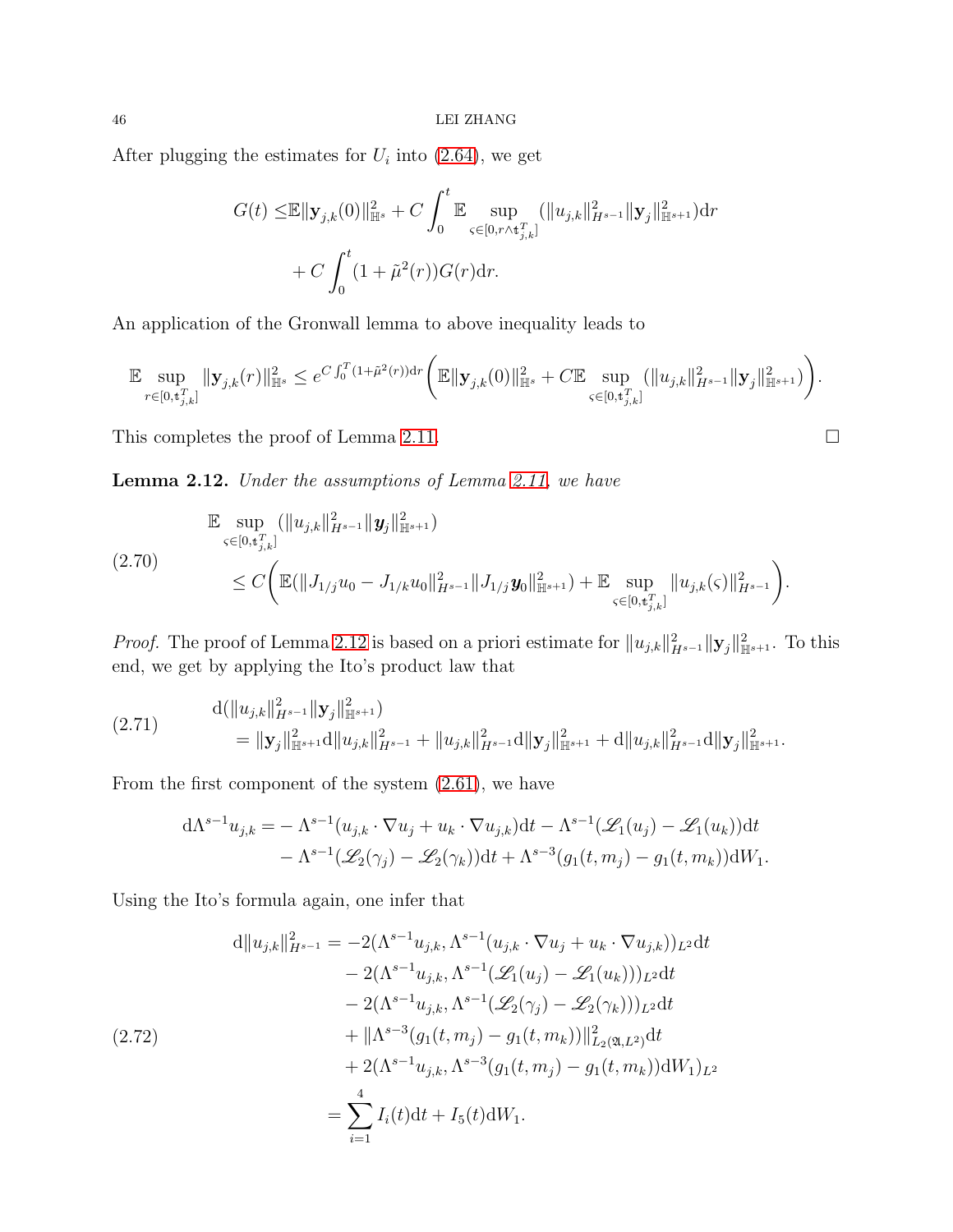After plugging the estimates for $U_i$ into (2.64), we get

$$G(t) \leq \mathbb{E}\|\mathbf{y}_{j,k}(0)\|_{\mathbb{H}^s}^2 + C\int_0^t \mathbb{E}\sup_{\varsigma\in[0,r\wedge \mathfrak{t}_{j,k}^T]} (\|u_{j,k}\|_{H^{s-1}}^2\|\mathbf{y}_j\|_{\mathbb{H}^{s+1}}^2)\mathrm{d}r + C\int_0^t (1+\tilde{\mu}^2(r))G(r)\mathrm{d}r.$$

An application of the Gronwall lemma to above inequality leads to

$$\mathbb{E}\sup_{r\in[0,\mathfrak{t}_{j,k}^T]}\|\mathbf{y}_{j,k}(r)\|_{\mathbb{H}^s}^2 \leq e^{C\int_0^T(1+\tilde{\mu}^2(r))\mathrm{d}r}\bigg(\mathbb{E}\|\mathbf{y}_{j,k}(0)\|_{\mathbb{H}^s}^2 + C\mathbb{E}\sup_{\varsigma\in[0,\mathfrak{t}_{j,k}^T]}(\|u_{j,k}\|_{H^{s-1}}^2\|\mathbf{y}_j\|_{\mathbb{H}^{s+1}}^2)\bigg).$$

This completes the proof of Lemma 2.11. ☐

**Lemma 2.12.** *Under the assumptions of Lemma 2.11, we have*

$$\begin{aligned}
&\mathbb{E}\sup_{\varsigma\in[0,\mathfrak{t}_{j,k}^T]}(\|u_{j,k}\|_{H^{s-1}}^2\|\boldsymbol{y}_j\|_{\mathbb{H}^{s+1}}^2)\\
&\leq C\bigg(\mathbb{E}(\|J_{1/j}u_0 - J_{1/k}u_0\|_{H^{s-1}}^2\|J_{1/j}\boldsymbol{y}_0\|_{\mathbb{H}^{s+1}}^2) + \mathbb{E}\sup_{\varsigma\in[0,\mathfrak{t}_{j,k}^T]}\|u_{j,k}(\varsigma)\|_{H^{s-1}}^2\bigg).
\end{aligned} \tag{2.70}$$

*Proof.* The proof of Lemma 2.12 is based on a priori estimate for $\|u_{j,k}\|_{H^{s-1}}^2\|\mathbf{y}_j\|_{\mathbb{H}^{s+1}}^2$. To this end, we get by applying the Ito's product law that

$$\begin{aligned}
&\mathrm{d}(\|u_{j,k}\|_{H^{s-1}}^2\|\mathbf{y}_j\|_{\mathbb{H}^{s+1}}^2)\\
&= \|\mathbf{y}_j\|_{\mathbb{H}^{s+1}}^2\mathrm{d}\|u_{j,k}\|_{H^{s-1}}^2 + \|u_{j,k}\|_{H^{s-1}}^2\mathrm{d}\|\mathbf{y}_j\|_{\mathbb{H}^{s+1}}^2 + \mathrm{d}\|u_{j,k}\|_{H^{s-1}}^2\mathrm{d}\|\mathbf{y}_j\|_{\mathbb{H}^{s+1}}^2.
\end{aligned} \tag{2.71}$$

From the first component of the system (2.61), we have

$$\begin{aligned}
\mathrm{d}\Lambda^{s-1}u_{j,k} =& -\Lambda^{s-1}(u_{j,k}\cdot\nabla u_j + u_k\cdot\nabla u_{j,k})\mathrm{d}t - \Lambda^{s-1}(\mathscr{L}_1(u_j) - \mathscr{L}_1(u_k))\mathrm{d}t\\
&- \Lambda^{s-1}(\mathscr{L}_2(\gamma_j) - \mathscr{L}_2(\gamma_k))\mathrm{d}t + \Lambda^{s-3}(g_1(t,m_j) - g_1(t,m_k))\mathrm{d}W_1.
\end{aligned}$$

Using the Ito's formula again, one infer that

$$\begin{aligned}
\mathrm{d}\|u_{j,k}\|_{H^{s-1}}^2 =& -2(\Lambda^{s-1}u_{j,k}, \Lambda^{s-1}(u_{j,k}\cdot\nabla u_j + u_k\cdot\nabla u_{j,k}))_{L^2}\mathrm{d}t\\
&- 2(\Lambda^{s-1}u_{j,k}, \Lambda^{s-1}(\mathscr{L}_1(u_j) - \mathscr{L}_1(u_k)))_{L^2}\mathrm{d}t\\
&- 2(\Lambda^{s-1}u_{j,k}, \Lambda^{s-1}(\mathscr{L}_2(\gamma_j) - \mathscr{L}_2(\gamma_k)))_{L^2}\mathrm{d}t\\
&+ \|\Lambda^{s-3}(g_1(t,m_j) - g_1(t,m_k))\|_{L_2(\mathfrak{A},L^2)}^2\mathrm{d}t\\
&+ 2(\Lambda^{s-1}u_{j,k}, \Lambda^{s-3}(g_1(t,m_j) - g_1(t,m_k))\mathrm{d}W_1)_{L^2}\\
=& \sum_{i=1}^4 I_i(t)\mathrm{d}t + I_5(t)\mathrm{d}W_1.
\end{aligned} \tag{2.72}$$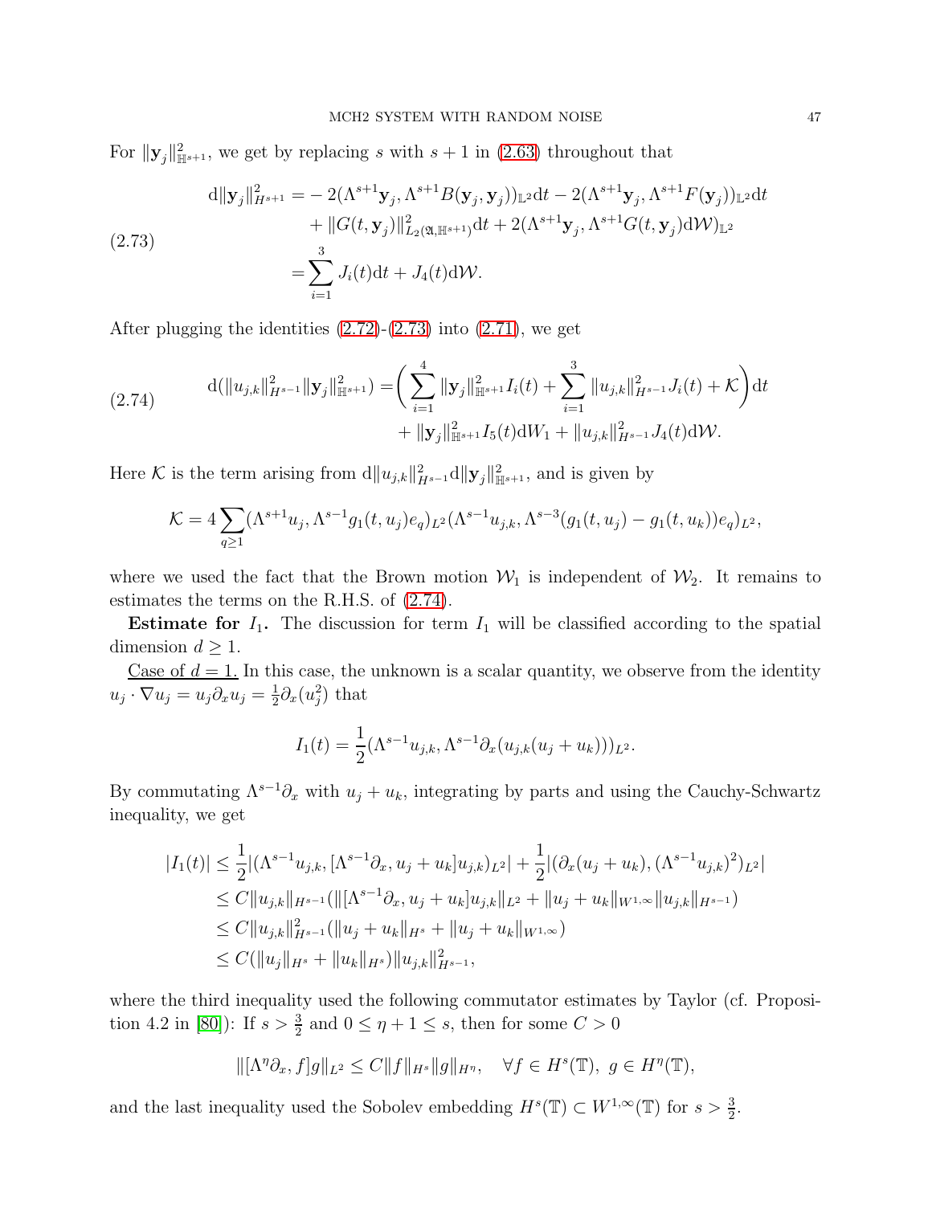For $\|\mathbf{y}_j\|^2_{\mathbb{H}^{s+1}}$, we get by replacing $s$ with $s+1$ in (2.63) throughout that

$$
\begin{aligned}
\mathrm{d}\|\mathbf{y}_j\|^2_{H^{s+1}} =& -2(\Lambda^{s+1}\mathbf{y}_j, \Lambda^{s+1}B(\mathbf{y}_j,\mathbf{y}_j))_{\mathbb{L}^2}\mathrm{d}t - 2(\Lambda^{s+1}\mathbf{y}_j, \Lambda^{s+1}F(\mathbf{y}_j))_{\mathbb{L}^2}\mathrm{d}t \\
&+ \|G(t,\mathbf{y}_j)\|^2_{L_2(\mathfrak{A},\mathbb{H}^{s+1})}\mathrm{d}t + 2(\Lambda^{s+1}\mathbf{y}_j, \Lambda^{s+1}G(t,\mathbf{y}_j)\mathrm{d}\mathcal{W})_{\mathbb{L}^2} \\
=& \sum_{i=1}^{3} J_i(t)\mathrm{d}t + J_4(t)\mathrm{d}\mathcal{W}.
\end{aligned} \tag{2.73}
$$

After plugging the identities (2.72)-(2.73) into (2.71), we get

$$
\begin{aligned}
\mathrm{d}(\|u_{j,k}\|^2_{H^{s-1}}\|\mathbf{y}_j\|^2_{\mathbb{H}^{s+1}}) =& \bigg(\sum_{i=1}^{4}\|\mathbf{y}_j\|^2_{\mathbb{H}^{s+1}}I_i(t) + \sum_{i=1}^{3}\|u_{j,k}\|^2_{H^{s-1}}J_i(t) + \mathcal{K}\bigg)\mathrm{d}t \\
&+ \|\mathbf{y}_j\|^2_{\mathbb{H}^{s+1}}I_5(t)\mathrm{d}W_1 + \|u_{j,k}\|^2_{H^{s-1}}J_4(t)\mathrm{d}\mathcal{W}.
\end{aligned} \tag{2.74}
$$

Here $\mathcal{K}$ is the term arising from $\mathrm{d}\|u_{j,k}\|^2_{H^{s-1}}\mathrm{d}\|\mathbf{y}_j\|^2_{\mathbb{H}^{s+1}}$, and is given by

$$
\mathcal{K} = 4\sum_{q\geq 1}(\Lambda^{s+1}u_j, \Lambda^{s-1}g_1(t,u_j)e_q)_{L^2}(\Lambda^{s-1}u_{j,k}, \Lambda^{s-3}(g_1(t,u_j)-g_1(t,u_k))e_q)_{L^2},
$$

where we used the fact that the Brown motion $\mathcal{W}_1$ is independent of $\mathcal{W}_2$. It remains to estimates the terms on the R.H.S. of (2.74).

**Estimate for $I_1$.** The discussion for term $I_1$ will be classified according to the spatial dimension $d\geq 1$.

<u>Case of $d=1$.</u> In this case, the unknown is a scalar quantity, we observe from the identity $u_j\cdot\nabla u_j = u_j\partial_x u_j = \frac{1}{2}\partial_x(u_j^2)$ that

$$
I_1(t) = \frac{1}{2}(\Lambda^{s-1}u_{j,k}, \Lambda^{s-1}\partial_x(u_{j,k}(u_j+u_k)))_{L^2}.
$$

By commutating $\Lambda^{s-1}\partial_x$ with $u_j+u_k$, integrating by parts and using the Cauchy-Schwartz inequality, we get

$$
\begin{aligned}
|I_1(t)| \leq& \frac{1}{2}|(\Lambda^{s-1}u_{j,k}, [\Lambda^{s-1}\partial_x, u_j+u_k]u_{j,k})_{L^2}| + \frac{1}{2}|(\partial_x(u_j+u_k), (\Lambda^{s-1}u_{j,k})^2)_{L^2}| \\
\leq& C\|u_{j,k}\|_{H^{s-1}}(\|[\Lambda^{s-1}\partial_x, u_j+u_k]u_{j,k}\|_{L^2} + \|u_j+u_k\|_{W^{1,\infty}}\|u_{j,k}\|_{H^{s-1}}) \\
\leq& C\|u_{j,k}\|^2_{H^{s-1}}(\|u_j+u_k\|_{H^s} + \|u_j+u_k\|_{W^{1,\infty}}) \\
\leq& C(\|u_j\|_{H^s} + \|u_k\|_{H^s})\|u_{j,k}\|^2_{H^{s-1}},
\end{aligned}
$$

where the third inequality used the following commutator estimates by Taylor (cf. Proposition 4.2 in [80]): If $s>\frac{3}{2}$ and $0\leq \eta+1\leq s$, then for some $C>0$

$$
\|[\Lambda^{\eta}\partial_x, f]g\|_{L^2} \leq C\|f\|_{H^s}\|g\|_{H^{\eta}}, \quad \forall f\in H^s(\mathbb{T}),\ g\in H^{\eta}(\mathbb{T}),
$$

and the last inequality used the Sobolev embedding $H^s(\mathbb{T})\subset W^{1,\infty}(\mathbb{T})$ for $s>\frac{3}{2}$.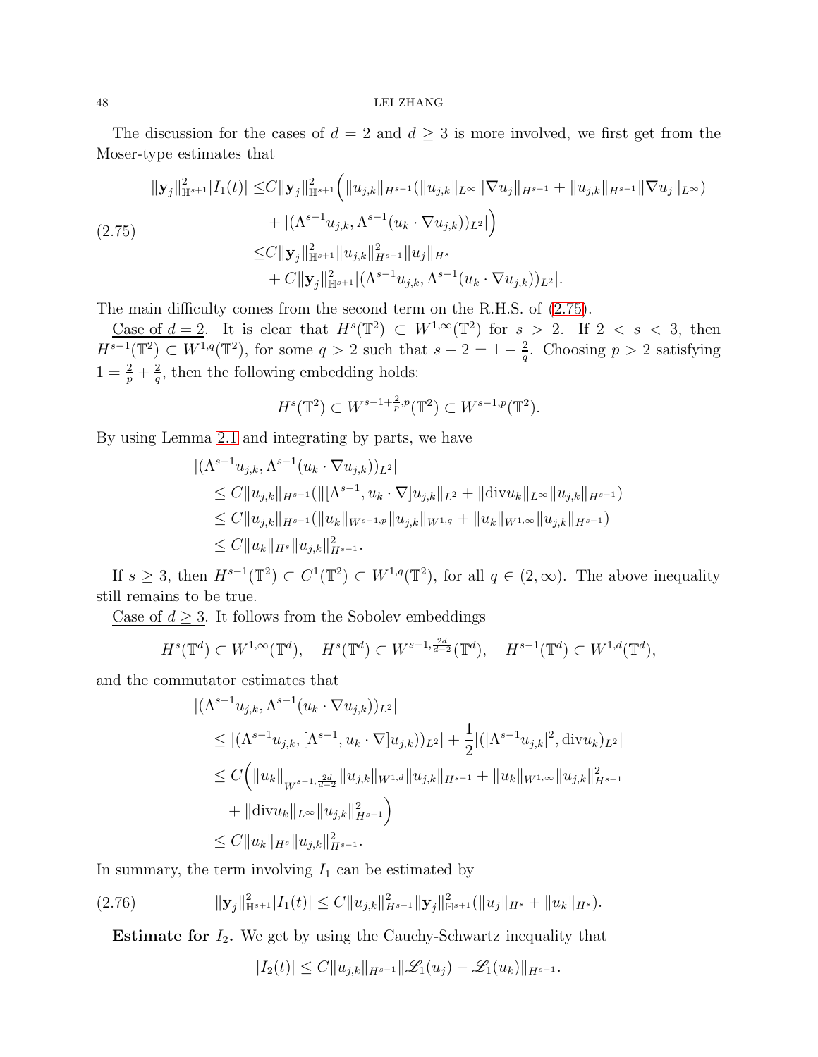The discussion for the cases of $d=2$ and $d\geq 3$ is more involved, we first get from the Moser-type estimates that

$$
\begin{aligned}
\|\mathbf{y}_j\|_{\mathbb{H}^{s+1}}^2|I_1(t)| \leq & C\|\mathbf{y}_j\|_{\mathbb{H}^{s+1}}^2\Big(\|u_{j,k}\|_{H^{s-1}}(\|u_{j,k}\|_{L^\infty}\|\nabla u_j\|_{H^{s-1}}+\|u_{j,k}\|_{H^{s-1}}\|\nabla u_j\|_{L^\infty})\\
&+|(\Lambda^{s-1}u_{j,k},\Lambda^{s-1}(u_k\cdot\nabla u_{j,k}))_{L^2}|\Big)\\
\leq & C\|\mathbf{y}_j\|_{\mathbb{H}^{s+1}}^2\|u_{j,k}\|_{H^{s-1}}^2\|u_j\|_{H^s}\\
&+C\|\mathbf{y}_j\|_{\mathbb{H}^{s+1}}^2|(\Lambda^{s-1}u_{j,k},\Lambda^{s-1}(u_k\cdot\nabla u_{j,k}))_{L^2}|.
\end{aligned}
\tag{2.75}
$$

The main difficulty comes from the second term on the R.H.S. of (2.75).

Case of $d=2$. It is clear that $H^s(\mathbb{T}^2)\subset W^{1,\infty}(\mathbb{T}^2)$ for $s>2$. If $2<s<3$, then $H^{s-1}(\mathbb{T}^2)\subset W^{1,q}(\mathbb{T}^2)$, for some $q>2$ such that $s-2=1-\frac{2}{q}$. Choosing $p>2$ satisfying $1=\frac{2}{p}+\frac{2}{q}$, then the following embedding holds:

$$
H^s(\mathbb{T}^2)\subset W^{s-1+\frac{2}{p},p}(\mathbb{T}^2)\subset W^{s-1,p}(\mathbb{T}^2).
$$

By using Lemma 2.1 and integrating by parts, we have

$$
\begin{aligned}
&|(\Lambda^{s-1}u_{j,k},\Lambda^{s-1}(u_k\cdot\nabla u_{j,k}))_{L^2}|\\
&\leq C\|u_{j,k}\|_{H^{s-1}}(\|[\Lambda^{s-1},u_k\cdot\nabla]u_{j,k}\|_{L^2}+\|\mathrm{div}u_k\|_{L^\infty}\|u_{j,k}\|_{H^{s-1}})\\
&\leq C\|u_{j,k}\|_{H^{s-1}}(\|u_k\|_{W^{s-1,p}}\|u_{j,k}\|_{W^{1,q}}+\|u_k\|_{W^{1,\infty}}\|u_{j,k}\|_{H^{s-1}})\\
&\leq C\|u_k\|_{H^s}\|u_{j,k}\|_{H^{s-1}}^2.
\end{aligned}
$$

If $s\geq 3$, then $H^{s-1}(\mathbb{T}^2)\subset C^1(\mathbb{T}^2)\subset W^{1,q}(\mathbb{T}^2)$, for all $q\in(2,\infty)$. The above inequality still remains to be true.

Case of $d\geq 3$. It follows from the Sobolev embeddings

$$
H^s(\mathbb{T}^d)\subset W^{1,\infty}(\mathbb{T}^d),\quad H^s(\mathbb{T}^d)\subset W^{s-1,\frac{2d}{d-2}}(\mathbb{T}^d),\quad H^{s-1}(\mathbb{T}^d)\subset W^{1,d}(\mathbb{T}^d),
$$

and the commutator estimates that

$$
\begin{aligned}
&|(\Lambda^{s-1}u_{j,k},\Lambda^{s-1}(u_k\cdot\nabla u_{j,k}))_{L^2}|\\
&\leq |(\Lambda^{s-1}u_{j,k},[\Lambda^{s-1},u_k\cdot\nabla]u_{j,k}))_{L^2}|+\frac{1}{2}|(|\Lambda^{s-1}u_{j,k}|^2,\mathrm{div}u_k)_{L^2}|\\
&\leq C\Big(\|u_k\|_{W^{s-1,\frac{2d}{d-2}}}\|u_{j,k}\|_{W^{1,d}}\|u_{j,k}\|_{H^{s-1}}+\|u_k\|_{W^{1,\infty}}\|u_{j,k}\|_{H^{s-1}}^2\\
&\quad+\|\mathrm{div}u_k\|_{L^\infty}\|u_{j,k}\|_{H^{s-1}}^2\Big)\\
&\leq C\|u_k\|_{H^s}\|u_{j,k}\|_{H^{s-1}}^2.
\end{aligned}
$$

In summary, the term involving $I_1$ can be estimated by

$$
\|\mathbf{y}_j\|_{\mathbb{H}^{s+1}}^2|I_1(t)|\leq C\|u_{j,k}\|_{H^{s-1}}^2\|\mathbf{y}_j\|_{\mathbb{H}^{s+1}}^2(\|u_j\|_{H^s}+\|u_k\|_{H^s}).\tag{2.76}
$$

**Estimate for $I_2$.** We get by using the Cauchy-Schwartz inequality that

$$
|I_2(t)|\leq C\|u_{j,k}\|_{H^{s-1}}\|\mathscr{L}_1(u_j)-\mathscr{L}_1(u_k)\|_{H^{s-1}}.
$$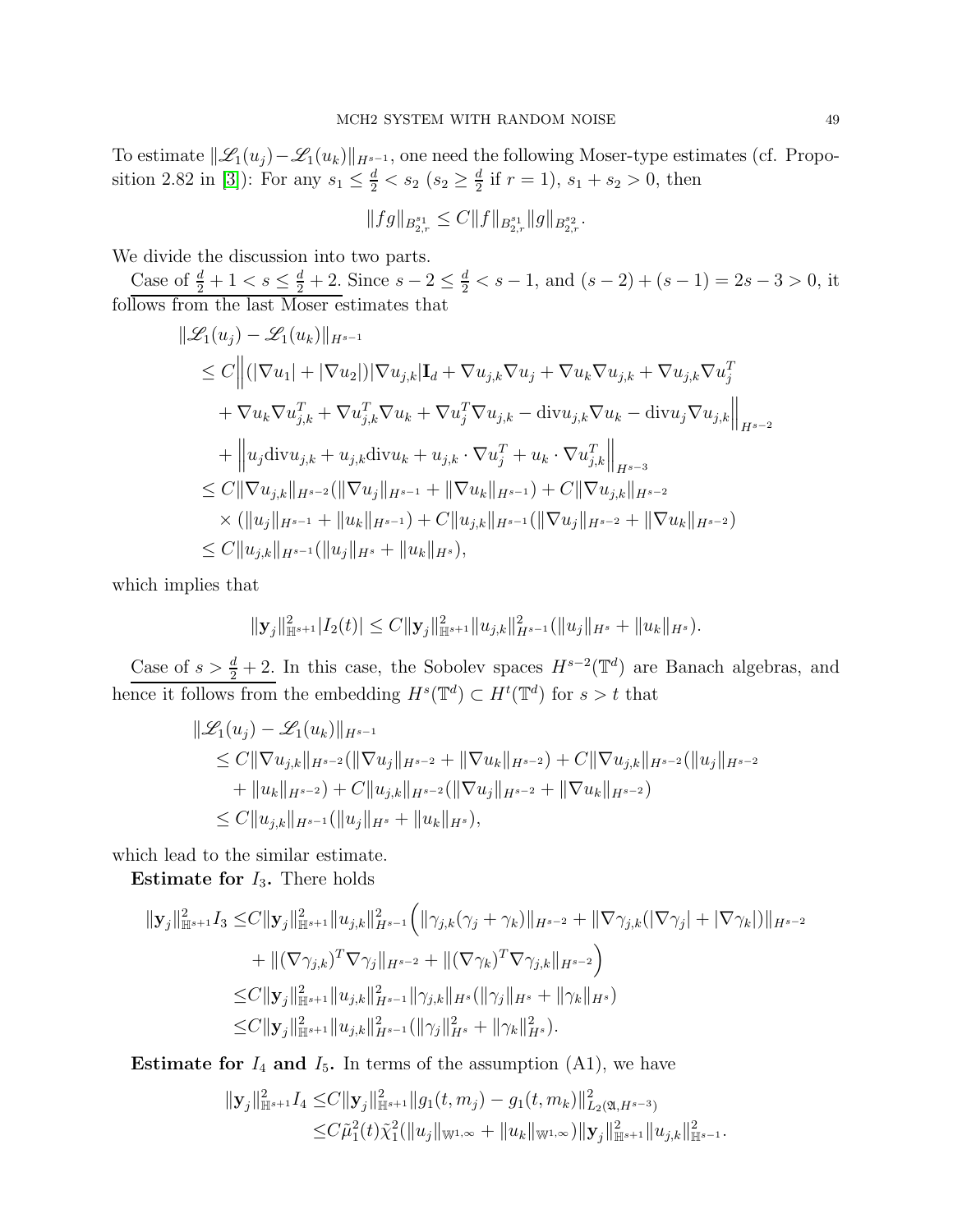To estimate $\|\mathscr{L}_1(u_j)-\mathscr{L}_1(u_k)\|_{H^{s-1}}$, one need the following Moser-type estimates (cf. Proposition 2.82 in [3]): For any $s_1 \leq \frac{d}{2} < s_2$ ($s_2 \geq \frac{d}{2}$ if $r=1$), $s_1+s_2>0$, then

$$\|fg\|_{B^{s_1}_{2,r}} \leq C\|f\|_{B^{s_1}_{2,r}}\|g\|_{B^{s_2}_{2,r}}.$$

We divide the discussion into two parts.

<u>Case of $\frac{d}{2}+1 < s \leq \frac{d}{2}+2$.</u> Since $s-2 \leq \frac{d}{2} < s-1$, and $(s-2)+(s-1)=2s-3>0$, it follows from the last Moser estimates that

$$\begin{aligned}
&\|\mathscr{L}_1(u_j)-\mathscr{L}_1(u_k)\|_{H^{s-1}} \\
&\leq C\Big\|(|\nabla u_1|+|\nabla u_2|)|\nabla u_{j,k}|\mathbf{I}_d + \nabla u_{j,k}\nabla u_j + \nabla u_k \nabla u_{j,k} + \nabla u_{j,k}\nabla u_j^T \\
&\quad + \nabla u_k \nabla u_{j,k}^T + \nabla u_{j,k}^T \nabla u_k + \nabla u_j^T \nabla u_{j,k} - \mathrm{div} u_{j,k}\nabla u_k - \mathrm{div} u_j \nabla u_{j,k}\Big\|_{H^{s-2}} \\
&\quad + \Big\|u_j \mathrm{div} u_{j,k} + u_{j,k}\mathrm{div} u_k + u_{j,k}\cdot\nabla u_j^T + u_k\cdot \nabla u_{j,k}^T\Big\|_{H^{s-3}} \\
&\leq C\|\nabla u_{j,k}\|_{H^{s-2}}(\|\nabla u_j\|_{H^{s-1}}+\|\nabla u_k\|_{H^{s-1}}) + C\|\nabla u_{j,k}\|_{H^{s-2}} \\
&\quad \times (\|u_j\|_{H^{s-1}}+\|u_k\|_{H^{s-1}}) + C\|u_{j,k}\|_{H^{s-1}}(\|\nabla u_j\|_{H^{s-2}}+\|\nabla u_k\|_{H^{s-2}}) \\
&\leq C\|u_{j,k}\|_{H^{s-1}}(\|u_j\|_{H^s}+\|u_k\|_{H^s}),
\end{aligned}$$

which implies that

$$\|\mathbf{y}_j\|^2_{\mathbb{H}^{s+1}}|I_2(t)| \leq C\|\mathbf{y}_j\|^2_{\mathbb{H}^{s+1}}\|u_{j,k}\|^2_{H^{s-1}}(\|u_j\|_{H^s}+\|u_k\|_{H^s}).$$

<u>Case of $s > \frac{d}{2}+2$.</u> In this case, the Sobolev spaces $H^{s-2}(\mathbb{T}^d)$ are Banach algebras, and hence it follows from the embedding $H^s(\mathbb{T}^d) \subset H^t(\mathbb{T}^d)$ for $s>t$ that

$$\begin{aligned}
&\|\mathscr{L}_1(u_j)-\mathscr{L}_1(u_k)\|_{H^{s-1}} \\
&\leq C\|\nabla u_{j,k}\|_{H^{s-2}}(\|\nabla u_j\|_{H^{s-2}}+\|\nabla u_k\|_{H^{s-2}}) + C\|\nabla u_{j,k}\|_{H^{s-2}}(\|u_j\|_{H^{s-2}} \\
&\quad + \|u_k\|_{H^{s-2}}) + C\|u_{j,k}\|_{H^{s-2}}(\|\nabla u_j\|_{H^{s-2}}+\|\nabla u_k\|_{H^{s-2}}) \\
&\leq C\|u_{j,k}\|_{H^{s-1}}(\|u_j\|_{H^s}+\|u_k\|_{H^s}),
\end{aligned}$$

which lead to the similar estimate.

**Estimate for $I_3$.** There holds

$$\begin{aligned}
\|\mathbf{y}_j\|^2_{\mathbb{H}^{s+1}}I_3 \leq& C\|\mathbf{y}_j\|^2_{\mathbb{H}^{s+1}}\|u_{j,k}\|^2_{H^{s-1}}\Big(\|\gamma_{j,k}(\gamma_j+\gamma_k)\|_{H^{s-2}} + \|\nabla\gamma_{j,k}(|\nabla\gamma_j|+|\nabla\gamma_k|)\|_{H^{s-2}} \\
&+ \|(\nabla\gamma_{j,k})^T\nabla\gamma_j\|_{H^{s-2}} + \|(\nabla\gamma_k)^T\nabla\gamma_{j,k}\|_{H^{s-2}}\Big) \\
\leq& C\|\mathbf{y}_j\|^2_{\mathbb{H}^{s+1}}\|u_{j,k}\|^2_{H^{s-1}}\|\gamma_{j,k}\|_{H^s}(\|\gamma_j\|_{H^s}+\|\gamma_k\|_{H^s}) \\
\leq& C\|\mathbf{y}_j\|^2_{\mathbb{H}^{s+1}}\|u_{j,k}\|^2_{H^{s-1}}(\|\gamma_j\|^2_{H^s}+\|\gamma_k\|^2_{H^s}).
\end{aligned}$$

**Estimate for $I_4$ and $I_5$.** In terms of the assumption (A1), we have

$$\begin{aligned}
\|\mathbf{y}_j\|^2_{\mathbb{H}^{s+1}}I_4 \leq& C\|\mathbf{y}_j\|^2_{\mathbb{H}^{s+1}}\|g_1(t,m_j)-g_1(t,m_k)\|^2_{L_2(\mathfrak{A},H^{s-3})} \\
\leq& C\tilde{\mu}_1^2(t)\tilde{\chi}_1^2(\|u_j\|_{\mathbb{W}^{1,\infty}}+\|u_k\|_{\mathbb{W}^{1,\infty}})\|\mathbf{y}_j\|^2_{\mathbb{H}^{s+1}}\|u_{j,k}\|^2_{\mathbb{H}^{s-1}}.
\end{aligned}$$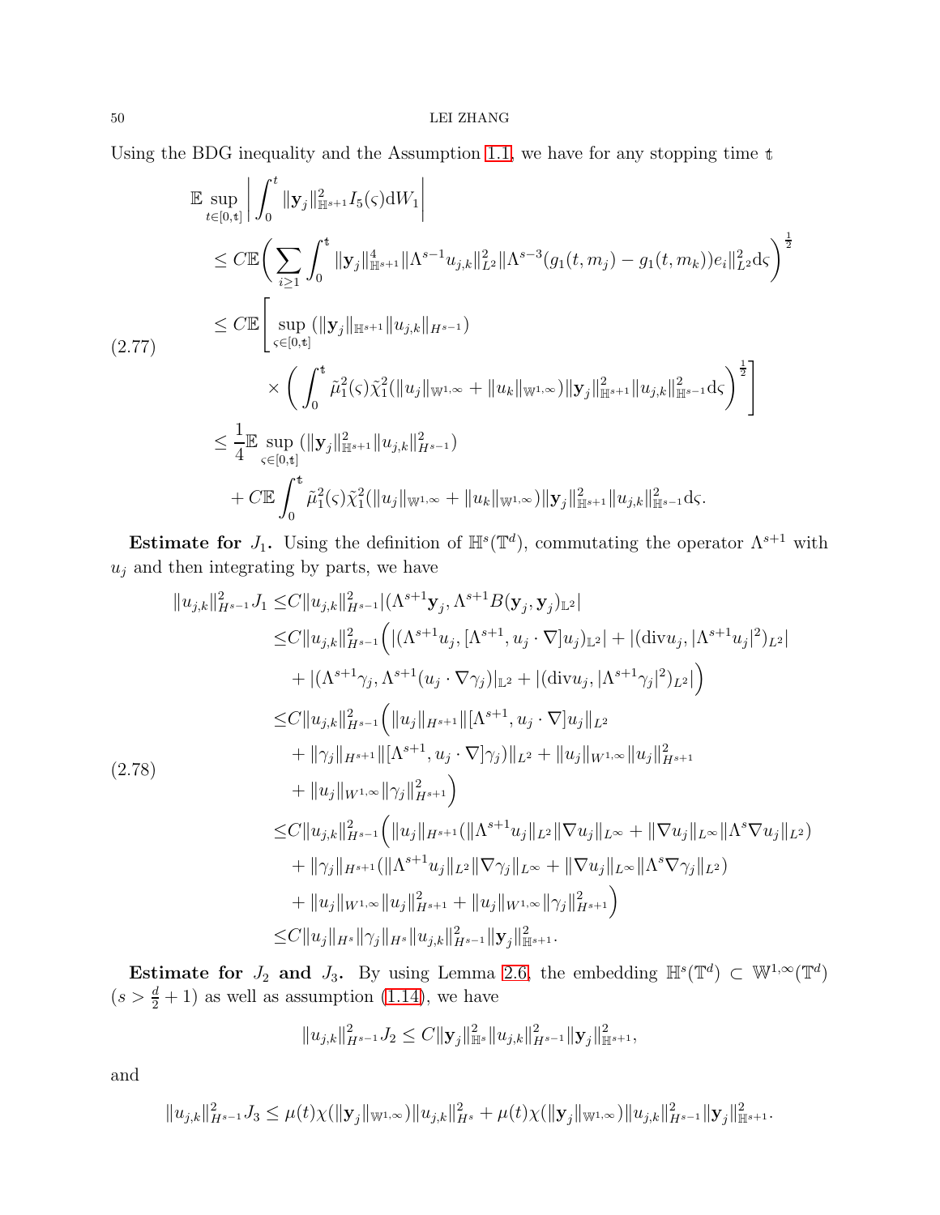Using the BDG inequality and the Assumption 1.1, we have for any stopping time $\mathfrak{t}$

$$
\begin{aligned}
&\mathbb{E}\sup_{t\in[0,\mathfrak{t}]}\left|\int_0^t\|\mathbf{y}_j\|_{\mathbb{H}^{s+1}}^2 I_5(\varsigma)\mathrm{d}W_1\right| \\
&\leq C\mathbb{E}\bigg(\sum_{i\geq 1}\int_0^{\mathfrak{t}}\|\mathbf{y}_j\|_{\mathbb{H}^{s+1}}^4\|\Lambda^{s-1}u_{j,k}\|_{L^2}^2\|\Lambda^{s-3}(g_1(t,m_j)-g_1(t,m_k))e_i\|_{L^2}^2\mathrm{d}\varsigma\bigg)^{\frac{1}{2}} \\
&\leq C\mathbb{E}\Bigg[\sup_{\varsigma\in[0,\mathfrak{t}]}(\|\mathbf{y}_j\|_{\mathbb{H}^{s+1}}\|u_{j,k}\|_{H^{s-1}}) \\
&\qquad\times\bigg(\int_0^{\mathfrak{t}}\tilde{\mu}_1^2(\varsigma)\tilde{\chi}_1^2(\|u_j\|_{\mathbb{W}^{1,\infty}}+\|u_k\|_{\mathbb{W}^{1,\infty}})\|\mathbf{y}_j\|_{\mathbb{H}^{s+1}}^2\|u_{j,k}\|_{\mathbb{H}^{s-1}}^2\mathrm{d}\varsigma\bigg)^{\frac{1}{2}}\Bigg] \\
&\leq \frac{1}{4}\mathbb{E}\sup_{\varsigma\in[0,\mathfrak{t}]}(\|\mathbf{y}_j\|_{\mathbb{H}^{s+1}}^2\|u_{j,k}\|_{H^{s-1}}^2) \\
&\quad + C\mathbb{E}\int_0^{\mathfrak{t}}\tilde{\mu}_1^2(\varsigma)\tilde{\chi}_1^2(\|u_j\|_{\mathbb{W}^{1,\infty}}+\|u_k\|_{\mathbb{W}^{1,\infty}})\|\mathbf{y}_j\|_{\mathbb{H}^{s+1}}^2\|u_{j,k}\|_{\mathbb{H}^{s-1}}^2\mathrm{d}\varsigma.
\end{aligned}
\tag{2.77}
$$

**Estimate for $J_1$.** Using the definition of $\mathbb{H}^s(\mathbb{T}^d)$, commutating the operator $\Lambda^{s+1}$ with $u_j$ and then integrating by parts, we have

$$
\begin{aligned}
\|u_{j,k}\|_{H^{s-1}}^2 J_1 \leq& C\|u_{j,k}\|_{H^{s-1}}^2|(\Lambda^{s+1}\mathbf{y}_j,\Lambda^{s+1}B(\mathbf{y}_j,\mathbf{y}_j)_{\mathbb{L}^2}| \\
\leq& C\|u_{j,k}\|_{H^{s-1}}^2\Big(|(\Lambda^{s+1}u_j,[\Lambda^{s+1},u_j\cdot\nabla]u_j)_{\mathbb{L}^2}|+|(\mathrm{div}u_j,|\Lambda^{s+1}u_j|^2)_{L^2}| \\
&+|(\Lambda^{s+1}\gamma_j,\Lambda^{s+1}(u_j\cdot\nabla\gamma_j)|_{\mathbb{L}^2}+|(\mathrm{div}u_j,|\Lambda^{s+1}\gamma_j|^2)_{L^2}|\Big) \\
\leq& C\|u_{j,k}\|_{H^{s-1}}^2\Big(\|u_j\|_{H^{s+1}}\|[\Lambda^{s+1},u_j\cdot\nabla]u_j\|_{L^2} \\
&+\|\gamma_j\|_{H^{s+1}}\|[\Lambda^{s+1},u_j\cdot\nabla]\gamma_j)\|_{L^2}+\|u_j\|_{W^{1,\infty}}\|u_j\|_{H^{s+1}}^2 \\
&+\|u_j\|_{W^{1,\infty}}\|\gamma_j\|_{H^{s+1}}^2\Big) \\
\leq& C\|u_{j,k}\|_{H^{s-1}}^2\Big(\|u_j\|_{H^{s+1}}(\|\Lambda^{s+1}u_j\|_{L^2}\|\nabla u_j\|_{L^\infty}+\|\nabla u_j\|_{L^\infty}\|\Lambda^s\nabla u_j\|_{L^2}) \\
&+\|\gamma_j\|_{H^{s+1}}(\|\Lambda^{s+1}u_j\|_{L^2}\|\nabla\gamma_j\|_{L^\infty}+\|\nabla u_j\|_{L^\infty}\|\Lambda^s\nabla\gamma_j\|_{L^2}) \\
&+\|u_j\|_{W^{1,\infty}}\|u_j\|_{H^{s+1}}^2+\|u_j\|_{W^{1,\infty}}\|\gamma_j\|_{H^{s+1}}^2\Big) \\
\leq& C\|u_j\|_{H^s}\|\gamma_j\|_{H^s}\|u_{j,k}\|_{H^{s-1}}^2\|\mathbf{y}_j\|_{\mathbb{H}^{s+1}}^2.
\end{aligned}
\tag{2.78}
$$

**Estimate for $J_2$ and $J_3$.** By using Lemma 2.6, the embedding $\mathbb{H}^s(\mathbb{T}^d)\subset\mathbb{W}^{1,\infty}(\mathbb{T}^d)$ $(s>\frac{d}{2}+1)$ as well as assumption (1.14), we have

$$
\|u_{j,k}\|_{H^{s-1}}^2 J_2 \leq C\|\mathbf{y}_j\|_{\mathbb{H}^s}^2\|u_{j,k}\|_{H^{s-1}}^2\|\mathbf{y}_j\|_{\mathbb{H}^{s+1}}^2,
$$

and

$$
\|u_{j,k}\|_{H^{s-1}}^2 J_3 \leq \mu(t)\chi(\|\mathbf{y}_j\|_{\mathbb{W}^{1,\infty}})\|u_{j,k}\|_{H^s}^2+\mu(t)\chi(\|\mathbf{y}_j\|_{\mathbb{W}^{1,\infty}})\|u_{j,k}\|_{H^{s-1}}^2\|\mathbf{y}_j\|_{\mathbb{H}^{s+1}}^2.
$$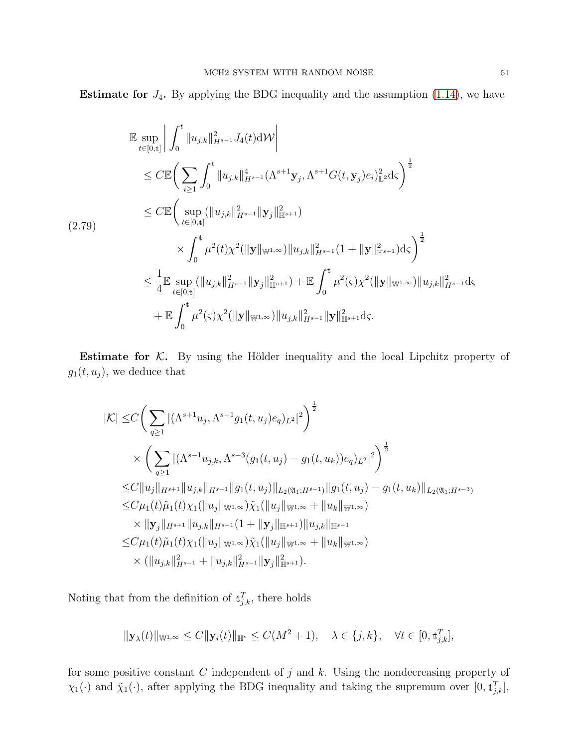**Estimate for $J_4$.** By applying the BDG inequality and the assumption (1.14), we have

$$
\begin{aligned}
&\mathbb{E}\sup_{t\in[0,\mathfrak{t}]}\left|\int_0^t \|u_{j,k}\|_{H^{s-1}}^2 J_4(t)\mathrm{d}\mathcal{W}\right| \\
&\quad\le C\mathbb{E}\bigg(\sum_{i\ge 1}\int_0^t \|u_{j,k}\|_{H^{s-1}}^4(\Lambda^{s+1}\mathbf{y}_j,\Lambda^{s+1}G(t,\mathbf{y}_j)e_i)_{\mathbb{L}^2}^2\mathrm{d}\varsigma\bigg)^{\frac{1}{2}} \\
&\quad\le C\mathbb{E}\bigg(\sup_{t\in[0,\mathfrak{t}]}(\|u_{j,k}\|_{H^{s-1}}^2\|\mathbf{y}_j\|_{\mathbb{H}^{s+1}}^2) \\
&\qquad\qquad\times\int_0^{\mathfrak{t}}\mu^2(t)\chi^2(\|\mathbf{y}\|_{\mathbb{W}^{1,\infty}})\|u_{j,k}\|_{H^{s-1}}^2(1+\|\mathbf{y}\|_{\mathbb{H}^{s+1}}^2)\mathrm{d}\varsigma\bigg)^{\frac{1}{2}} \\
&\quad\le\frac{1}{4}\mathbb{E}\sup_{t\in[0,\mathfrak{t}]}(\|u_{j,k}\|_{H^{s-1}}^2\|\mathbf{y}_j\|_{\mathbb{H}^{s+1}}^2)+\mathbb{E}\int_0^{\mathfrak{t}}\mu^2(\varsigma)\chi^2(\|\mathbf{y}\|_{\mathbb{W}^{1,\infty}})\|u_{j,k}\|_{H^{s-1}}^2\mathrm{d}\varsigma \\
&\qquad+\mathbb{E}\int_0^{\mathfrak{t}}\mu^2(\varsigma)\chi^2(\|\mathbf{y}\|_{\mathbb{W}^{1,\infty}})\|u_{j,k}\|_{H^{s-1}}^2\|\mathbf{y}\|_{\mathbb{H}^{s+1}}^2\mathrm{d}\varsigma.
\end{aligned}
\tag{2.79}
$$

**Estimate for $\mathcal{K}$.** By using the Hölder inequality and the local Lipchitz property of $g_1(t,u_j)$, we deduce that

$$
\begin{aligned}
|\mathcal{K}|\le& C\bigg(\sum_{q\ge1}|(\Lambda^{s+1}u_j,\Lambda^{s-1}g_1(t,u_j)e_q)_{L^2}|^2\bigg)^{\frac{1}{2}} \\
&\times\bigg(\sum_{q\ge1}|(\Lambda^{s-1}u_{j,k},\Lambda^{s-3}(g_1(t,u_j)-g_1(t,u_k))e_q)_{L^2}|^2\bigg)^{\frac{1}{2}} \\
\le& C\|u_j\|_{H^{s+1}}\|u_{j,k}\|_{H^{s-1}}\|g_1(t,u_j)\|_{L_2(\mathfrak{A}_1;H^{s-1})}\|g_1(t,u_j)-g_1(t,u_k)\|_{L_2(\mathfrak{A}_1;H^{s-3})} \\
\le& C\mu_1(t)\tilde{\mu}_1(t)\chi_1(\|u_j\|_{\mathbb{W}^{1,\infty}})\tilde{\chi}_1(\|u_j\|_{\mathbb{W}^{1,\infty}}+\|u_k\|_{\mathbb{W}^{1,\infty}}) \\
&\times\|\mathbf{y}_j\|_{H^{s+1}}\|u_{j,k}\|_{H^{s-1}}(1+\|\mathbf{y}_j\|_{\mathbb{H}^{s+1}})\|u_{j,k}\|_{\mathbb{H}^{s-1}} \\
\le& C\mu_1(t)\tilde{\mu}_1(t)\chi_1(\|u_j\|_{\mathbb{W}^{1,\infty}})\tilde{\chi}_1(\|u_j\|_{\mathbb{W}^{1,\infty}}+\|u_k\|_{\mathbb{W}^{1,\infty}}) \\
&\times(\|u_{j,k}\|_{H^{s-1}}^2+\|u_{j,k}\|_{H^{s-1}}^2\|\mathbf{y}_j\|_{\mathbb{H}^{s+1}}^2).
\end{aligned}
$$

Noting that from the definition of $\mathfrak{t}_{j,k}^T$, there holds

$$
\|\mathbf{y}_\lambda(t)\|_{\mathbb{W}^{1,\infty}}\le C\|\mathbf{y}_i(t)\|_{\mathbb{H}^s}\le C(M^2+1),\quad \lambda\in\{j,k\},\quad\forall t\in[0,\mathfrak{t}_{j,k}^T],
$$

for some positive constant $C$ independent of $j$ and $k$. Using the nondecreasing property of $\chi_1(\cdot)$ and $\tilde{\chi}_1(\cdot)$, after applying the BDG inequality and taking the supremum over $[0,\mathfrak{t}_{j,k}^T]$,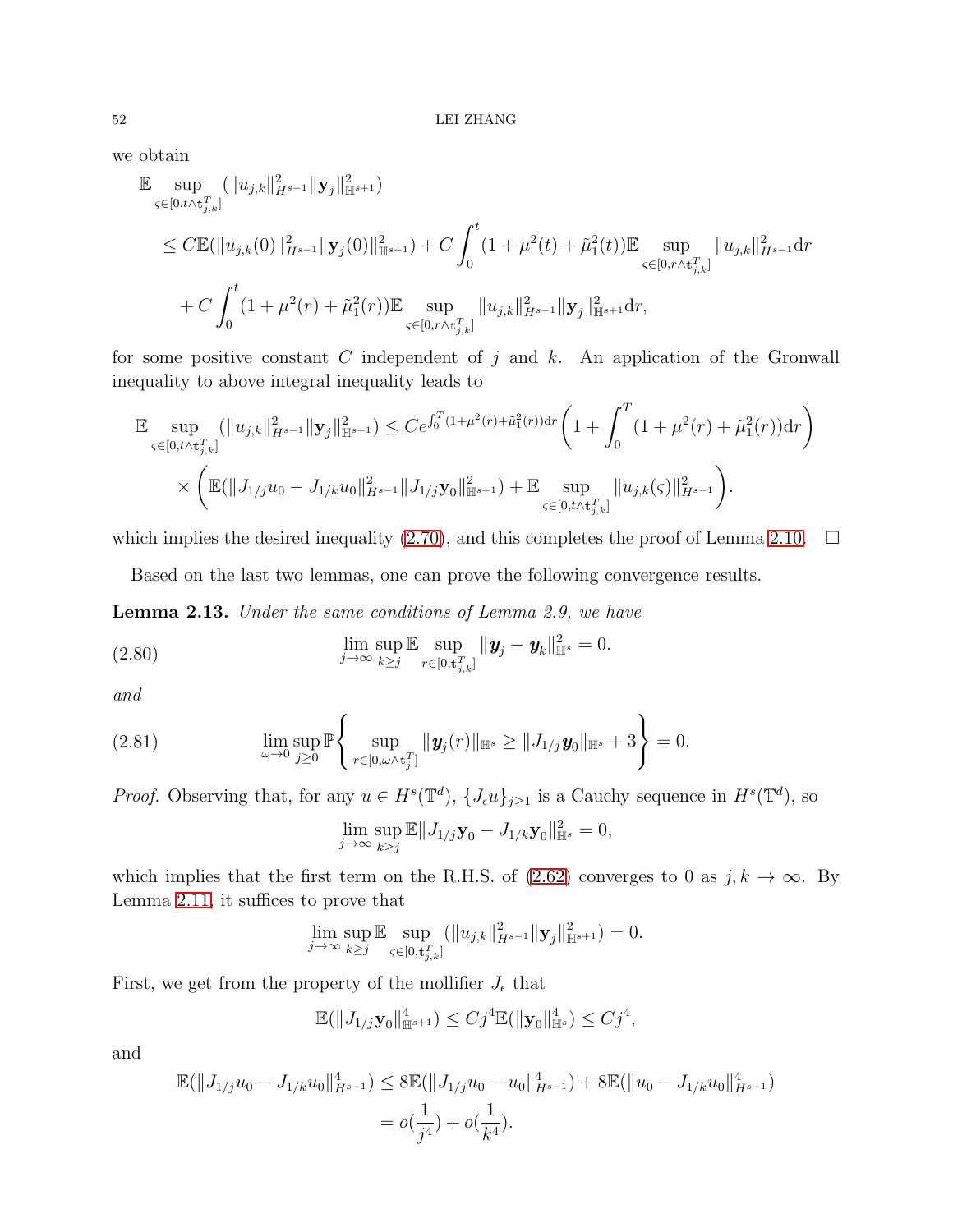we obtain

$$
\begin{aligned}
&\mathbb{E}\sup_{\varsigma\in[0,t\wedge\mathfrak{t}_{j,k}^T]}(\|u_{j,k}\|_{H^{s-1}}^2\|\mathbf{y}_j\|_{\mathbb{H}^{s+1}}^2)\\
&\quad\leq C\mathbb{E}(\|u_{j,k}(0)\|_{H^{s-1}}^2\|\mathbf{y}_j(0)\|_{\mathbb{H}^{s+1}}^2)+C\int_0^t(1+\mu^2(t)+\tilde{\mu}_1^2(t))\mathbb{E}\sup_{\varsigma\in[0,r\wedge\mathfrak{t}_{j,k}^T]}\|u_{j,k}\|_{H^{s-1}}^2\mathrm{d}r\\
&\qquad+C\int_0^t(1+\mu^2(r)+\tilde{\mu}_1^2(r))\mathbb{E}\sup_{\varsigma\in[0,r\wedge\mathfrak{t}_{j,k}^T]}\|u_{j,k}\|_{H^{s-1}}^2\|\mathbf{y}_j\|_{\mathbb{H}^{s+1}}^2\mathrm{d}r,
\end{aligned}
$$

for some positive constant $C$ independent of $j$ and $k$. An application of the Gronwall inequality to above integral inequality leads to

$$
\begin{aligned}
\mathbb{E}\sup_{\varsigma\in[0,t\wedge\mathfrak{t}_{j,k}^T]}(\|u_{j,k}\|_{H^{s-1}}^2\|\mathbf{y}_j\|_{\mathbb{H}^{s+1}}^2)&\leq Ce^{\int_0^T(1+\mu^2(r)+\tilde{\mu}_1^2(r))\mathrm{d}r}\left(1+\int_0^T(1+\mu^2(r)+\tilde{\mu}_1^2(r))\mathrm{d}r\right)\\
&\quad\times\left(\mathbb{E}(\|J_{1/j}u_0-J_{1/k}u_0\|_{H^{s-1}}^2\|J_{1/j}\mathbf{y}_0\|_{\mathbb{H}^{s+1}}^2)+\mathbb{E}\sup_{\varsigma\in[0,t\wedge\mathfrak{t}_{j,k}^T]}\|u_{j,k}(\varsigma)\|_{H^{s-1}}^2\right).
\end{aligned}
$$

which implies the desired inequality (2.70), and this completes the proof of Lemma 2.10. $\square$

Based on the last two lemmas, one can prove the following convergence results.

**Lemma 2.13.** *Under the same conditions of Lemma 2.9, we have*

$$
\lim_{j\to\infty}\sup_{k\geq j}\mathbb{E}\sup_{r\in[0,\mathfrak{t}_{j,k}^T]}\|\boldsymbol{y}_j-\boldsymbol{y}_k\|_{\mathbb{H}^s}^2=0. \tag{2.80}
$$

*and*

$$
\lim_{\omega\to 0}\sup_{j\geq 0}\mathbb{P}\left\{\sup_{r\in[0,\omega\wedge\mathfrak{t}_j^T]}\|\boldsymbol{y}_j(r)\|_{\mathbb{H}^s}\geq\|J_{1/j}\boldsymbol{y}_0\|_{\mathbb{H}^s}+3\right\}=0. \tag{2.81}
$$

*Proof.* Observing that, for any $u\in H^s(\mathbb{T}^d)$, $\{J_\epsilon u\}_{j\geq 1}$ is a Cauchy sequence in $H^s(\mathbb{T}^d)$, so

$$
\lim_{j\to\infty}\sup_{k\geq j}\mathbb{E}\|J_{1/j}\mathbf{y}_0-J_{1/k}\mathbf{y}_0\|_{\mathbb{H}^s}^2=0,
$$

which implies that the first term on the R.H.S. of (2.62) converges to 0 as $j,k\to\infty$. By Lemma 2.11, it suffices to prove that

$$
\lim_{j\to\infty}\sup_{k\geq j}\mathbb{E}\sup_{\varsigma\in[0,\mathfrak{t}_{j,k}^T]}(\|u_{j,k}\|_{H^{s-1}}^2\|\mathbf{y}_j\|_{\mathbb{H}^{s+1}}^2)=0.
$$

First, we get from the property of the mollifier $J_\epsilon$ that

$$
\mathbb{E}(\|J_{1/j}\mathbf{y}_0\|_{\mathbb{H}^{s+1}}^4)\leq Cj^4\mathbb{E}(\|\mathbf{y}_0\|_{\mathbb{H}^s}^4)\leq Cj^4,
$$

and

$$
\begin{aligned}
\mathbb{E}(\|J_{1/j}u_0-J_{1/k}u_0\|_{H^{s-1}}^4)&\leq 8\mathbb{E}(\|J_{1/j}u_0-u_0\|_{H^{s-1}}^4)+8\mathbb{E}(\|u_0-J_{1/k}u_0\|_{H^{s-1}}^4)\\
&=o(\frac{1}{j^4})+o(\frac{1}{k^4}).
\end{aligned}
$$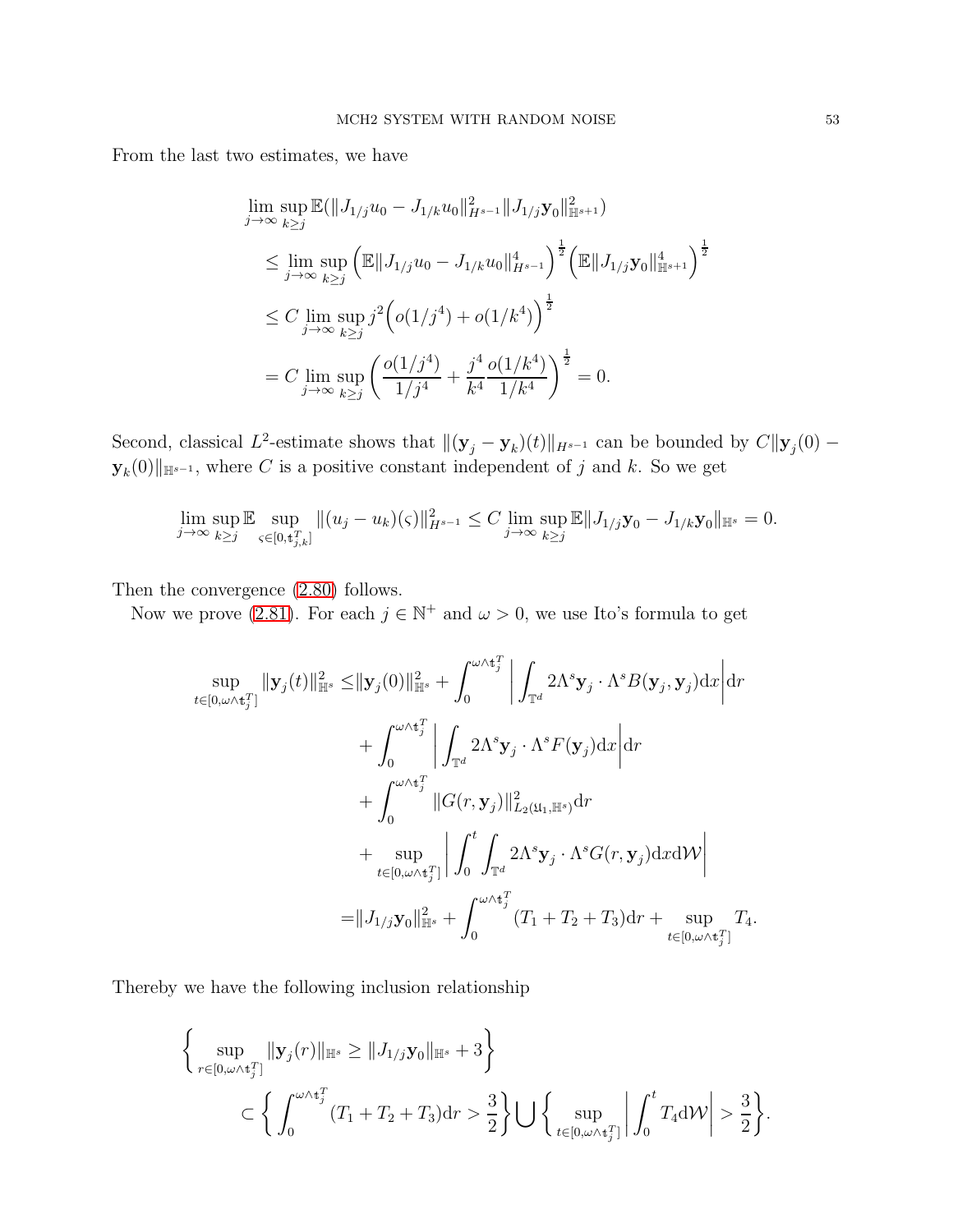From the last two estimates, we have

$$
\begin{aligned}
&\lim_{j\to\infty}\sup_{k\geq j}\mathbb{E}(\|J_{1/j}u_0-J_{1/k}u_0\|_{H^{s-1}}^2\|J_{1/j}\mathbf{y}_0\|_{\mathbb{H}^{s+1}}^2)\\
&\quad\leq \lim_{j\to\infty}\sup_{k\geq j}\Big(\mathbb{E}\|J_{1/j}u_0-J_{1/k}u_0\|_{H^{s-1}}^4\Big)^{\frac{1}{2}}\Big(\mathbb{E}\|J_{1/j}\mathbf{y}_0\|_{\mathbb{H}^{s+1}}^4\Big)^{\frac{1}{2}}\\
&\quad\leq C\lim_{j\to\infty}\sup_{k\geq j} j^2\Big(o(1/j^4)+o(1/k^4)\Big)^{\frac{1}{2}}\\
&\quad= C\lim_{j\to\infty}\sup_{k\geq j}\left(\frac{o(1/j^4)}{1/j^4}+\frac{j^4}{k^4}\frac{o(1/k^4)}{1/k^4}\right)^{\frac{1}{2}}=0.
\end{aligned}
$$

Second, classical $L^2$-estimate shows that $\|(\mathbf{y}_j-\mathbf{y}_k)(t)\|_{H^{s-1}}$ can be bounded by $C\|\mathbf{y}_j(0)-\mathbf{y}_k(0)\|_{\mathbb{H}^{s-1}}$, where $C$ is a positive constant independent of $j$ and $k$. So we get

$$
\lim_{j\to\infty}\sup_{k\geq j}\mathbb{E}\sup_{\varsigma\in[0,\mathfrak{t}_{j,k}^T]}\|(u_j-u_k)(\varsigma)\|_{H^{s-1}}^2\leq C\lim_{j\to\infty}\sup_{k\geq j}\mathbb{E}\|J_{1/j}\mathbf{y}_0-J_{1/k}\mathbf{y}_0\|_{\mathbb{H}^s}=0.
$$

Then the convergence (2.80) follows.

Now we prove (2.81). For each $j\in\mathbb{N}^+$ and $\omega>0$, we use Ito's formula to get

$$
\begin{aligned}
\sup_{t\in[0,\omega\wedge\mathfrak{t}_j^T]}\|\mathbf{y}_j(t)\|_{\mathbb{H}^s}^2\leq&\|\mathbf{y}_j(0)\|_{\mathbb{H}^s}^2+\int_0^{\omega\wedge\mathfrak{t}_j^T}\left|\int_{\mathbb{T}^d}2\Lambda^s\mathbf{y}_j\cdot\Lambda^sB(\mathbf{y}_j,\mathbf{y}_j)\mathrm{d}x\right|\mathrm{d}r\\
&+\int_0^{\omega\wedge\mathfrak{t}_j^T}\left|\int_{\mathbb{T}^d}2\Lambda^s\mathbf{y}_j\cdot\Lambda^sF(\mathbf{y}_j)\mathrm{d}x\right|\mathrm{d}r\\
&+\int_0^{\omega\wedge\mathfrak{t}_j^T}\|G(r,\mathbf{y}_j)\|_{L_2(\mathfrak{U}_1,\mathbb{H}^s)}^2\mathrm{d}r\\
&+\sup_{t\in[0,\omega\wedge\mathfrak{t}_j^T]}\left|\int_0^t\int_{\mathbb{T}^d}2\Lambda^s\mathbf{y}_j\cdot\Lambda^sG(r,\mathbf{y}_j)\mathrm{d}x\mathrm{d}\mathcal{W}\right|\\
=&\|J_{1/j}\mathbf{y}_0\|_{\mathbb{H}^s}^2+\int_0^{\omega\wedge\mathfrak{t}_j^T}(T_1+T_2+T_3)\mathrm{d}r+\sup_{t\in[0,\omega\wedge\mathfrak{t}_j^T]}T_4.
\end{aligned}
$$

Thereby we have the following inclusion relationship

$$
\begin{aligned}
&\left\{\sup_{r\in[0,\omega\wedge\mathfrak{t}_j^T]}\|\mathbf{y}_j(r)\|_{\mathbb{H}^s}\geq\|J_{1/j}\mathbf{y}_0\|_{\mathbb{H}^s}+3\right\}\\
&\qquad\subset\left\{\int_0^{\omega\wedge\mathfrak{t}_j^T}(T_1+T_2+T_3)\mathrm{d}r>\frac{3}{2}\right\}\bigcup\left\{\sup_{t\in[0,\omega\wedge\mathfrak{t}_j^T]}\left|\int_0^tT_4\mathrm{d}\mathcal{W}\right|>\frac{3}{2}\right\}.
\end{aligned}
$$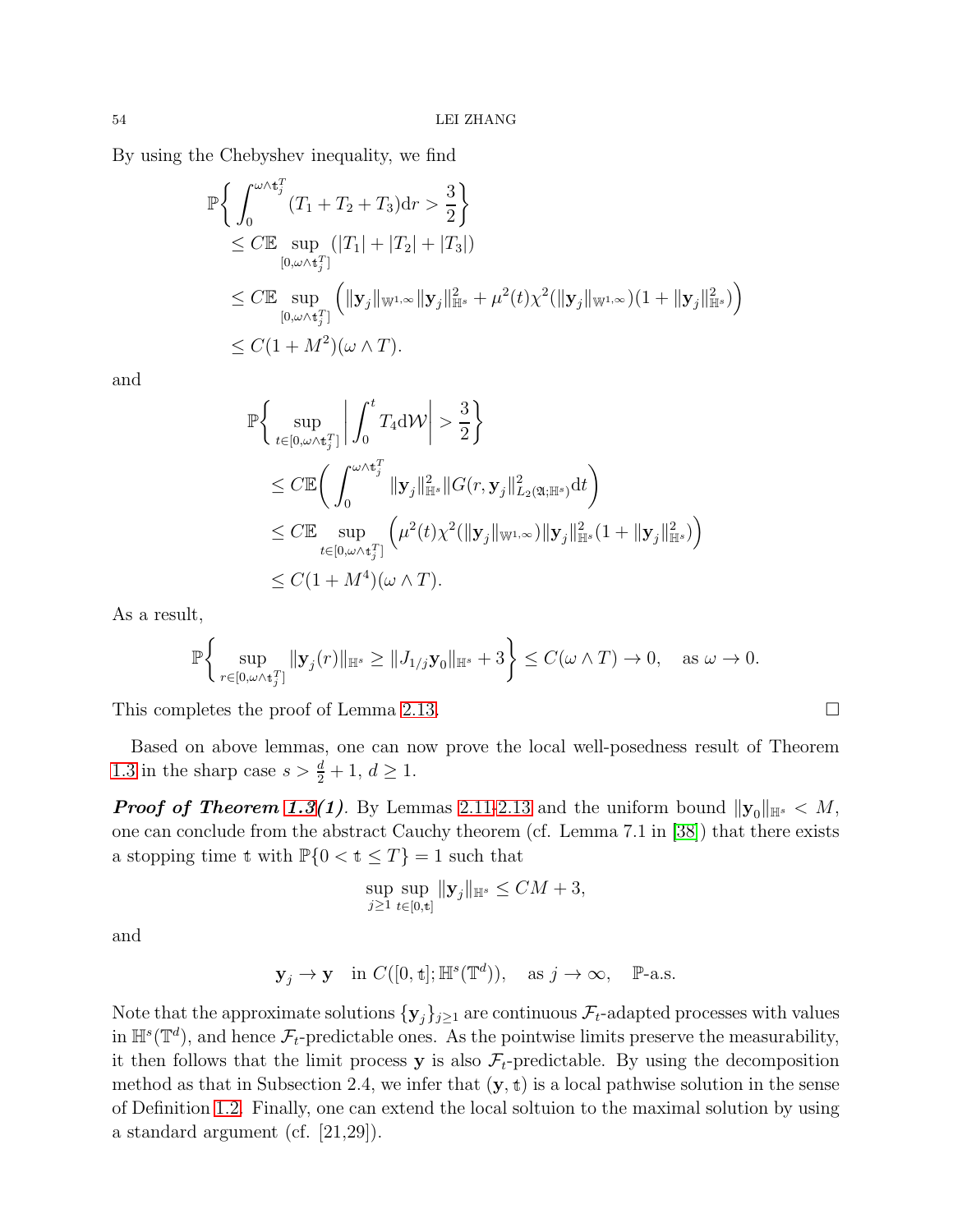By using the Chebyshev inequality, we find

$$
\begin{aligned}
&\mathbb{P}\bigg\{ \int_0^{\omega\wedge \mathfrak{t}_j^T} (T_1+T_2+T_3)\mathrm{d}r > \frac{3}{2}\bigg\} \\
&\quad \leq C\mathbb{E} \sup_{[0,\omega\wedge \mathfrak{t}_j^T]} (|T_1|+|T_2|+|T_3|)\\
&\quad \leq C\mathbb{E} \sup_{[0,\omega\wedge \mathfrak{t}_j^T]} \Big( \|\mathbf{y}_j\|_{\mathbb{W}^{1,\infty}} \|\mathbf{y}_j\|_{\mathbb{H}^s}^2 + \mu^2(t)\chi^2(\|\mathbf{y}_j\|_{\mathbb{W}^{1,\infty}})(1+\|\mathbf{y}_j\|_{\mathbb{H}^s}^2)\Big)\\
&\quad \leq C(1+M^2)(\omega\wedge T).
\end{aligned}
$$

and

$$
\begin{aligned}
&\mathbb{P}\bigg\{ \sup_{t\in[0,\omega\wedge \mathfrak{t}_j^T]} \bigg| \int_0^t T_4 \mathrm{d}\mathcal{W}\bigg| > \frac{3}{2}\bigg\}\\
&\quad \leq C\mathbb{E}\bigg( \int_0^{\omega\wedge \mathfrak{t}_j^T} \|\mathbf{y}_j\|_{\mathbb{H}^s}^2 \|G(r,\mathbf{y}_j\|_{L_2(\mathfrak{A};\mathbb{H}^s)}^2 \mathrm{d}t\bigg)\\
&\quad \leq C\mathbb{E} \sup_{t\in[0,\omega\wedge \mathfrak{t}_j^T]} \Big( \mu^2(t)\chi^2(\|\mathbf{y}_j\|_{\mathbb{W}^{1,\infty}}) \|\mathbf{y}_j\|_{\mathbb{H}^s}^2 (1+\|\mathbf{y}_j\|_{\mathbb{H}^s}^2)\Big)\\
&\quad \leq C(1+M^4)(\omega\wedge T).
\end{aligned}
$$

As a result,

$$
\mathbb{P}\bigg\{ \sup_{r\in[0,\omega\wedge \mathfrak{t}_j^T]} \|\mathbf{y}_j(r)\|_{\mathbb{H}^s} \geq \|J_{1/j}\mathbf{y}_0\|_{\mathbb{H}^s} + 3\bigg\} \leq C(\omega\wedge T) \to 0, \quad \text{as } \omega\to 0.
$$

This completes the proof of Lemma 2.13. □

Based on above lemmas, one can now prove the local well-posedness result of Theorem 1.3 in the sharp case $s > \frac{d}{2}+1$, $d\geq 1$.

***Proof of Theorem 1.3(1)***. By Lemmas 2.11-2.13 and the uniform bound $\|\mathbf{y}_0\|_{\mathbb{H}^s} < M$, one can conclude from the abstract Cauchy theorem (cf. Lemma 7.1 in [38]) that there exists a stopping time $\mathfrak{t}$ with $\mathbb{P}\{0<\mathfrak{t}\leq T\}=1$ such that

$$
\sup_{j\geq 1} \sup_{t\in[0,\mathfrak{t}]} \|\mathbf{y}_j\|_{\mathbb{H}^s} \leq CM+3,
$$

and

$$
\mathbf{y}_j \to \mathbf{y} \quad \text{in } C([0,\mathfrak{t}];\mathbb{H}^s(\mathbb{T}^d)), \quad \text{as } j\to\infty, \quad \mathbb{P}\text{-a.s.}
$$

Note that the approximate solutions $\{\mathbf{y}_j\}_{j\geq 1}$ are continuous $\mathcal{F}_t$-adapted processes with values in $\mathbb{H}^s(\mathbb{T}^d)$, and hence $\mathcal{F}_t$-predictable ones. As the pointwise limits preserve the measurability, it then follows that the limit process $\mathbf{y}$ is also $\mathcal{F}_t$-predictable. By using the decomposition method as that in Subsection 2.4, we infer that $(\mathbf{y},\mathfrak{t})$ is a local pathwise solution in the sense of Definition 1.2. Finally, one can extend the local soltuion to the maximal solution by using a standard argument (cf. [21,29]).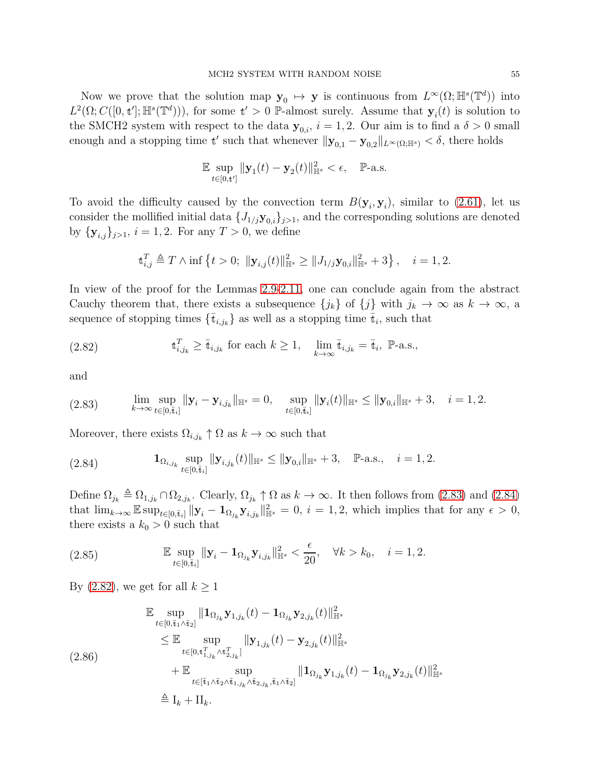Now we prove that the solution map $\mathbf{y}_0 \mapsto \mathbf{y}$ is continuous from $L^\infty(\Omega; \mathbb{H}^s(\mathbb{T}^d))$ into $L^2(\Omega; C([0,\mathfrak{t}']; \mathbb{H}^s(\mathbb{T}^d)))$, for some $\mathfrak{t}' > 0$ $\mathbb{P}$-almost surely. Assume that $\mathbf{y}_i(t)$ is solution to the SMCH2 system with respect to the data $\mathbf{y}_{0,i}$, $i = 1, 2$. Our aim is to find a $\delta > 0$ small enough and a stopping time $\mathfrak{t}'$ such that whenever $\|\mathbf{y}_{0,1} - \mathbf{y}_{0,2}\|_{L^\infty(\Omega;\mathbb{H}^s)} < \delta$, there holds

$$\mathbb{E} \sup_{t\in[0,\mathfrak{t}']} \|\mathbf{y}_1(t) - \mathbf{y}_2(t)\|_{\mathbb{H}^s}^2 < \epsilon, \quad \mathbb{P}\text{-a.s.}$$

To avoid the difficulty caused by the convection term $B(\mathbf{y}_i, \mathbf{y}_i)$, similar to (2.61), let us consider the mollified initial data $\{J_{1/j}\mathbf{y}_{0,i}\}_{j>1}$, and the corresponding solutions are denoted by $\{\mathbf{y}_{i,j}\}_{j>1}$, $i = 1, 2$. For any $T > 0$, we define

$$\mathfrak{t}_{i,j}^T \triangleq T \wedge \inf \left\{ t > 0;\ \|\mathbf{y}_{i,j}(t)\|_{\mathbb{H}^s}^2 \geq \|J_{1/j}\mathbf{y}_{0,i}\|_{\mathbb{H}^s}^2 + 3 \right\}, \quad i = 1, 2.$$

In view of the proof for the Lemmas 2.9-2.11, one can conclude again from the abstract Cauchy theorem that, there exists a subsequence $\{j_k\}$ of $\{j\}$ with $j_k \to \infty$ as $k \to \infty$, a sequence of stopping times $\{\bar{\mathfrak{t}}_{i,j_k}\}$ as well as a stopping time $\bar{\mathfrak{t}}_i$, such that

$$\mathfrak{t}_{i,j_k}^T \geq \bar{\mathfrak{t}}_{i,j_k} \text{ for each } k \geq 1, \quad \lim_{k\to\infty} \bar{\mathfrak{t}}_{i,j_k} = \bar{\mathfrak{t}}_i, \ \mathbb{P}\text{-a.s.}, \tag{2.82}$$

and

$$\lim_{k\to\infty} \sup_{t\in[0,\bar{\mathfrak{t}}_i]} \|\mathbf{y}_i - \mathbf{y}_{i,j_k}\|_{\mathbb{H}^s} = 0, \quad \sup_{t\in[0,\bar{\mathfrak{t}}_i]} \|\mathbf{y}_i(t)\|_{\mathbb{H}^s} \leq \|\mathbf{y}_{0,i}\|_{\mathbb{H}^s} + 3, \quad i = 1, 2. \tag{2.83}$$

Moreover, there exists $\Omega_{i,j_k} \uparrow \Omega$ as $k \to \infty$ such that

$$\mathbf{1}_{\Omega_{i,j_k}} \sup_{t\in[0,\bar{\mathfrak{t}}_i]} \|\mathbf{y}_{i,j_k}(t)\|_{\mathbb{H}^s} \leq \|\mathbf{y}_{0,i}\|_{\mathbb{H}^s} + 3, \quad \mathbb{P}\text{-a.s.}, \quad i = 1, 2. \tag{2.84}$$

Define $\Omega_{j_k} \triangleq \Omega_{1,j_k} \cap \Omega_{2,j_k}$. Clearly, $\Omega_{j_k} \uparrow \Omega$ as $k \to \infty$. It then follows from (2.83) and (2.84) that $\lim_{k\to\infty} \mathbb{E} \sup_{t\in[0,\bar{\mathfrak{t}}_i]} \|\mathbf{y}_i - \mathbf{1}_{\Omega_{j_k}} \mathbf{y}_{i,j_k}\|_{\mathbb{H}^s}^2 = 0$, $i = 1, 2$, which implies that for any $\epsilon > 0$, there exists a $k_0 > 0$ such that

$$\mathbb{E} \sup_{t\in[0,\bar{\mathfrak{t}}_i]} \|\mathbf{y}_i - \mathbf{1}_{\Omega_{j_k}} \mathbf{y}_{i,j_k}\|_{\mathbb{H}^s}^2 < \frac{\epsilon}{20}, \quad \forall k > k_0, \quad i = 1, 2. \tag{2.85}$$

By (2.82), we get for all $k \geq 1$

$$\begin{aligned}
&\mathbb{E} \sup_{t\in[0,\bar{\mathfrak{t}}_1\wedge\bar{\mathfrak{t}}_2]} \|\mathbf{1}_{\Omega_{j_k}} \mathbf{y}_{1,j_k}(t) - \mathbf{1}_{\Omega_{j_k}} \mathbf{y}_{2,j_k}(t)\|_{\mathbb{H}^s}^2 \\
&\quad \leq \mathbb{E} \sup_{t\in[0,\mathfrak{t}_{1,j_k}^T \wedge \mathfrak{t}_{2,j_k}^T]} \|\mathbf{y}_{1,j_k}(t) - \mathbf{y}_{2,j_k}(t)\|_{\mathbb{H}^s}^2 \\
&\qquad + \mathbb{E} \sup_{t\in[\bar{\mathfrak{t}}_1\wedge\bar{\mathfrak{t}}_2\wedge\bar{\mathfrak{t}}_{1,j_k}\wedge\bar{\mathfrak{t}}_{2,j_k}, \bar{\mathfrak{t}}_1\wedge\bar{\mathfrak{t}}_2]} \|\mathbf{1}_{\Omega_{j_k}} \mathbf{y}_{1,j_k}(t) - \mathbf{1}_{\Omega_{j_k}} \mathbf{y}_{2,j_k}(t)\|_{\mathbb{H}^s}^2 \\
&\quad \triangleq \mathrm{I}_k + \mathrm{II}_k.
\end{aligned} \tag{2.86}$$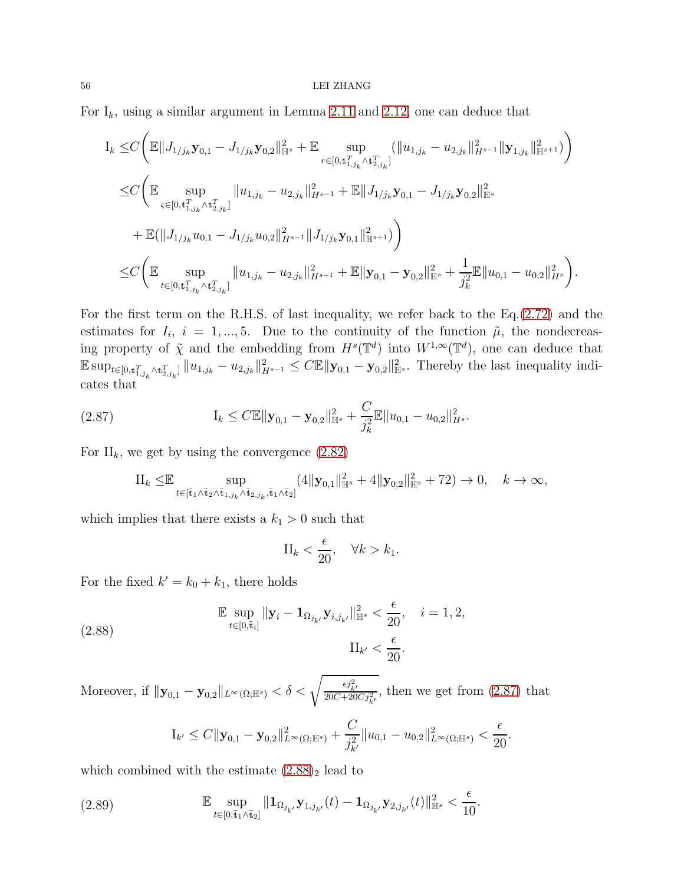For $\mathrm{I}_k$, using a similar argument in Lemma 2.11 and 2.12, one can deduce that

$$
\begin{aligned}
\mathrm{I}_k \leq & C\Bigg(\mathbb{E}\|J_{1/j_k}\mathbf{y}_{0,1} - J_{1/j_k}\mathbf{y}_{0,2}\|_{\mathbb{H}^s}^2 + \mathbb{E}\sup_{r\in[0,\mathfrak{t}_{1,j_k}^T\wedge\mathfrak{t}_{2,j_k}^T]}(\|u_{1,j_k} - u_{2,j_k}\|_{H^{s-1}}^2\|\mathbf{y}_{1,j_k}\|_{\mathbb{H}^{s+1}}^2)\Bigg)\\
\leq & C\Bigg(\mathbb{E}\sup_{\varsigma\in[0,\mathfrak{t}_{1,j_k}^T\wedge\mathfrak{t}_{2,j_k}^T]}\|u_{1,j_k} - u_{2,j_k}\|_{H^{s-1}}^2 + \mathbb{E}\|J_{1/j_k}\mathbf{y}_{0,1} - J_{1/j_k}\mathbf{y}_{0,2}\|_{\mathbb{H}^s}^2\\
& + \mathbb{E}(\|J_{1/j_k}u_{0,1} - J_{1/j_k}u_{0,2}\|_{H^{s-1}}^2\|J_{1/j_k}\mathbf{y}_{0,1}\|_{\mathbb{H}^{s+1}}^2)\Bigg)\\
\leq & C\Bigg(\mathbb{E}\sup_{t\in[0,\mathfrak{t}_{1,j_k}^T\wedge\mathfrak{t}_{2,j_k}^T]}\|u_{1,j_k} - u_{2,j_k}\|_{H^{s-1}}^2 + \mathbb{E}\|\mathbf{y}_{0,1} - \mathbf{y}_{0,2}\|_{\mathbb{H}^s}^2 + \frac{1}{j_k^2}\mathbb{E}\|u_{0,1} - u_{0,2}\|_{H^s}^2\Bigg).
\end{aligned}
$$

For the first term on the R.H.S. of last inequality, we refer back to the Eq.(2.72) and the estimates for $I_i$, $i = 1, ..., 5$. Due to the continuity of the function $\tilde{\mu}$, the nondecreasing property of $\tilde{\chi}$ and the embedding from $H^s(\mathbb{T}^d)$ into $W^{1,\infty}(\mathbb{T}^d)$, one can deduce that $\mathbb{E}\sup_{t\in[0,\mathfrak{t}_{1,j_k}^T\wedge\mathfrak{t}_{2,j_k}^T]}\|u_{1,j_k} - u_{2,j_k}\|_{H^{s-1}}^2 \leq C\mathbb{E}\|\mathbf{y}_{0,1} - \mathbf{y}_{0,2}\|_{\mathbb{H}^s}^2$. Thereby the last inequality indicates that

$$
\mathrm{I}_k \leq C\mathbb{E}\|\mathbf{y}_{0,1} - \mathbf{y}_{0,2}\|_{\mathbb{H}^s}^2 + \frac{C}{j_k^2}\mathbb{E}\|u_{0,1} - u_{0,2}\|_{H^s}^2. \tag{2.87}
$$

For $\mathrm{II}_k$, we get by using the convergence (2.82)

$$
\mathrm{II}_k \leq \mathbb{E}\sup_{t\in[\bar{\mathfrak{t}}_1\wedge\bar{\mathfrak{t}}_2\wedge\bar{\mathfrak{t}}_{1,j_k}\wedge\bar{\mathfrak{t}}_{2,j_k},\bar{\mathfrak{t}}_1\wedge\bar{\mathfrak{t}}_2]}(4\|\mathbf{y}_{0,1}\|_{\mathbb{H}^s}^2 + 4\|\mathbf{y}_{0,2}\|_{\mathbb{H}^s}^2 + 72) \to 0, \quad k\to\infty,
$$

which implies that there exists a $k_1 > 0$ such that

$$
\mathrm{II}_k < \frac{\epsilon}{20}, \quad \forall k > k_1.
$$

For the fixed $k' = k_0 + k_1$, there holds

$$
\begin{aligned}
\mathbb{E}\sup_{t\in[0,\bar{\mathfrak{t}}_i]}\|\mathbf{y}_i - \mathbf{1}_{\Omega_{j_{k'}}}\mathbf{y}_{i,j_{k'}}\|_{\mathbb{H}^s}^2 < \frac{\epsilon}{20}, \quad i = 1, 2,\\
\mathrm{II}_{k'} < \frac{\epsilon}{20}.
\end{aligned} \tag{2.88}
$$

Moreover, if $\|\mathbf{y}_{0,1} - \mathbf{y}_{0,2}\|_{L^\infty(\Omega;\mathbb{H}^s)} < \delta < \sqrt{\frac{\epsilon j_{k'}^2}{20C + 20Cj_{k'}^2}}$, then we get from (2.87) that

$$
\mathrm{I}_{k'} \leq C\|\mathbf{y}_{0,1} - \mathbf{y}_{0,2}\|_{L^\infty(\Omega;\mathbb{H}^s)}^2 + \frac{C}{j_{k'}^2}\|u_{0,1} - u_{0,2}\|_{L^\infty(\Omega;\mathbb{H}^s)}^2 < \frac{\epsilon}{20}.
$$

which combined with the estimate $(2.88)_2$ lead to

$$
\mathbb{E}\sup_{t\in[0,\bar{\mathfrak{t}}_1\wedge\bar{\mathfrak{t}}_2]}\|\mathbf{1}_{\Omega_{j_{k'}}}\mathbf{y}_{1,j_{k'}}(t) - \mathbf{1}_{\Omega_{j_{k'}}}\mathbf{y}_{2,j_{k'}}(t)\|_{\mathbb{H}^s}^2 < \frac{\epsilon}{10}. \tag{2.89}
$$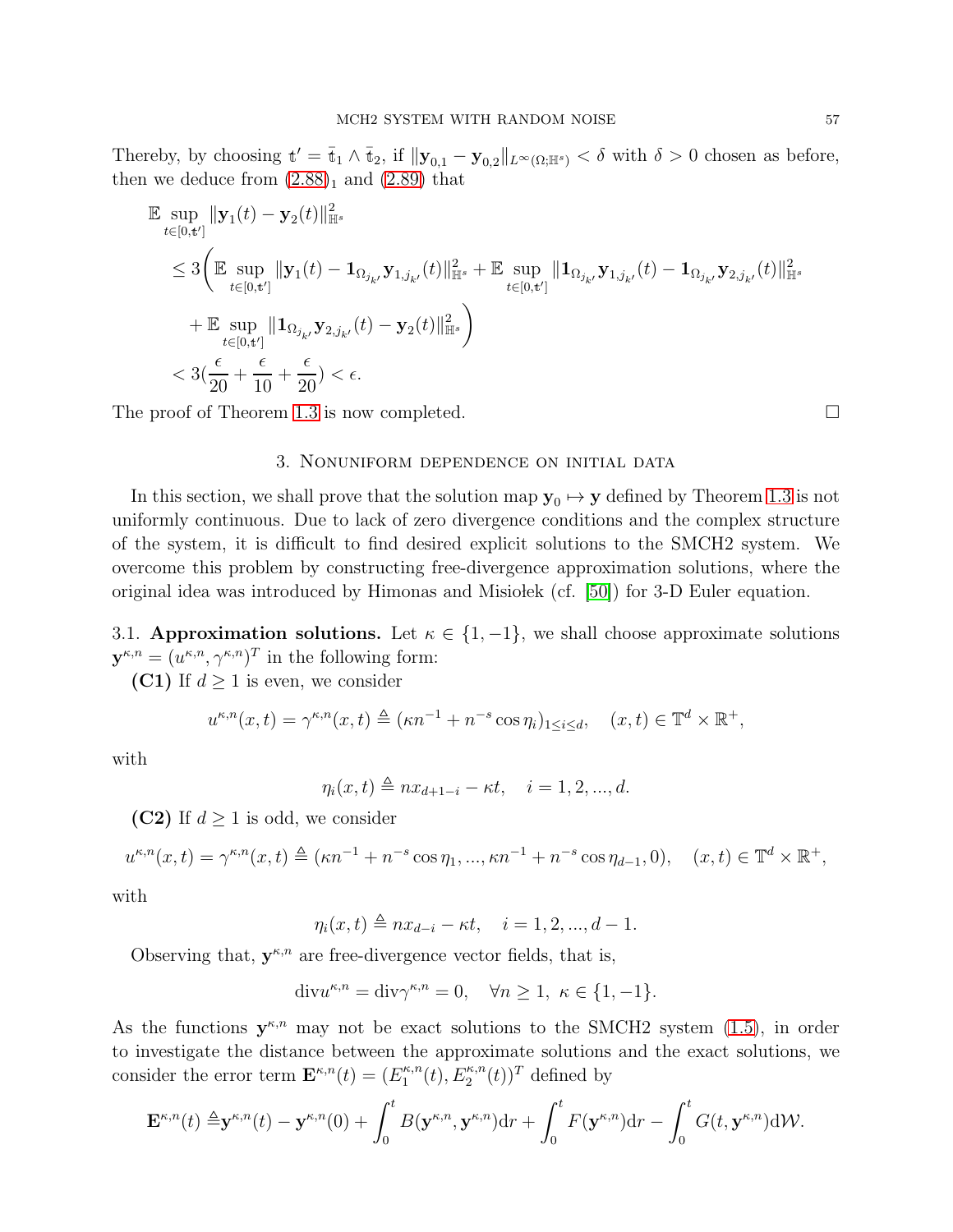Thereby, by choosing $\mathfrak{t}' = \bar{\mathfrak{t}}_1 \wedge \bar{\mathfrak{t}}_2$, if $\|\mathbf{y}_{0,1} - \mathbf{y}_{0,2}\|_{L^\infty(\Omega;\mathbb{H}^s)} < \delta$ with $\delta > 0$ chosen as before, then we deduce from $(2.88)_1$ and (2.89) that

$$
\begin{aligned}
&\mathbb{E} \sup_{t\in[0,\mathfrak{t}']} \|\mathbf{y}_1(t) - \mathbf{y}_2(t)\|_{\mathbb{H}^s}^2 \\
&\leq 3\Bigg( \mathbb{E} \sup_{t\in[0,\mathfrak{t}']} \|\mathbf{y}_1(t) - \mathbf{1}_{\Omega_{j_{k'}}} \mathbf{y}_{1,j_{k'}}(t)\|_{\mathbb{H}^s}^2 + \mathbb{E} \sup_{t\in[0,\mathfrak{t}']} \|\mathbf{1}_{\Omega_{j_{k'}}} \mathbf{y}_{1,j_{k'}}(t) - \mathbf{1}_{\Omega_{j_{k'}}} \mathbf{y}_{2,j_{k'}}(t)\|_{\mathbb{H}^s}^2 \\
&\quad + \mathbb{E} \sup_{t\in[0,\mathfrak{t}']} \|\mathbf{1}_{\Omega_{j_{k'}}} \mathbf{y}_{2,j_{k'}}(t) - \mathbf{y}_2(t)\|_{\mathbb{H}^s}^2 \Bigg) \\
&< 3\Big(\frac{\epsilon}{20} + \frac{\epsilon}{10} + \frac{\epsilon}{20}\Big) < \epsilon.
\end{aligned}
$$

The proof of Theorem 1.3 is now completed. $\square$

## 3. Nonuniform dependence on initial data

In this section, we shall prove that the solution map $\mathbf{y}_0 \mapsto \mathbf{y}$ defined by Theorem 1.3 is not uniformly continuous. Due to lack of zero divergence conditions and the complex structure of the system, it is difficult to find desired explicit solutions to the SMCH2 system. We overcome this problem by constructing free-divergence approximation solutions, where the original idea was introduced by Himonas and Misiołek (cf. [50]) for 3-D Euler equation.

3.1. **Approximation solutions.** Let $\kappa \in \{1, -1\}$, we shall choose approximate solutions $\mathbf{y}^{\kappa,n} = (u^{\kappa,n}, \gamma^{\kappa,n})^T$ in the following form:

**(C1)** If $d \geq 1$ is even, we consider

$$
u^{\kappa,n}(x,t) = \gamma^{\kappa,n}(x,t) \triangleq (\kappa n^{-1} + n^{-s}\cos\eta_i)_{1\leq i\leq d}, \quad (x,t) \in \mathbb{T}^d \times \mathbb{R}^+,
$$

with

$$
\eta_i(x,t) \triangleq n x_{d+1-i} - \kappa t, \quad i = 1, 2, ..., d.
$$

**(C2)** If $d \geq 1$ is odd, we consider

$$
u^{\kappa,n}(x,t) = \gamma^{\kappa,n}(x,t) \triangleq (\kappa n^{-1} + n^{-s}\cos\eta_1, ..., \kappa n^{-1} + n^{-s}\cos\eta_{d-1}, 0), \quad (x,t) \in \mathbb{T}^d \times \mathbb{R}^+,
$$

with

$$
\eta_i(x,t) \triangleq n x_{d-i} - \kappa t, \quad i = 1, 2, ..., d-1.
$$

Observing that, $\mathbf{y}^{\kappa,n}$ are free-divergence vector fields, that is,

$$
\mathrm{div} u^{\kappa,n} = \mathrm{div} \gamma^{\kappa,n} = 0, \quad \forall n \geq 1,\ \kappa \in \{1, -1\}.
$$

As the functions $\mathbf{y}^{\kappa,n}$ may not be exact solutions to the SMCH2 system (1.5), in order to investigate the distance between the approximate solutions and the exact solutions, we consider the error term $\mathbf{E}^{\kappa,n}(t) = (E_1^{\kappa,n}(t), E_2^{\kappa,n}(t))^T$ defined by

$$
\mathbf{E}^{\kappa,n}(t) \triangleq \mathbf{y}^{\kappa,n}(t) - \mathbf{y}^{\kappa,n}(0) + \int_0^t B(\mathbf{y}^{\kappa,n}, \mathbf{y}^{\kappa,n})\mathrm{d}r + \int_0^t F(\mathbf{y}^{\kappa,n})\mathrm{d}r - \int_0^t G(t, \mathbf{y}^{\kappa,n})\mathrm{d}\mathcal{W}.
$$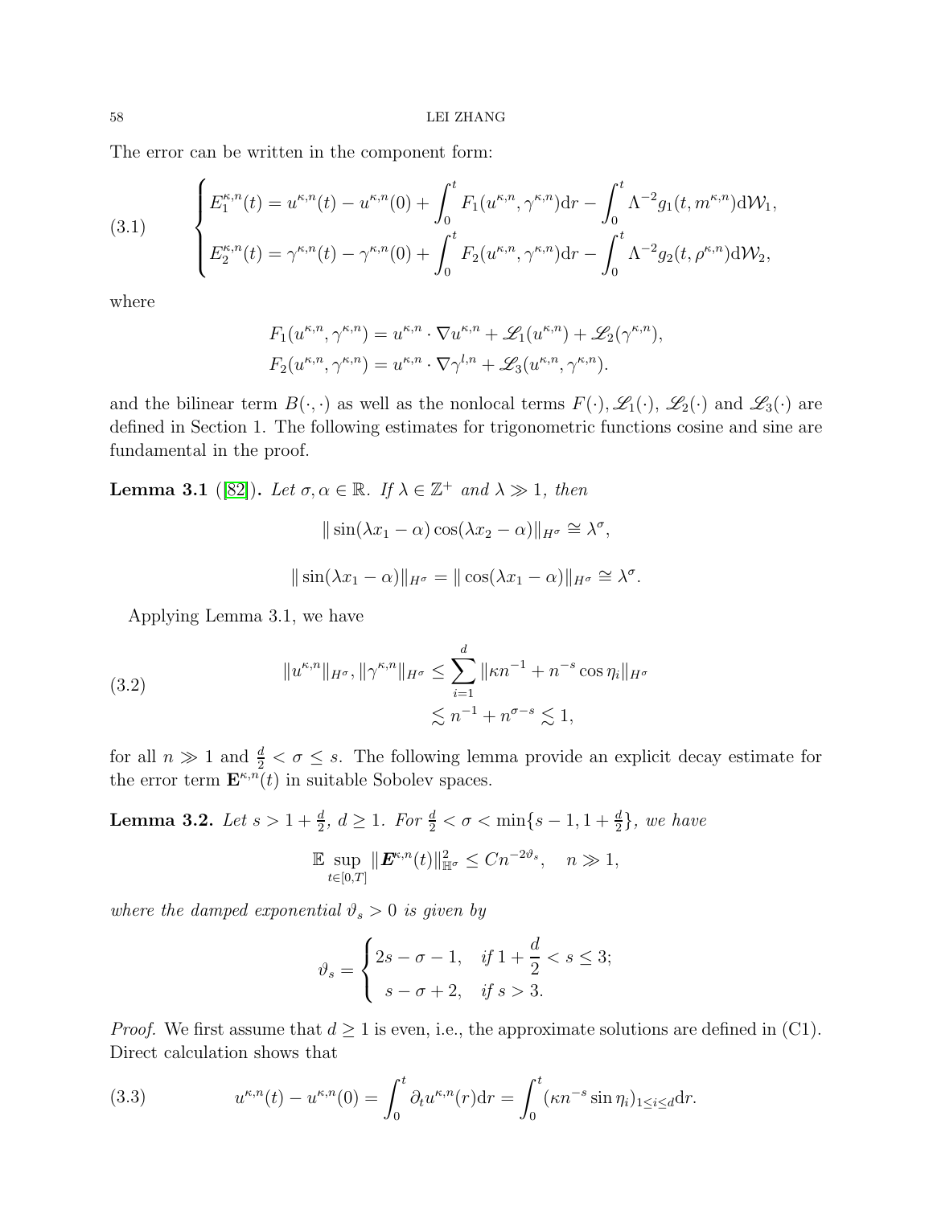The error can be written in the component form:

$$
\begin{cases} E_1^{\kappa,n}(t) = u^{\kappa,n}(t) - u^{\kappa,n}(0) + \int_0^t F_1(u^{\kappa,n}, \gamma^{\kappa,n}) \mathrm{d}r - \int_0^t \Lambda^{-2} g_1(t, m^{\kappa,n}) \mathrm{d}\mathcal{W}_1, \\ E_2^{\kappa,n}(t) = \gamma^{\kappa,n}(t) - \gamma^{\kappa,n}(0) + \int_0^t F_2(u^{\kappa,n}, \gamma^{\kappa,n}) \mathrm{d}r - \int_0^t \Lambda^{-2} g_2(t, \rho^{\kappa,n}) \mathrm{d}\mathcal{W}_2, \end{cases} \tag{3.1}
$$

where

$$
F_1(u^{\kappa,n}, \gamma^{\kappa,n}) = u^{\kappa,n} \cdot \nabla u^{\kappa,n} + \mathscr{L}_1(u^{\kappa,n}) + \mathscr{L}_2(\gamma^{\kappa,n}),
$$
$$
F_2(u^{\kappa,n}, \gamma^{\kappa,n}) = u^{\kappa,n} \cdot \nabla \gamma^{l,n} + \mathscr{L}_3(u^{\kappa,n}, \gamma^{\kappa,n}).
$$

and the bilinear term $B(\cdot, \cdot)$ as well as the nonlocal terms $F(\cdot), \mathscr{L}_1(\cdot)$, $\mathscr{L}_2(\cdot)$ and $\mathscr{L}_3(\cdot)$ are defined in Section 1. The following estimates for trigonometric functions cosine and sine are fundamental in the proof.

**Lemma 3.1** ([82]). *Let $\sigma, \alpha \in \mathbb{R}$. If $\lambda \in \mathbb{Z}^+$ and $\lambda \gg 1$, then*

$$
\| \sin(\lambda x_1 - \alpha) \cos(\lambda x_2 - \alpha) \|_{H^\sigma} \cong \lambda^\sigma,
$$

$$
\| \sin(\lambda x_1 - \alpha) \|_{H^\sigma} = \| \cos(\lambda x_1 - \alpha) \|_{H^\sigma} \cong \lambda^\sigma.
$$

Applying Lemma 3.1, we have

$$
\begin{aligned} \|u^{\kappa,n}\|_{H^\sigma}, \|\gamma^{\kappa,n}\|_{H^\sigma} &\leq \sum_{i=1}^{d} \|\kappa n^{-1} + n^{-s} \cos \eta_i\|_{H^\sigma} \\ &\lesssim n^{-1} + n^{\sigma - s} \lesssim 1, \end{aligned} \tag{3.2}
$$

for all $n \gg 1$ and $\frac{d}{2} < \sigma \leq s$. The following lemma provide an explicit decay estimate for the error term $\mathbf{E}^{\kappa,n}(t)$ in suitable Sobolev spaces.

**Lemma 3.2.** *Let $s > 1 + \frac{d}{2}$, $d \geq 1$. For $\frac{d}{2} < \sigma < \min\{s - 1, 1 + \frac{d}{2}\}$, we have*

$$
\mathbb{E} \sup_{t \in [0,T]} \|\boldsymbol{E}^{\kappa,n}(t)\|_{\mathbb{H}^\sigma}^2 \leq C n^{-2\vartheta_s}, \quad n \gg 1,
$$

*where the damped exponential $\vartheta_s > 0$ is given by*

$$
\vartheta_s = \begin{cases} 2s - \sigma - 1, & \text{if } 1 + \dfrac{d}{2} < s \leq 3; \\ s - \sigma + 2, & \text{if } s > 3. \end{cases}
$$

*Proof.* We first assume that $d \geq 1$ is even, i.e., the approximate solutions are defined in (C1). Direct calculation shows that

$$
u^{\kappa,n}(t) - u^{\kappa,n}(0) = \int_0^t \partial_t u^{\kappa,n}(r) \mathrm{d}r = \int_0^t (\kappa n^{-s} \sin \eta_i)_{1 \leq i \leq d} \mathrm{d}r. \tag{3.3}
$$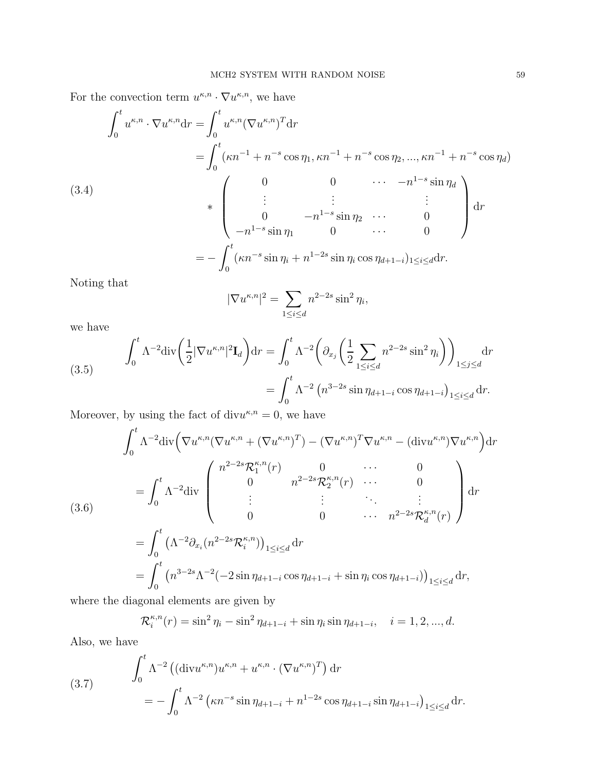For the convection term $u^{\kappa,n}\cdot\nabla u^{\kappa,n}$, we have

$$
\begin{aligned}
\int_0^t u^{\kappa,n}\cdot\nabla u^{\kappa,n}\mathrm{d}r &= \int_0^t u^{\kappa,n}(\nabla u^{\kappa,n})^T\mathrm{d}r\\
&= \int_0^t (\kappa n^{-1}+n^{-s}\cos\eta_1, \kappa n^{-1}+n^{-s}\cos\eta_2, ..., \kappa n^{-1}+n^{-s}\cos\eta_d)\\
&\quad * \begin{pmatrix} 0 & 0 & \cdots & -n^{1-s}\sin\eta_d \\ \vdots & \vdots & & \vdots \\ 0 & -n^{1-s}\sin\eta_2 & \cdots & 0 \\ -n^{1-s}\sin\eta_1 & 0 & \cdots & 0 \end{pmatrix}\mathrm{d}r\\
&= -\int_0^t (\kappa n^{-s}\sin\eta_i + n^{1-2s}\sin\eta_i\cos\eta_{d+1-i})_{1\le i\le d}\mathrm{d}r.
\end{aligned}\tag{3.4}
$$

Noting that

$$
|\nabla u^{\kappa,n}|^2 = \sum_{1\le i\le d} n^{2-2s}\sin^2\eta_i,
$$

we have

$$
\begin{aligned}
\int_0^t \Lambda^{-2}\mathrm{div}\Big(\frac{1}{2}|\nabla u^{\kappa,n}|^2\mathbf{I}_d\Big)\mathrm{d}r &= \int_0^t \Lambda^{-2}\Big(\partial_{x_j}\Big(\frac{1}{2}\sum_{1\le i\le d} n^{2-2s}\sin^2\eta_i\Big)\Big)_{1\le j\le d}\mathrm{d}r\\
&= \int_0^t \Lambda^{-2}\left(n^{3-2s}\sin\eta_{d+1-i}\cos\eta_{d+1-i}\right)_{1\le i\le d}\mathrm{d}r.
\end{aligned}\tag{3.5}
$$

Moreover, by using the fact of $\mathrm{div}u^{\kappa,n}=0$, we have

$$
\begin{aligned}
&\int_0^t \Lambda^{-2}\mathrm{div}\Big(\nabla u^{\kappa,n}(\nabla u^{\kappa,n}+(\nabla u^{\kappa,n})^T) - (\nabla u^{\kappa,n})^T\nabla u^{\kappa,n} - (\mathrm{div}u^{\kappa,n})\nabla u^{\kappa,n}\Big)\mathrm{d}r\\
&= \int_0^t \Lambda^{-2}\mathrm{div}\begin{pmatrix} n^{2-2s}\mathcal{R}_1^{\kappa,n}(r) & 0 & \cdots & 0 \\ 0 & n^{2-2s}\mathcal{R}_2^{\kappa,n}(r) & \cdots & 0 \\ \vdots & \vdots & \ddots & \vdots \\ 0 & 0 & \cdots & n^{2-2s}\mathcal{R}_d^{\kappa,n}(r)\end{pmatrix}\mathrm{d}r\\
&= \int_0^t \left(\Lambda^{-2}\partial_{x_i}(n^{2-2s}\mathcal{R}_i^{\kappa,n})\right)_{1\le i\le d}\mathrm{d}r\\
&= \int_0^t \left(n^{3-2s}\Lambda^{-2}(-2\sin\eta_{d+1-i}\cos\eta_{d+1-i} + \sin\eta_i\cos\eta_{d+1-i})\right)_{1\le i\le d}\mathrm{d}r,
\end{aligned}\tag{3.6}
$$

where the diagonal elements are given by

$$
\mathcal{R}_i^{\kappa,n}(r) = \sin^2\eta_i - \sin^2\eta_{d+1-i} + \sin\eta_i\sin\eta_{d+1-i},\quad i=1,2,...,d.
$$

Also, we have

$$
\begin{aligned}
&\int_0^t \Lambda^{-2}\left((\mathrm{div}u^{\kappa,n})u^{\kappa,n} + u^{\kappa,n}\cdot(\nabla u^{\kappa,n})^T\right)\mathrm{d}r\\
&\quad = -\int_0^t \Lambda^{-2}\left(\kappa n^{-s}\sin\eta_{d+1-i} + n^{1-2s}\cos\eta_{d+1-i}\sin\eta_{d+1-i}\right)_{1\le i\le d}\mathrm{d}r.
\end{aligned}\tag{3.7}
$$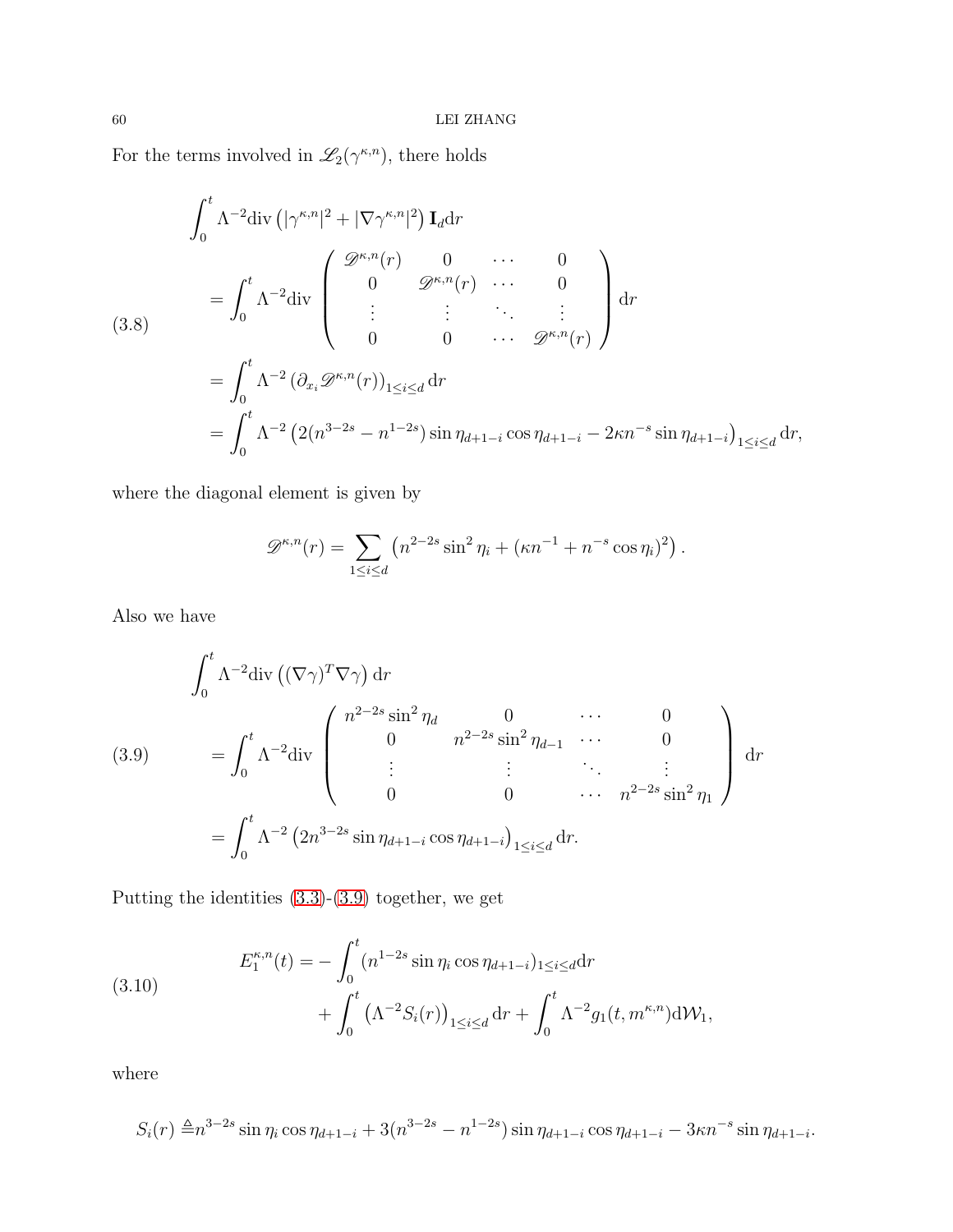For the terms involved in $\mathscr{L}_2(\gamma^{\kappa,n})$, there holds

$$
\begin{aligned}
&\int_0^t \Lambda^{-2}\mathrm{div}\left(|\gamma^{\kappa,n}|^2+|\nabla\gamma^{\kappa,n}|^2\right)\mathbf{I}_d \mathrm{d}r\\
&\quad=\int_0^t \Lambda^{-2}\mathrm{div}\begin{pmatrix} \mathscr{D}^{\kappa,n}(r) & 0 & \cdots & 0\\ 0 & \mathscr{D}^{\kappa,n}(r) & \cdots & 0\\ \vdots & \vdots & \ddots & \vdots\\ 0 & 0 & \cdots & \mathscr{D}^{\kappa,n}(r)\end{pmatrix}\mathrm{d}r\\
&\quad=\int_0^t \Lambda^{-2}\left(\partial_{x_i}\mathscr{D}^{\kappa,n}(r)\right)_{1\le i\le d}\mathrm{d}r\\
&\quad=\int_0^t \Lambda^{-2}\left(2(n^{3-2s}-n^{1-2s})\sin\eta_{d+1-i}\cos\eta_{d+1-i}-2\kappa n^{-s}\sin\eta_{d+1-i}\right)_{1\le i\le d}\mathrm{d}r,
\end{aligned}
\tag{3.8}
$$

where the diagonal element is given by

$$
\mathscr{D}^{\kappa,n}(r)=\sum_{1\le i\le d}\left(n^{2-2s}\sin^2\eta_i+(\kappa n^{-1}+n^{-s}\cos\eta_i)^2\right).
$$

Also we have

$$
\begin{aligned}
&\int_0^t \Lambda^{-2}\mathrm{div}\left((\nabla\gamma)^T\nabla\gamma\right)\mathrm{d}r\\
&\quad=\int_0^t \Lambda^{-2}\mathrm{div}\begin{pmatrix} n^{2-2s}\sin^2\eta_d & 0 & \cdots & 0\\ 0 & n^{2-2s}\sin^2\eta_{d-1} & \cdots & 0\\ \vdots & \vdots & \ddots & \vdots\\ 0 & 0 & \cdots & n^{2-2s}\sin^2\eta_1\end{pmatrix}\mathrm{d}r\\
&\quad=\int_0^t \Lambda^{-2}\left(2n^{3-2s}\sin\eta_{d+1-i}\cos\eta_{d+1-i}\right)_{1\le i\le d}\mathrm{d}r.
\end{aligned}
\tag{3.9}
$$

Putting the identities (3.3)-(3.9) together, we get

$$
\begin{aligned}
E_1^{\kappa,n}(t)=&-\int_0^t (n^{1-2s}\sin\eta_i\cos\eta_{d+1-i})_{1\le i\le d}\mathrm{d}r\\
&+\int_0^t\left(\Lambda^{-2}S_i(r)\right)_{1\le i\le d}\mathrm{d}r+\int_0^t\Lambda^{-2}g_1(t,m^{\kappa,n})\mathrm{d}\mathcal{W}_1,
\end{aligned}
\tag{3.10}
$$

where

$$
S_i(r)\triangleq n^{3-2s}\sin\eta_i\cos\eta_{d+1-i}+3(n^{3-2s}-n^{1-2s})\sin\eta_{d+1-i}\cos\eta_{d+1-i}-3\kappa n^{-s}\sin\eta_{d+1-i}.
$$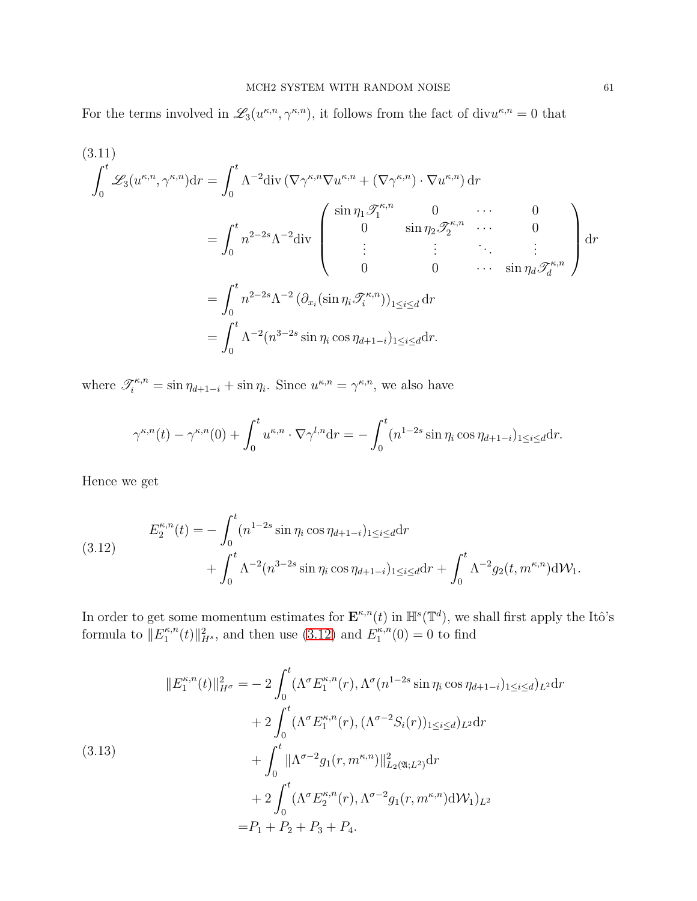For the terms involved in $\mathscr{L}_3(u^{\kappa,n},\gamma^{\kappa,n})$, it follows from the fact of $\mathrm{div} u^{\kappa,n}=0$ that

$$
\begin{aligned}
\int_0^t \mathscr{L}_3(u^{\kappa,n},\gamma^{\kappa,n})\mathrm{d}r =& \int_0^t \Lambda^{-2}\mathrm{div}\left(\nabla\gamma^{\kappa,n}\nabla u^{\kappa,n}+(\nabla\gamma^{\kappa,n})\cdot\nabla u^{\kappa,n}\right)\mathrm{d}r\\
=& \int_0^t n^{2-2s}\Lambda^{-2}\mathrm{div}\begin{pmatrix} \sin\eta_1\mathscr{T}_1^{\kappa,n} & 0 & \cdots & 0\\ 0 & \sin\eta_2\mathscr{T}_2^{\kappa,n} & \cdots & 0\\ \vdots & \vdots & \ddots & \vdots\\ 0 & 0 & \cdots & \sin\eta_d\mathscr{T}_d^{\kappa,n}\end{pmatrix}\mathrm{d}r\\
=& \int_0^t n^{2-2s}\Lambda^{-2}\left(\partial_{x_i}(\sin\eta_i\mathscr{T}_i^{\kappa,n})\right)_{1\le i\le d}\mathrm{d}r\\
=& \int_0^t \Lambda^{-2}(n^{3-2s}\sin\eta_i\cos\eta_{d+1-i})_{1\le i\le d}\mathrm{d}r.
\end{aligned}
\tag{3.11}
$$

where $\mathscr{T}_i^{\kappa,n}=\sin\eta_{d+1-i}+\sin\eta_i$. Since $u^{\kappa,n}=\gamma^{\kappa,n}$, we also have

$$
\gamma^{\kappa,n}(t)-\gamma^{\kappa,n}(0)+\int_0^t u^{\kappa,n}\cdot\nabla\gamma^{l,n}\mathrm{d}r=-\int_0^t(n^{1-2s}\sin\eta_i\cos\eta_{d+1-i})_{1\le i\le d}\mathrm{d}r.
$$

Hence we get

$$
\begin{aligned}
E_2^{\kappa,n}(t)=&-\int_0^t(n^{1-2s}\sin\eta_i\cos\eta_{d+1-i})_{1\le i\le d}\mathrm{d}r\\
&+\int_0^t\Lambda^{-2}(n^{3-2s}\sin\eta_i\cos\eta_{d+1-i})_{1\le i\le d}\mathrm{d}r+\int_0^t\Lambda^{-2}g_2(t,m^{\kappa,n})\mathrm{d}\mathcal{W}_1.
\end{aligned}
\tag{3.12}
$$

In order to get some momentum estimates for $\mathbf{E}^{\kappa,n}(t)$ in $\mathbb{H}^s(\mathbb{T}^d)$, we shall first apply the Itô's formula to $\|E_1^{\kappa,n}(t)\|_{H^s}^2$, and then use (3.12) and $E_1^{\kappa,n}(0)=0$ to find

$$
\begin{aligned}
\|E_1^{\kappa,n}(t)\|_{H^\sigma}^2=&-2\int_0^t(\Lambda^\sigma E_1^{\kappa,n}(r),\Lambda^\sigma(n^{1-2s}\sin\eta_i\cos\eta_{d+1-i})_{1\le i\le d})_{L^2}\mathrm{d}r\\
&+2\int_0^t(\Lambda^\sigma E_1^{\kappa,n}(r),(\Lambda^{\sigma-2}S_i(r))_{1\le i\le d})_{L^2}\mathrm{d}r\\
&+\int_0^t\|\Lambda^{\sigma-2}g_1(r,m^{\kappa,n})\|_{L_2(\mathfrak{A};L^2)}^2\mathrm{d}r\\
&+2\int_0^t(\Lambda^\sigma E_2^{\kappa,n}(r),\Lambda^{\sigma-2}g_1(r,m^{\kappa,n})\mathrm{d}\mathcal{W}_1)_{L^2}\\
=&P_1+P_2+P_3+P_4.
\end{aligned}
\tag{3.13}
$$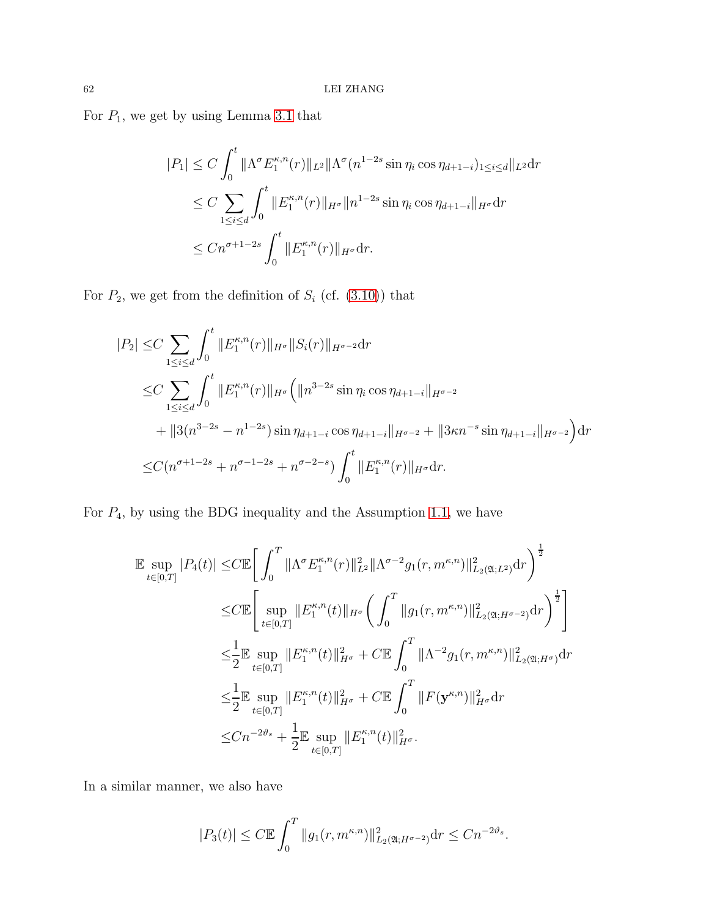For $P_1$, we get by using Lemma 3.1 that

$$
\begin{aligned}
|P_1| &\leq C \int_0^t \|\Lambda^\sigma E_1^{\kappa,n}(r)\|_{L^2} \|\Lambda^\sigma (n^{1-2s} \sin \eta_i \cos \eta_{d+1-i})_{1\leq i \leq d}\|_{L^2} \mathrm{d}r \\
&\leq C \sum_{1\leq i\leq d} \int_0^t \|E_1^{\kappa,n}(r)\|_{H^\sigma} \|n^{1-2s} \sin \eta_i \cos \eta_{d+1-i}\|_{H^\sigma} \mathrm{d}r \\
&\leq C n^{\sigma+1-2s} \int_0^t \|E_1^{\kappa,n}(r)\|_{H^\sigma} \mathrm{d}r.
\end{aligned}
$$

For $P_2$, we get from the definition of $S_i$ (cf. (3.10)) that

$$
\begin{aligned}
|P_2| \leq & C \sum_{1\leq i\leq d} \int_0^t \|E_1^{\kappa,n}(r)\|_{H^\sigma} \|S_i(r)\|_{H^{\sigma-2}} \mathrm{d}r \\
\leq & C \sum_{1\leq i\leq d} \int_0^t \|E_1^{\kappa,n}(r)\|_{H^\sigma} \Big( \|n^{3-2s} \sin \eta_i \cos \eta_{d+1-i}\|_{H^{\sigma-2}} \\
& + \|3(n^{3-2s} - n^{1-2s}) \sin \eta_{d+1-i} \cos \eta_{d+1-i}\|_{H^{\sigma-2}} + \|3\kappa n^{-s} \sin \eta_{d+1-i}\|_{H^{\sigma-2}} \Big) \mathrm{d}r \\
\leq & C(n^{\sigma+1-2s} + n^{\sigma-1-2s} + n^{\sigma-2-s}) \int_0^t \|E_1^{\kappa,n}(r)\|_{H^\sigma} \mathrm{d}r.
\end{aligned}
$$

For $P_4$, by using the BDG inequality and the Assumption 1.1, we have

$$
\begin{aligned}
\mathbb{E} \sup_{t\in[0,T]} |P_4(t)| \leq & C \mathbb{E} \left[ \int_0^T \|\Lambda^\sigma E_1^{\kappa,n}(r)\|_{L^2}^2 \|\Lambda^{\sigma-2} g_1(r, m^{\kappa,n})\|_{L_2(\mathfrak{A};L^2)}^2 \mathrm{d}r \right)^{\frac{1}{2}} \\
\leq & C \mathbb{E} \left[ \sup_{t\in[0,T]} \|E_1^{\kappa,n}(t)\|_{H^\sigma} \left( \int_0^T \|g_1(r, m^{\kappa,n})\|_{L_2(\mathfrak{A};H^{\sigma-2})}^2 \mathrm{d}r \right)^{\frac{1}{2}} \right] \\
\leq & \frac{1}{2} \mathbb{E} \sup_{t\in[0,T]} \|E_1^{\kappa,n}(t)\|_{H^\sigma}^2 + C \mathbb{E} \int_0^T \|\Lambda^{-2} g_1(r, m^{\kappa,n})\|_{L_2(\mathfrak{A};H^\sigma)}^2 \mathrm{d}r \\
\leq & \frac{1}{2} \mathbb{E} \sup_{t\in[0,T]} \|E_1^{\kappa,n}(t)\|_{H^\sigma}^2 + C \mathbb{E} \int_0^T \|F(\mathbf{y}^{\kappa,n})\|_{H^\sigma}^2 \mathrm{d}r \\
\leq & C n^{-2\vartheta_s} + \frac{1}{2} \mathbb{E} \sup_{t\in[0,T]} \|E_1^{\kappa,n}(t)\|_{H^\sigma}^2.
\end{aligned}
$$

In a similar manner, we also have

$$
|P_3(t)| \leq C \mathbb{E} \int_0^T \|g_1(r, m^{\kappa,n})\|_{L_2(\mathfrak{A};H^{\sigma-2})}^2 \mathrm{d}r \leq C n^{-2\vartheta_s}.
$$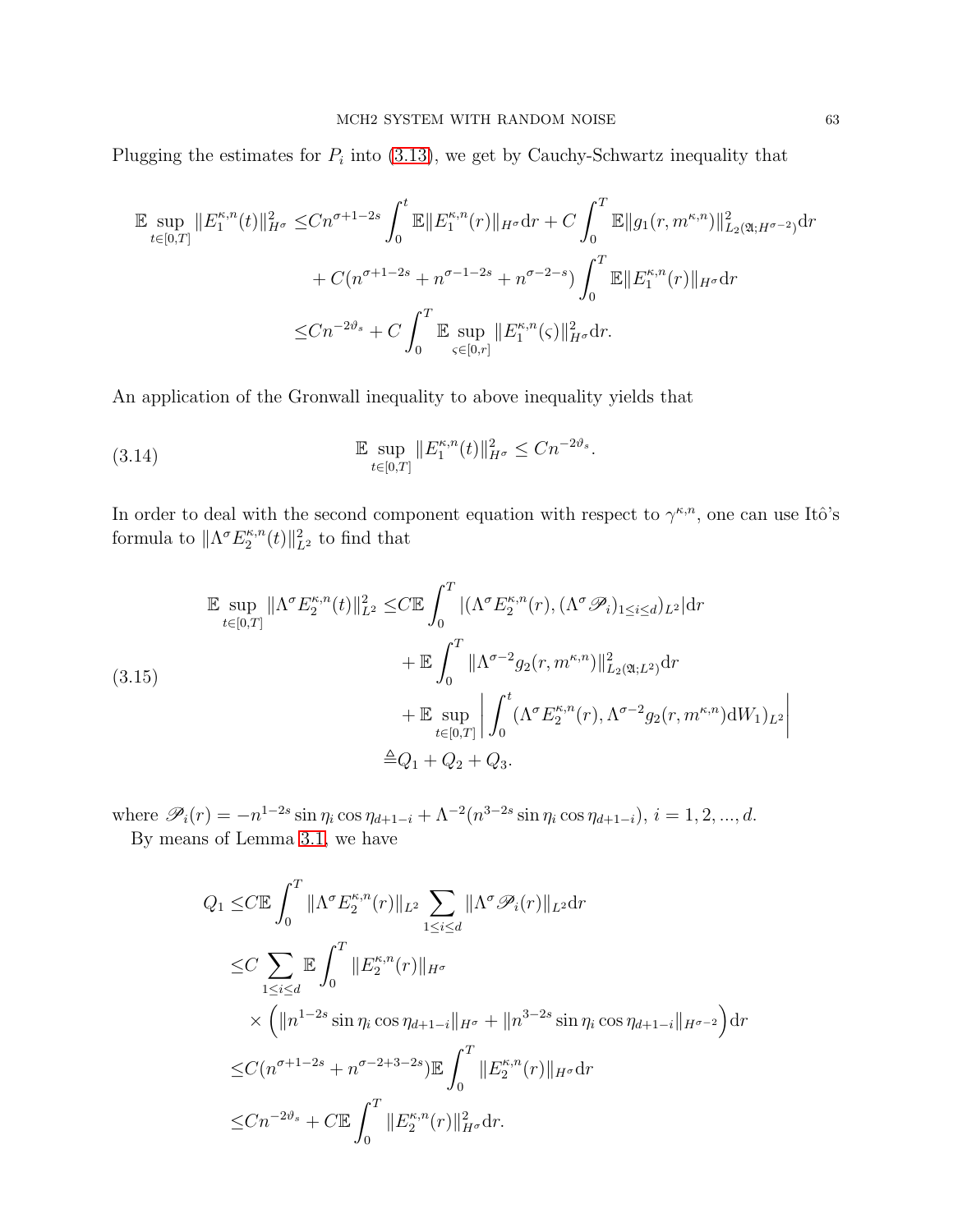Plugging the estimates for $P_i$ into (3.13), we get by Cauchy-Schwartz inequality that

$$
\begin{aligned}
\mathbb{E}\sup_{t\in[0,T]}\|E_1^{\kappa,n}(t)\|_{H^\sigma}^2 \leq & Cn^{\sigma+1-2s}\int_0^t \mathbb{E}\|E_1^{\kappa,n}(r)\|_{H^\sigma}\mathrm{d}r + C\int_0^T \mathbb{E}\|g_1(r,m^{\kappa,n})\|_{L_2(\mathfrak{A};H^{\sigma-2})}^2\mathrm{d}r \\
& + C(n^{\sigma+1-2s}+n^{\sigma-1-2s}+n^{\sigma-2-s})\int_0^T \mathbb{E}\|E_1^{\kappa,n}(r)\|_{H^\sigma}\mathrm{d}r \\
\leq & Cn^{-2\vartheta_s} + C\int_0^T \mathbb{E}\sup_{\varsigma\in[0,r]}\|E_1^{\kappa,n}(\varsigma)\|_{H^\sigma}^2\mathrm{d}r.
\end{aligned}
$$

An application of the Gronwall inequality to above inequality yields that

$$
\mathbb{E}\sup_{t\in[0,T]}\|E_1^{\kappa,n}(t)\|_{H^\sigma}^2 \leq Cn^{-2\vartheta_s}. \tag{3.14}
$$

In order to deal with the second component equation with respect to $\gamma^{\kappa,n}$, one can use Itô's formula to $\|\Lambda^\sigma E_2^{\kappa,n}(t)\|_{L^2}^2$ to find that

$$
\begin{aligned}
\mathbb{E}\sup_{t\in[0,T]}\|\Lambda^\sigma E_2^{\kappa,n}(t)\|_{L^2}^2 \leq & C\mathbb{E}\int_0^T |(\Lambda^\sigma E_2^{\kappa,n}(r),(\Lambda^\sigma \mathscr{P}_i)_{1\leq i\leq d})_{L^2}|\mathrm{d}r \\
& + \mathbb{E}\int_0^T \|\Lambda^{\sigma-2}g_2(r,m^{\kappa,n})\|_{L_2(\mathfrak{A};L^2)}^2\mathrm{d}r \\
& + \mathbb{E}\sup_{t\in[0,T]}\left|\int_0^t (\Lambda^\sigma E_2^{\kappa,n}(r),\Lambda^{\sigma-2}g_2(r,m^{\kappa,n})\mathrm{d}W_1)_{L^2}\right| \\
\triangleq & Q_1+Q_2+Q_3.
\end{aligned}
\tag{3.15}
$$

where $\mathscr{P}_i(r) = -n^{1-2s}\sin\eta_i\cos\eta_{d+1-i} + \Lambda^{-2}(n^{3-2s}\sin\eta_i\cos\eta_{d+1-i})$, $i=1,2,...,d$.

By means of Lemma 3.1, we have

$$
\begin{aligned}
Q_1 \leq & C\mathbb{E}\int_0^T \|\Lambda^\sigma E_2^{\kappa,n}(r)\|_{L^2}\sum_{1\leq i\leq d}\|\Lambda^\sigma \mathscr{P}_i(r)\|_{L^2}\mathrm{d}r \\
\leq & C\sum_{1\leq i\leq d}\mathbb{E}\int_0^T \|E_2^{\kappa,n}(r)\|_{H^\sigma} \\
& \times\left(\|n^{1-2s}\sin\eta_i\cos\eta_{d+1-i}\|_{H^\sigma}+\|n^{3-2s}\sin\eta_i\cos\eta_{d+1-i}\|_{H^{\sigma-2}}\right)\mathrm{d}r \\
\leq & C(n^{\sigma+1-2s}+n^{\sigma-2+3-2s})\mathbb{E}\int_0^T \|E_2^{\kappa,n}(r)\|_{H^\sigma}\mathrm{d}r \\
\leq & Cn^{-2\vartheta_s} + C\mathbb{E}\int_0^T \|E_2^{\kappa,n}(r)\|_{H^\sigma}^2\mathrm{d}r.
\end{aligned}
$$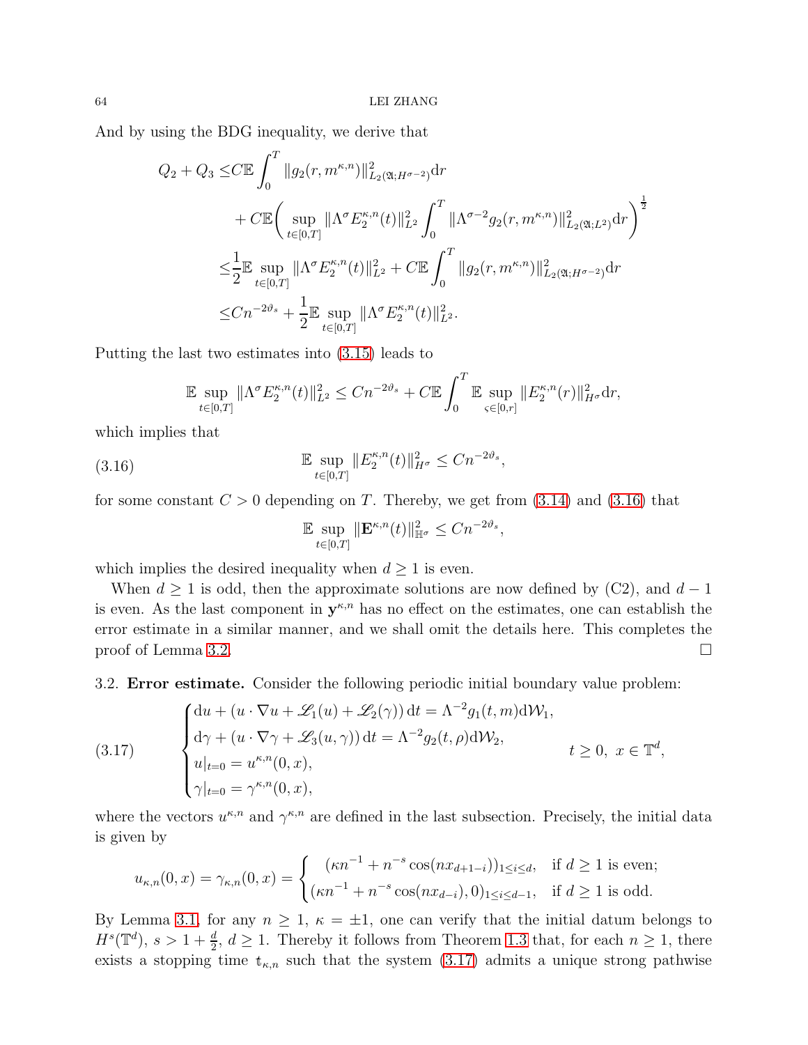And by using the BDG inequality, we derive that

$$
\begin{aligned}
Q_2+Q_3 \leq & C\mathbb{E}\int_0^T \|g_2(r,m^{\kappa,n})\|^2_{L_2(\mathfrak{A};H^{\sigma-2})}\mathrm{d}r\\
&+C\mathbb{E}\bigg(\sup_{t\in[0,T]}\|\Lambda^\sigma E_2^{\kappa,n}(t)\|^2_{L^2}\int_0^T\|\Lambda^{\sigma-2}g_2(r,m^{\kappa,n})\|^2_{L_2(\mathfrak{A};L^2)}\mathrm{d}r\bigg)^{\frac{1}{2}}\\
\leq & \frac{1}{2}\mathbb{E}\sup_{t\in[0,T]}\|\Lambda^\sigma E_2^{\kappa,n}(t)\|^2_{L^2}+C\mathbb{E}\int_0^T\|g_2(r,m^{\kappa,n})\|^2_{L_2(\mathfrak{A};H^{\sigma-2})}\mathrm{d}r\\
\leq & Cn^{-2\vartheta_s}+\frac{1}{2}\mathbb{E}\sup_{t\in[0,T]}\|\Lambda^\sigma E_2^{\kappa,n}(t)\|^2_{L^2}.
\end{aligned}
$$

Putting the last two estimates into (3.15) leads to

$$
\mathbb{E}\sup_{t\in[0,T]}\|\Lambda^\sigma E_2^{\kappa,n}(t)\|^2_{L^2}\leq Cn^{-2\vartheta_s}+C\mathbb{E}\int_0^T\mathbb{E}\sup_{\varsigma\in[0,r]}\|E_2^{\kappa,n}(r)\|^2_{H^\sigma}\mathrm{d}r,
$$

which implies that

$$
\mathbb{E}\sup_{t\in[0,T]}\|E_2^{\kappa,n}(t)\|^2_{H^\sigma}\leq Cn^{-2\vartheta_s}, \tag{3.16}
$$

for some constant $C>0$ depending on $T$. Thereby, we get from (3.14) and (3.16) that

$$
\mathbb{E}\sup_{t\in[0,T]}\|\mathbf{E}^{\kappa,n}(t)\|^2_{\mathbb{H}^\sigma}\leq Cn^{-2\vartheta_s},
$$

which implies the desired inequality when $d\geq 1$ is even.

When $d\geq 1$ is odd, then the approximate solutions are now defined by (C2), and $d-1$ is even. As the last component in $\mathbf{y}^{\kappa,n}$ has no effect on the estimates, one can establish the error estimate in a similar manner, and we shall omit the details here. This completes the proof of Lemma 3.2. □

3.2. **Error estimate.** Consider the following periodic initial boundary value problem:

$$
\begin{cases}
\mathrm{d}u+(u\cdot\nabla u+\mathscr{L}_1(u)+\mathscr{L}_2(\gamma))\,\mathrm{d}t=\Lambda^{-2}g_1(t,m)\mathrm{d}\mathcal{W}_1,\\
\mathrm{d}\gamma+(u\cdot\nabla\gamma+\mathscr{L}_3(u,\gamma))\,\mathrm{d}t=\Lambda^{-2}g_2(t,\rho)\mathrm{d}\mathcal{W}_2,\\
u|_{t=0}=u^{\kappa,n}(0,x),\\
\gamma|_{t=0}=\gamma^{\kappa,n}(0,x),
\end{cases}
\qquad t\geq 0,\ x\in\mathbb{T}^d, \tag{3.17}
$$

where the vectors $u^{\kappa,n}$ and $\gamma^{\kappa,n}$ are defined in the last subsection. Precisely, the initial data is given by

$$
u_{\kappa,n}(0,x)=\gamma_{\kappa,n}(0,x)=\begin{cases}(\kappa n^{-1}+n^{-s}\cos(nx_{d+1-i}))_{1\leq i\leq d}, & \text{if } d\geq 1 \text{ is even};\\ (\kappa n^{-1}+n^{-s}\cos(nx_{d-i}),0)_{1\leq i\leq d-1}, & \text{if } d\geq 1 \text{ is odd}.\end{cases}
$$

By Lemma 3.1, for any $n\geq 1$, $\kappa=\pm 1$, one can verify that the initial datum belongs to $H^s(\mathbb{T}^d)$, $s>1+\frac{d}{2}$, $d\geq 1$. Thereby it follows from Theorem 1.3 that, for each $n\geq 1$, there exists a stopping time $\mathfrak{t}_{\kappa,n}$ such that the system (3.17) admits a unique strong pathwise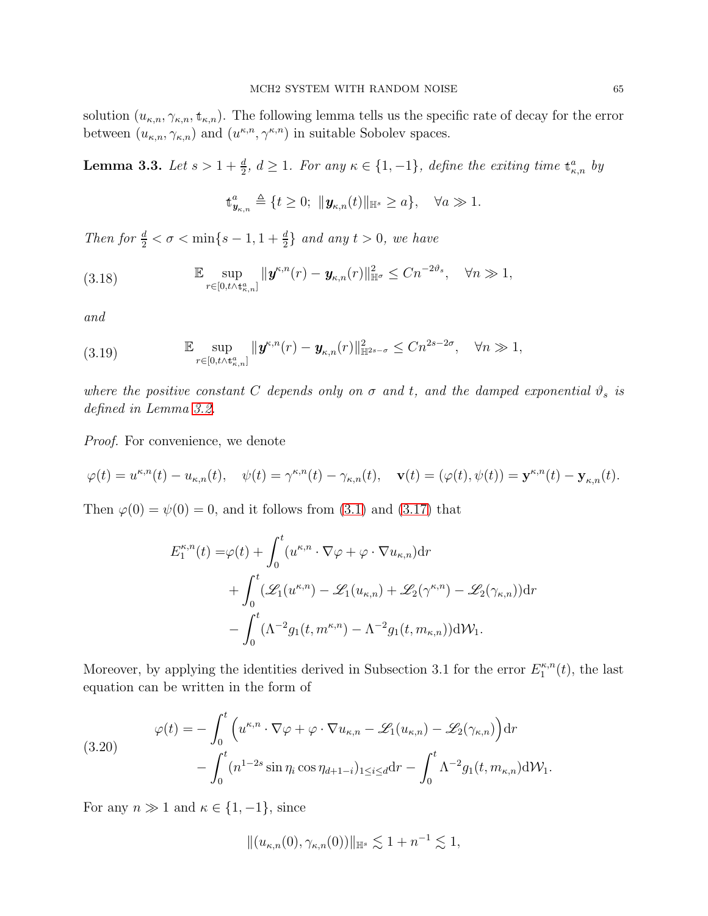solution $(u_{\kappa,n}, \gamma_{\kappa,n}, \mathfrak{t}_{\kappa,n})$. The following lemma tells us the specific rate of decay for the error between $(u_{\kappa,n}, \gamma_{\kappa,n})$ and $(u^{\kappa,n}, \gamma^{\kappa,n})$ in suitable Sobolev spaces.

**Lemma 3.3.** *Let $s > 1 + \frac{d}{2}$, $d \geq 1$. For any $\kappa \in \{1, -1\}$, define the exiting time $\mathfrak{t}^a_{\kappa,n}$ by*

$$\mathfrak{t}^a_{\boldsymbol{y}_{\kappa,n}} \triangleq \{t \geq 0;\ \|\boldsymbol{y}_{\kappa,n}(t)\|_{\mathbb{H}^s} \geq a\}, \quad \forall a \gg 1.$$

*Then for $\frac{d}{2} < \sigma < \min\{s-1, 1+\frac{d}{2}\}$ and any $t > 0$, we have*

$$\mathbb{E} \sup_{r \in [0, t \wedge \mathfrak{t}^a_{\kappa,n}]} \|\boldsymbol{y}^{\kappa,n}(r) - \boldsymbol{y}_{\kappa,n}(r)\|^2_{\mathbb{H}^\sigma} \leq C n^{-2\vartheta_s}, \quad \forall n \gg 1, \tag{3.18}$$

*and*

$$\mathbb{E} \sup_{r \in [0, t \wedge \mathfrak{t}^a_{\kappa,n}]} \|\boldsymbol{y}^{\kappa,n}(r) - \boldsymbol{y}_{\kappa,n}(r)\|^2_{\mathbb{H}^{2s-\sigma}} \leq C n^{2s-2\sigma}, \quad \forall n \gg 1, \tag{3.19}$$

*where the positive constant $C$ depends only on $\sigma$ and $t$, and the damped exponential $\vartheta_s$ is defined in Lemma 3.2.*

*Proof.* For convenience, we denote

$$\varphi(t) = u^{\kappa,n}(t) - u_{\kappa,n}(t), \quad \psi(t) = \gamma^{\kappa,n}(t) - \gamma_{\kappa,n}(t), \quad \mathbf{v}(t) = (\varphi(t), \psi(t)) = \mathbf{y}^{\kappa,n}(t) - \mathbf{y}_{\kappa,n}(t).$$

Then $\varphi(0) = \psi(0) = 0$, and it follows from (3.1) and (3.17) that

$$\begin{aligned}
E_1^{\kappa,n}(t) =& \varphi(t) + \int_0^t (u^{\kappa,n} \cdot \nabla \varphi + \varphi \cdot \nabla u_{\kappa,n}) \mathrm{d}r \\
&+ \int_0^t (\mathscr{L}_1(u^{\kappa,n}) - \mathscr{L}_1(u_{\kappa,n}) + \mathscr{L}_2(\gamma^{\kappa,n}) - \mathscr{L}_2(\gamma_{\kappa,n})) \mathrm{d}r \\
&- \int_0^t (\Lambda^{-2} g_1(t, m^{\kappa,n}) - \Lambda^{-2} g_1(t, m_{\kappa,n})) \mathrm{d}\mathcal{W}_1.
\end{aligned}$$

Moreover, by applying the identities derived in Subsection 3.1 for the error $E_1^{\kappa,n}(t)$, the last equation can be written in the form of

$$\begin{aligned}
\varphi(t) =& -\int_0^t \Big( u^{\kappa,n} \cdot \nabla \varphi + \varphi \cdot \nabla u_{\kappa,n} - \mathscr{L}_1(u_{\kappa,n}) - \mathscr{L}_2(\gamma_{\kappa,n}) \Big) \mathrm{d}r \\
&- \int_0^t (n^{1-2s} \sin \eta_i \cos \eta_{d+1-i})_{1 \leq i \leq d} \mathrm{d}r - \int_0^t \Lambda^{-2} g_1(t, m_{\kappa,n}) \mathrm{d}\mathcal{W}_1.
\end{aligned} \tag{3.20}$$

For any $n \gg 1$ and $\kappa \in \{1, -1\}$, since

$$\|(u_{\kappa,n}(0), \gamma_{\kappa,n}(0))\|_{\mathbb{H}^s} \lesssim 1 + n^{-1} \lesssim 1,$$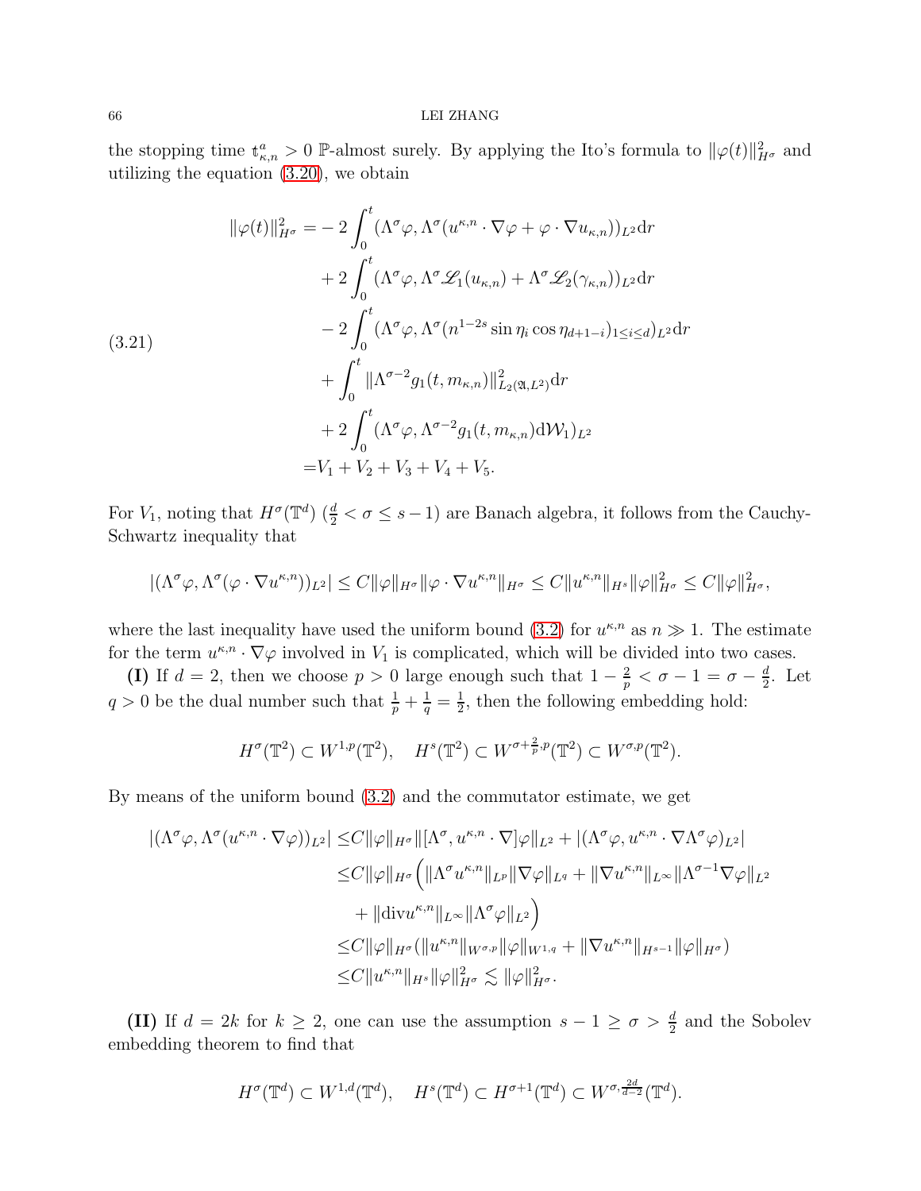the stopping time $\mathfrak{t}^a_{\kappa,n} > 0$ $\mathbb{P}$-almost surely. By applying the Ito's formula to $\|\varphi(t)\|^2_{H^\sigma}$ and utilizing the equation (3.20), we obtain

$$
\begin{aligned}
\|\varphi(t)\|^2_{H^\sigma} =& -2\int_0^t (\Lambda^\sigma \varphi, \Lambda^\sigma(u^{\kappa,n}\cdot\nabla\varphi + \varphi\cdot\nabla u_{\kappa,n}))_{L^2}\mathrm{d}r \\
&+ 2\int_0^t (\Lambda^\sigma\varphi, \Lambda^\sigma\mathscr{L}_1(u_{\kappa,n}) + \Lambda^\sigma\mathscr{L}_2(\gamma_{\kappa,n}))_{L^2}\mathrm{d}r \\
&- 2\int_0^t (\Lambda^\sigma\varphi, \Lambda^\sigma(n^{1-2s}\sin\eta_i\cos\eta_{d+1-i})_{1\le i\le d})_{L^2}\mathrm{d}r \\
&+ \int_0^t \|\Lambda^{\sigma-2} g_1(t, m_{\kappa,n})\|^2_{L_2(\mathfrak{A},L^2)}\mathrm{d}r \\
&+ 2\int_0^t (\Lambda^\sigma\varphi, \Lambda^{\sigma-2} g_1(t, m_{\kappa,n})\mathrm{d}\mathcal{W}_1)_{L^2} \\
=& V_1 + V_2 + V_3 + V_4 + V_5.
\end{aligned} \tag{3.21}
$$

For $V_1$, noting that $H^\sigma(\mathbb{T}^d)$ ($\frac{d}{2} < \sigma \le s-1$) are Banach algebra, it follows from the Cauchy-Schwartz inequality that

$$
|(\Lambda^\sigma\varphi, \Lambda^\sigma(\varphi\cdot\nabla u^{\kappa,n}))_{L^2}| \le C\|\varphi\|_{H^\sigma}\|\varphi\cdot\nabla u^{\kappa,n}\|_{H^\sigma} \le C\|u^{\kappa,n}\|_{H^s}\|\varphi\|^2_{H^\sigma} \le C\|\varphi\|^2_{H^\sigma},
$$

where the last inequality have used the uniform bound (3.2) for $u^{\kappa,n}$ as $n \gg 1$. The estimate for the term $u^{\kappa,n}\cdot\nabla\varphi$ involved in $V_1$ is complicated, which will be divided into two cases.

**(I)** If $d = 2$, then we choose $p > 0$ large enough such that $1 - \frac{2}{p} < \sigma - 1 = \sigma - \frac{d}{2}$. Let $q > 0$ be the dual number such that $\frac{1}{p} + \frac{1}{q} = \frac{1}{2}$, then the following embedding hold:

$$
H^\sigma(\mathbb{T}^2) \subset W^{1,p}(\mathbb{T}^2), \quad H^s(\mathbb{T}^2) \subset W^{\sigma+\frac{2}{p},p}(\mathbb{T}^2) \subset W^{\sigma,p}(\mathbb{T}^2).
$$

By means of the uniform bound (3.2) and the commutator estimate, we get

$$
\begin{aligned}
|(\Lambda^\sigma\varphi, \Lambda^\sigma(u^{\kappa,n}\cdot\nabla\varphi))_{L^2}| \le& C\|\varphi\|_{H^\sigma}\|[\Lambda^\sigma, u^{\kappa,n}\cdot\nabla]\varphi\|_{L^2} + |(\Lambda^\sigma\varphi, u^{\kappa,n}\cdot\nabla\Lambda^\sigma\varphi)_{L^2}| \\
\le& C\|\varphi\|_{H^\sigma}\Big(\|\Lambda^\sigma u^{\kappa,n}\|_{L^p}\|\nabla\varphi\|_{L^q} + \|\nabla u^{\kappa,n}\|_{L^\infty}\|\Lambda^{\sigma-1}\nabla\varphi\|_{L^2} \\
&+ \|\mathrm{div} u^{\kappa,n}\|_{L^\infty}\|\Lambda^\sigma\varphi\|_{L^2}\Big) \\
\le& C\|\varphi\|_{H^\sigma}(\|u^{\kappa,n}\|_{W^{\sigma,p}}\|\varphi\|_{W^{1,q}} + \|\nabla u^{\kappa,n}\|_{H^{s-1}}\|\varphi\|_{H^\sigma}) \\
\le& C\|u^{\kappa,n}\|_{H^s}\|\varphi\|^2_{H^\sigma} \lesssim \|\varphi\|^2_{H^\sigma}.
\end{aligned}
$$

**(II)** If $d = 2k$ for $k \ge 2$, one can use the assumption $s - 1 \ge \sigma > \frac{d}{2}$ and the Sobolev embedding theorem to find that

$$
H^\sigma(\mathbb{T}^d) \subset W^{1,d}(\mathbb{T}^d), \quad H^s(\mathbb{T}^d) \subset H^{\sigma+1}(\mathbb{T}^d) \subset W^{\sigma,\frac{2d}{d-2}}(\mathbb{T}^d).
$$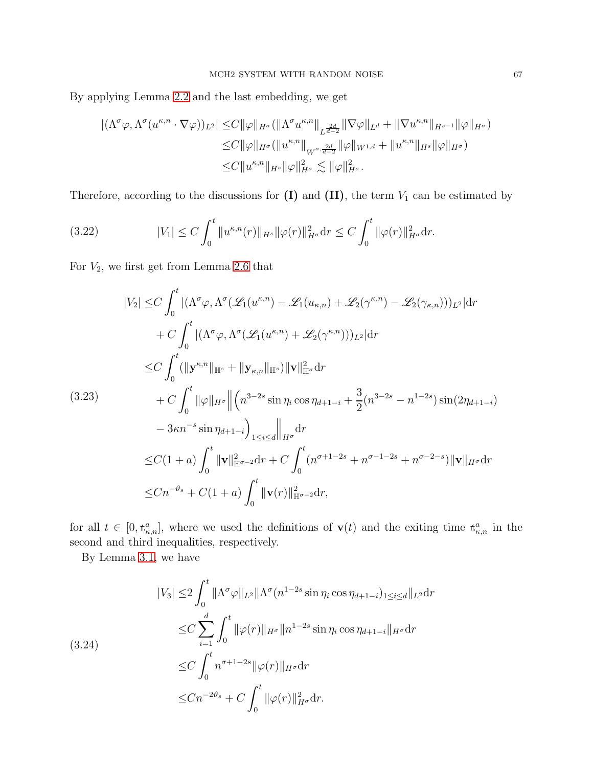By applying Lemma 2.2 and the last embedding, we get

$$
\begin{aligned}
|(\Lambda^\sigma\varphi, \Lambda^\sigma(u^{\kappa,n}\cdot\nabla\varphi))_{L^2}| \le & C\|\varphi\|_{H^\sigma}(\|\Lambda^\sigma u^{\kappa,n}\|_{L^{\frac{2d}{d-2}}}\|\nabla\varphi\|_{L^d} + \|\nabla u^{\kappa,n}\|_{H^{s-1}}\|\varphi\|_{H^\sigma})\\
\le & C\|\varphi\|_{H^\sigma}(\|u^{\kappa,n}\|_{W^{\sigma,\frac{2d}{d-2}}}\|\varphi\|_{W^{1,d}} + \|u^{\kappa,n}\|_{H^s}\|\varphi\|_{H^\sigma})\\
\le & C\|u^{\kappa,n}\|_{H^s}\|\varphi\|^2_{H^\sigma} \lesssim \|\varphi\|^2_{H^\sigma}.
\end{aligned}
$$

Therefore, according to the discussions for **(I)** and **(II)**, the term $V_1$ can be estimated by

$$
|V_1| \le C\int_0^t \|u^{\kappa,n}(r)\|_{H^s}\|\varphi(r)\|^2_{H^\sigma}\mathrm{d}r \le C\int_0^t \|\varphi(r)\|^2_{H^\sigma}\mathrm{d}r. \tag{3.22}
$$

For $V_2$, we first get from Lemma 2.6 that

$$
\begin{aligned}
|V_2| \le & C\int_0^t |(\Lambda^\sigma\varphi, \Lambda^\sigma(\mathscr{L}_1(u^{\kappa,n}) - \mathscr{L}_1(u_{\kappa,n}) + \mathscr{L}_2(\gamma^{\kappa,n}) - \mathscr{L}_2(\gamma_{\kappa,n})))_{L^2}|\mathrm{d}r\\
& + C\int_0^t |(\Lambda^\sigma\varphi, \Lambda^\sigma(\mathscr{L}_1(u^{\kappa,n}) + \mathscr{L}_2(\gamma^{\kappa,n})))_{L^2}|\mathrm{d}r\\
\le & C\int_0^t (\|\mathbf{y}^{\kappa,n}\|_{\mathbb{H}^s} + \|\mathbf{y}_{\kappa,n}\|_{\mathbb{H}^s})\|\mathbf{v}\|^2_{\mathbb{H}^\sigma}\mathrm{d}r\\
& + C\int_0^t \|\varphi\|_{H^\sigma}\Big\|\Big(n^{3-2s}\sin\eta_i\cos\eta_{d+1-i} + \frac{3}{2}(n^{3-2s} - n^{1-2s})\sin(2\eta_{d+1-i})\\
& - 3\kappa n^{-s}\sin\eta_{d+1-i}\Big)_{1\le i\le d}\Big\|_{H^\sigma}\mathrm{d}r\\
\le & C(1+a)\int_0^t \|\mathbf{v}\|^2_{\mathbb{H}^{\sigma-2}}\mathrm{d}r + C\int_0^t (n^{\sigma+1-2s} + n^{\sigma-1-2s} + n^{\sigma-2-s})\|\mathbf{v}\|_{H^\sigma}\mathrm{d}r\\
\le & Cn^{-\vartheta_s} + C(1+a)\int_0^t \|\mathbf{v}(r)\|^2_{\mathbb{H}^{\sigma-2}}\mathrm{d}r,
\end{aligned} \tag{3.23}
$$

for all $t \in [0, \mathfrak{t}^a_{\kappa,n}]$, where we used the definitions of $\mathbf{v}(t)$ and the exiting time $\mathfrak{t}^a_{\kappa,n}$ in the second and third inequalities, respectively.

By Lemma 3.1, we have

$$
\begin{aligned}
|V_3| \le & 2\int_0^t \|\Lambda^\sigma\varphi\|_{L^2}\|\Lambda^\sigma(n^{1-2s}\sin\eta_i\cos\eta_{d+1-i})_{1\le i\le d}\|_{L^2}\mathrm{d}r\\
\le & C\sum_{i=1}^d \int_0^t \|\varphi(r)\|_{H^\sigma}\|n^{1-2s}\sin\eta_i\cos\eta_{d+1-i}\|_{H^\sigma}\mathrm{d}r\\
\le & C\int_0^t n^{\sigma+1-2s}\|\varphi(r)\|_{H^\sigma}\mathrm{d}r\\
\le & Cn^{-2\vartheta_s} + C\int_0^t \|\varphi(r)\|^2_{H^\sigma}\mathrm{d}r.
\end{aligned} \tag{3.24}
$$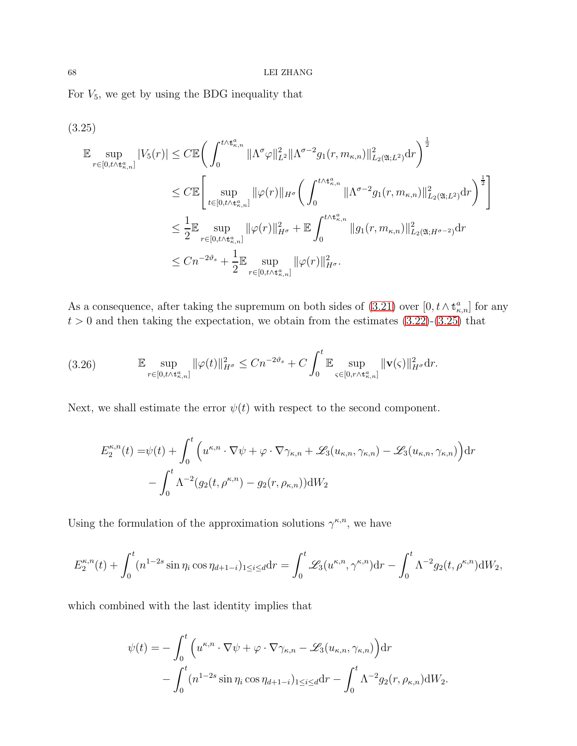For $V_5$, we get by using the BDG inequality that

(3.25)

$$
\begin{aligned}
\mathbb{E}\sup_{r\in[0,t\wedge\mathfrak{t}^a_{\kappa,n}]}|V_5(r)| &\leq C\mathbb{E}\bigg(\int_0^{t\wedge\mathfrak{t}^a_{\kappa,n}}\|\Lambda^\sigma\varphi\|^2_{L^2}\|\Lambda^{\sigma-2}g_1(r,m_{\kappa,n})\|^2_{L_2(\mathfrak{A};L^2)}\mathrm{d}r\bigg)^{\frac{1}{2}}\\
&\leq C\mathbb{E}\Bigg[\sup_{t\in[0,t\wedge\mathfrak{t}^a_{\kappa,n}]}\|\varphi(r)\|_{H^\sigma}\bigg(\int_0^{t\wedge\mathfrak{t}^a_{\kappa,n}}\|\Lambda^{\sigma-2}g_1(r,m_{\kappa,n})\|^2_{L_2(\mathfrak{A};L^2)}\mathrm{d}r\bigg)^{\frac{1}{2}}\Bigg]\\
&\leq \frac{1}{2}\mathbb{E}\sup_{r\in[0,t\wedge\mathfrak{t}^a_{\kappa,n}]}\|\varphi(r)\|^2_{H^\sigma}+\mathbb{E}\int_0^{t\wedge\mathfrak{t}^a_{\kappa,n}}\|g_1(r,m_{\kappa,n})\|^2_{L_2(\mathfrak{A};H^{\sigma-2})}\mathrm{d}r\\
&\leq Cn^{-2\vartheta_s}+\frac{1}{2}\mathbb{E}\sup_{r\in[0,t\wedge\mathfrak{t}^a_{\kappa,n}]}\|\varphi(r)\|^2_{H^\sigma}.
\end{aligned}
$$

As a consequence, after taking the supremum on both sides of (3.21) over $[0,t\wedge\mathfrak{t}^a_{\kappa,n}]$ for any $t>0$ and then taking the expectation, we obtain from the estimates (3.22)-(3.25) that

$$
\mathbb{E}\sup_{r\in[0,t\wedge\mathfrak{t}^a_{\kappa,n}]}\|\varphi(t)\|^2_{H^\sigma}\leq Cn^{-2\vartheta_s}+C\int_0^t\mathbb{E}\sup_{\varsigma\in[0,r\wedge\mathfrak{t}^a_{\kappa,n}]}\|\mathbf{v}(\varsigma)\|^2_{H^\sigma}\mathrm{d}r. \tag{3.26}
$$

Next, we shall estimate the error $\psi(t)$ with respect to the second component.

$$
\begin{aligned}
E_2^{\kappa,n}(t)=&\psi(t)+\int_0^t\Big(u^{\kappa,n}\cdot\nabla\psi+\varphi\cdot\nabla\gamma_{\kappa,n}+\mathscr{L}_3(u_{\kappa,n},\gamma_{\kappa,n})-\mathscr{L}_3(u_{\kappa,n},\gamma_{\kappa,n})\Big)\mathrm{d}r\\
&-\int_0^t\Lambda^{-2}(g_2(t,\rho^{\kappa,n})-g_2(r,\rho_{\kappa,n}))\mathrm{d}W_2
\end{aligned}
$$

Using the formulation of the approximation solutions $\gamma^{\kappa,n}$, we have

$$
E_2^{\kappa,n}(t)+\int_0^t(n^{1-2s}\sin\eta_i\cos\eta_{d+1-i})_{1\leq i\leq d}\mathrm{d}r=\int_0^t\mathscr{L}_3(u^{\kappa,n},\gamma^{\kappa,n})\mathrm{d}r-\int_0^t\Lambda^{-2}g_2(t,\rho^{\kappa,n})\mathrm{d}W_2,
$$

which combined with the last identity implies that

$$
\begin{aligned}
\psi(t)=&-\int_0^t\Big(u^{\kappa,n}\cdot\nabla\psi+\varphi\cdot\nabla\gamma_{\kappa,n}-\mathscr{L}_3(u_{\kappa,n},\gamma_{\kappa,n})\Big)\mathrm{d}r\\
&-\int_0^t(n^{1-2s}\sin\eta_i\cos\eta_{d+1-i})_{1\leq i\leq d}\mathrm{d}r-\int_0^t\Lambda^{-2}g_2(r,\rho_{\kappa,n})\mathrm{d}W_2.
\end{aligned}
$$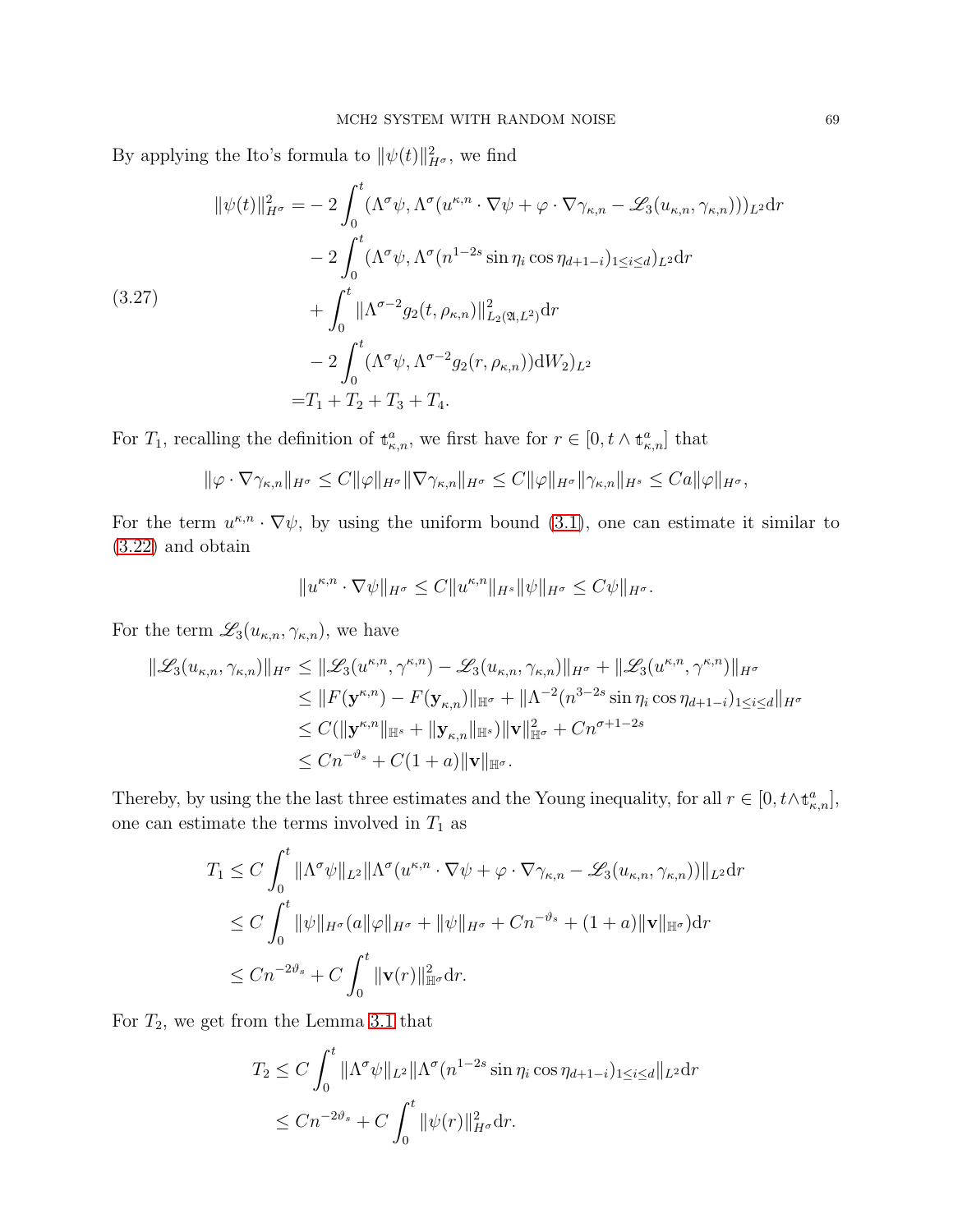By applying the Ito's formula to $\|\psi(t)\|_{H^\sigma}^2$, we find

$$
\begin{aligned}
\|\psi(t)\|_{H^\sigma}^2 = & -2\int_0^t (\Lambda^\sigma \psi, \Lambda^\sigma(u^{\kappa,n}\cdot\nabla\psi + \varphi\cdot\nabla\gamma_{\kappa,n} - \mathscr{L}_3(u_{\kappa,n},\gamma_{\kappa,n})))_{L^2}\mathrm{d}r \\
& -2\int_0^t (\Lambda^\sigma\psi, \Lambda^\sigma(n^{1-2s}\sin\eta_i\cos\eta_{d+1-i})_{1\le i\le d})_{L^2}\mathrm{d}r \\
& + \int_0^t \|\Lambda^{\sigma-2} g_2(t,\rho_{\kappa,n})\|_{L_2(\mathfrak{A},L^2)}^2 \mathrm{d}r \\
& -2\int_0^t (\Lambda^\sigma\psi, \Lambda^{\sigma-2}g_2(r,\rho_{\kappa,n}))\mathrm{d}W_2)_{L^2} \\
= & T_1+T_2+T_3+T_4.
\end{aligned}
\tag{3.27}
$$

For $T_1$, recalling the definition of $\mathfrak{t}_{\kappa,n}^a$, we first have for $r\in[0,t\wedge\mathfrak{t}_{\kappa,n}^a]$ that

$$
\|\varphi\cdot\nabla\gamma_{\kappa,n}\|_{H^\sigma} \le C\|\varphi\|_{H^\sigma}\|\nabla\gamma_{\kappa,n}\|_{H^\sigma} \le C\|\varphi\|_{H^\sigma}\|\gamma_{\kappa,n}\|_{H^s} \le Ca\|\varphi\|_{H^\sigma},
$$

For the term $u^{\kappa,n}\cdot\nabla\psi$, by using the uniform bound (3.1), one can estimate it similar to (3.22) and obtain

$$
\|u^{\kappa,n}\cdot\nabla\psi\|_{H^\sigma} \le C\|u^{\kappa,n}\|_{H^s}\|\psi\|_{H^\sigma} \le C\psi\|_{H^\sigma}.
$$

For the term $\mathscr{L}_3(u_{\kappa,n},\gamma_{\kappa,n})$, we have

$$
\begin{aligned}
\|\mathscr{L}_3(u_{\kappa,n},\gamma_{\kappa,n})\|_{H^\sigma} &\le \|\mathscr{L}_3(u^{\kappa,n},\gamma^{\kappa,n}) - \mathscr{L}_3(u_{\kappa,n},\gamma_{\kappa,n})\|_{H^\sigma} + \|\mathscr{L}_3(u^{\kappa,n},\gamma^{\kappa,n})\|_{H^\sigma} \\
&\le \|F(\mathbf{y}^{\kappa,n}) - F(\mathbf{y}_{\kappa,n})\|_{\mathbb{H}^\sigma} + \|\Lambda^{-2}(n^{3-2s}\sin\eta_i\cos\eta_{d+1-i})_{1\le i\le d}\|_{H^\sigma} \\
&\le C(\|\mathbf{y}^{\kappa,n}\|_{\mathbb{H}^s} + \|\mathbf{y}_{\kappa,n}\|_{\mathbb{H}^s})\|\mathbf{v}\|_{\mathbb{H}^\sigma}^2 + Cn^{\sigma+1-2s} \\
&\le Cn^{-\vartheta_s} + C(1+a)\|\mathbf{v}\|_{\mathbb{H}^\sigma}.
\end{aligned}
$$

Thereby, by using the the last three estimates and the Young inequality, for all $r\in[0,t\wedge\mathfrak{t}_{\kappa,n}^a]$, one can estimate the terms involved in $T_1$ as

$$
\begin{aligned}
T_1 &\le C\int_0^t \|\Lambda^\sigma\psi\|_{L^2}\|\Lambda^\sigma(u^{\kappa,n}\cdot\nabla\psi + \varphi\cdot\nabla\gamma_{\kappa,n} - \mathscr{L}_3(u_{\kappa,n},\gamma_{\kappa,n}))\|_{L^2}\mathrm{d}r \\
&\le C\int_0^t \|\psi\|_{H^\sigma}(a\|\varphi\|_{H^\sigma} + \|\psi\|_{H^\sigma} + Cn^{-\vartheta_s} + (1+a)\|\mathbf{v}\|_{\mathbb{H}^\sigma})\mathrm{d}r \\
&\le Cn^{-2\vartheta_s} + C\int_0^t \|\mathbf{v}(r)\|_{\mathbb{H}^\sigma}^2\mathrm{d}r.
\end{aligned}
$$

For $T_2$, we get from the Lemma 3.1 that

$$
\begin{aligned}
T_2 &\le C\int_0^t \|\Lambda^\sigma\psi\|_{L^2}\|\Lambda^\sigma(n^{1-2s}\sin\eta_i\cos\eta_{d+1-i})_{1\le i\le d}\|_{L^2}\mathrm{d}r \\
&\le Cn^{-2\vartheta_s} + C\int_0^t \|\psi(r)\|_{H^\sigma}^2\mathrm{d}r.
\end{aligned}
$$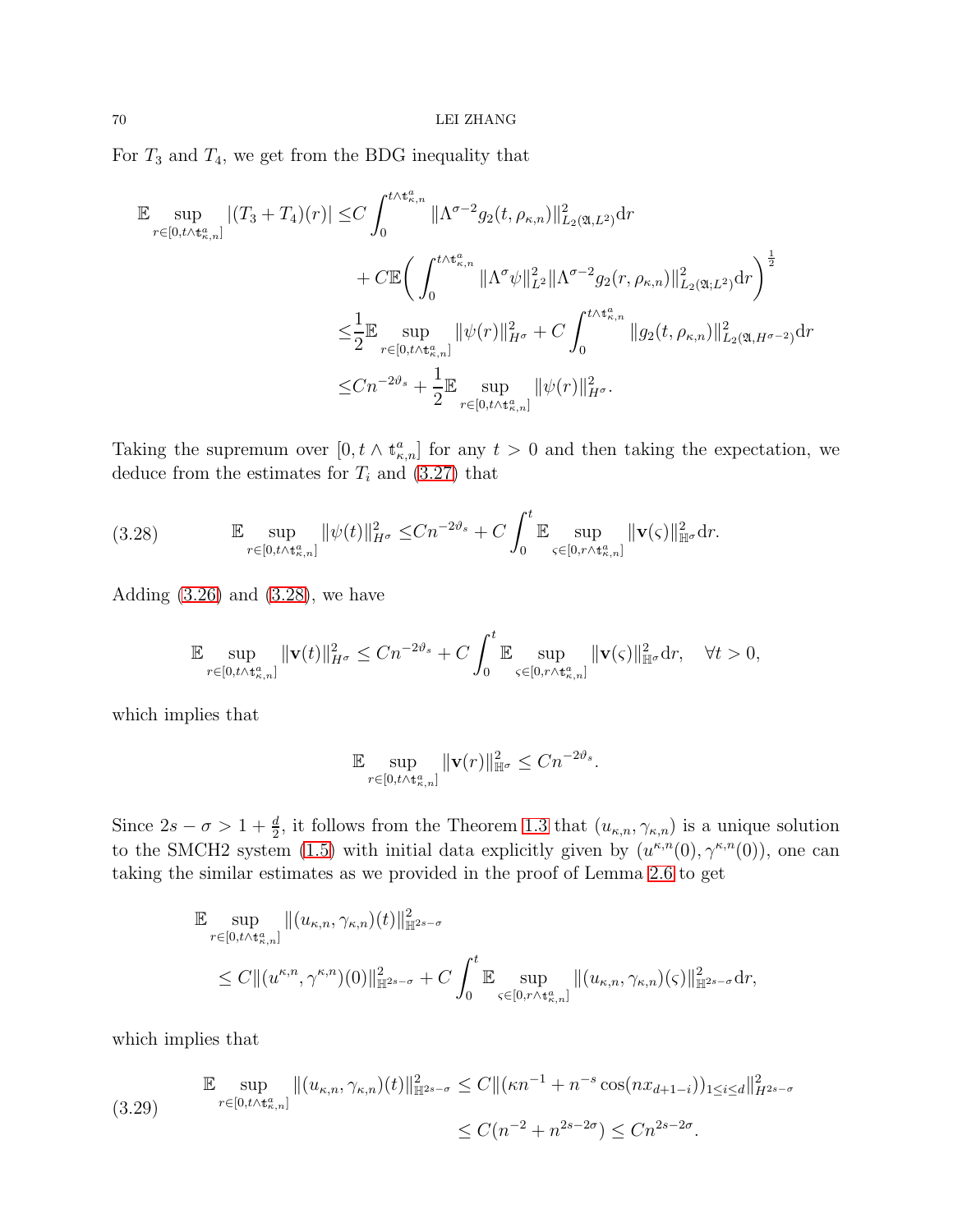For $T_3$ and $T_4$, we get from the BDG inequality that

$$
\begin{aligned}
\mathbb{E} \sup_{r\in[0,t\wedge \mathfrak{t}^a_{\kappa,n}]} |(T_3+T_4)(r)| \leq & C \int_0^{t\wedge \mathfrak{t}^a_{\kappa,n}} \|\Lambda^{\sigma-2} g_2(t,\rho_{\kappa,n})\|^2_{L_2(\mathfrak{A},L^2)} \mathrm{d}r \\
& + C\mathbb{E}\bigg( \int_0^{t\wedge \mathfrak{t}^a_{\kappa,n}} \|\Lambda^\sigma \psi\|^2_{L^2} \|\Lambda^{\sigma-2} g_2(r,\rho_{\kappa,n})\|^2_{L_2(\mathfrak{A};L^2)} \mathrm{d}r \bigg)^{\frac{1}{2}} \\
\leq & \frac{1}{2}\mathbb{E} \sup_{r\in[0,t\wedge \mathfrak{t}^a_{\kappa,n}]} \|\psi(r)\|^2_{H^\sigma} + C\int_0^{t\wedge \mathfrak{t}^a_{\kappa,n}} \|g_2(t,\rho_{\kappa,n})\|^2_{L_2(\mathfrak{A},H^{\sigma-2})} \mathrm{d}r \\
\leq & Cn^{-2\vartheta_s} + \frac{1}{2}\mathbb{E} \sup_{r\in[0,t\wedge \mathfrak{t}^a_{\kappa,n}]} \|\psi(r)\|^2_{H^\sigma}.
\end{aligned}
$$

Taking the supremum over $[0,t\wedge \mathfrak{t}^a_{\kappa,n}]$ for any $t>0$ and then taking the expectation, we deduce from the estimates for $T_i$ and (3.27) that

$$
\mathbb{E} \sup_{r\in[0,t\wedge \mathfrak{t}^a_{\kappa,n}]} \|\psi(t)\|^2_{H^\sigma} \leq Cn^{-2\vartheta_s} + C\int_0^t \mathbb{E} \sup_{\varsigma\in[0,r\wedge \mathfrak{t}^a_{\kappa,n}]} \|\mathbf{v}(\varsigma)\|^2_{\mathbb{H}^\sigma} \mathrm{d}r. \tag{3.28}
$$

Adding (3.26) and (3.28), we have

$$
\mathbb{E} \sup_{r\in[0,t\wedge \mathfrak{t}^a_{\kappa,n}]} \|\mathbf{v}(t)\|^2_{H^\sigma} \leq Cn^{-2\vartheta_s} + C\int_0^t \mathbb{E} \sup_{\varsigma\in[0,r\wedge \mathfrak{t}^a_{\kappa,n}]} \|\mathbf{v}(\varsigma)\|^2_{\mathbb{H}^\sigma} \mathrm{d}r, \quad \forall t>0,
$$

which implies that

$$
\mathbb{E} \sup_{r\in[0,t\wedge \mathfrak{t}^a_{\kappa,n}]} \|\mathbf{v}(r)\|^2_{\mathbb{H}^\sigma} \leq Cn^{-2\vartheta_s}.
$$

Since $2s-\sigma > 1+\frac{d}{2}$, it follows from the Theorem 1.3 that $(u_{\kappa,n},\gamma_{\kappa,n})$ is a unique solution to the SMCH2 system (1.5) with initial data explicitly given by $(u^{\kappa,n}(0),\gamma^{\kappa,n}(0))$, one can taking the similar estimates as we provided in the proof of Lemma 2.6 to get

$$
\begin{aligned}
& \mathbb{E} \sup_{r\in[0,t\wedge \mathfrak{t}^a_{\kappa,n}]} \|(u_{\kappa,n},\gamma_{\kappa,n})(t)\|^2_{\mathbb{H}^{2s-\sigma}} \\
& \quad \leq C\|(u^{\kappa,n},\gamma^{\kappa,n})(0)\|^2_{\mathbb{H}^{2s-\sigma}} + C\int_0^t \mathbb{E} \sup_{\varsigma\in[0,r\wedge \mathfrak{t}^a_{\kappa,n}]} \|(u_{\kappa,n},\gamma_{\kappa,n})(\varsigma)\|^2_{\mathbb{H}^{2s-\sigma}} \mathrm{d}r,
\end{aligned}
$$

which implies that

$$
\begin{aligned}
\mathbb{E} \sup_{r\in[0,t\wedge \mathfrak{t}^a_{\kappa,n}]} \|(u_{\kappa,n},\gamma_{\kappa,n})(t)\|^2_{\mathbb{H}^{2s-\sigma}} & \leq C\|(\kappa n^{-1} + n^{-s}\cos(nx_{d+1-i}))_{1\leq i\leq d}\|^2_{H^{2s-\sigma}} \\
& \leq C(n^{-2} + n^{2s-2\sigma}) \leq Cn^{2s-2\sigma}.
\end{aligned} \tag{3.29}
$$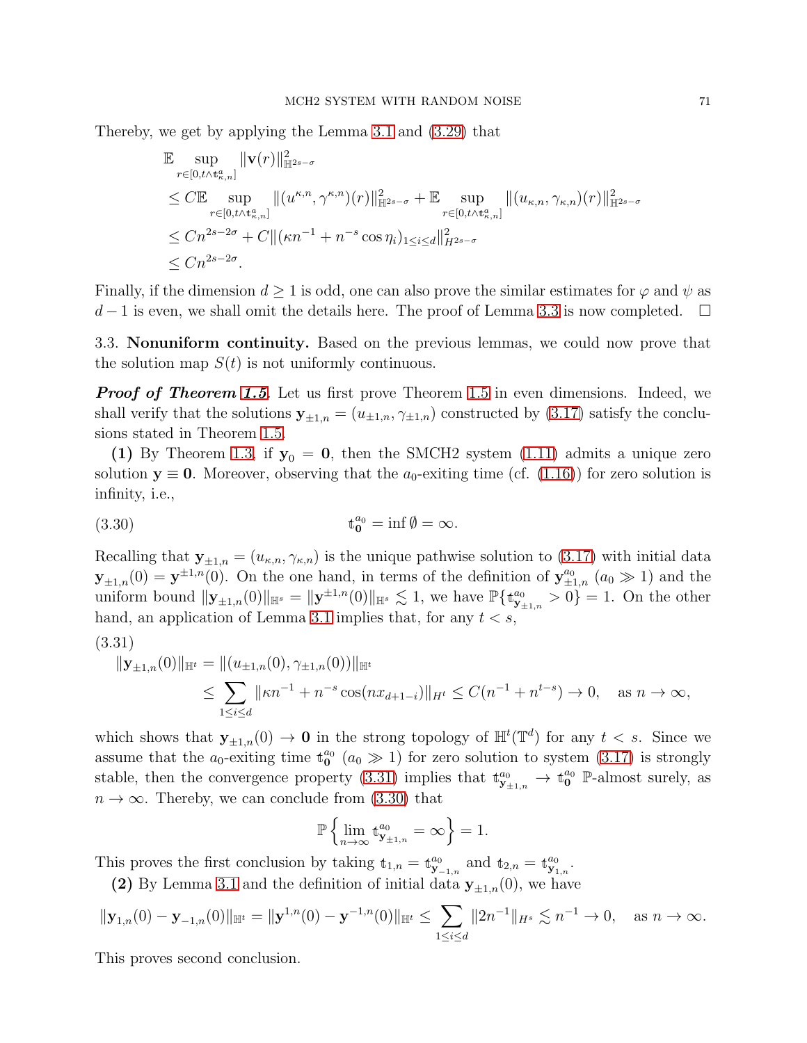Thereby, we get by applying the Lemma 3.1 and (3.29) that

$$
\begin{aligned}
&\mathbb{E}\sup_{r\in[0,t\wedge \mathfrak{t}^a_{\kappa,n}]}\|\mathbf{v}(r)\|^2_{\mathbb{H}^{2s-\sigma}}\\
&\leq C\mathbb{E}\sup_{r\in[0,t\wedge \mathfrak{t}^a_{\kappa,n}]}\|(u^{\kappa,n},\gamma^{\kappa,n})(r)\|^2_{\mathbb{H}^{2s-\sigma}}+\mathbb{E}\sup_{r\in[0,t\wedge \mathfrak{t}^a_{\kappa,n}]}\|(u_{\kappa,n},\gamma_{\kappa,n})(r)\|^2_{\mathbb{H}^{2s-\sigma}}\\
&\leq Cn^{2s-2\sigma}+C\|(\kappa n^{-1}+n^{-s}\cos\eta_i)_{1\leq i\leq d}\|^2_{H^{2s-\sigma}}\\
&\leq Cn^{2s-2\sigma}.
\end{aligned}
$$

Finally, if the dimension $d\geq 1$ is odd, one can also prove the similar estimates for $\varphi$ and $\psi$ as $d-1$ is even, we shall omit the details here. The proof of Lemma 3.3 is now completed. $\square$

### 3.3. Nonuniform continuity.

Based on the previous lemmas, we could now prove that the solution map $S(t)$ is not uniformly continuous.

***Proof of Theorem 1.5***. Let us first prove Theorem 1.5 in even dimensions. Indeed, we shall verify that the solutions $\mathbf{y}_{\pm1,n}=(u_{\pm1,n},\gamma_{\pm1,n})$ constructed by (3.17) satisfy the conclusions stated in Theorem 1.5.

**(1)** By Theorem 1.3, if $\mathbf{y}_0=\mathbf{0}$, then the SMCH2 system (1.11) admits a unique zero solution $\mathbf{y}\equiv\mathbf{0}$. Moreover, observing that the $a_0$-exiting time (cf. (1.16)) for zero solution is infinity, i.e.,

$$
\mathfrak{t}^{a_0}_{\mathbf{0}}=\inf\emptyset=\infty. \tag{3.30}
$$

Recalling that $\mathbf{y}_{\pm1,n}=(u_{\kappa,n},\gamma_{\kappa,n})$ is the unique pathwise solution to (3.17) with initial data $\mathbf{y}_{\pm1,n}(0)=\mathbf{y}^{\pm1,n}(0)$. On the one hand, in terms of the definition of $\mathbf{y}^{a_0}_{\pm1,n}$ ($a_0\gg1$) and the uniform bound $\|\mathbf{y}_{\pm1,n}(0)\|_{\mathbb{H}^s}=\|\mathbf{y}^{\pm1,n}(0)\|_{\mathbb{H}^s}\lesssim 1$, we have $\mathbb{P}\{\mathfrak{t}^{a_0}_{\mathbf{y}_{\pm1,n}}>0\}=1$. On the other hand, an application of Lemma 3.1 implies that, for any $t<s$,

$$
\begin{aligned}
\|\mathbf{y}_{\pm1,n}(0)\|_{\mathbb{H}^t}&=\|(u_{\pm1,n}(0),\gamma_{\pm1,n}(0))\|_{\mathbb{H}^t}\\
&\leq\sum_{1\leq i\leq d}\|\kappa n^{-1}+n^{-s}\cos(nx_{d+1-i})\|_{H^t}\leq C(n^{-1}+n^{t-s})\rightarrow 0,\quad \text{as } n\rightarrow\infty,
\end{aligned}
\tag{3.31}
$$

which shows that $\mathbf{y}_{\pm1,n}(0)\rightarrow\mathbf{0}$ in the strong topology of $\mathbb{H}^t(\mathbb{T}^d)$ for any $t<s$. Since we assume that the $a_0$-exiting time $\mathfrak{t}^{a_0}_{\mathbf{0}}$ ($a_0\gg1$) for zero solution to system (3.17) is strongly stable, then the convergence property (3.31) implies that $\mathfrak{t}^{a_0}_{\mathbf{y}_{\pm1,n}}\rightarrow\mathfrak{t}^{a_0}_{\mathbf{0}}$ $\mathbb{P}$-almost surely, as $n\rightarrow\infty$. Thereby, we can conclude from (3.30) that

$$
\mathbb{P}\left\{\lim_{n\rightarrow\infty}\mathfrak{t}^{a_0}_{\mathbf{y}_{\pm1,n}}=\infty\right\}=1.
$$

This proves the first conclusion by taking $\mathfrak{t}_{1,n}=\mathfrak{t}^{a_0}_{\mathbf{y}_{-1,n}}$ and $\mathfrak{t}_{2,n}=\mathfrak{t}^{a_0}_{\mathbf{y}_{1,n}}$.

**(2)** By Lemma 3.1 and the definition of initial data $\mathbf{y}_{\pm1,n}(0)$, we have

$$
\|\mathbf{y}_{1,n}(0)-\mathbf{y}_{-1,n}(0)\|_{\mathbb{H}^t}=\|\mathbf{y}^{1,n}(0)-\mathbf{y}^{-1,n}(0)\|_{\mathbb{H}^t}\leq\sum_{1\leq i\leq d}\|2n^{-1}\|_{H^s}\lesssim n^{-1}\rightarrow 0,\quad \text{as } n\rightarrow\infty.
$$

This proves second conclusion.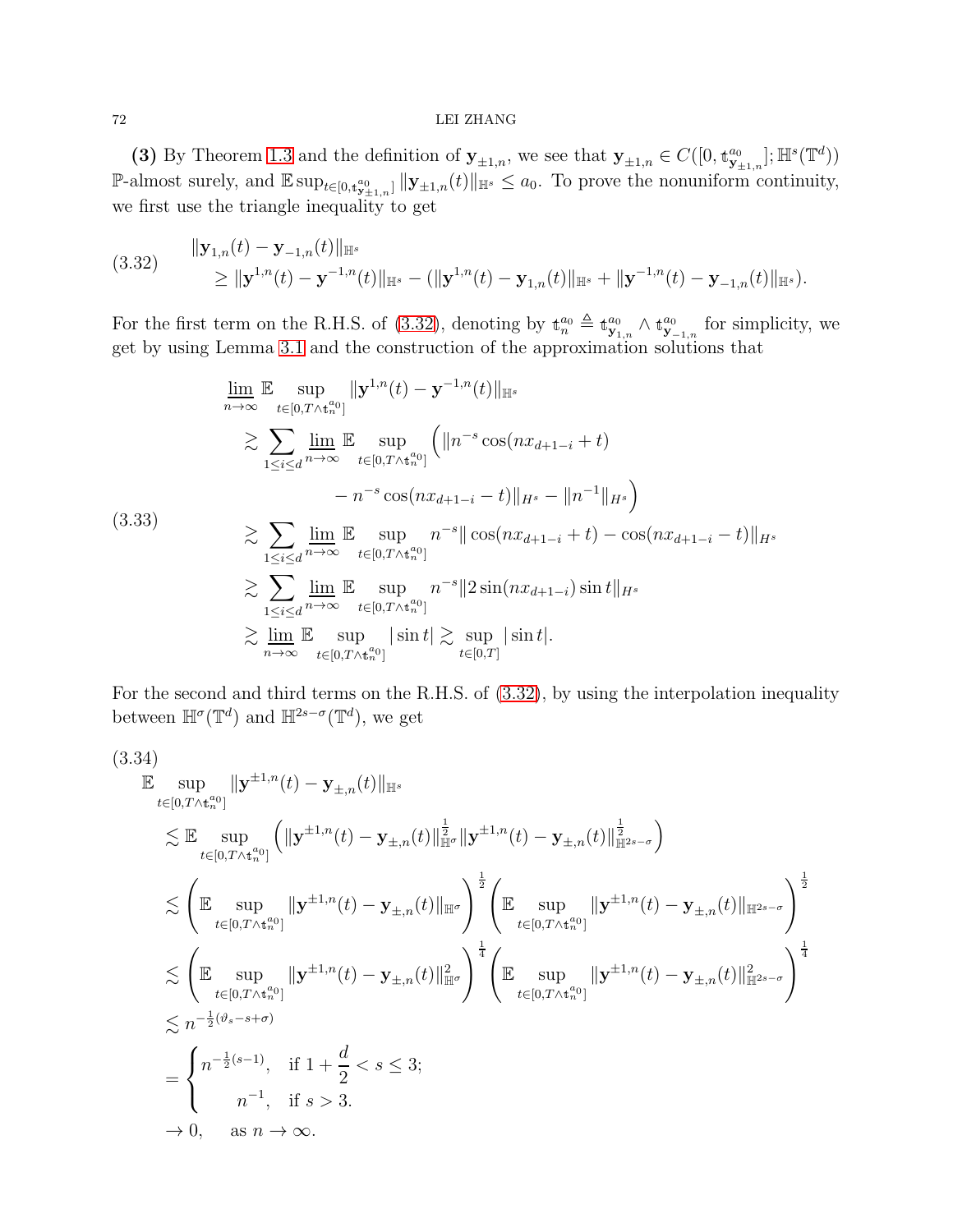**(3)** By Theorem 1.3 and the definition of $\mathbf{y}_{\pm1,n}$, we see that $\mathbf{y}_{\pm1,n} \in C([0, \mathfrak{t}^{a_0}_{\mathbf{y}_{\pm1,n}}]; \mathbb{H}^s(\mathbb{T}^d))$ $\mathbb{P}$-almost surely, and $\mathbb{E}\sup_{t\in[0,\mathfrak{t}^{a_0}_{\mathbf{y}_{\pm1,n}}]} \|\mathbf{y}_{\pm1,n}(t)\|_{\mathbb{H}^s} \leq a_0$. To prove the nonuniform continuity, we first use the triangle inequality to get

$$
\begin{aligned}
&\|\mathbf{y}_{1,n}(t) - \mathbf{y}_{-1,n}(t)\|_{\mathbb{H}^s} \\
&\quad \geq \|\mathbf{y}^{1,n}(t) - \mathbf{y}^{-1,n}(t)\|_{\mathbb{H}^s} - (\|\mathbf{y}^{1,n}(t) - \mathbf{y}_{1,n}(t)\|_{\mathbb{H}^s} + \|\mathbf{y}^{-1,n}(t) - \mathbf{y}_{-1,n}(t)\|_{\mathbb{H}^s}).
\end{aligned} \tag{3.32}
$$

For the first term on the R.H.S. of (3.32), denoting by $\mathfrak{t}^{a_0}_n \triangleq \mathfrak{t}^{a_0}_{\mathbf{y}_{1,n}} \wedge \mathfrak{t}^{a_0}_{\mathbf{y}_{-1,n}}$ for simplicity, we get by using Lemma 3.1 and the construction of the approximation solutions that

$$
\begin{aligned}
&\varliminf_{n\to\infty} \mathbb{E} \sup_{t\in[0,T\wedge\mathfrak{t}^{a_0}_n]} \|\mathbf{y}^{1,n}(t) - \mathbf{y}^{-1,n}(t)\|_{\mathbb{H}^s} \\
&\quad \gtrsim \sum_{1\leq i\leq d} \varliminf_{n\to\infty} \mathbb{E} \sup_{t\in[0,T\wedge\mathfrak{t}^{a_0}_n]} \Big( \|n^{-s}\cos(nx_{d+1-i}+t) \\
&\qquad\qquad - n^{-s}\cos(nx_{d+1-i}-t)\|_{H^s} - \|n^{-1}\|_{H^s} \Big) \\
&\quad \gtrsim \sum_{1\leq i\leq d} \varliminf_{n\to\infty} \mathbb{E} \sup_{t\in[0,T\wedge\mathfrak{t}^{a_0}_n]} n^{-s}\|\cos(nx_{d+1-i}+t) - \cos(nx_{d+1-i}-t)\|_{H^s} \\
&\quad \gtrsim \sum_{1\leq i\leq d} \varliminf_{n\to\infty} \mathbb{E} \sup_{t\in[0,T\wedge\mathfrak{t}^{a_0}_n]} n^{-s}\|2\sin(nx_{d+1-i})\sin t\|_{H^s} \\
&\quad \gtrsim \varliminf_{n\to\infty} \mathbb{E} \sup_{t\in[0,T\wedge\mathfrak{t}^{a_0}_n]} |\sin t| \gtrsim \sup_{t\in[0,T]} |\sin t|.
\end{aligned} \tag{3.33}
$$

For the second and third terms on the R.H.S. of (3.32), by using the interpolation inequality between $\mathbb{H}^\sigma(\mathbb{T}^d)$ and $\mathbb{H}^{2s-\sigma}(\mathbb{T}^d)$, we get

$$
\begin{aligned}
&\mathbb{E} \sup_{t\in[0,T\wedge\mathfrak{t}^{a_0}_n]} \|\mathbf{y}^{\pm1,n}(t) - \mathbf{y}_{\pm,n}(t)\|_{\mathbb{H}^s} \\
&\quad \lesssim \mathbb{E} \sup_{t\in[0,T\wedge\mathfrak{t}^{a_0}_n]} \Big( \|\mathbf{y}^{\pm1,n}(t) - \mathbf{y}_{\pm,n}(t)\|^{\frac{1}{2}}_{\mathbb{H}^\sigma} \|\mathbf{y}^{\pm1,n}(t) - \mathbf{y}_{\pm,n}(t)\|^{\frac{1}{2}}_{\mathbb{H}^{2s-\sigma}} \Big) \\
&\quad \lesssim \left( \mathbb{E} \sup_{t\in[0,T\wedge\mathfrak{t}^{a_0}_n]} \|\mathbf{y}^{\pm1,n}(t) - \mathbf{y}_{\pm,n}(t)\|_{\mathbb{H}^\sigma} \right)^{\frac{1}{2}} \left( \mathbb{E} \sup_{t\in[0,T\wedge\mathfrak{t}^{a_0}_n]} \|\mathbf{y}^{\pm1,n}(t) - \mathbf{y}_{\pm,n}(t)\|_{\mathbb{H}^{2s-\sigma}} \right)^{\frac{1}{2}} \\
&\quad \lesssim \left( \mathbb{E} \sup_{t\in[0,T\wedge\mathfrak{t}^{a_0}_n]} \|\mathbf{y}^{\pm1,n}(t) - \mathbf{y}_{\pm,n}(t)\|^2_{\mathbb{H}^\sigma} \right)^{\frac{1}{4}} \left( \mathbb{E} \sup_{t\in[0,T\wedge\mathfrak{t}^{a_0}_n]} \|\mathbf{y}^{\pm1,n}(t) - \mathbf{y}_{\pm,n}(t)\|^2_{\mathbb{H}^{2s-\sigma}} \right)^{\frac{1}{4}} \\
&\quad \lesssim n^{-\frac{1}{2}(\vartheta_s - s + \sigma)} \\
&\quad = \begin{cases} n^{-\frac{1}{2}(s-1)}, & \text{if } 1+\dfrac{d}{2} < s \leq 3; \\ n^{-1}, & \text{if } s > 3. \end{cases} \\
&\quad \to 0, \quad \text{as } n\to\infty.
\end{aligned} \tag{3.34}
$$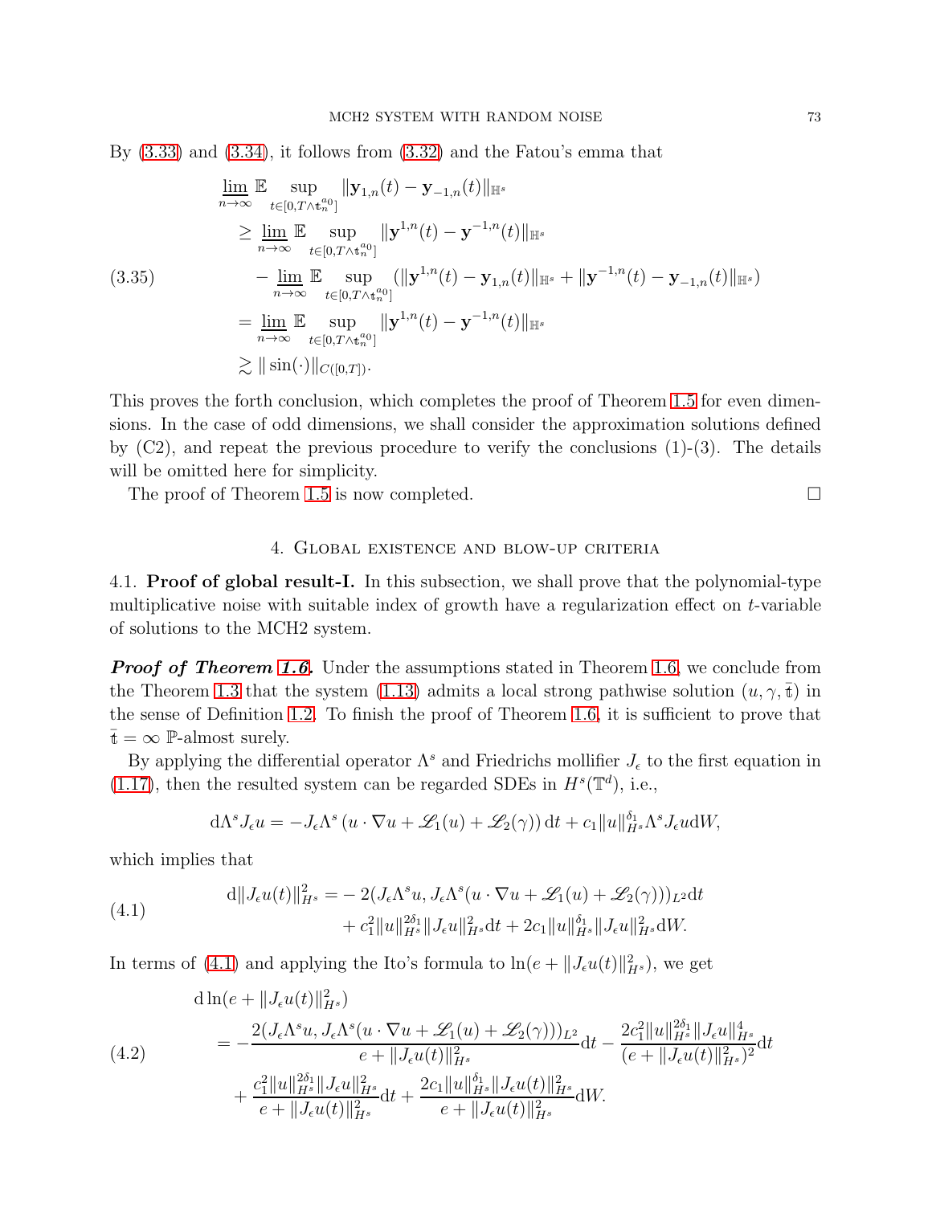By (3.33) and (3.34), it follows from (3.32) and the Fatou's emma that

$$
\begin{aligned}
&\varliminf_{n\to\infty} \mathbb{E} \sup_{t\in[0,T\wedge \mathfrak{t}_n^{a_0}]} \|\mathbf{y}_{1,n}(t)-\mathbf{y}_{-1,n}(t)\|_{\mathbb{H}^s} \\
&\quad \geq \varliminf_{n\to\infty} \mathbb{E} \sup_{t\in[0,T\wedge \mathfrak{t}_n^{a_0}]} \|\mathbf{y}^{1,n}(t)-\mathbf{y}^{-1,n}(t)\|_{\mathbb{H}^s} \\
&\qquad - \varlimsup_{n\to\infty} \mathbb{E} \sup_{t\in[0,T\wedge \mathfrak{t}_n^{a_0}]} (\|\mathbf{y}^{1,n}(t)-\mathbf{y}_{1,n}(t)\|_{\mathbb{H}^s}+\|\mathbf{y}^{-1,n}(t)-\mathbf{y}_{-1,n}(t)\|_{\mathbb{H}^s}) \\
&\quad = \varliminf_{n\to\infty} \mathbb{E} \sup_{t\in[0,T\wedge \mathfrak{t}_n^{a_0}]} \|\mathbf{y}^{1,n}(t)-\mathbf{y}^{-1,n}(t)\|_{\mathbb{H}^s} \\
&\quad \gtrsim \|\sin(\cdot)\|_{C([0,T])}.
\end{aligned}
\tag{3.35}
$$

This proves the forth conclusion, which completes the proof of Theorem 1.5 for even dimensions. In the case of odd dimensions, we shall consider the approximation solutions defined by (C2), and repeat the previous procedure to verify the conclusions (1)-(3). The details will be omitted here for simplicity.

The proof of Theorem 1.5 is now completed. □

## 4. Global existence and blow-up criteria

### 4.1. Proof of global result-I.

In this subsection, we shall prove that the polynomial-type multiplicative noise with suitable index of growth have a regularization effect on $t$-variable of solutions to the MCH2 system.

***Proof of Theorem 1.6.*** Under the assumptions stated in Theorem 1.6, we conclude from the Theorem 1.3 that the system (1.13) admits a local strong pathwise solution $(u,\gamma,\bar{\mathfrak{t}})$ in the sense of Definition 1.2. To finish the proof of Theorem 1.6, it is sufficient to prove that $\bar{\mathfrak{t}}=\infty$ $\mathbb{P}$-almost surely.

By applying the differential operator $\Lambda^s$ and Friedrichs mollifier $J_\epsilon$ to the first equation in (1.17), then the resulted system can be regarded SDEs in $H^s(\mathbb{T}^d)$, i.e.,

$$
\mathrm{d}\Lambda^s J_\epsilon u = -J_\epsilon \Lambda^s \left(u\cdot\nabla u + \mathscr{L}_1(u)+\mathscr{L}_2(\gamma)\right)\mathrm{d}t + c_1\|u\|_{H^s}^{\delta_1}\Lambda^s J_\epsilon u \mathrm{d}W,
$$

which implies that

$$
\begin{aligned}
\mathrm{d}\|J_\epsilon u(t)\|_{H^s}^2 =& -2(J_\epsilon\Lambda^s u, J_\epsilon\Lambda^s(u\cdot\nabla u+\mathscr{L}_1(u)+\mathscr{L}_2(\gamma)))_{L^2}\mathrm{d}t \\
&+c_1^2\|u\|_{H^s}^{2\delta_1}\|J_\epsilon u\|_{H^s}^2\mathrm{d}t + 2c_1\|u\|_{H^s}^{\delta_1}\|J_\epsilon u\|_{H^s}^2\mathrm{d}W.
\end{aligned}
\tag{4.1}
$$

In terms of (4.1) and applying the Ito's formula to $\ln(e+\|J_\epsilon u(t)\|_{H^s}^2)$, we get

$$
\begin{aligned}
&\mathrm{d}\ln(e+\|J_\epsilon u(t)\|_{H^s}^2) \\
&\quad = -\frac{2(J_\epsilon\Lambda^s u, J_\epsilon\Lambda^s(u\cdot\nabla u+\mathscr{L}_1(u)+\mathscr{L}_2(\gamma)))_{L^2}}{e+\|J_\epsilon u(t)\|_{H^s}^2}\mathrm{d}t - \frac{2c_1^2\|u\|_{H^s}^{2\delta_1}\|J_\epsilon u\|_{H^s}^4}{(e+\|J_\epsilon u(t)\|_{H^s}^2)^2}\mathrm{d}t \\
&\qquad + \frac{c_1^2\|u\|_{H^s}^{2\delta_1}\|J_\epsilon u\|_{H^s}^2}{e+\|J_\epsilon u(t)\|_{H^s}^2}\mathrm{d}t + \frac{2c_1\|u\|_{H^s}^{\delta_1}\|J_\epsilon u(t)\|_{H^s}^2}{e+\|J_\epsilon u(t)\|_{H^s}^2}\mathrm{d}W.
\end{aligned}
\tag{4.2}
$$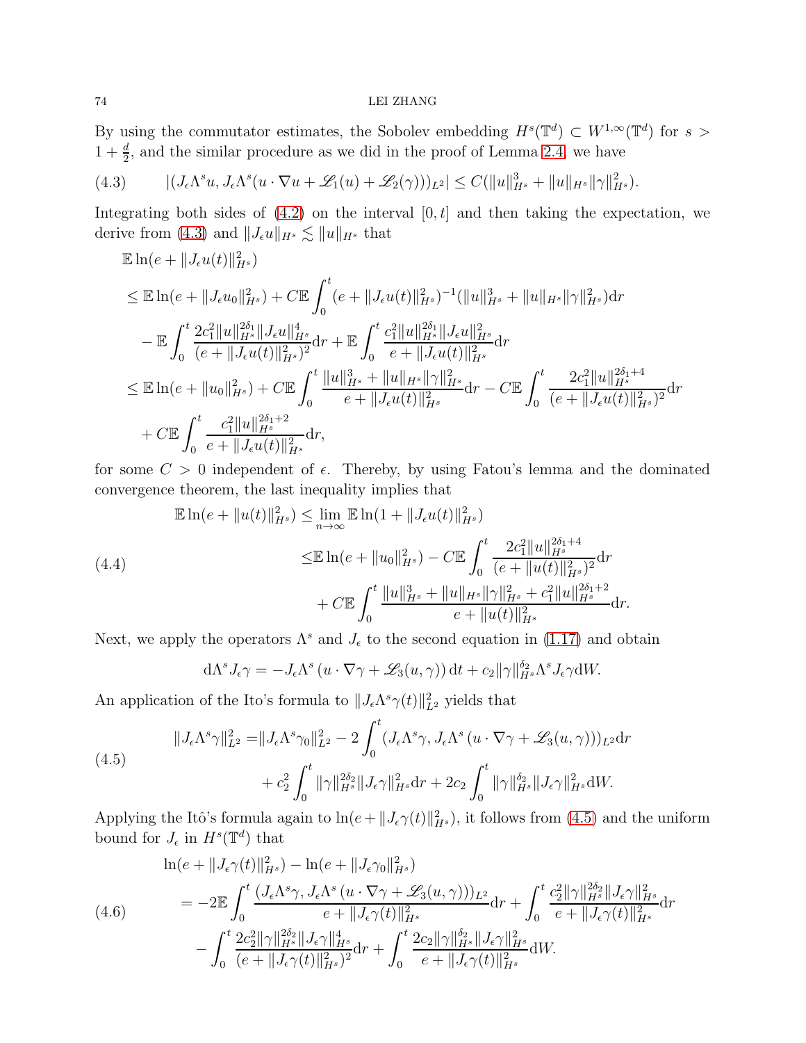By using the commutator estimates, the Sobolev embedding $H^s(\mathbb{T}^d) \subset W^{1,\infty}(\mathbb{T}^d)$ for $s > 1 + \frac{d}{2}$, and the similar procedure as we did in the proof of Lemma 2.4, we have

$$|(J_\epsilon \Lambda^s u, J_\epsilon \Lambda^s (u \cdot \nabla u + \mathscr{L}_1(u) + \mathscr{L}_2(\gamma)))_{L^2}| \leq C(\|u\|_{H^s}^3 + \|u\|_{H^s}\|\gamma\|_{H^s}^2). \tag{4.3}$$

Integrating both sides of (4.2) on the interval $[0,t]$ and then taking the expectation, we derive from (4.3) and $\|J_\epsilon u\|_{H^s} \lesssim \|u\|_{H^s}$ that

$$\begin{aligned}
&\mathbb{E}\ln(e + \|J_\epsilon u(t)\|_{H^s}^2) \\
&\leq \mathbb{E}\ln(e + \|J_\epsilon u_0\|_{H^s}^2) + C\mathbb{E}\int_0^t (e + \|J_\epsilon u(t)\|_{H^s}^2)^{-1}(\|u\|_{H^s}^3 + \|u\|_{H^s}\|\gamma\|_{H^s}^2)\mathrm{d}r \\
&\quad - \mathbb{E}\int_0^t \frac{2c_1^2\|u\|_{H^s}^{2\delta_1}\|J_\epsilon u\|_{H^s}^4}{(e + \|J_\epsilon u(t)\|_{H^s}^2)^2}\mathrm{d}r + \mathbb{E}\int_0^t \frac{c_1^2\|u\|_{H^s}^{2\delta_1}\|J_\epsilon u\|_{H^s}^2}{e + \|J_\epsilon u(t)\|_{H^s}^2}\mathrm{d}r \\
&\leq \mathbb{E}\ln(e + \|u_0\|_{H^s}^2) + C\mathbb{E}\int_0^t \frac{\|u\|_{H^s}^3 + \|u\|_{H^s}\|\gamma\|_{H^s}^2}{e + \|J_\epsilon u(t)\|_{H^s}^2}\mathrm{d}r - C\mathbb{E}\int_0^t \frac{2c_1^2\|u\|_{H^s}^{2\delta_1+4}}{(e + \|J_\epsilon u(t)\|_{H^s}^2)^2}\mathrm{d}r \\
&\quad + C\mathbb{E}\int_0^t \frac{c_1^2\|u\|_{H^s}^{2\delta_1+2}}{e + \|J_\epsilon u(t)\|_{H^s}^2}\mathrm{d}r,
\end{aligned}$$

for some $C > 0$ independent of $\epsilon$. Thereby, by using Fatou's lemma and the dominated convergence theorem, the last inequality implies that

$$\begin{aligned}
\mathbb{E}\ln(e + \|u(t)\|_{H^s}^2) &\leq \lim_{n\to\infty}\mathbb{E}\ln(1 + \|J_\epsilon u(t)\|_{H^s}^2) \\
&\leq \mathbb{E}\ln(e + \|u_0\|_{H^s}^2) - C\mathbb{E}\int_0^t \frac{2c_1^2\|u\|_{H^s}^{2\delta_1+4}}{(e + \|u(t)\|_{H^s}^2)^2}\mathrm{d}r \\
&\quad + C\mathbb{E}\int_0^t \frac{\|u\|_{H^s}^3 + \|u\|_{H^s}\|\gamma\|_{H^s}^2 + c_1^2\|u\|_{H^s}^{2\delta_1+2}}{e + \|u(t)\|_{H^s}^2}\mathrm{d}r.
\end{aligned} \tag{4.4}$$

Next, we apply the operators $\Lambda^s$ and $J_\epsilon$ to the second equation in (1.17) and obtain

$$\mathrm{d}\Lambda^s J_\epsilon \gamma = -J_\epsilon \Lambda^s (u \cdot \nabla \gamma + \mathscr{L}_3(u,\gamma))\,\mathrm{d}t + c_2\|\gamma\|_{H^s}^{\delta_2}\Lambda^s J_\epsilon \gamma \mathrm{d}W.$$

An application of the Ito's formula to $\|J_\epsilon \Lambda^s \gamma(t)\|_{L^2}^2$ yields that

$$\begin{aligned}
\|J_\epsilon \Lambda^s \gamma\|_{L^2}^2 =& \|J_\epsilon \Lambda^s \gamma_0\|_{L^2}^2 - 2\int_0^t (J_\epsilon \Lambda^s \gamma, J_\epsilon \Lambda^s (u \cdot \nabla \gamma + \mathscr{L}_3(u,\gamma)))_{L^2}\mathrm{d}r \\
&+ c_2^2\int_0^t \|\gamma\|_{H^s}^{2\delta_2}\|J_\epsilon \gamma\|_{H^s}^2\mathrm{d}r + 2c_2\int_0^t \|\gamma\|_{H^s}^{\delta_2}\|J_\epsilon \gamma\|_{H^s}^2\mathrm{d}W.
\end{aligned} \tag{4.5}$$

Applying the Itô's formula again to $\ln(e + \|J_\epsilon \gamma(t)\|_{H^s}^2)$, it follows from (4.5) and the uniform bound for $J_\epsilon$ in $H^s(\mathbb{T}^d)$ that

$$\begin{aligned}
&\ln(e + \|J_\epsilon \gamma(t)\|_{H^s}^2) - \ln(e + \|J_\epsilon \gamma_0\|_{H^s}^2) \\
&= -2\mathbb{E}\int_0^t \frac{(J_\epsilon \Lambda^s \gamma, J_\epsilon \Lambda^s (u \cdot \nabla \gamma + \mathscr{L}_3(u,\gamma)))_{L^2}}{e + \|J_\epsilon \gamma(t)\|_{H^s}^2}\mathrm{d}r + \int_0^t \frac{c_2^2\|\gamma\|_{H^s}^{2\delta_2}\|J_\epsilon \gamma\|_{H^s}^2}{e + \|J_\epsilon \gamma(t)\|_{H^s}^2}\mathrm{d}r \\
&\quad - \int_0^t \frac{2c_2^2\|\gamma\|_{H^s}^{2\delta_2}\|J_\epsilon \gamma\|_{H^s}^4}{(e + \|J_\epsilon \gamma(t)\|_{H^s}^2)^2}\mathrm{d}r + \int_0^t \frac{2c_2\|\gamma\|_{H^s}^{\delta_2}\|J_\epsilon \gamma\|_{H^s}^2}{e + \|J_\epsilon \gamma(t)\|_{H^s}^2}\mathrm{d}W.
\end{aligned} \tag{4.6}$$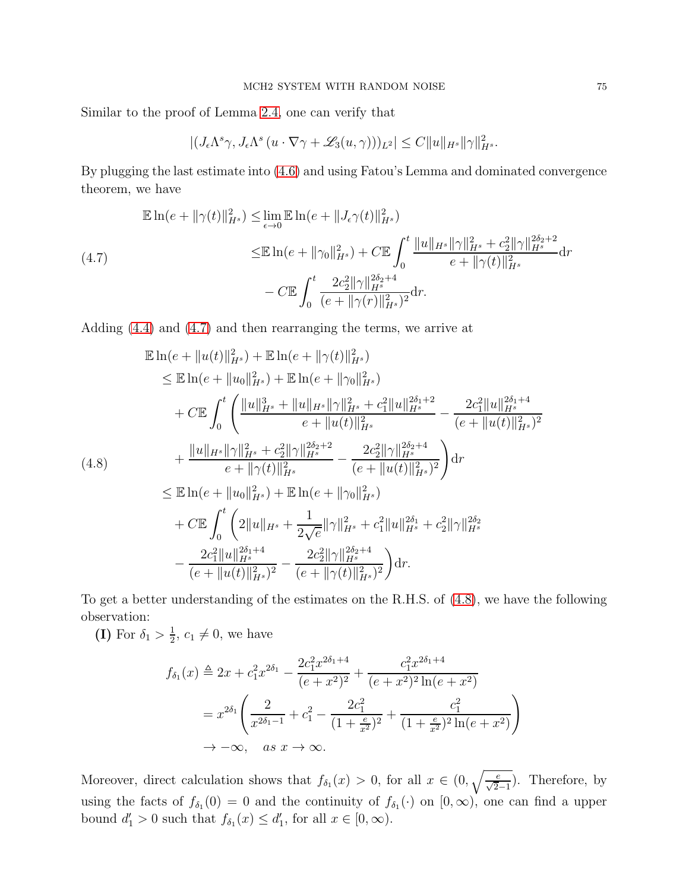Similar to the proof of Lemma 2.4, one can verify that

$$|(J_\epsilon \Lambda^s \gamma, J_\epsilon \Lambda^s \left(u \cdot \nabla \gamma + \mathscr{L}_3(u,\gamma)\right))_{L^2}| \leq C\|u\|_{H^s}\|\gamma\|_{H^s}^2.$$

By plugging the last estimate into (4.6) and using Fatou's Lemma and dominated convergence theorem, we have

$$\begin{aligned}
\mathbb{E}\ln(e+\|\gamma(t)\|_{H^s}^2) \leq & \lim_{\epsilon\to 0}\mathbb{E}\ln(e+\|J_\epsilon\gamma(t)\|_{H^s}^2)\\
\leq & \mathbb{E}\ln(e+\|\gamma_0\|_{H^s}^2) + C\mathbb{E}\int_0^t \frac{\|u\|_{H^s}\|\gamma\|_{H^s}^2 + c_2^2\|\gamma\|_{H^s}^{2\delta_2+2}}{e+\|\gamma(t)\|_{H^s}^2}\mathrm{d}r\\
& - C\mathbb{E}\int_0^t \frac{2c_2^2\|\gamma\|_{H^s}^{2\delta_2+4}}{(e+\|\gamma(r)\|_{H^s}^2)^2}\mathrm{d}r.
\end{aligned} \tag{4.7}$$

Adding (4.4) and (4.7) and then rearranging the terms, we arrive at

$$\begin{aligned}
&\mathbb{E}\ln(e+\|u(t)\|_{H^s}^2) + \mathbb{E}\ln(e+\|\gamma(t)\|_{H^s}^2)\\
&\leq \mathbb{E}\ln(e+\|u_0\|_{H^s}^2) + \mathbb{E}\ln(e+\|\gamma_0\|_{H^s}^2)\\
&\quad + C\mathbb{E}\int_0^t \Bigg( \frac{\|u\|_{H^s}^3 + \|u\|_{H^s}\|\gamma\|_{H^s}^2 + c_1^2\|u\|_{H^s}^{2\delta_1+2}}{e+\|u(t)\|_{H^s}^2} - \frac{2c_1^2\|u\|_{H^s}^{2\delta_1+4}}{(e+\|u(t)\|_{H^s}^2)^2}\\
&\quad + \frac{\|u\|_{H^s}\|\gamma\|_{H^s}^2 + c_2^2\|\gamma\|_{H^s}^{2\delta_2+2}}{e+\|\gamma(t)\|_{H^s}^2} - \frac{2c_2^2\|\gamma\|_{H^s}^{2\delta_2+4}}{(e+\|u(t)\|_{H^s}^2)^2}\Bigg)\mathrm{d}r\\
&\leq \mathbb{E}\ln(e+\|u_0\|_{H^s}^2) + \mathbb{E}\ln(e+\|\gamma_0\|_{H^s}^2)\\
&\quad + C\mathbb{E}\int_0^t \Bigg( 2\|u\|_{H^s} + \frac{1}{2\sqrt{e}}\|\gamma\|_{H^s}^2 + c_1^2\|u\|_{H^s}^{2\delta_1} + c_2^2\|\gamma\|_{H^s}^{2\delta_2}\\
&\quad - \frac{2c_1^2\|u\|_{H^s}^{2\delta_1+4}}{(e+\|u(t)\|_{H^s}^2)^2} - \frac{2c_2^2\|\gamma\|_{H^s}^{2\delta_2+4}}{(e+\|\gamma(t)\|_{H^s}^2)^2}\Bigg)\mathrm{d}r.
\end{aligned} \tag{4.8}$$

To get a better understanding of the estimates on the R.H.S. of (4.8), we have the following observation:

**(I)** For $\delta_1 > \frac{1}{2}$, $c_1 \neq 0$, we have

$$\begin{aligned}
f_{\delta_1}(x) &\triangleq 2x + c_1^2 x^{2\delta_1} - \frac{2c_1^2 x^{2\delta_1+4}}{(e+x^2)^2} + \frac{c_1^2 x^{2\delta_1+4}}{(e+x^2)^2\ln(e+x^2)}\\
&= x^{2\delta_1}\left(\frac{2}{x^{2\delta_1-1}} + c_1^2 - \frac{2c_1^2}{(1+\frac{e}{x^2})^2} + \frac{c_1^2}{(1+\frac{e}{x^2})^2\ln(e+x^2)}\right)\\
&\to -\infty, \quad as\ x\to\infty.
\end{aligned}$$

Moreover, direct calculation shows that $f_{\delta_1}(x) > 0$, for all $x \in (0, \sqrt{\frac{e}{\sqrt{2}-1}})$. Therefore, by using the facts of $f_{\delta_1}(0) = 0$ and the continuity of $f_{\delta_1}(\cdot)$ on $[0,\infty)$, one can find a upper bound $d_1' > 0$ such that $f_{\delta_1}(x) \leq d_1'$, for all $x \in [0,\infty)$.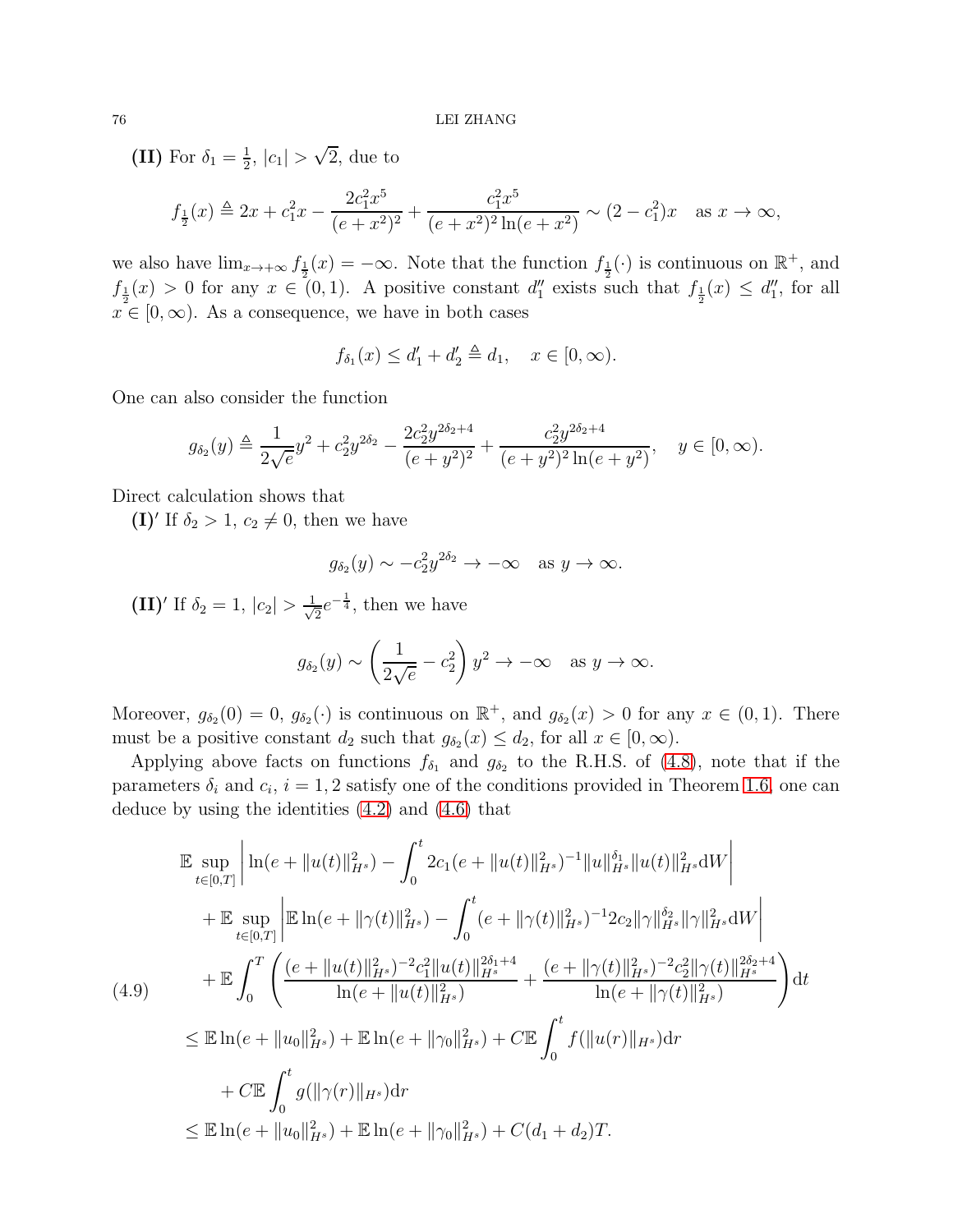**(II)** For $\delta_1 = \frac{1}{2}$, $|c_1| > \sqrt{2}$, due to

$$f_{\frac{1}{2}}(x) \triangleq 2x + c_1^2 x - \frac{2c_1^2 x^5}{(e+x^2)^2} + \frac{c_1^2 x^5}{(e+x^2)^2 \ln(e+x^2)} \sim (2-c_1^2)x \quad \text{as } x \to \infty,$$

we also have $\lim_{x\to+\infty} f_{\frac{1}{2}}(x) = -\infty$. Note that the function $f_{\frac{1}{2}}(\cdot)$ is continuous on $\mathbb{R}^+$, and $f_{\frac{1}{2}}(x) > 0$ for any $x \in (0,1)$. A positive constant $d_1''$ exists such that $f_{\frac{1}{2}}(x) \leq d_1''$, for all $x \in [0,\infty)$. As a consequence, we have in both cases

$$f_{\delta_1}(x) \leq d_1' + d_2' \triangleq d_1, \quad x \in [0,\infty).$$

One can also consider the function

$$g_{\delta_2}(y) \triangleq \frac{1}{2\sqrt{e}} y^2 + c_2^2 y^{2\delta_2} - \frac{2c_2^2 y^{2\delta_2+4}}{(e+y^2)^2} + \frac{c_2^2 y^{2\delta_2+4}}{(e+y^2)^2 \ln(e+y^2)}, \quad y \in [0,\infty).$$

Direct calculation shows that

**(I)′** If $\delta_2 > 1$, $c_2 \neq 0$, then we have

$$g_{\delta_2}(y) \sim -c_2^2 y^{2\delta_2} \to -\infty \quad \text{as } y \to \infty.$$

**(II)′** If $\delta_2 = 1$, $|c_2| > \frac{1}{\sqrt{2}} e^{-\frac{1}{4}}$, then we have

$$g_{\delta_2}(y) \sim \left( \frac{1}{2\sqrt{e}} - c_2^2 \right) y^2 \to -\infty \quad \text{as } y \to \infty.$$

Moreover, $g_{\delta_2}(0) = 0$, $g_{\delta_2}(\cdot)$ is continuous on $\mathbb{R}^+$, and $g_{\delta_2}(x) > 0$ for any $x \in (0,1)$. There must be a positive constant $d_2$ such that $g_{\delta_2}(x) \leq d_2$, for all $x \in [0,\infty)$.

Applying above facts on functions $f_{\delta_1}$ and $g_{\delta_2}$ to the R.H.S. of (4.8), note that if the parameters $\delta_i$ and $c_i$, $i = 1,2$ satisfy one of the conditions provided in Theorem 1.6, one can deduce by using the identities (4.2) and (4.6) that

$$\begin{aligned}
&\mathbb{E} \sup_{t\in[0,T]} \left| \ln(e + \|u(t)\|_{H^s}^2) - \int_0^t 2c_1 (e + \|u(t)\|_{H^s}^2)^{-1} \|u\|_{H^s}^{\delta_1} \|u(t)\|_{H^s}^2 \mathrm{d}W \right| \\
&\quad + \mathbb{E} \sup_{t\in[0,T]} \left| \mathbb{E} \ln(e + \|\gamma(t)\|_{H^s}^2) - \int_0^t (e + \|\gamma(t)\|_{H^s}^2)^{-1} 2c_2 \|\gamma\|_{H^s}^{\delta_2} \|\gamma\|_{H^s}^2 \mathrm{d}W \right| \\
&\quad + \mathbb{E} \int_0^T \left( \frac{(e + \|u(t)\|_{H^s}^2)^{-2} c_1^2 \|u(t)\|_{H^s}^{2\delta_1+4}}{\ln(e + \|u(t)\|_{H^s}^2)} + \frac{(e + \|\gamma(t)\|_{H^s}^2)^{-2} c_2^2 \|\gamma(t)\|_{H^s}^{2\delta_2+4}}{\ln(e + \|\gamma(t)\|_{H^s}^2)} \right) \mathrm{d}t \qquad (4.9) \\
&\leq \mathbb{E} \ln(e + \|u_0\|_{H^s}^2) + \mathbb{E} \ln(e + \|\gamma_0\|_{H^s}^2) + C\mathbb{E} \int_0^t f(\|u(r)\|_{H^s}) \mathrm{d}r \\
&\qquad + C\mathbb{E} \int_0^t g(\|\gamma(r)\|_{H^s}) \mathrm{d}r \\
&\leq \mathbb{E} \ln(e + \|u_0\|_{H^s}^2) + \mathbb{E} \ln(e + \|\gamma_0\|_{H^s}^2) + C(d_1 + d_2)T.
\end{aligned}$$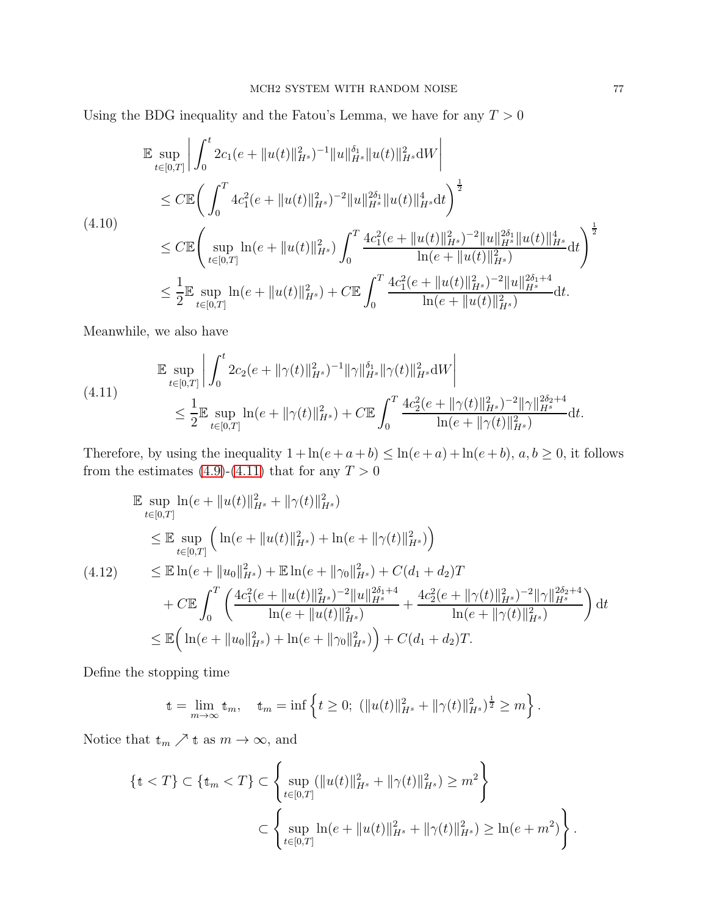Using the BDG inequality and the Fatou's Lemma, we have for any $T > 0$

$$
\begin{aligned}
&\mathbb{E} \sup_{t\in[0,T]} \left| \int_0^t 2c_1(e+\|u(t)\|_{H^s}^2)^{-1}\|u\|_{H^s}^{\delta_1}\|u(t)\|_{H^s}^2 \mathrm{d}W \right| \\
&\quad \le C\mathbb{E}\bigg( \int_0^T 4c_1^2(e+\|u(t)\|_{H^s}^2)^{-2}\|u\|_{H^s}^{2\delta_1}\|u(t)\|_{H^s}^4 \mathrm{d}t \bigg)^{\frac{1}{2}} \\
&\quad \le C\mathbb{E}\bigg( \sup_{t\in[0,T]} \ln(e+\|u(t)\|_{H^s}^2) \int_0^T \frac{4c_1^2(e+\|u(t)\|_{H^s}^2)^{-2}\|u\|_{H^s}^{2\delta_1}\|u(t)\|_{H^s}^4}{\ln(e+\|u(t)\|_{H^s}^2)} \mathrm{d}t \bigg)^{\frac{1}{2}} \\
&\quad \le \frac{1}{2}\mathbb{E} \sup_{t\in[0,T]} \ln(e+\|u(t)\|_{H^s}^2) + C\mathbb{E}\int_0^T \frac{4c_1^2(e+\|u(t)\|_{H^s}^2)^{-2}\|u\|_{H^s}^{2\delta_1+4}}{\ln(e+\|u(t)\|_{H^s}^2)} \mathrm{d}t.
\end{aligned} \tag{4.10}
$$

Meanwhile, we also have

$$
\begin{aligned}
&\mathbb{E} \sup_{t\in[0,T]} \left| \int_0^t 2c_2(e+\|\gamma(t)\|_{H^s}^2)^{-1}\|\gamma\|_{H^s}^{\delta_1}\|\gamma(t)\|_{H^s}^2 \mathrm{d}W \right| \\
&\quad \le \frac{1}{2}\mathbb{E} \sup_{t\in[0,T]} \ln(e+\|\gamma(t)\|_{H^s}^2) + C\mathbb{E}\int_0^T \frac{4c_2^2(e+\|\gamma(t)\|_{H^s}^2)^{-2}\|\gamma\|_{H^s}^{2\delta_2+4}}{\ln(e+\|\gamma(t)\|_{H^s}^2)} \mathrm{d}t.
\end{aligned} \tag{4.11}
$$

Therefore, by using the inequality $1+\ln(e+a+b) \le \ln(e+a)+\ln(e+b)$, $a, b \ge 0$, it follows from the estimates (4.9)-(4.11) that for any $T > 0$

$$
\begin{aligned}
&\mathbb{E} \sup_{t\in[0,T]} \ln(e+\|u(t)\|_{H^s}^2 + \|\gamma(t)\|_{H^s}^2) \\
&\quad \le \mathbb{E} \sup_{t\in[0,T]} \Big( \ln(e+\|u(t)\|_{H^s}^2) + \ln(e+\|\gamma(t)\|_{H^s}^2) \Big) \\
&\quad \le \mathbb{E}\ln(e+\|u_0\|_{H^s}^2) + \mathbb{E}\ln(e+\|\gamma_0\|_{H^s}^2) + C(d_1+d_2)T \\
&\qquad + C\mathbb{E}\int_0^T \left( \frac{4c_1^2(e+\|u(t)\|_{H^s}^2)^{-2}\|u\|_{H^s}^{2\delta_1+4}}{\ln(e+\|u(t)\|_{H^s}^2)} + \frac{4c_2^2(e+\|\gamma(t)\|_{H^s}^2)^{-2}\|\gamma\|_{H^s}^{2\delta_2+4}}{\ln(e+\|\gamma(t)\|_{H^s}^2)} \right) \mathrm{d}t \\
&\quad \le \mathbb{E}\Big( \ln(e+\|u_0\|_{H^s}^2) + \ln(e+\|\gamma_0\|_{H^s}^2) \Big) + C(d_1+d_2)T.
\end{aligned} \tag{4.12}
$$

Define the stopping time

$$
\mathbb{t} = \lim_{m\to\infty} \mathbb{t}_m, \quad \mathbb{t}_m = \inf\left\{ t \ge 0;\ (\|u(t)\|_{H^s}^2 + \|\gamma(t)\|_{H^s}^2)^{\frac{1}{2}} \ge m \right\}.
$$

Notice that $\mathbb{t}_m \nearrow \mathbb{t}$ as $m \to \infty$, and

$$
\begin{aligned}
\{\mathbb{t} < T\} \subset \{\mathbb{t}_m < T\} &\subset \left\{ \sup_{t\in[0,T]} (\|u(t)\|_{H^s}^2 + \|\gamma(t)\|_{H^s}^2) \ge m^2 \right\} \\
&\subset \left\{ \sup_{t\in[0,T]} \ln(e+\|u(t)\|_{H^s}^2 + \|\gamma(t)\|_{H^s}^2) \ge \ln(e+m^2) \right\}.
\end{aligned}
$$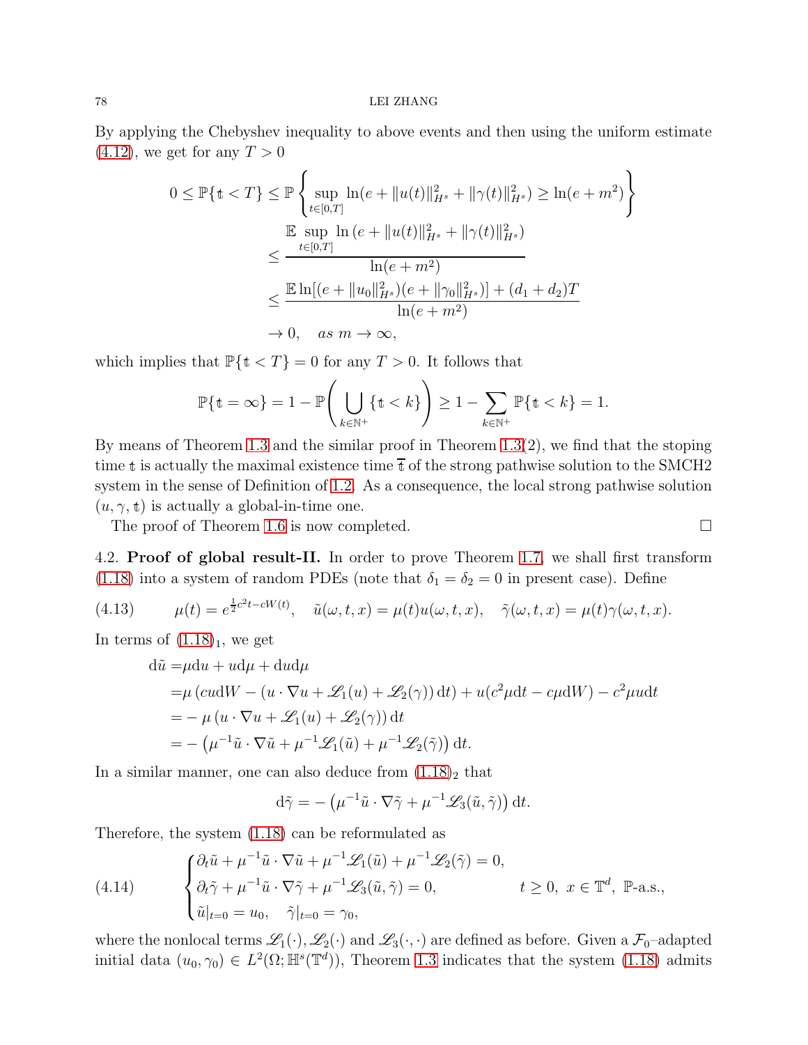By applying the Chebyshev inequality to above events and then using the uniform estimate (4.12), we get for any $T > 0$

$$
\begin{aligned}
0 \leq \mathbb{P}\{\mathfrak{t} < T\} &\leq \mathbb{P}\left\{\sup_{t\in[0,T]} \ln(e + \|u(t)\|_{H^s}^2 + \|\gamma(t)\|_{H^s}^2) \geq \ln(e+m^2)\right\} \\
&\leq \frac{\mathbb{E}\sup_{t\in[0,T]} \ln\left(e + \|u(t)\|_{H^s}^2 + \|\gamma(t)\|_{H^s}^2\right)}{\ln(e+m^2)} \\
&\leq \frac{\mathbb{E}\ln[(e+\|u_0\|_{H^s}^2)(e+\|\gamma_0\|_{H^s}^2)] + (d_1+d_2)T}{\ln(e+m^2)} \\
&\to 0, \quad as\ m\to\infty,
\end{aligned}
$$

which implies that $\mathbb{P}\{\mathfrak{t} < T\} = 0$ for any $T > 0$. It follows that

$$
\mathbb{P}\{\mathfrak{t} = \infty\} = 1 - \mathbb{P}\Bigg(\bigcup_{k\in\mathbb{N}^+}\{\mathfrak{t} < k\}\Bigg) \geq 1 - \sum_{k\in\mathbb{N}^+}\mathbb{P}\{\mathfrak{t} < k\} = 1.
$$

By means of Theorem 1.3 and the similar proof in Theorem 1.3(2), we find that the stoping time $\mathfrak{t}$ is actually the maximal existence time $\overline{\mathfrak{t}}$ of the strong pathwise solution to the SMCH2 system in the sense of Definition of 1.2. As a consequence, the local strong pathwise solution $(u,\gamma,\mathfrak{t})$ is actually a global-in-time one.

The proof of Theorem 1.6 is now completed. $\square$

4.2. **Proof of global result-II.** In order to prove Theorem 1.7, we shall first transform (1.18) into a system of random PDEs (note that $\delta_1=\delta_2=0$ in present case). Define

$$
\mu(t) = e^{\frac{1}{2}c^2t - cW(t)}, \quad \tilde{u}(\omega,t,x) = \mu(t)u(\omega,t,x), \quad \tilde{\gamma}(\omega,t,x) = \mu(t)\gamma(\omega,t,x). \tag{4.13}
$$

In terms of $(1.18)_1$, we get

$$
\begin{aligned}
\mathrm{d}\tilde{u} =& \mu \mathrm{d}u + u\mathrm{d}\mu + \mathrm{d}u\mathrm{d}\mu \\
=& \mu\left(cu\mathrm{d}W - (u\cdot\nabla u + \mathscr{L}_1(u) + \mathscr{L}_2(\gamma))\,\mathrm{d}t\right) + u(c^2\mu\mathrm{d}t - c\mu\mathrm{d}W) - c^2\mu u\mathrm{d}t \\
=& -\mu\left(u\cdot\nabla u + \mathscr{L}_1(u) + \mathscr{L}_2(\gamma)\right)\mathrm{d}t \\
=& -\left(\mu^{-1}\tilde{u}\cdot\nabla\tilde{u} + \mu^{-1}\mathscr{L}_1(\tilde{u}) + \mu^{-1}\mathscr{L}_2(\tilde{\gamma})\right)\mathrm{d}t.
\end{aligned}
$$

In a similar manner, one can also deduce from $(1.18)_2$ that

$$
\mathrm{d}\tilde{\gamma} = -\left(\mu^{-1}\tilde{u}\cdot\nabla\tilde{\gamma} + \mu^{-1}\mathscr{L}_3(\tilde{u},\tilde{\gamma})\right)\mathrm{d}t.
$$

Therefore, the system (1.18) can be reformulated as

$$
\begin{cases}
\partial_t\tilde{u} + \mu^{-1}\tilde{u}\cdot\nabla\tilde{u} + \mu^{-1}\mathscr{L}_1(\tilde{u}) + \mu^{-1}\mathscr{L}_2(\tilde{\gamma}) = 0, \\
\partial_t\tilde{\gamma} + \mu^{-1}\tilde{u}\cdot\nabla\tilde{\gamma} + \mu^{-1}\mathscr{L}_3(\tilde{u},\tilde{\gamma}) = 0, \qquad t\geq 0,\ x\in\mathbb{T}^d,\ \mathbb{P}\text{-a.s.}, \\
\tilde{u}|_{t=0} = u_0, \quad \tilde{\gamma}|_{t=0} = \gamma_0,
\end{cases} \tag{4.14}
$$

where the nonlocal terms $\mathscr{L}_1(\cdot)$, $\mathscr{L}_2(\cdot)$ and $\mathscr{L}_3(\cdot,\cdot)$ are defined as before. Given a $\mathcal{F}_0$–adapted initial data $(u_0,\gamma_0)\in L^2(\Omega;\mathbb{H}^s(\mathbb{T}^d))$, Theorem 1.3 indicates that the system (1.18) admits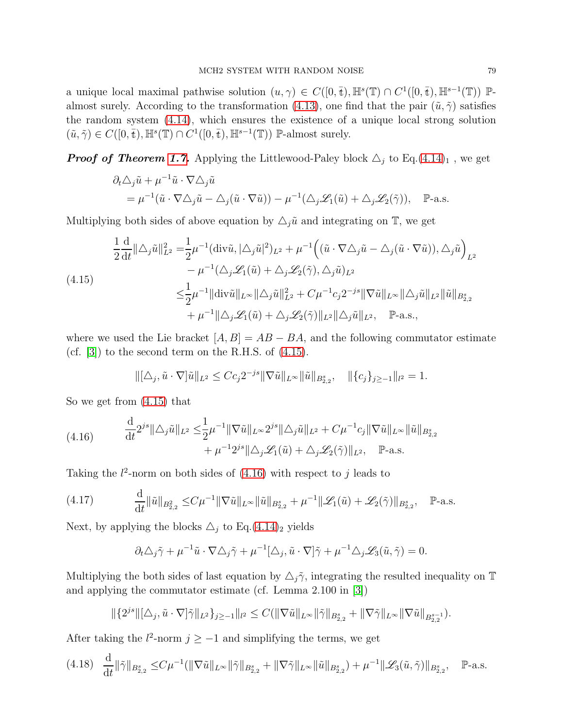a unique local maximal pathwise solution $(u,\gamma)\in C([0,\bar{\mathfrak{t}}),\mathbb{H}^s(\mathbb{T})\cap C^1([0,\bar{\mathfrak{t}}),\mathbb{H}^{s-1}(\mathbb{T}))$ $\mathbb{P}$-almost surely. According to the transformation (4.13), one find that the pair $(\tilde{u},\tilde{\gamma})$ satisfies the random system (4.14), which ensures the existence of a unique local strong solution $(\tilde{u},\tilde{\gamma})\in C([0,\bar{\mathfrak{t}}),\mathbb{H}^s(\mathbb{T})\cap C^1([0,\bar{\mathfrak{t}}),\mathbb{H}^{s-1}(\mathbb{T}))$ $\mathbb{P}$-almost surely.

***Proof of Theorem 1.7.*** Applying the Littlewood-Paley block $\triangle_j$ to Eq.$(4.14)_1$ , we get

$$
\begin{aligned}
&\partial_t\triangle_j\tilde{u}+\mu^{-1}\tilde{u}\cdot\nabla\triangle_j\tilde{u}\\
&\quad=\mu^{-1}(\tilde{u}\cdot\nabla\triangle_j\tilde{u}-\triangle_j(\tilde{u}\cdot\nabla\tilde{u}))-\mu^{-1}(\triangle_j\mathscr{L}_1(\tilde{u})+\triangle_j\mathscr{L}_2(\tilde{\gamma})),\quad \mathbb{P}\text{-a.s.}
\end{aligned}
$$

Multiplying both sides of above equation by $\triangle_j\tilde{u}$ and integrating on $\mathbb{T}$, we get

$$
\begin{aligned}
\frac{1}{2}\frac{\mathrm{d}}{\mathrm{d}t}\|\triangle_j\tilde{u}\|_{L^2}^2=&\frac{1}{2}\mu^{-1}(\mathrm{div}\tilde{u},|\triangle_j\tilde{u}|^2)_{L^2}+\mu^{-1}\Big((\tilde{u}\cdot\nabla\triangle_j\tilde{u}-\triangle_j(\tilde{u}\cdot\nabla\tilde{u})),\triangle_j\tilde{u}\Big)_{L^2}\\
&-\mu^{-1}(\triangle_j\mathscr{L}_1(\tilde{u})+\triangle_j\mathscr{L}_2(\tilde{\gamma}),\triangle_j\tilde{u})_{L^2}\\
\le&\frac{1}{2}\mu^{-1}\|\mathrm{div}\tilde{u}\|_{L^\infty}\|\triangle_j\tilde{u}\|_{L^2}^2+C\mu^{-1}c_j2^{-js}\|\nabla\tilde{u}\|_{L^\infty}\|\triangle_j\tilde{u}\|_{L^2}\|\tilde{u}\|_{B^s_{2,2}}\\
&+\mu^{-1}\|\triangle_j\mathscr{L}_1(\tilde{u})+\triangle_j\mathscr{L}_2(\tilde{\gamma})\|_{L^2}\|\triangle_j\tilde{u}\|_{L^2},\quad \mathbb{P}\text{-a.s.},
\end{aligned}\tag{4.15}
$$

where we used the Lie bracket $[A,B]=AB-BA$, and the following commutator estimate (cf. [3]) to the second term on the R.H.S. of (4.15).

$$
\|[\triangle_j,\tilde{u}\cdot\nabla]\tilde{u}\|_{L^2}\le Cc_j2^{-js}\|\nabla\tilde{u}\|_{L^\infty}\|\tilde{u}\|_{B^s_{2,2}},\quad \|\{c_j\}_{j\ge-1}\|_{l^2}=1.
$$

So we get from (4.15) that

$$
\begin{aligned}
\frac{\mathrm{d}}{\mathrm{d}t}2^{js}\|\triangle_j\tilde{u}\|_{L^2}\le&\frac{1}{2}\mu^{-1}\|\nabla\tilde{u}\|_{L^\infty}2^{js}\|\triangle_j\tilde{u}\|_{L^2}+C\mu^{-1}c_j\|\nabla\tilde{u}\|_{L^\infty}\|\tilde{u}\|_{B^s_{2,2}}\\
&+\mu^{-1}2^{js}\|\triangle_j\mathscr{L}_1(\tilde{u})+\triangle_j\mathscr{L}_2(\tilde{\gamma})\|_{L^2},\quad \mathbb{P}\text{-a.s.}
\end{aligned}\tag{4.16}
$$

Taking the $l^2$-norm on both sides of (4.16) with respect to $j$ leads to

$$
\frac{\mathrm{d}}{\mathrm{d}t}\|\tilde{u}\|_{B^2_{2,2}}\le C\mu^{-1}\|\nabla\tilde{u}\|_{L^\infty}\|\tilde{u}\|_{B^s_{2,2}}+\mu^{-1}\|\mathscr{L}_1(\tilde{u})+\mathscr{L}_2(\tilde{\gamma})\|_{B^s_{2,2}},\quad \mathbb{P}\text{-a.s.}\tag{4.17}
$$

Next, by applying the blocks $\triangle_j$ to Eq.$(4.14)_2$ yields

$$
\partial_t\triangle_j\tilde{\gamma}+\mu^{-1}\tilde{u}\cdot\nabla\triangle_j\tilde{\gamma}+\mu^{-1}[\triangle_j,\tilde{u}\cdot\nabla]\tilde{\gamma}+\mu^{-1}\triangle_j\mathscr{L}_3(\tilde{u},\tilde{\gamma})=0.
$$

Multiplying the both sides of last equation by $\triangle_j\tilde{\gamma}$, integrating the resulted inequality on $\mathbb{T}$ and applying the commutator estimate (cf. Lemma 2.100 in [3])

$$
\|\{2^{js}\|[\triangle_j,\tilde{u}\cdot\nabla]\tilde{\gamma}\|_{L^2}\}_{j\ge-1}\|_{l^2}\le C(\|\nabla\tilde{u}\|_{L^\infty}\|\tilde{\gamma}\|_{B^s_{2,2}}+\|\nabla\tilde{\gamma}\|_{L^\infty}\|\nabla\tilde{u}\|_{B^{s-1}_{2,2}}).
$$

After taking the $l^2$-norm $j\ge-1$ and simplifying the terms, we get

$$
\frac{\mathrm{d}}{\mathrm{d}t}\|\tilde{\gamma}\|_{B^s_{2,2}}\le C\mu^{-1}(\|\nabla\tilde{u}\|_{L^\infty}\|\tilde{\gamma}\|_{B^s_{2,2}}+\|\nabla\tilde{\gamma}\|_{L^\infty}\|\tilde{u}\|_{B^s_{2,2}})+\mu^{-1}\|\mathscr{L}_3(\tilde{u},\tilde{\gamma})\|_{B^s_{2,2}},\quad \mathbb{P}\text{-a.s.}\tag{4.18}
$$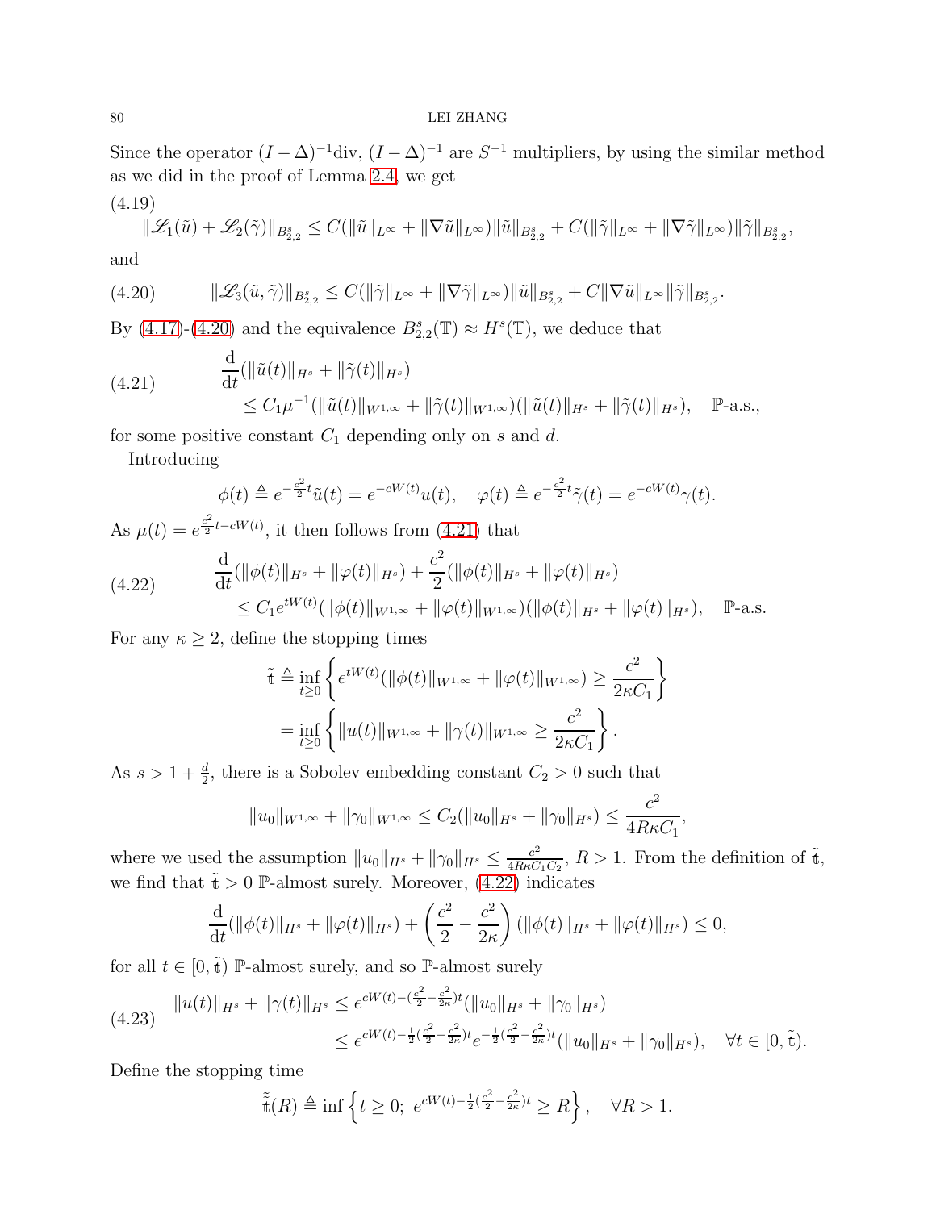Since the operator $(I-\Delta)^{-1}\text{div}$, $(I-\Delta)^{-1}$ are $S^{-1}$ multipliers, by using the similar method as we did in the proof of Lemma 2.4, we get

(4.19)
$$\|\mathscr{L}_1(\tilde{u})+\mathscr{L}_2(\tilde{\gamma})\|_{B^s_{2,2}}\leq C(\|\tilde{u}\|_{L^\infty}+\|\nabla\tilde{u}\|_{L^\infty})\|\tilde{u}\|_{B^s_{2,2}}+C(\|\tilde{\gamma}\|_{L^\infty}+\|\nabla\tilde{\gamma}\|_{L^\infty})\|\tilde{\gamma}\|_{B^s_{2,2}},$$

and

$$\|\mathscr{L}_3(\tilde{u},\tilde{\gamma})\|_{B^s_{2,2}}\leq C(\|\tilde{\gamma}\|_{L^\infty}+\|\nabla\tilde{\gamma}\|_{L^\infty})\|\tilde{u}\|_{B^s_{2,2}}+C\|\nabla\tilde{u}\|_{L^\infty}\|\tilde{\gamma}\|_{B^s_{2,2}}. \tag{4.20}$$

By (4.17)-(4.20) and the equivalence $B^s_{2,2}(\mathbb{T})\approx H^s(\mathbb{T})$, we deduce that

$$\begin{aligned}\frac{\mathrm{d}}{\mathrm{d}t}&(\|\tilde{u}(t)\|_{H^s}+\|\tilde{\gamma}(t)\|_{H^s})\\&\leq C_1\mu^{-1}(\|\tilde{u}(t)\|_{W^{1,\infty}}+\|\tilde{\gamma}(t)\|_{W^{1,\infty}})(\|\tilde{u}(t)\|_{H^s}+\|\tilde{\gamma}(t)\|_{H^s}),\quad \mathbb{P}\text{-a.s.},\end{aligned}\tag{4.21}$$

for some positive constant $C_1$ depending only on $s$ and $d$.

Introducing

$$\phi(t)\triangleq e^{-\frac{c^2}{2}t}\tilde{u}(t)=e^{-cW(t)}u(t),\quad \varphi(t)\triangleq e^{-\frac{c^2}{2}t}\tilde{\gamma}(t)=e^{-cW(t)}\gamma(t).$$

As $\mu(t)=e^{\frac{c^2}{2}t-cW(t)}$, it then follows from (4.21) that

$$\begin{aligned}\frac{\mathrm{d}}{\mathrm{d}t}&(\|\phi(t)\|_{H^s}+\|\varphi(t)\|_{H^s})+\frac{c^2}{2}(\|\phi(t)\|_{H^s}+\|\varphi(t)\|_{H^s})\\&\leq C_1e^{tW(t)}(\|\phi(t)\|_{W^{1,\infty}}+\|\varphi(t)\|_{W^{1,\infty}})(\|\phi(t)\|_{H^s}+\|\varphi(t)\|_{H^s}),\quad \mathbb{P}\text{-a.s.}\end{aligned}\tag{4.22}$$

For any $\kappa\geq 2$, define the stopping times

$$\begin{aligned}\tilde{\mathfrak{t}}&\triangleq\inf_{t\geq 0}\left\{e^{tW(t)}(\|\phi(t)\|_{W^{1,\infty}}+\|\varphi(t)\|_{W^{1,\infty}})\geq\frac{c^2}{2\kappa C_1}\right\}\\&=\inf_{t\geq 0}\left\{\|u(t)\|_{W^{1,\infty}}+\|\gamma(t)\|_{W^{1,\infty}}\geq\frac{c^2}{2\kappa C_1}\right\}.\end{aligned}$$

As $s>1+\frac{d}{2}$, there is a Sobolev embedding constant $C_2>0$ such that

$$\|u_0\|_{W^{1,\infty}}+\|\gamma_0\|_{W^{1,\infty}}\leq C_2(\|u_0\|_{H^s}+\|\gamma_0\|_{H^s})\leq\frac{c^2}{4R\kappa C_1},$$

where we used the assumption $\|u_0\|_{H^s}+\|\gamma_0\|_{H^s}\leq\frac{c^2}{4R\kappa C_1C_2}$, $R>1$. From the definition of $\tilde{\mathfrak{t}}$, we find that $\tilde{\mathfrak{t}}>0$ $\mathbb{P}$-almost surely. Moreover, (4.22) indicates

$$\frac{\mathrm{d}}{\mathrm{d}t}(\|\phi(t)\|_{H^s}+\|\varphi(t)\|_{H^s})+\left(\frac{c^2}{2}-\frac{c^2}{2\kappa}\right)(\|\phi(t)\|_{H^s}+\|\varphi(t)\|_{H^s})\leq 0,$$

for all $t\in[0,\tilde{\mathfrak{t}})$ $\mathbb{P}$-almost surely, and so $\mathbb{P}$-almost surely

$$\begin{aligned}\|u(t)\|_{H^s}+\|\gamma(t)\|_{H^s}&\leq e^{cW(t)-(\frac{c^2}{2}-\frac{c^2}{2\kappa})t}(\|u_0\|_{H^s}+\|\gamma_0\|_{H^s})\\&\leq e^{cW(t)-\frac{1}{2}(\frac{c^2}{2}-\frac{c^2}{2\kappa})t}e^{-\frac{1}{2}(\frac{c^2}{2}-\frac{c^2}{2\kappa})t}(\|u_0\|_{H^s}+\|\gamma_0\|_{H^s}),\quad\forall t\in[0,\tilde{\mathfrak{t}}).\end{aligned}\tag{4.23}$$

Define the stopping time

$$\tilde{\tilde{\mathfrak{t}}}(R)\triangleq\inf\left\{t\geq 0;\ e^{cW(t)-\frac{1}{2}(\frac{c^2}{2}-\frac{c^2}{2\kappa})t}\geq R\right\},\quad\forall R>1.$$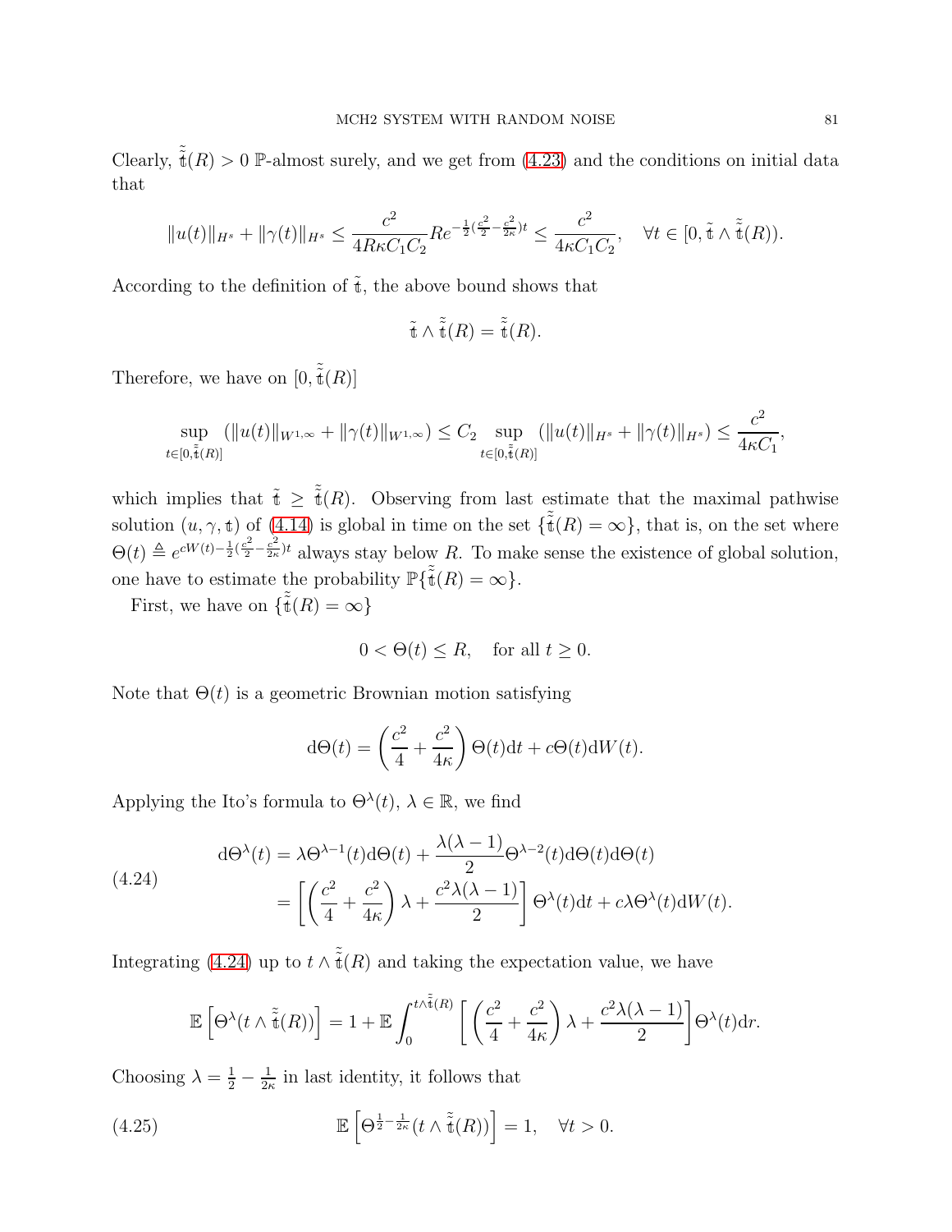Clearly, $\tilde{\tilde{\mathfrak{t}}}(R) > 0$ $\mathbb{P}$-almost surely, and we get from (4.23) and the conditions on initial data that

$$\|u(t)\|_{H^s} + \|\gamma(t)\|_{H^s} \leq \frac{c^2}{4R\kappa C_1 C_2} R e^{-\frac{1}{2}(\frac{c^2}{2}-\frac{c^2}{2\kappa})t} \leq \frac{c^2}{4\kappa C_1 C_2}, \quad \forall t \in [0, \tilde{\mathfrak{t}} \wedge \tilde{\tilde{\mathfrak{t}}}(R)).$$

According to the definition of $\tilde{\mathfrak{t}}$, the above bound shows that

$$\tilde{\mathfrak{t}} \wedge \tilde{\tilde{\mathfrak{t}}}(R) = \tilde{\tilde{\mathfrak{t}}}(R).$$

Therefore, we have on $[0, \tilde{\tilde{\mathfrak{t}}}(R)]$

$$\sup_{t\in[0,\tilde{\tilde{\mathfrak{t}}}(R)]} (\|u(t)\|_{W^{1,\infty}} + \|\gamma(t)\|_{W^{1,\infty}}) \leq C_2 \sup_{t\in[0,\tilde{\tilde{\mathfrak{t}}}(R)]} (\|u(t)\|_{H^s} + \|\gamma(t)\|_{H^s}) \leq \frac{c^2}{4\kappa C_1},$$

which implies that $\tilde{\mathfrak{t}} \geq \tilde{\tilde{\mathfrak{t}}}(R)$. Observing from last estimate that the maximal pathwise solution $(u, \gamma, \mathfrak{t})$ of (4.14) is global in time on the set $\{\tilde{\tilde{\mathfrak{t}}}(R) = \infty\}$, that is, on the set where $\Theta(t) \triangleq e^{cW(t)-\frac{1}{2}(\frac{c^2}{2}-\frac{c^2}{2\kappa})t}$ always stay below $R$. To make sense the existence of global solution, one have to estimate the probability $\mathbb{P}\{\tilde{\tilde{\mathfrak{t}}}(R) = \infty\}$.

First, we have on $\{\tilde{\tilde{\mathfrak{t}}}(R) = \infty\}$

$$0 < \Theta(t) \leq R, \quad \text{for all } t \geq 0.$$

Note that $\Theta(t)$ is a geometric Brownian motion satisfying

$$\mathrm{d}\Theta(t) = \left(\frac{c^2}{4} + \frac{c^2}{4\kappa}\right)\Theta(t)\mathrm{d}t + c\Theta(t)\mathrm{d}W(t).$$

Applying the Ito's formula to $\Theta^\lambda(t)$, $\lambda \in \mathbb{R}$, we find

$$\begin{aligned}
\mathrm{d}\Theta^\lambda(t) &= \lambda\Theta^{\lambda-1}(t)\mathrm{d}\Theta(t) + \frac{\lambda(\lambda-1)}{2}\Theta^{\lambda-2}(t)\mathrm{d}\Theta(t)\mathrm{d}\Theta(t) \\
&= \left[\left(\frac{c^2}{4} + \frac{c^2}{4\kappa}\right)\lambda + \frac{c^2\lambda(\lambda-1)}{2}\right]\Theta^\lambda(t)\mathrm{d}t + c\lambda\Theta^\lambda(t)\mathrm{d}W(t).
\end{aligned} \tag{4.24}$$

Integrating (4.24) up to $t \wedge \tilde{\tilde{\mathfrak{t}}}(R)$ and taking the expectation value, we have

$$\mathbb{E}\left[\Theta^\lambda(t \wedge \tilde{\tilde{\mathfrak{t}}}(R))\right] = 1 + \mathbb{E}\int_0^{t\wedge\tilde{\tilde{\mathfrak{t}}}(R)} \left[\left(\frac{c^2}{4} + \frac{c^2}{4\kappa}\right)\lambda + \frac{c^2\lambda(\lambda-1)}{2}\right]\Theta^\lambda(t)\mathrm{d}r.$$

Choosing $\lambda = \frac{1}{2} - \frac{1}{2\kappa}$ in last identity, it follows that

$$\mathbb{E}\left[\Theta^{\frac{1}{2}-\frac{1}{2\kappa}}(t \wedge \tilde{\tilde{\mathfrak{t}}}(R))\right] = 1, \quad \forall t > 0. \tag{4.25}$$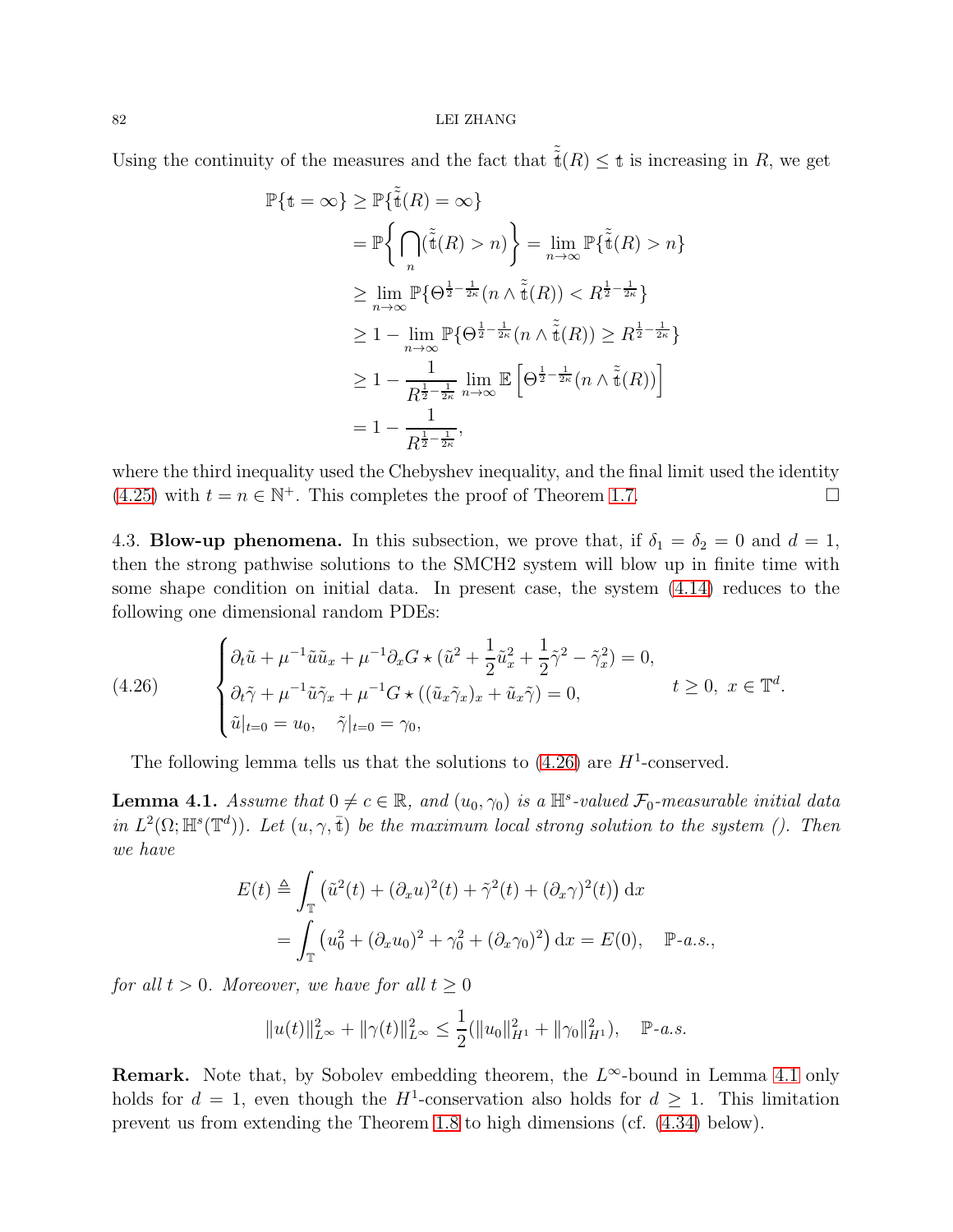Using the continuity of the measures and the fact that $\tilde{\tilde{\mathfrak{t}}}(R) \leq \mathfrak{t}$ is increasing in $R$, we get

$$
\begin{aligned}
\mathbb{P}\{\mathfrak{t} = \infty\} &\geq \mathbb{P}\{\tilde{\tilde{\mathfrak{t}}}(R) = \infty\} \\
&= \mathbb{P}\bigg\{ \bigcap_n (\tilde{\tilde{\mathfrak{t}}}(R) > n) \bigg\} = \lim_{n\to\infty} \mathbb{P}\{\tilde{\tilde{\mathfrak{t}}}(R) > n\} \\
&\geq \lim_{n\to\infty} \mathbb{P}\{\Theta^{\frac{1}{2}-\frac{1}{2\kappa}}(n \wedge \tilde{\tilde{\mathfrak{t}}}(R)) < R^{\frac{1}{2}-\frac{1}{2\kappa}}\} \\
&\geq 1 - \lim_{n\to\infty} \mathbb{P}\{\Theta^{\frac{1}{2}-\frac{1}{2\kappa}}(n \wedge \tilde{\tilde{\mathfrak{t}}}(R)) \geq R^{\frac{1}{2}-\frac{1}{2\kappa}}\} \\
&\geq 1 - \frac{1}{R^{\frac{1}{2}-\frac{1}{2\kappa}}} \lim_{n\to\infty} \mathbb{E}\left[\Theta^{\frac{1}{2}-\frac{1}{2\kappa}}(n \wedge \tilde{\tilde{\mathfrak{t}}}(R))\right] \\
&= 1 - \frac{1}{R^{\frac{1}{2}-\frac{1}{2\kappa}}},
\end{aligned}
$$

where the third inequality used the Chebyshev inequality, and the final limit used the identity (4.25) with $t = n \in \mathbb{N}^+$. This completes the proof of Theorem 1.7. □

4.3. **Blow-up phenomena.** In this subsection, we prove that, if $\delta_1 = \delta_2 = 0$ and $d = 1$, then the strong pathwise solutions to the SMCH2 system will blow up in finite time with some shape condition on initial data. In present case, the system (4.14) reduces to the following one dimensional random PDEs:

$$
\begin{cases}
\partial_t \tilde{u} + \mu^{-1}\tilde{u}\tilde{u}_x + \mu^{-1}\partial_x G \star (\tilde{u}^2 + \frac{1}{2}\tilde{u}_x^2 + \frac{1}{2}\tilde{\gamma}^2 - \tilde{\gamma}_x^2) = 0, \\
\partial_t \tilde{\gamma} + \mu^{-1}\tilde{u}\tilde{\gamma}_x + \mu^{-1} G \star ((\tilde{u}_x \tilde{\gamma}_x)_x + \tilde{u}_x \tilde{\gamma}) = 0, \\
\tilde{u}|_{t=0} = u_0, \quad \tilde{\gamma}|_{t=0} = \gamma_0,
\end{cases}
\quad t \geq 0, \ x \in \mathbb{T}^d. \tag{4.26}
$$

The following lemma tells us that the solutions to (4.26) are $H^1$-conserved.

**Lemma 4.1.** *Assume that $0 \neq c \in \mathbb{R}$, and $(u_0, \gamma_0)$ is a $\mathbb{H}^s$-valued $\mathcal{F}_0$-measurable initial data in $L^2(\Omega; \mathbb{H}^s(\mathbb{T}^d))$. Let $(u, \gamma, \bar{\mathfrak{t}})$ be the maximum local strong solution to the system (). Then we have*

$$
\begin{aligned}
E(t) &\triangleq \int_{\mathbb{T}} \left(\tilde{u}^2(t) + (\partial_x u)^2(t) + \tilde{\gamma}^2(t) + (\partial_x \gamma)^2(t)\right) \mathrm{d}x \\
&= \int_{\mathbb{T}} \left(u_0^2 + (\partial_x u_0)^2 + \gamma_0^2 + (\partial_x \gamma_0)^2\right) \mathrm{d}x = E(0), \quad \mathbb{P}\text{-a.s.},
\end{aligned}
$$

*for all $t > 0$. Moreover, we have for all $t \geq 0$*

$$
\|u(t)\|_{L^\infty}^2 + \|\gamma(t)\|_{L^\infty}^2 \leq \frac{1}{2}(\|u_0\|_{H^1}^2 + \|\gamma_0\|_{H^1}^2), \quad \mathbb{P}\text{-a.s.}
$$

**Remark.** Note that, by Sobolev embedding theorem, the $L^\infty$-bound in Lemma 4.1 only holds for $d = 1$, even though the $H^1$-conservation also holds for $d \geq 1$. This limitation prevent us from extending the Theorem 1.8 to high dimensions (cf. (4.34) below).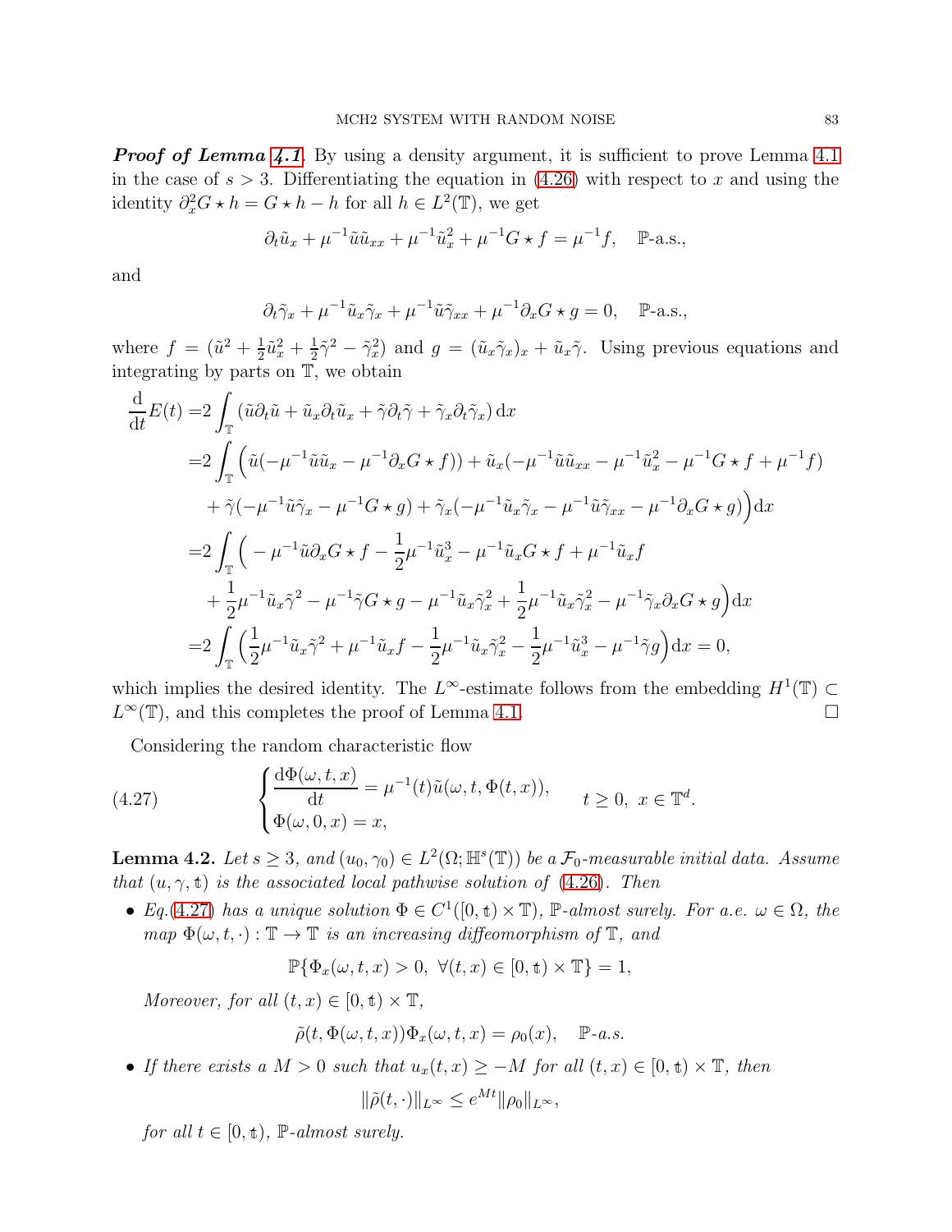***Proof of Lemma 4.1.*** By using a density argument, it is sufficient to prove Lemma 4.1 in the case of $s>3$. Differentiating the equation in (4.26) with respect to $x$ and using the identity $\partial_x^2 G\star h = G\star h - h$ for all $h\in L^2(\mathbb{T})$, we get

$$\partial_t \tilde{u}_x + \mu^{-1}\tilde{u}\tilde{u}_{xx} + \mu^{-1}\tilde{u}_x^2 + \mu^{-1}G\star f = \mu^{-1}f, \quad \mathbb{P}\text{-a.s.},$$

and

$$\partial_t \tilde{\gamma}_x + \mu^{-1}\tilde{u}_x\tilde{\gamma}_x + \mu^{-1}\tilde{u}\tilde{\gamma}_{xx} + \mu^{-1}\partial_x G\star g = 0, \quad \mathbb{P}\text{-a.s.},$$

where $f=(\tilde{u}^2+\frac{1}{2}\tilde{u}_x^2+\frac{1}{2}\tilde{\gamma}^2-\tilde{\gamma}_x^2)$ and $g=(\tilde{u}_x\tilde{\gamma}_x)_x+\tilde{u}_x\tilde{\gamma}$. Using previous equations and integrating by parts on $\mathbb{T}$, we obtain

$$\begin{aligned}
\frac{\mathrm{d}}{\mathrm{d}t}E(t) =& 2\int_{\mathbb{T}} (\tilde{u}\partial_t\tilde{u} + \tilde{u}_x\partial_t\tilde{u}_x + \tilde{\gamma}\partial_t\tilde{\gamma} + \tilde{\gamma}_x\partial_t\tilde{\gamma}_x)\,\mathrm{d}x \\
=& 2\int_{\mathbb{T}} \Big(\tilde{u}(-\mu^{-1}\tilde{u}\tilde{u}_x - \mu^{-1}\partial_x G\star f)) + \tilde{u}_x(-\mu^{-1}\tilde{u}\tilde{u}_{xx} - \mu^{-1}\tilde{u}_x^2 - \mu^{-1}G\star f + \mu^{-1}f) \\
&+ \tilde{\gamma}(-\mu^{-1}\tilde{u}\tilde{\gamma}_x - \mu^{-1}G\star g) + \tilde{\gamma}_x(-\mu^{-1}\tilde{u}_x\tilde{\gamma}_x - \mu^{-1}\tilde{u}\tilde{\gamma}_{xx} - \mu^{-1}\partial_x G\star g)\Big)\mathrm{d}x \\
=& 2\int_{\mathbb{T}} \Big( -\mu^{-1}\tilde{u}\partial_x G\star f - \frac{1}{2}\mu^{-1}\tilde{u}_x^3 - \mu^{-1}\tilde{u}_x G\star f + \mu^{-1}\tilde{u}_x f \\
&+ \frac{1}{2}\mu^{-1}\tilde{u}_x\tilde{\gamma}^2 - \mu^{-1}\tilde{\gamma}G\star g - \mu^{-1}\tilde{u}_x\tilde{\gamma}_x^2 + \frac{1}{2}\mu^{-1}\tilde{u}_x\tilde{\gamma}_x^2 - \mu^{-1}\tilde{\gamma}_x\partial_x G\star g\Big)\mathrm{d}x \\
=& 2\int_{\mathbb{T}} \Big(\frac{1}{2}\mu^{-1}\tilde{u}_x\tilde{\gamma}^2 + \mu^{-1}\tilde{u}_x f - \frac{1}{2}\mu^{-1}\tilde{u}_x\tilde{\gamma}_x^2 - \frac{1}{2}\mu^{-1}\tilde{u}_x^3 - \mu^{-1}\tilde{\gamma}g\Big)\mathrm{d}x = 0,
\end{aligned}$$

which implies the desired identity. The $L^\infty$-estimate follows from the embedding $H^1(\mathbb{T})\subset L^\infty(\mathbb{T})$, and this completes the proof of Lemma 4.1. $\square$

Considering the random characteristic flow

$$\begin{cases} \dfrac{\mathrm{d}\Phi(\omega,t,x)}{\mathrm{d}t} = \mu^{-1}(t)\tilde{u}(\omega,t,\Phi(t,x)), \\ \Phi(\omega,0,x) = x, \end{cases} \qquad t\geq 0,\ x\in\mathbb{T}^d. \tag{4.27}$$

**Lemma 4.2.** *Let $s\geq 3$, and $(u_0,\gamma_0)\in L^2(\Omega;\mathbb{H}^s(\mathbb{T}))$ be a $\mathcal{F}_0$-measurable initial data. Assume that $(u,\gamma,\mathfrak{t})$ is the associated local pathwise solution of (4.26). Then*

- *Eq.(4.27) has a unique solution $\Phi\in C^1([0,\mathfrak{t})\times\mathbb{T})$, $\mathbb{P}$-almost surely. For a.e. $\omega\in\Omega$, the map $\Phi(\omega,t,\cdot):\mathbb{T}\to\mathbb{T}$ is an increasing diffeomorphism of $\mathbb{T}$, and*

$$\mathbb{P}\{\Phi_x(\omega,t,x)>0,\ \forall (t,x)\in[0,\mathfrak{t})\times\mathbb{T}\}=1,$$

  *Moreover, for all $(t,x)\in[0,\mathfrak{t})\times\mathbb{T}$,*

$$\tilde{\rho}(t,\Phi(\omega,t,x))\Phi_x(\omega,t,x)=\rho_0(x), \quad \mathbb{P}\text{-a.s.}$$

- *If there exists a $M>0$ such that $u_x(t,x)\geq -M$ for all $(t,x)\in[0,\mathfrak{t})\times\mathbb{T}$, then*

$$\|\tilde{\rho}(t,\cdot)\|_{L^\infty}\leq e^{Mt}\|\rho_0\|_{L^\infty},$$

  *for all $t\in[0,\mathfrak{t})$, $\mathbb{P}$-almost surely.*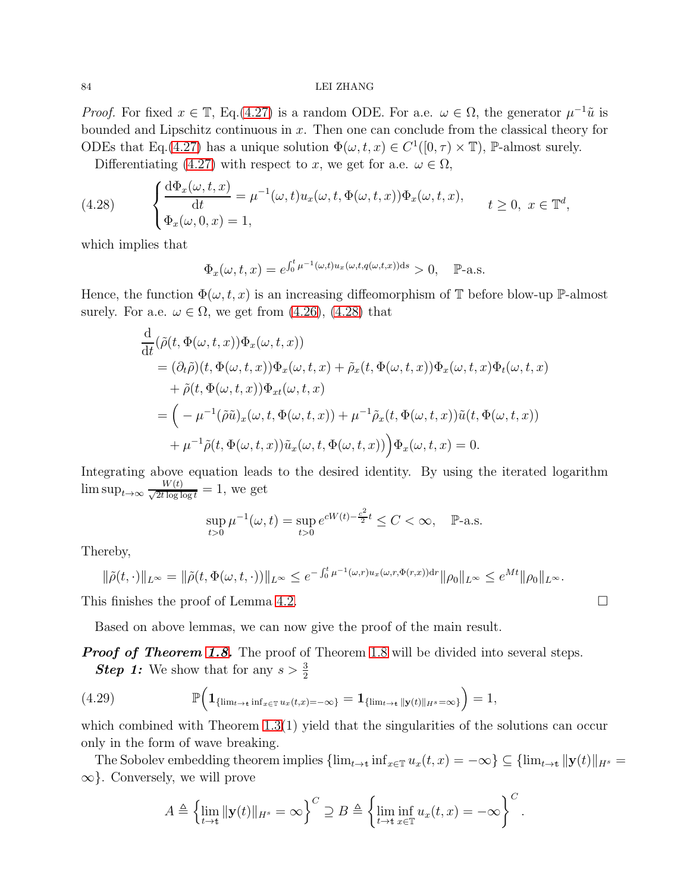*Proof.* For fixed $x \in \mathbb{T}$, Eq.(4.27) is a random ODE. For a.e. $\omega \in \Omega$, the generator $\mu^{-1}\tilde{u}$ is bounded and Lipschitz continuous in $x$. Then one can conclude from the classical theory for ODEs that Eq.(4.27) has a unique solution $\Phi(\omega, t, x) \in C^1([0, \tau) \times \mathbb{T})$, $\mathbb{P}$-almost surely.

Differentiating (4.27) with respect to $x$, we get for a.e. $\omega \in \Omega$,

$$
\begin{cases}
\dfrac{\mathrm{d}\Phi_x(\omega, t, x)}{\mathrm{d}t} = \mu^{-1}(\omega, t) u_x(\omega, t, \Phi(\omega, t, x))\Phi_x(\omega, t, x), & t \geq 0, \ x \in \mathbb{T}^d, \\
\Phi_x(\omega, 0, x) = 1,
\end{cases}
\tag{4.28}
$$

which implies that

$$
\Phi_x(\omega, t, x) = e^{\int_0^t \mu^{-1}(\omega, t) u_x(\omega, t, q(\omega, t, x)) \mathrm{d}s} > 0, \quad \mathbb{P}\text{-a.s.}
$$

Hence, the function $\Phi(\omega, t, x)$ is an increasing diffeomorphism of $\mathbb{T}$ before blow-up $\mathbb{P}$-almost surely. For a.e. $\omega \in \Omega$, we get from (4.26), (4.28) that

$$
\begin{aligned}
&\frac{\mathrm{d}}{\mathrm{d}t}(\tilde{\rho}(t, \Phi(\omega, t, x))\Phi_x(\omega, t, x)) \\
&= (\partial_t \tilde{\rho})(t, \Phi(\omega, t, x))\Phi_x(\omega, t, x) + \tilde{\rho}_x(t, \Phi(\omega, t, x))\Phi_x(\omega, t, x)\Phi_t(\omega, t, x) \\
&\quad + \tilde{\rho}(t, \Phi(\omega, t, x))\Phi_{xt}(\omega, t, x) \\
&= \Big( -\mu^{-1}(\tilde{\rho}\tilde{u})_x(\omega, t, \Phi(\omega, t, x)) + \mu^{-1}\tilde{\rho}_x(t, \Phi(\omega, t, x))\tilde{u}(t, \Phi(\omega, t, x)) \\
&\quad + \mu^{-1}\tilde{\rho}(t, \Phi(\omega, t, x))\tilde{u}_x(\omega, t, \Phi(\omega, t, x)) \Big)\Phi_x(\omega, t, x) = 0.
\end{aligned}
$$

Integrating above equation leads to the desired identity. By using the iterated logarithm $\limsup_{t \to \infty} \frac{W(t)}{\sqrt{2t \log \log t}} = 1$, we get

$$
\sup_{t>0} \mu^{-1}(\omega, t) = \sup_{t>0} e^{cW(t) - \frac{c^2}{2}t} \leq C < \infty, \quad \mathbb{P}\text{-a.s.}
$$

Thereby,

$$
\|\tilde{\rho}(t, \cdot)\|_{L^\infty} = \|\tilde{\rho}(t, \Phi(\omega, t, \cdot))\|_{L^\infty} \leq e^{-\int_0^t \mu^{-1}(\omega, r) u_x(\omega, r, \Phi(r, x)) \mathrm{d}r} \|\rho_0\|_{L^\infty} \leq e^{Mt} \|\rho_0\|_{L^\infty}.
$$

This finishes the proof of Lemma 4.2. □

Based on above lemmas, we can now give the proof of the main result.

***Proof of Theorem 1.8.*** The proof of Theorem 1.8 will be divided into several steps.

***Step 1:*** We show that for any $s > \frac{3}{2}$

$$
\mathbb{P}\Big( \mathbf{1}_{\{\lim_{t \to \mathfrak{t}} \inf_{x \in \mathbb{T}} u_x(t, x) = -\infty\}} = \mathbf{1}_{\{\lim_{t \to \mathfrak{t}} \|\mathbf{y}(t)\|_{H^s} = \infty\}} \Big) = 1,
\tag{4.29}
$$

which combined with Theorem 1.3(1) yield that the singularities of the solutions can occur only in the form of wave breaking.

The Sobolev embedding theorem implies $\{\lim_{t \to \mathfrak{t}} \inf_{x \in \mathbb{T}} u_x(t, x) = -\infty\} \subseteq \{\lim_{t \to \mathfrak{t}} \|\mathbf{y}(t)\|_{H^s} = \infty\}$. Conversely, we will prove

$$
A \triangleq \Big\{ \lim_{t \to \mathfrak{t}} \|\mathbf{y}(t)\|_{H^s} = \infty \Big\}^C \supseteq B \triangleq \Big\{ \liminf_{t \to \mathfrak{t}} \inf_{x \in \mathbb{T}} u_x(t, x) = -\infty \Big\}^C.
$$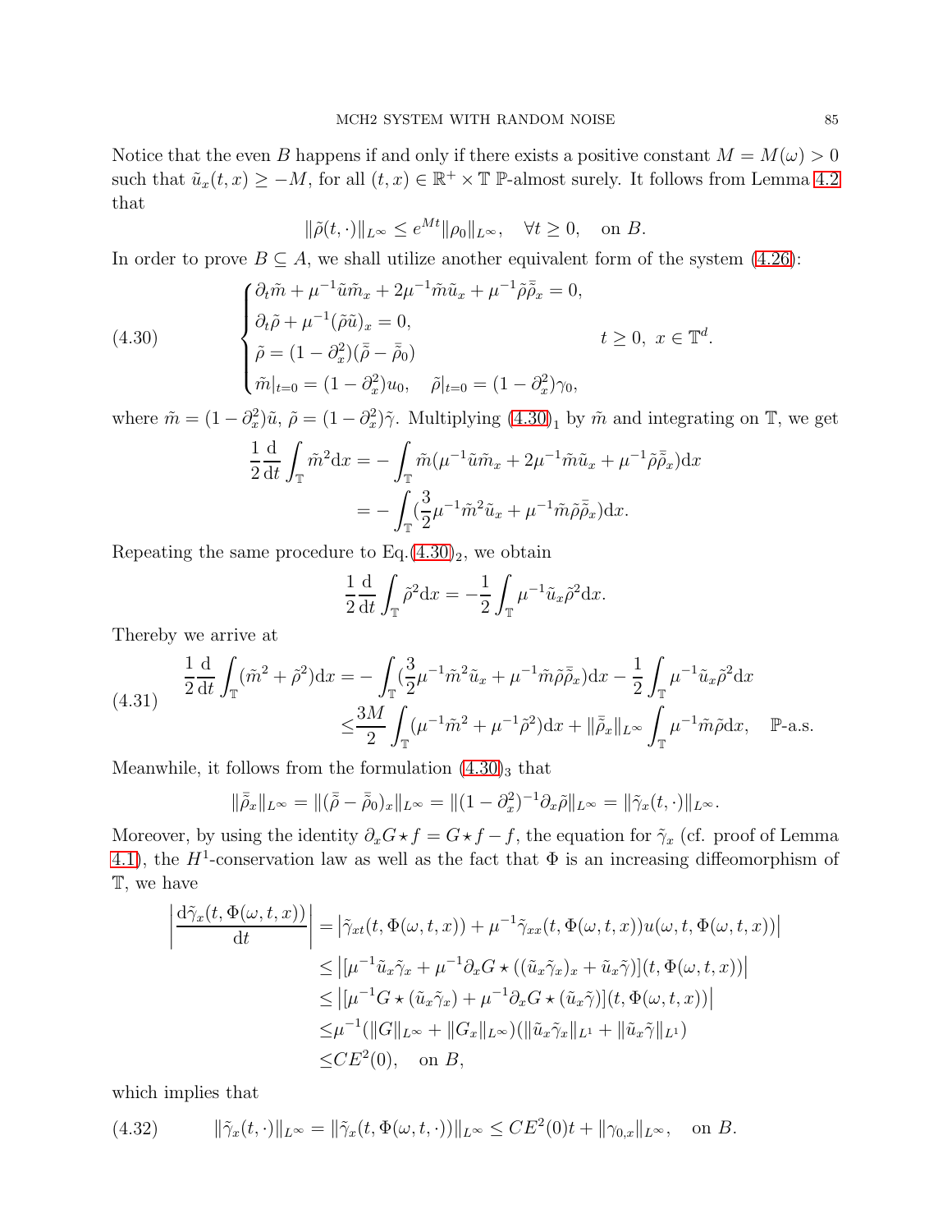Notice that the even $B$ happens if and only if there exists a positive constant $M = M(\omega) > 0$ such that $\tilde{u}_x(t,x) \geq -M$, for all $(t,x) \in \mathbb{R}^+ \times \mathbb{T}$ $\mathbb{P}$-almost surely. It follows from Lemma 4.2 that

$$\|\tilde{\rho}(t,\cdot)\|_{L^\infty} \leq e^{Mt}\|\rho_0\|_{L^\infty}, \quad \forall t \geq 0, \quad \text{on } B.$$

In order to prove $B \subseteq A$, we shall utilize another equivalent form of the system (4.26):

$$\begin{cases} \partial_t \tilde{m} + \mu^{-1}\tilde{u}\tilde{m}_x + 2\mu^{-1}\tilde{m}\tilde{u}_x + \mu^{-1}\tilde{\rho}\bar{\tilde{\rho}}_x = 0, \\ \partial_t \tilde{\rho} + \mu^{-1}(\tilde{\rho}\tilde{u})_x = 0, \\ \tilde{\rho} = (1-\partial_x^2)(\bar{\tilde{\rho}} - \bar{\tilde{\rho}}_0) \\ \tilde{m}|_{t=0} = (1-\partial_x^2)u_0, \quad \tilde{\rho}|_{t=0} = (1-\partial_x^2)\gamma_0, \end{cases} \quad t \geq 0, \ x \in \mathbb{T}^d. \tag{4.30}$$

where $\tilde{m} = (1-\partial_x^2)\tilde{u}$, $\tilde{\rho} = (1-\partial_x^2)\tilde{\gamma}$. Multiplying $(4.30)_1$ by $\tilde{m}$ and integrating on $\mathbb{T}$, we get

$$\begin{aligned} \frac{1}{2}\frac{\mathrm{d}}{\mathrm{d}t}\int_{\mathbb{T}} \tilde{m}^2 \mathrm{d}x &= -\int_{\mathbb{T}} \tilde{m}(\mu^{-1}\tilde{u}\tilde{m}_x + 2\mu^{-1}\tilde{m}\tilde{u}_x + \mu^{-1}\tilde{\rho}\bar{\tilde{\rho}}_x)\mathrm{d}x \\ &= -\int_{\mathbb{T}} (\frac{3}{2}\mu^{-1}\tilde{m}^2\tilde{u}_x + \mu^{-1}\tilde{m}\tilde{\rho}\bar{\tilde{\rho}}_x)\mathrm{d}x. \end{aligned}$$

Repeating the same procedure to Eq.$(4.30)_2$, we obtain

$$\frac{1}{2}\frac{\mathrm{d}}{\mathrm{d}t}\int_{\mathbb{T}} \tilde{\rho}^2 \mathrm{d}x = -\frac{1}{2}\int_{\mathbb{T}} \mu^{-1}\tilde{u}_x\tilde{\rho}^2 \mathrm{d}x.$$

Thereby we arrive at

$$\begin{aligned} \frac{1}{2}\frac{\mathrm{d}}{\mathrm{d}t}\int_{\mathbb{T}} (\tilde{m}^2 + \tilde{\rho}^2)\mathrm{d}x &= -\int_{\mathbb{T}} (\frac{3}{2}\mu^{-1}\tilde{m}^2\tilde{u}_x + \mu^{-1}\tilde{m}\tilde{\rho}\bar{\tilde{\rho}}_x)\mathrm{d}x - \frac{1}{2}\int_{\mathbb{T}} \mu^{-1}\tilde{u}_x\tilde{\rho}^2 \mathrm{d}x \\ &\leq \frac{3M}{2}\int_{\mathbb{T}} (\mu^{-1}\tilde{m}^2 + \mu^{-1}\tilde{\rho}^2)\mathrm{d}x + \|\bar{\tilde{\rho}}_x\|_{L^\infty}\int_{\mathbb{T}} \mu^{-1}\tilde{m}\tilde{\rho}\mathrm{d}x, \quad \mathbb{P}\text{-a.s.} \end{aligned} \tag{4.31}$$

Meanwhile, it follows from the formulation $(4.30)_3$ that

$$\|\bar{\tilde{\rho}}_x\|_{L^\infty} = \|(\bar{\tilde{\rho}} - \bar{\tilde{\rho}}_0)_x\|_{L^\infty} = \|(1-\partial_x^2)^{-1}\partial_x\tilde{\rho}\|_{L^\infty} = \|\tilde{\gamma}_x(t,\cdot)\|_{L^\infty}.$$

Moreover, by using the identity $\partial_x G \star f = G \star f - f$, the equation for $\tilde{\gamma}_x$ (cf. proof of Lemma 4.1), the $H^1$-conservation law as well as the fact that $\Phi$ is an increasing diffeomorphism of $\mathbb{T}$, we have

$$\begin{aligned} \left|\frac{\mathrm{d}\tilde{\gamma}_x(t,\Phi(\omega,t,x))}{\mathrm{d}t}\right| &= \left|\tilde{\gamma}_{xt}(t,\Phi(\omega,t,x)) + \mu^{-1}\tilde{\gamma}_{xx}(t,\Phi(\omega,t,x))u(\omega,t,\Phi(\omega,t,x))\right| \\ &\leq \left|[\mu^{-1}\tilde{u}_x\tilde{\gamma}_x + \mu^{-1}\partial_x G \star ((\tilde{u}_x\tilde{\gamma}_x)_x + \tilde{u}_x\tilde{\gamma})](t,\Phi(\omega,t,x))\right| \\ &\leq \left|[\mu^{-1}G \star (\tilde{u}_x\tilde{\gamma}_x) + \mu^{-1}\partial_x G \star (\tilde{u}_x\tilde{\gamma})](t,\Phi(\omega,t,x))\right| \\ &\leq \mu^{-1}(\|G\|_{L^\infty} + \|G_x\|_{L^\infty})(\|\tilde{u}_x\tilde{\gamma}_x\|_{L^1} + \|\tilde{u}_x\tilde{\gamma}\|_{L^1}) \\ &\leq CE^2(0), \quad \text{on } B, \end{aligned}$$

which implies that

$$\|\tilde{\gamma}_x(t,\cdot)\|_{L^\infty} = \|\tilde{\gamma}_x(t,\Phi(\omega,t,\cdot))\|_{L^\infty} \leq CE^2(0)t + \|\gamma_{0,x}\|_{L^\infty}, \quad \text{on } B. \tag{4.32}$$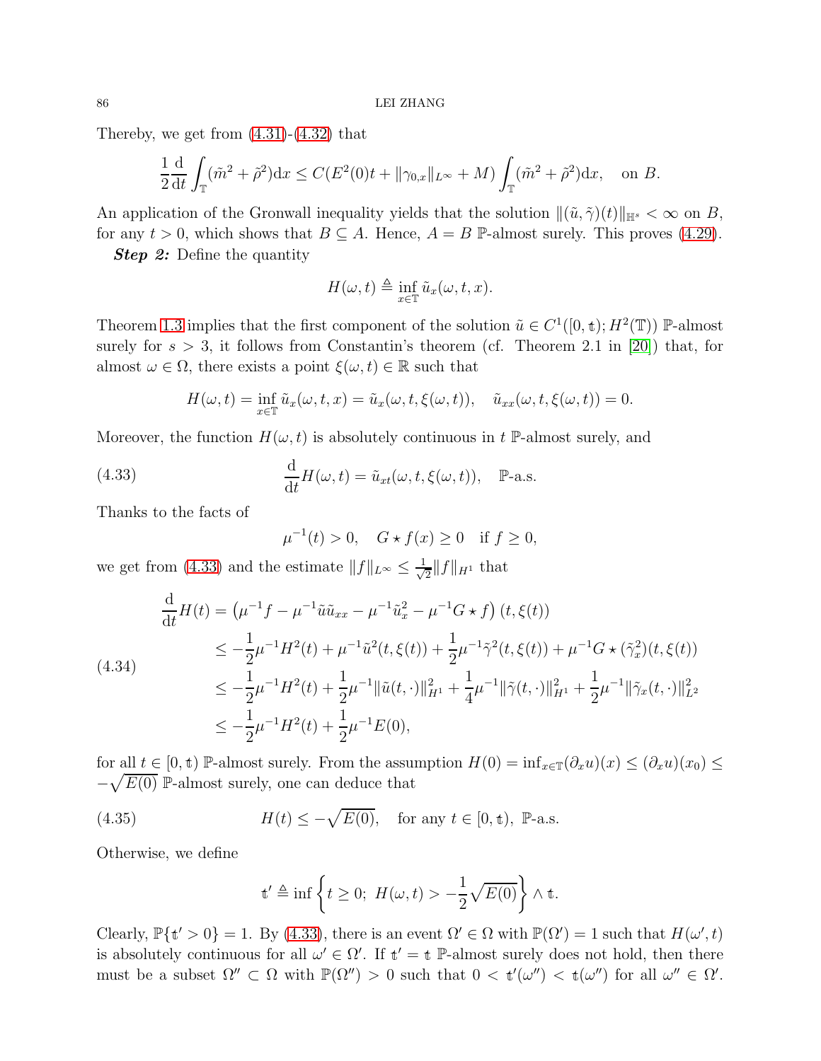Thereby, we get from (4.31)-(4.32) that

$$\frac{1}{2}\frac{\mathrm{d}}{\mathrm{d}t}\int_{\mathbb{T}}(\tilde{m}^2+\tilde{\rho}^2)\mathrm{d}x \leq C(E^2(0)t+\|\gamma_{0,x}\|_{L^\infty}+M)\int_{\mathbb{T}}(\tilde{m}^2+\tilde{\rho}^2)\mathrm{d}x, \quad \text{on } B.$$

An application of the Gronwall inequality yields that the solution $\|(\tilde{u},\tilde{\gamma})(t)\|_{\mathbb{H}^s}<\infty$ on $B$, for any $t>0$, which shows that $B\subseteq A$. Hence, $A=B$ $\mathbb{P}$-almost surely. This proves (4.29).

***Step 2:*** Define the quantity

$$H(\omega,t)\triangleq \inf_{x\in\mathbb{T}}\tilde{u}_x(\omega,t,x).$$

Theorem 1.3 implies that the first component of the solution $\tilde{u}\in C^1([0,\mathfrak{t});H^2(\mathbb{T}))$ $\mathbb{P}$-almost surely for $s>3$, it follows from Constantin's theorem (cf. Theorem 2.1 in [20]) that, for almost $\omega\in\Omega$, there exists a point $\xi(\omega,t)\in\mathbb{R}$ such that

$$H(\omega,t)=\inf_{x\in\mathbb{T}}\tilde{u}_x(\omega,t,x)=\tilde{u}_x(\omega,t,\xi(\omega,t)),\quad \tilde{u}_{xx}(\omega,t,\xi(\omega,t))=0.$$

Moreover, the function $H(\omega,t)$ is absolutely continuous in $t$ $\mathbb{P}$-almost surely, and

$$\frac{\mathrm{d}}{\mathrm{d}t}H(\omega,t)=\tilde{u}_{xt}(\omega,t,\xi(\omega,t)),\quad \mathbb{P}\text{-a.s.} \tag{4.33}$$

Thanks to the facts of

$$\mu^{-1}(t)>0,\quad G\star f(x)\geq 0\quad \text{if } f\geq 0,$$

we get from (4.33) and the estimate $\|f\|_{L^\infty}\leq \frac{1}{\sqrt{2}}\|f\|_{H^1}$ that

$$\begin{aligned}
\frac{\mathrm{d}}{\mathrm{d}t}H(t)&=\left(\mu^{-1}f-\mu^{-1}\tilde{u}\tilde{u}_{xx}-\mu^{-1}\tilde{u}_x^2-\mu^{-1}G\star f\right)(t,\xi(t))\\
&\leq -\frac{1}{2}\mu^{-1}H^2(t)+\mu^{-1}\tilde{u}^2(t,\xi(t))+\frac{1}{2}\mu^{-1}\tilde{\gamma}^2(t,\xi(t))+\mu^{-1}G\star(\tilde{\gamma}_x^2)(t,\xi(t))\\
&\leq -\frac{1}{2}\mu^{-1}H^2(t)+\frac{1}{2}\mu^{-1}\|\tilde{u}(t,\cdot)\|_{H^1}^2+\frac{1}{4}\mu^{-1}\|\tilde{\gamma}(t,\cdot)\|_{H^1}^2+\frac{1}{2}\mu^{-1}\|\tilde{\gamma}_x(t,\cdot)\|_{L^2}^2\\
&\leq -\frac{1}{2}\mu^{-1}H^2(t)+\frac{1}{2}\mu^{-1}E(0),
\end{aligned} \tag{4.34}$$

for all $t\in[0,\mathfrak{t})$ $\mathbb{P}$-almost surely. From the assumption $H(0)=\inf_{x\in\mathbb{T}}(\partial_x u)(x)\leq(\partial_x u)(x_0)\leq -\sqrt{E(0)}$ $\mathbb{P}$-almost surely, one can deduce that

$$H(t)\leq -\sqrt{E(0)},\quad \text{for any } t\in[0,\mathfrak{t}),\ \mathbb{P}\text{-a.s.} \tag{4.35}$$

Otherwise, we define

$$\mathfrak{t}'\triangleq \inf\left\{t\geq 0;\ H(\omega,t)>-\frac{1}{2}\sqrt{E(0)}\right\}\wedge\mathfrak{t}.$$

Clearly, $\mathbb{P}\{\mathfrak{t}'>0\}=1$. By (4.33), there is an event $\Omega'\in\Omega$ with $\mathbb{P}(\Omega')=1$ such that $H(\omega',t)$ is absolutely continuous for all $\omega'\in\Omega'$. If $\mathfrak{t}'=\mathfrak{t}$ $\mathbb{P}$-almost surely does not hold, then there must be a subset $\Omega''\subset\Omega$ with $\mathbb{P}(\Omega'')>0$ such that $0<\mathfrak{t}'(\omega'')<\mathfrak{t}(\omega'')$ for all $\omega''\in\Omega'$.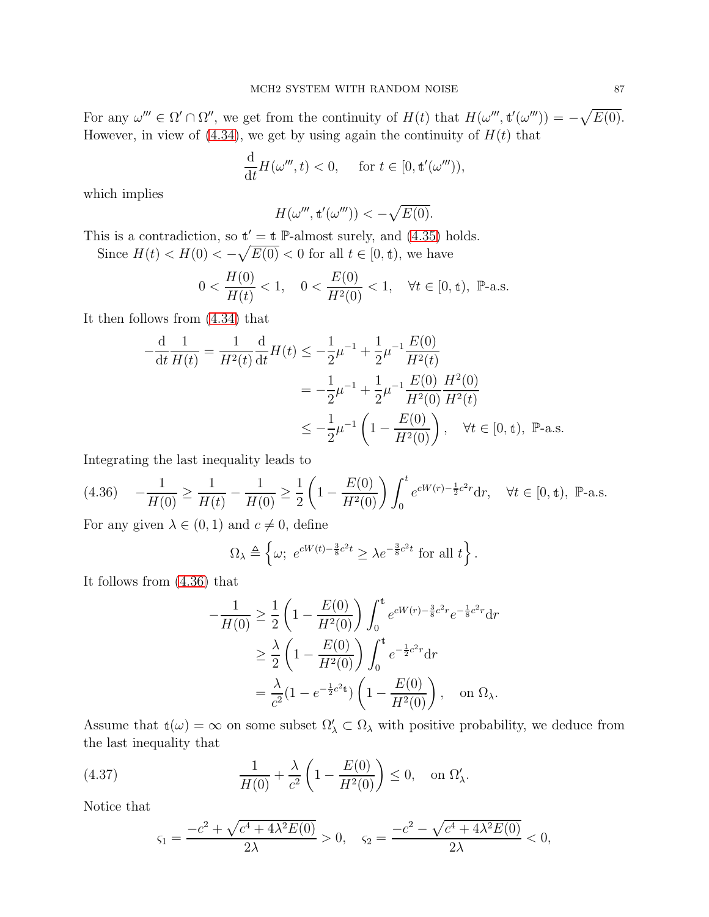For any $\omega''' \in \Omega' \cap \Omega''$, we get from the continuity of $H(t)$ that $H(\omega''', \mathfrak{t}'(\omega''')) = -\sqrt{E(0)}$. However, in view of (4.34), we get by using again the continuity of $H(t)$ that

$$\frac{\mathrm{d}}{\mathrm{d}t} H(\omega''', t) < 0, \quad \text{for } t \in [0, \mathfrak{t}'(\omega''')),$$

which implies

$$H(\omega''', \mathfrak{t}'(\omega''')) < -\sqrt{E(0)}.$$

This is a contradiction, so $\mathfrak{t}' = \mathfrak{t}$ $\mathbb{P}$-almost surely, and (4.35) holds.

Since $H(t) < H(0) < -\sqrt{E(0)} < 0$ for all $t \in [0, \mathfrak{t})$, we have

$$0 < \frac{H(0)}{H(t)} < 1, \quad 0 < \frac{E(0)}{H^2(0)} < 1, \quad \forall t \in [0, \mathfrak{t}),\ \mathbb{P}\text{-a.s.}$$

It then follows from (4.34) that

$$\begin{aligned}
-\frac{\mathrm{d}}{\mathrm{d}t}\frac{1}{H(t)} = \frac{1}{H^2(t)}\frac{\mathrm{d}}{\mathrm{d}t}H(t) &\le -\frac{1}{2}\mu^{-1} + \frac{1}{2}\mu^{-1}\frac{E(0)}{H^2(t)} \\
&= -\frac{1}{2}\mu^{-1} + \frac{1}{2}\mu^{-1}\frac{E(0)}{H^2(0)}\frac{H^2(0)}{H^2(t)} \\
&\le -\frac{1}{2}\mu^{-1}\left(1 - \frac{E(0)}{H^2(0)}\right), \quad \forall t \in [0, \mathfrak{t}),\ \mathbb{P}\text{-a.s.}
\end{aligned}$$

Integrating the last inequality leads to

$$-\frac{1}{H(0)} \ge \frac{1}{H(t)} - \frac{1}{H(0)} \ge \frac{1}{2}\left(1 - \frac{E(0)}{H^2(0)}\right)\int_0^t e^{cW(r) - \frac{1}{2}c^2 r}\mathrm{d}r, \quad \forall t \in [0, \mathfrak{t}),\ \mathbb{P}\text{-a.s.} \tag{4.36}$$

For any given $\lambda \in (0,1)$ and $c \neq 0$, define

$$\Omega_\lambda \triangleq \left\{\omega;\ e^{cW(t) - \frac{3}{8}c^2 t} \ge \lambda e^{-\frac{3}{8}c^2 t} \text{ for all } t\right\}.$$

It follows from (4.36) that

$$\begin{aligned}
-\frac{1}{H(0)} &\ge \frac{1}{2}\left(1 - \frac{E(0)}{H^2(0)}\right)\int_0^{\mathfrak{t}} e^{cW(r) - \frac{3}{8}c^2 r} e^{-\frac{1}{8}c^2 r}\mathrm{d}r \\
&\ge \frac{\lambda}{2}\left(1 - \frac{E(0)}{H^2(0)}\right)\int_0^{\mathfrak{t}} e^{-\frac{1}{2}c^2 r}\mathrm{d}r \\
&= \frac{\lambda}{c^2}(1 - e^{-\frac{1}{2}c^2 \mathfrak{t}})\left(1 - \frac{E(0)}{H^2(0)}\right), \quad \text{on } \Omega_\lambda.
\end{aligned}$$

Assume that $\mathfrak{t}(\omega) = \infty$ on some subset $\Omega'_\lambda \subset \Omega_\lambda$ with positive probability, we deduce from the last inequality that

$$\frac{1}{H(0)} + \frac{\lambda}{c^2}\left(1 - \frac{E(0)}{H^2(0)}\right) \le 0, \quad \text{on } \Omega'_\lambda. \tag{4.37}$$

Notice that

$$\varsigma_1 = \frac{-c^2 + \sqrt{c^4 + 4\lambda^2 E(0)}}{2\lambda} > 0, \quad \varsigma_2 = \frac{-c^2 - \sqrt{c^4 + 4\lambda^2 E(0)}}{2\lambda} < 0,$$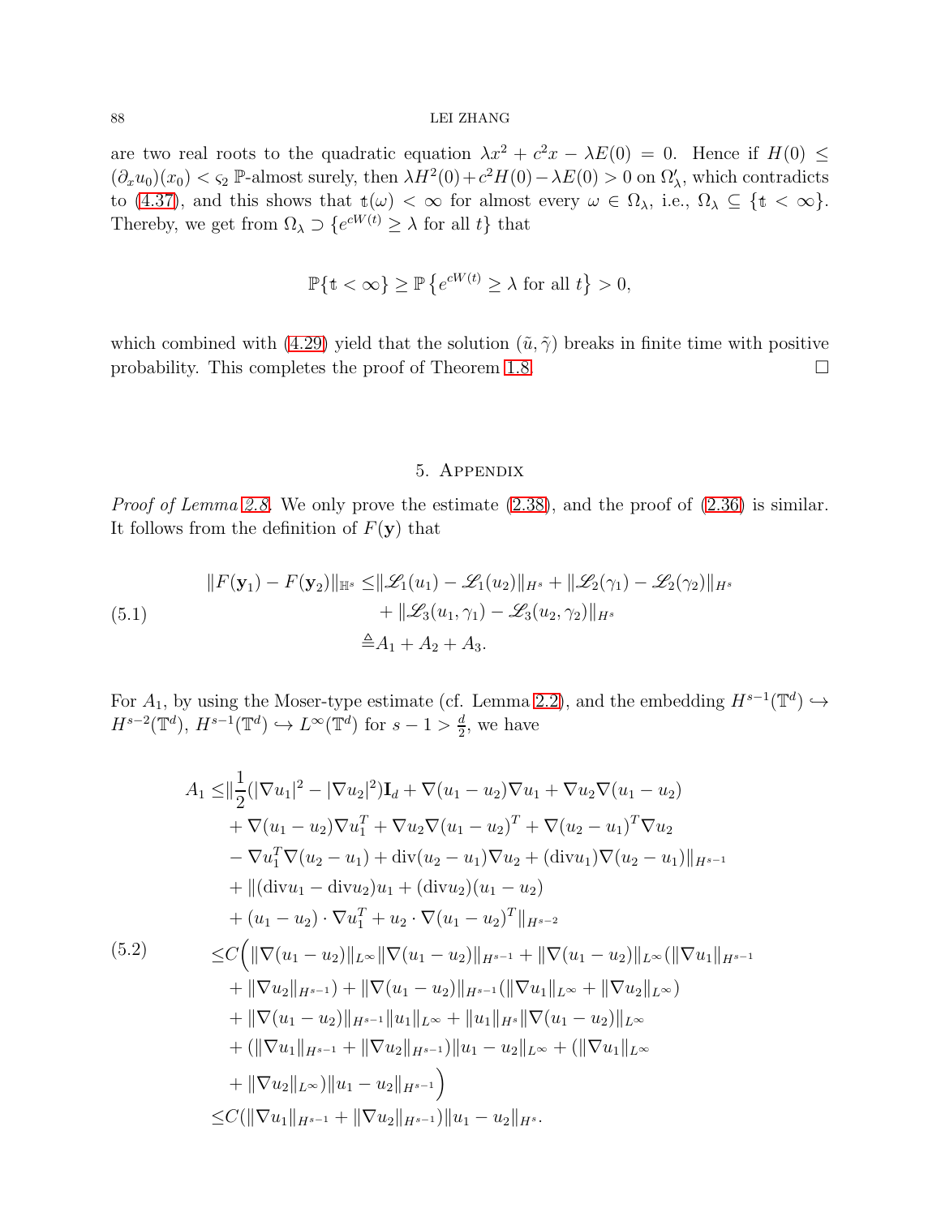are two real roots to the quadratic equation $\lambda x^2 + c^2 x - \lambda E(0) = 0$. Hence if $H(0) \leq (\partial_x u_0)(x_0) < \varsigma_2$ $\mathbb{P}$-almost surely, then $\lambda H^2(0) + c^2 H(0) - \lambda E(0) > 0$ on $\Omega'_\lambda$, which contradicts to (4.37), and this shows that $\mathfrak{t}(\omega) < \infty$ for almost every $\omega \in \Omega_\lambda$, i.e., $\Omega_\lambda \subseteq \{\mathfrak{t} < \infty\}$. Thereby, we get from $\Omega_\lambda \supset \{e^{cW(t)} \geq \lambda \text{ for all } t\}$ that

$$
\mathbb{P}\{\mathfrak{t} < \infty\} \geq \mathbb{P}\left\{e^{cW(t)} \geq \lambda \text{ for all } t\right\} > 0,
$$

which combined with (4.29) yield that the solution $(\tilde{u}, \tilde{\gamma})$ breaks in finite time with positive probability. This completes the proof of Theorem 1.8. □

## 5. Appendix

*Proof of Lemma 2.8.* We only prove the estimate (2.38), and the proof of (2.36) is similar. It follows from the definition of $F(\mathbf{y})$ that

$$
\begin{aligned}
\|F(\mathbf{y}_1) - F(\mathbf{y}_2)\|_{\mathbb{H}^s} \leq & \|\mathscr{L}_1(u_1) - \mathscr{L}_1(u_2)\|_{H^s} + \|\mathscr{L}_2(\gamma_1) - \mathscr{L}_2(\gamma_2)\|_{H^s} \\
& + \|\mathscr{L}_3(u_1,\gamma_1) - \mathscr{L}_3(u_2,\gamma_2)\|_{H^s} \\
\triangleq & A_1 + A_2 + A_3.
\end{aligned} \tag{5.1}
$$

For $A_1$, by using the Moser-type estimate (cf. Lemma 2.2), and the embedding $H^{s-1}(\mathbb{T}^d) \hookrightarrow H^{s-2}(\mathbb{T}^d)$, $H^{s-1}(\mathbb{T}^d) \hookrightarrow L^\infty(\mathbb{T}^d)$ for $s - 1 > \frac{d}{2}$, we have

$$
\begin{aligned}
A_1 \leq & \|\frac{1}{2}(|\nabla u_1|^2 - |\nabla u_2|^2)\mathbf{I}_d + \nabla(u_1 - u_2)\nabla u_1 + \nabla u_2 \nabla(u_1 - u_2) \\
& + \nabla(u_1 - u_2)\nabla u_1^T + \nabla u_2 \nabla(u_1 - u_2)^T + \nabla(u_2 - u_1)^T \nabla u_2 \\
& - \nabla u_1^T \nabla(u_2 - u_1) + \mathrm{div}(u_2 - u_1)\nabla u_2 + (\mathrm{div} u_1)\nabla(u_2 - u_1)\|_{H^{s-1}} \\
& + \|(\mathrm{div} u_1 - \mathrm{div} u_2)u_1 + (\mathrm{div} u_2)(u_1 - u_2) \\
& + (u_1 - u_2)\cdot \nabla u_1^T + u_2 \cdot \nabla(u_1 - u_2)^T\|_{H^{s-2}} \\
\leq & C\Big(\|\nabla(u_1 - u_2)\|_{L^\infty}\|\nabla(u_1 - u_2)\|_{H^{s-1}} + \|\nabla(u_1 - u_2)\|_{L^\infty}(\|\nabla u_1\|_{H^{s-1}} \\
& + \|\nabla u_2\|_{H^{s-1}}) + \|\nabla(u_1 - u_2)\|_{H^{s-1}}(\|\nabla u_1\|_{L^\infty} + \|\nabla u_2\|_{L^\infty}) \\
& + \|\nabla(u_1 - u_2)\|_{H^{s-1}}\|u_1\|_{L^\infty} + \|u_1\|_{H^s}\|\nabla(u_1 - u_2)\|_{L^\infty} \\
& + (\|\nabla u_1\|_{H^{s-1}} + \|\nabla u_2\|_{H^{s-1}})\|u_1 - u_2\|_{L^\infty} + (\|\nabla u_1\|_{L^\infty} \\
& + \|\nabla u_2\|_{L^\infty})\|u_1 - u_2\|_{H^{s-1}}\Big) \\
\leq & C(\|\nabla u_1\|_{H^{s-1}} + \|\nabla u_2\|_{H^{s-1}})\|u_1 - u_2\|_{H^s}.
\end{aligned} \tag{5.2}
$$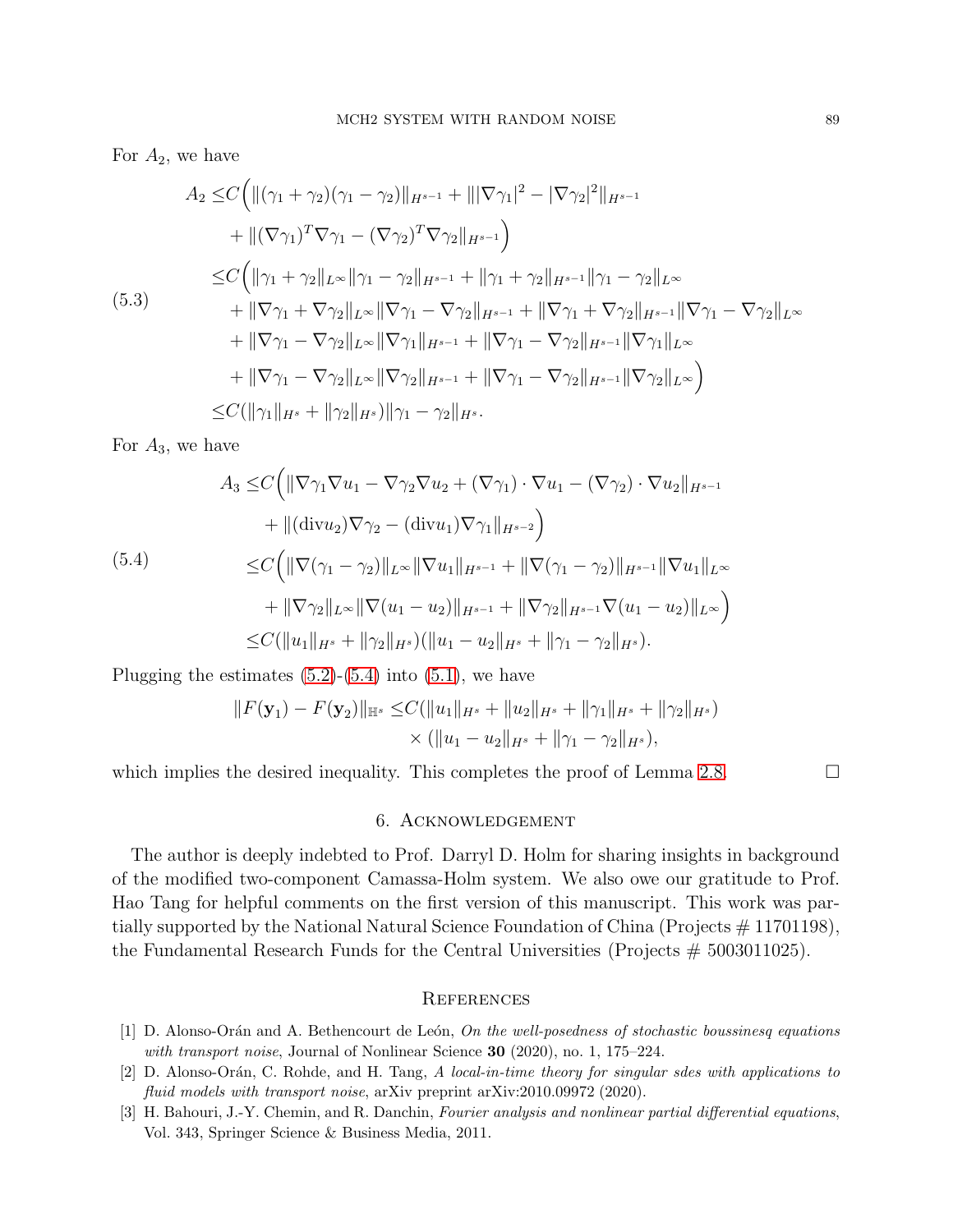For $A_2$, we have

$$
\begin{aligned}
A_2 \leq & C\Big( \|(\gamma_1+\gamma_2)(\gamma_1-\gamma_2)\|_{H^{s-1}} + \||\nabla\gamma_1|^2 - |\nabla\gamma_2|^2\|_{H^{s-1}} \\
& + \|(\nabla\gamma_1)^T\nabla\gamma_1 - (\nabla\gamma_2)^T\nabla\gamma_2\|_{H^{s-1}}\Big) \\
\leq & C\Big( \|\gamma_1+\gamma_2\|_{L^\infty}\|\gamma_1-\gamma_2\|_{H^{s-1}} + \|\gamma_1+\gamma_2\|_{H^{s-1}}\|\gamma_1-\gamma_2\|_{L^\infty} \\
& + \|\nabla\gamma_1+\nabla\gamma_2\|_{L^\infty}\|\nabla\gamma_1-\nabla\gamma_2\|_{H^{s-1}} + \|\nabla\gamma_1+\nabla\gamma_2\|_{H^{s-1}}\|\nabla\gamma_1-\nabla\gamma_2\|_{L^\infty} \\
& + \|\nabla\gamma_1-\nabla\gamma_2\|_{L^\infty}\|\nabla\gamma_1\|_{H^{s-1}} + \|\nabla\gamma_1-\nabla\gamma_2\|_{H^{s-1}}\|\nabla\gamma_1\|_{L^\infty} \\
& + \|\nabla\gamma_1-\nabla\gamma_2\|_{L^\infty}\|\nabla\gamma_2\|_{H^{s-1}} + \|\nabla\gamma_1-\nabla\gamma_2\|_{H^{s-1}}\|\nabla\gamma_2\|_{L^\infty}\Big) \\
\leq & C(\|\gamma_1\|_{H^s} + \|\gamma_2\|_{H^s})\|\gamma_1-\gamma_2\|_{H^s}.
\end{aligned} \tag{5.3}
$$

For $A_3$, we have

$$
\begin{aligned}
A_3 \leq & C\Big( \|\nabla\gamma_1\nabla u_1 - \nabla\gamma_2\nabla u_2 + (\nabla\gamma_1)\cdot\nabla u_1 - (\nabla\gamma_2)\cdot\nabla u_2\|_{H^{s-1}} \\
& + \|(\mathrm{div} u_2)\nabla\gamma_2 - (\mathrm{div} u_1)\nabla\gamma_1\|_{H^{s-2}}\Big) \\
\leq & C\Big( \|\nabla(\gamma_1-\gamma_2)\|_{L^\infty}\|\nabla u_1\|_{H^{s-1}} + \|\nabla(\gamma_1-\gamma_2)\|_{H^{s-1}}\|\nabla u_1\|_{L^\infty} \\
& + \|\nabla\gamma_2\|_{L^\infty}\|\nabla(u_1-u_2)\|_{H^{s-1}} + \|\nabla\gamma_2\|_{H^{s-1}}\nabla(u_1-u_2)\|_{L^\infty}\Big) \\
\leq & C(\|u_1\|_{H^s} + \|\gamma_2\|_{H^s})(\|u_1-u_2\|_{H^s} + \|\gamma_1-\gamma_2\|_{H^s}).
\end{aligned} \tag{5.4}
$$

Plugging the estimates (5.2)-(5.4) into (5.1), we have

$$
\begin{aligned}
\|F(\mathbf{y}_1) - F(\mathbf{y}_2)\|_{\mathbb{H}^s} \leq & C(\|u_1\|_{H^s} + \|u_2\|_{H^s} + \|\gamma_1\|_{H^s} + \|\gamma_2\|_{H^s}) \\
& \times (\|u_1-u_2\|_{H^s} + \|\gamma_1-\gamma_2\|_{H^s}),
\end{aligned}
$$

which implies the desired inequality. This completes the proof of Lemma 2.8. □

## 6. Acknowledgement

The author is deeply indebted to Prof. Darryl D. Holm for sharing insights in background of the modified two-component Camassa-Holm system. We also owe our gratitude to Prof. Hao Tang for helpful comments on the first version of this manuscript. This work was partially supported by the National Natural Science Foundation of China (Projects # 11701198), the Fundamental Research Funds for the Central Universities (Projects # 5003011025).

## References

[1] D. Alonso-Orán and A. Bethencourt de León, *On the well-posedness of stochastic boussinesq equations with transport noise*, Journal of Nonlinear Science **30** (2020), no. 1, 175–224.

[2] D. Alonso-Orán, C. Rohde, and H. Tang, *A local-in-time theory for singular sdes with applications to fluid models with transport noise*, arXiv preprint arXiv:2010.09972 (2020).

[3] H. Bahouri, J.-Y. Chemin, and R. Danchin, *Fourier analysis and nonlinear partial differential equations*, Vol. 343, Springer Science & Business Media, 2011.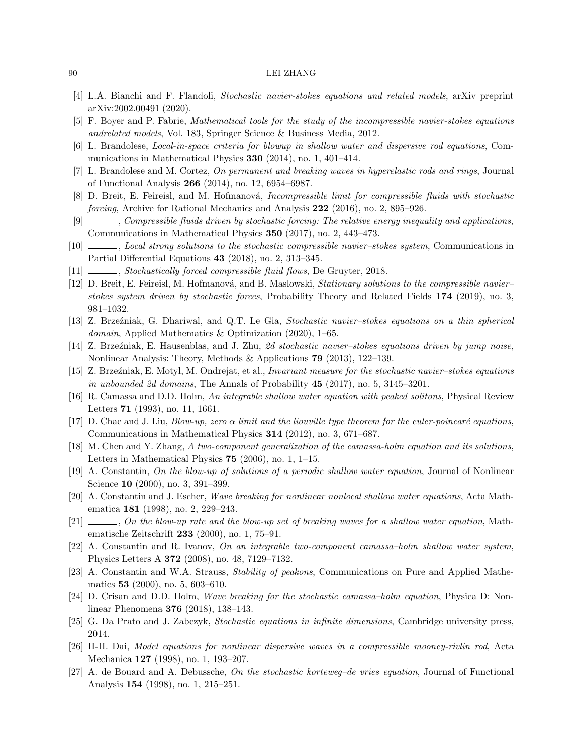[4] L.A. Bianchi and F. Flandoli, *Stochastic navier-stokes equations and related models*, arXiv preprint arXiv:2002.00491 (2020).

[5] F. Boyer and P. Fabrie, *Mathematical tools for the study of the incompressible navier-stokes equations andrelated models*, Vol. 183, Springer Science & Business Media, 2012.

[6] L. Brandolese, *Local-in-space criteria for blowup in shallow water and dispersive rod equations*, Communications in Mathematical Physics **330** (2014), no. 1, 401–414.

[7] L. Brandolese and M. Cortez, *On permanent and breaking waves in hyperelastic rods and rings*, Journal of Functional Analysis **266** (2014), no. 12, 6954–6987.

[8] D. Breit, E. Feireisl, and M. Hofmanová, *Incompressible limit for compressible fluids with stochastic forcing*, Archive for Rational Mechanics and Analysis **222** (2016), no. 2, 895–926.

[9] ______, *Compressible fluids driven by stochastic forcing: The relative energy inequality and applications*, Communications in Mathematical Physics **350** (2017), no. 2, 443–473.

[10] ______, *Local strong solutions to the stochastic compressible navier–stokes system*, Communications in Partial Differential Equations **43** (2018), no. 2, 313–345.

[11] ______, *Stochastically forced compressible fluid flows*, De Gruyter, 2018.

[12] D. Breit, E. Feireisl, M. Hofmanová, and B. Maslowski, *Stationary solutions to the compressible navier–stokes system driven by stochastic forces*, Probability Theory and Related Fields **174** (2019), no. 3, 981–1032.

[13] Z. Brzeźniak, G. Dhariwal, and Q.T. Le Gia, *Stochastic navier–stokes equations on a thin spherical domain*, Applied Mathematics & Optimization (2020), 1–65.

[14] Z. Brzeźniak, E. Hausenblas, and J. Zhu, *2d stochastic navier–stokes equations driven by jump noise*, Nonlinear Analysis: Theory, Methods & Applications **79** (2013), 122–139.

[15] Z. Brzeźniak, E. Motyl, M. Ondrejat, et al., *Invariant measure for the stochastic navier–stokes equations in unbounded 2d domains*, The Annals of Probability **45** (2017), no. 5, 3145–3201.

[16] R. Camassa and D.D. Holm, *An integrable shallow water equation with peaked solitons*, Physical Review Letters **71** (1993), no. 11, 1661.

[17] D. Chae and J. Liu, *Blow-up, zero $\alpha$ limit and the liouville type theorem for the euler-poincaré equations*, Communications in Mathematical Physics **314** (2012), no. 3, 671–687.

[18] M. Chen and Y. Zhang, *A two-component generalization of the camassa-holm equation and its solutions*, Letters in Mathematical Physics **75** (2006), no. 1, 1–15.

[19] A. Constantin, *On the blow-up of solutions of a periodic shallow water equation*, Journal of Nonlinear Science **10** (2000), no. 3, 391–399.

[20] A. Constantin and J. Escher, *Wave breaking for nonlinear nonlocal shallow water equations*, Acta Mathematica **181** (1998), no. 2, 229–243.

[21] ______, *On the blow-up rate and the blow-up set of breaking waves for a shallow water equation*, Mathematische Zeitschrift **233** (2000), no. 1, 75–91.

[22] A. Constantin and R. Ivanov, *On an integrable two-component camassa–holm shallow water system*, Physics Letters A **372** (2008), no. 48, 7129–7132.

[23] A. Constantin and W.A. Strauss, *Stability of peakons*, Communications on Pure and Applied Mathematics **53** (2000), no. 5, 603–610.

[24] D. Crisan and D.D. Holm, *Wave breaking for the stochastic camassa–holm equation*, Physica D: Nonlinear Phenomena **376** (2018), 138–143.

[25] G. Da Prato and J. Zabczyk, *Stochastic equations in infinite dimensions*, Cambridge university press, 2014.

[26] H-H. Dai, *Model equations for nonlinear dispersive waves in a compressible mooney-rivlin rod*, Acta Mechanica **127** (1998), no. 1, 193–207.

[27] A. de Bouard and A. Debussche, *On the stochastic korteweg–de vries equation*, Journal of Functional Analysis **154** (1998), no. 1, 215–251.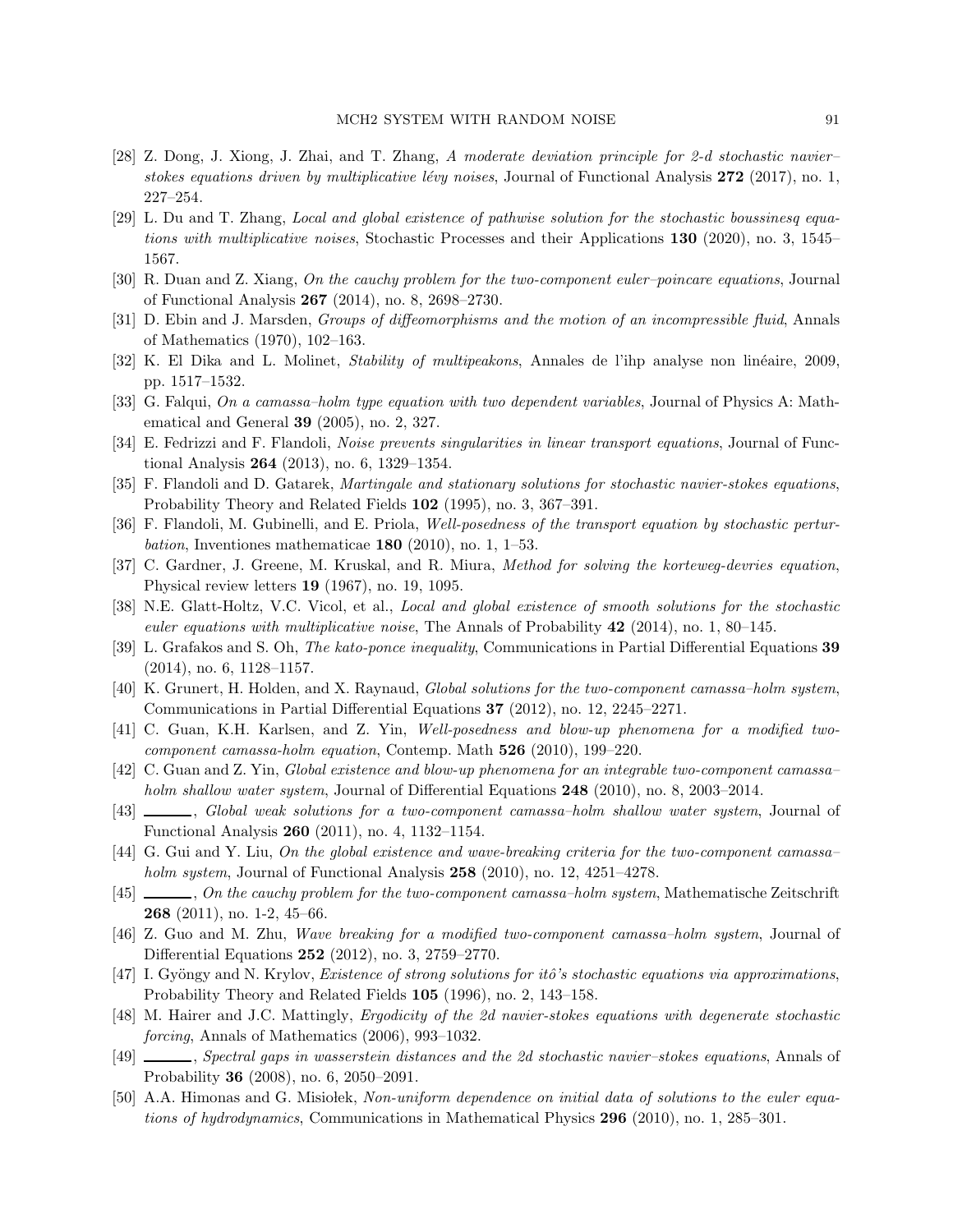[28] Z. Dong, J. Xiong, J. Zhai, and T. Zhang, *A moderate deviation principle for 2-d stochastic navier–stokes equations driven by multiplicative lévy noises*, Journal of Functional Analysis **272** (2017), no. 1, 227–254.

[29] L. Du and T. Zhang, *Local and global existence of pathwise solution for the stochastic boussinesq equations with multiplicative noises*, Stochastic Processes and their Applications **130** (2020), no. 3, 1545–1567.

[30] R. Duan and Z. Xiang, *On the cauchy problem for the two-component euler–poincare equations*, Journal of Functional Analysis **267** (2014), no. 8, 2698–2730.

[31] D. Ebin and J. Marsden, *Groups of diffeomorphisms and the motion of an incompressible fluid*, Annals of Mathematics (1970), 102–163.

[32] K. El Dika and L. Molinet, *Stability of multipeakons*, Annales de l'ihp analyse non linéaire, 2009, pp. 1517–1532.

[33] G. Falqui, *On a camassa–holm type equation with two dependent variables*, Journal of Physics A: Mathematical and General **39** (2005), no. 2, 327.

[34] E. Fedrizzi and F. Flandoli, *Noise prevents singularities in linear transport equations*, Journal of Functional Analysis **264** (2013), no. 6, 1329–1354.

[35] F. Flandoli and D. Gatarek, *Martingale and stationary solutions for stochastic navier-stokes equations*, Probability Theory and Related Fields **102** (1995), no. 3, 367–391.

[36] F. Flandoli, M. Gubinelli, and E. Priola, *Well-posedness of the transport equation by stochastic perturbation*, Inventiones mathematicae **180** (2010), no. 1, 1–53.

[37] C. Gardner, J. Greene, M. Kruskal, and R. Miura, *Method for solving the korteweg-devries equation*, Physical review letters **19** (1967), no. 19, 1095.

[38] N.E. Glatt-Holtz, V.C. Vicol, et al., *Local and global existence of smooth solutions for the stochastic euler equations with multiplicative noise*, The Annals of Probability **42** (2014), no. 1, 80–145.

[39] L. Grafakos and S. Oh, *The kato-ponce inequality*, Communications in Partial Differential Equations **39** (2014), no. 6, 1128–1157.

[40] K. Grunert, H. Holden, and X. Raynaud, *Global solutions for the two-component camassa–holm system*, Communications in Partial Differential Equations **37** (2012), no. 12, 2245–2271.

[41] C. Guan, K.H. Karlsen, and Z. Yin, *Well-posedness and blow-up phenomena for a modified two-component camassa-holm equation*, Contemp. Math **526** (2010), 199–220.

[42] C. Guan and Z. Yin, *Global existence and blow-up phenomena for an integrable two-component camassa–holm shallow water system*, Journal of Differential Equations **248** (2010), no. 8, 2003–2014.

[43] ______, *Global weak solutions for a two-component camassa–holm shallow water system*, Journal of Functional Analysis **260** (2011), no. 4, 1132–1154.

[44] G. Gui and Y. Liu, *On the global existence and wave-breaking criteria for the two-component camassa–holm system*, Journal of Functional Analysis **258** (2010), no. 12, 4251–4278.

[45] ______, *On the cauchy problem for the two-component camassa–holm system*, Mathematische Zeitschrift **268** (2011), no. 1-2, 45–66.

[46] Z. Guo and M. Zhu, *Wave breaking for a modified two-component camassa–holm system*, Journal of Differential Equations **252** (2012), no. 3, 2759–2770.

[47] I. Gyöngy and N. Krylov, *Existence of strong solutions for itô's stochastic equations via approximations*, Probability Theory and Related Fields **105** (1996), no. 2, 143–158.

[48] M. Hairer and J.C. Mattingly, *Ergodicity of the 2d navier-stokes equations with degenerate stochastic forcing*, Annals of Mathematics (2006), 993–1032.

[49] ______, *Spectral gaps in wasserstein distances and the 2d stochastic navier–stokes equations*, Annals of Probability **36** (2008), no. 6, 2050–2091.

[50] A.A. Himonas and G. Misiołek, *Non-uniform dependence on initial data of solutions to the euler equations of hydrodynamics*, Communications in Mathematical Physics **296** (2010), no. 1, 285–301.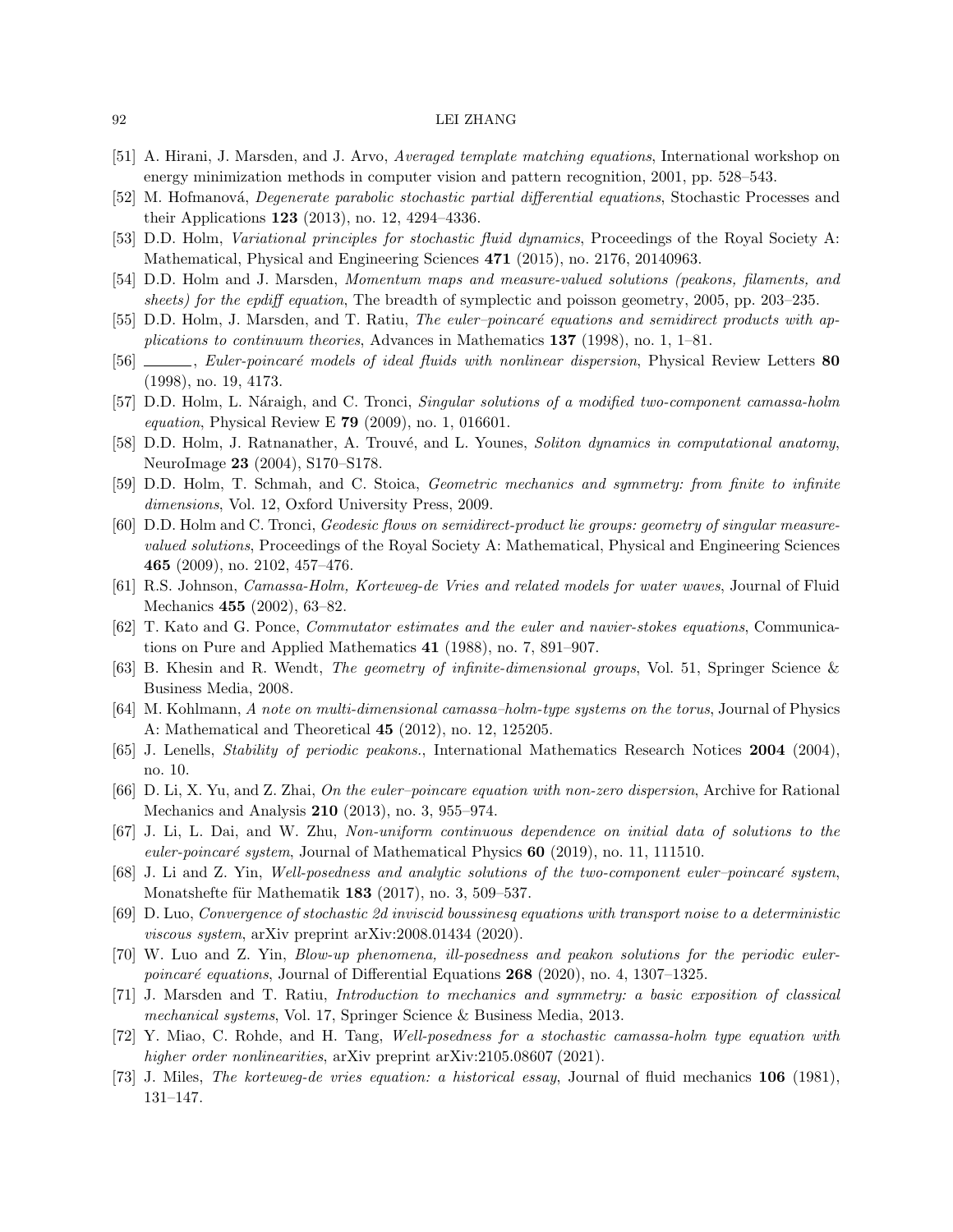[51] A. Hirani, J. Marsden, and J. Arvo, *Averaged template matching equations*, International workshop on energy minimization methods in computer vision and pattern recognition, 2001, pp. 528–543.

[52] M. Hofmanová, *Degenerate parabolic stochastic partial differential equations*, Stochastic Processes and their Applications **123** (2013), no. 12, 4294–4336.

[53] D.D. Holm, *Variational principles for stochastic fluid dynamics*, Proceedings of the Royal Society A: Mathematical, Physical and Engineering Sciences **471** (2015), no. 2176, 20140963.

[54] D.D. Holm and J. Marsden, *Momentum maps and measure-valued solutions (peakons, filaments, and sheets) for the epdiff equation*, The breadth of symplectic and poisson geometry, 2005, pp. 203–235.

[55] D.D. Holm, J. Marsden, and T. Ratiu, *The euler–poincaré equations and semidirect products with applications to continuum theories*, Advances in Mathematics **137** (1998), no. 1, 1–81.

[56] ______, *Euler-poincaré models of ideal fluids with nonlinear dispersion*, Physical Review Letters **80** (1998), no. 19, 4173.

[57] D.D. Holm, L. Náraigh, and C. Tronci, *Singular solutions of a modified two-component camassa-holm equation*, Physical Review E **79** (2009), no. 1, 016601.

[58] D.D. Holm, J. Ratnanather, A. Trouvé, and L. Younes, *Soliton dynamics in computational anatomy*, NeuroImage **23** (2004), S170–S178.

[59] D.D. Holm, T. Schmah, and C. Stoica, *Geometric mechanics and symmetry: from finite to infinite dimensions*, Vol. 12, Oxford University Press, 2009.

[60] D.D. Holm and C. Tronci, *Geodesic flows on semidirect-product lie groups: geometry of singular measure-valued solutions*, Proceedings of the Royal Society A: Mathematical, Physical and Engineering Sciences **465** (2009), no. 2102, 457–476.

[61] R.S. Johnson, *Camassa-Holm, Korteweg-de Vries and related models for water waves*, Journal of Fluid Mechanics **455** (2002), 63–82.

[62] T. Kato and G. Ponce, *Commutator estimates and the euler and navier-stokes equations*, Communications on Pure and Applied Mathematics **41** (1988), no. 7, 891–907.

[63] B. Khesin and R. Wendt, *The geometry of infinite-dimensional groups*, Vol. 51, Springer Science & Business Media, 2008.

[64] M. Kohlmann, *A note on multi-dimensional camassa–holm-type systems on the torus*, Journal of Physics A: Mathematical and Theoretical **45** (2012), no. 12, 125205.

[65] J. Lenells, *Stability of periodic peakons.*, International Mathematics Research Notices **2004** (2004), no. 10.

[66] D. Li, X. Yu, and Z. Zhai, *On the euler–poincare equation with non-zero dispersion*, Archive for Rational Mechanics and Analysis **210** (2013), no. 3, 955–974.

[67] J. Li, L. Dai, and W. Zhu, *Non-uniform continuous dependence on initial data of solutions to the euler-poincaré system*, Journal of Mathematical Physics **60** (2019), no. 11, 111510.

[68] J. Li and Z. Yin, *Well-posedness and analytic solutions of the two-component euler–poincaré system*, Monatshefte für Mathematik **183** (2017), no. 3, 509–537.

[69] D. Luo, *Convergence of stochastic 2d inviscid boussinesq equations with transport noise to a deterministic viscous system*, arXiv preprint arXiv:2008.01434 (2020).

[70] W. Luo and Z. Yin, *Blow-up phenomena, ill-posedness and peakon solutions for the periodic euler-poincaré equations*, Journal of Differential Equations **268** (2020), no. 4, 1307–1325.

[71] J. Marsden and T. Ratiu, *Introduction to mechanics and symmetry: a basic exposition of classical mechanical systems*, Vol. 17, Springer Science & Business Media, 2013.

[72] Y. Miao, C. Rohde, and H. Tang, *Well-posedness for a stochastic camassa-holm type equation with higher order nonlinearities*, arXiv preprint arXiv:2105.08607 (2021).

[73] J. Miles, *The korteweg-de vries equation: a historical essay*, Journal of fluid mechanics **106** (1981), 131–147.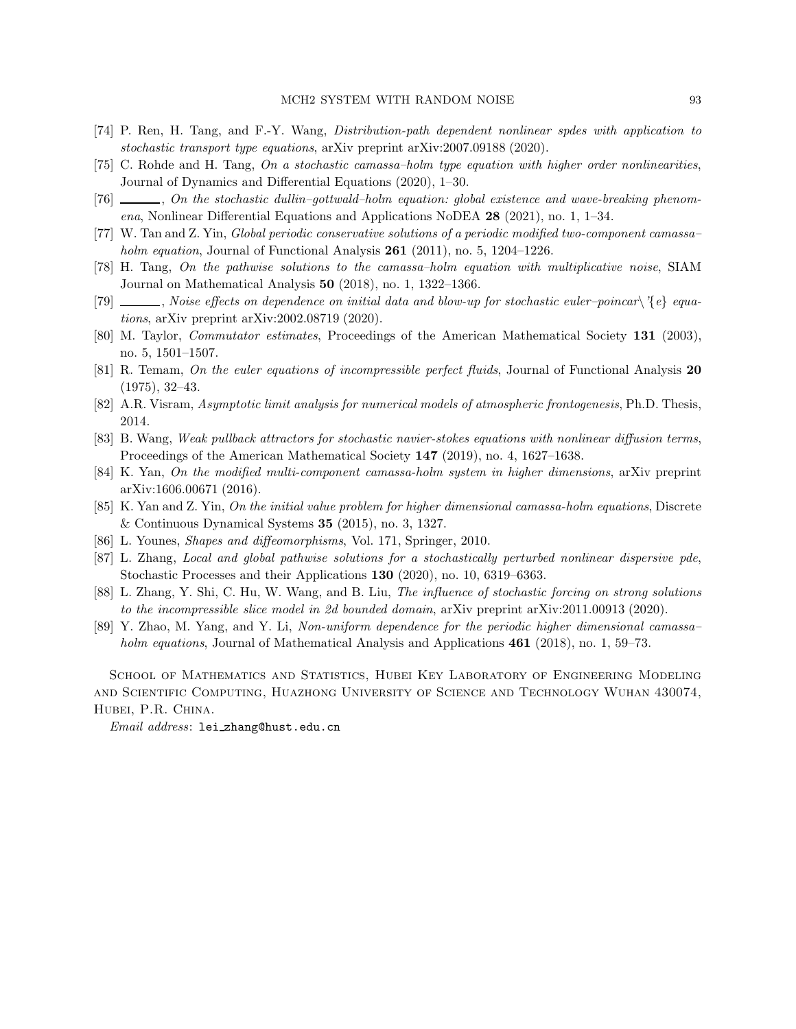[74] P. Ren, H. Tang, and F.-Y. Wang, *Distribution-path dependent nonlinear spdes with application to stochastic transport type equations*, arXiv preprint arXiv:2007.09188 (2020).

[75] C. Rohde and H. Tang, *On a stochastic camassa–holm type equation with higher order nonlinearities*, Journal of Dynamics and Differential Equations (2020), 1–30.

[76] ______, *On the stochastic dullin–gottwald–holm equation: global existence and wave-breaking phenomena*, Nonlinear Differential Equations and Applications NoDEA **28** (2021), no. 1, 1–34.

[77] W. Tan and Z. Yin, *Global periodic conservative solutions of a periodic modified two-component camassa–holm equation*, Journal of Functional Analysis **261** (2011), no. 5, 1204–1226.

[78] H. Tang, *On the pathwise solutions to the camassa–holm equation with multiplicative noise*, SIAM Journal on Mathematical Analysis **50** (2018), no. 1, 1322–1366.

[79] ______, *Noise effects on dependence on initial data and blow-up for stochastic euler–poincar\ '{e} equations*, arXiv preprint arXiv:2002.08719 (2020).

[80] M. Taylor, *Commutator estimates*, Proceedings of the American Mathematical Society **131** (2003), no. 5, 1501–1507.

[81] R. Temam, *On the euler equations of incompressible perfect fluids*, Journal of Functional Analysis **20** (1975), 32–43.

[82] A.R. Visram, *Asymptotic limit analysis for numerical models of atmospheric frontogenesis*, Ph.D. Thesis, 2014.

[83] B. Wang, *Weak pullback attractors for stochastic navier-stokes equations with nonlinear diffusion terms*, Proceedings of the American Mathematical Society **147** (2019), no. 4, 1627–1638.

[84] K. Yan, *On the modified multi-component camassa-holm system in higher dimensions*, arXiv preprint arXiv:1606.00671 (2016).

[85] K. Yan and Z. Yin, *On the initial value problem for higher dimensional camassa-holm equations*, Discrete & Continuous Dynamical Systems **35** (2015), no. 3, 1327.

[86] L. Younes, *Shapes and diffeomorphisms*, Vol. 171, Springer, 2010.

[87] L. Zhang, *Local and global pathwise solutions for a stochastically perturbed nonlinear dispersive pde*, Stochastic Processes and their Applications **130** (2020), no. 10, 6319–6363.

[88] L. Zhang, Y. Shi, C. Hu, W. Wang, and B. Liu, *The influence of stochastic forcing on strong solutions to the incompressible slice model in 2d bounded domain*, arXiv preprint arXiv:2011.00913 (2020).

[89] Y. Zhao, M. Yang, and Y. Li, *Non-uniform dependence for the periodic higher dimensional camassa–holm equations*, Journal of Mathematical Analysis and Applications **461** (2018), no. 1, 59–73.

School of Mathematics and Statistics, Hubei Key Laboratory of Engineering Modeling and Scientific Computing, Huazhong University of Science and Technology Wuhan 430074, Hubei, P.R. China.

*Email address*: lei_zhang@hust.edu.cn